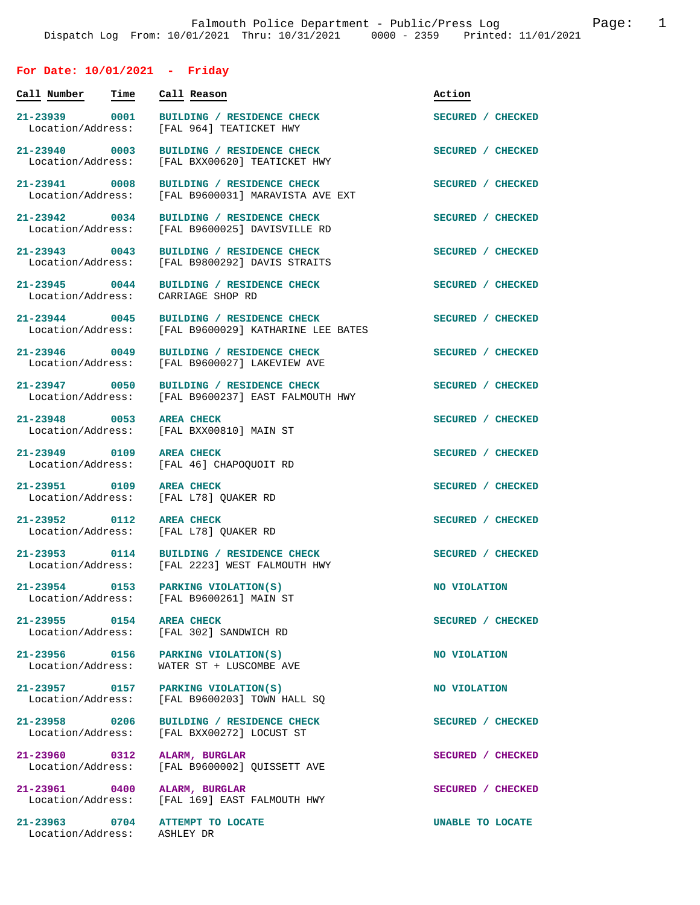Falmouth Police Department - Public/Press Log

Dispatch Log From: 10/01/2021 Thru: 10/31/2021 0000 - 2359 Printed: 11/01/2021

## For Date: 10/01/2021 - Friday

| Call Number | Time | Call Reason | Action |
|---|---|---|---|
| 21-23939 | 0001 | BUILDING / RESIDENCE CHECK | SECURED / CHECKED |
| Location/Address: | | [FAL 964] TEATICKET HWY | |
| 21-23940 | 0003 | BUILDING / RESIDENCE CHECK | SECURED / CHECKED |
| Location/Address: | | [FAL BXX00620] TEATICKET HWY | |
| 21-23941 | 0008 | BUILDING / RESIDENCE CHECK | SECURED / CHECKED |
| Location/Address: | | [FAL B9600031] MARAVISTA AVE EXT | |
| 21-23942 | 0034 | BUILDING / RESIDENCE CHECK | SECURED / CHECKED |
| Location/Address: | | [FAL B9600025] DAVISVILLE RD | |
| 21-23943 | 0043 | BUILDING / RESIDENCE CHECK | SECURED / CHECKED |
| Location/Address: | | [FAL B9800292] DAVIS STRAITS | |
| 21-23945 | 0044 | BUILDING / RESIDENCE CHECK | SECURED / CHECKED |
| Location/Address: | | CARRIAGE SHOP RD | |
| 21-23944 | 0045 | BUILDING / RESIDENCE CHECK | SECURED / CHECKED |
| Location/Address: | | [FAL B9600029] KATHARINE LEE BATES | |
| 21-23946 | 0049 | BUILDING / RESIDENCE CHECK | SECURED / CHECKED |
| Location/Address: | | [FAL B9600027] LAKEVIEW AVE | |
| 21-23947 | 0050 | BUILDING / RESIDENCE CHECK | SECURED / CHECKED |
| Location/Address: | | [FAL B9600237] EAST FALMOUTH HWY | |
| 21-23948 | 0053 | AREA CHECK | SECURED / CHECKED |
| Location/Address: | | [FAL BXX00810] MAIN ST | |
| 21-23949 | 0109 | AREA CHECK | SECURED / CHECKED |
| Location/Address: | | [FAL 46] CHAPOQUOIT RD | |
| 21-23951 | 0109 | AREA CHECK | SECURED / CHECKED |
| Location/Address: | | [FAL L78] QUAKER RD | |
| 21-23952 | 0112 | AREA CHECK | SECURED / CHECKED |
| Location/Address: | | [FAL L78] QUAKER RD | |
| 21-23953 | 0114 | BUILDING / RESIDENCE CHECK | SECURED / CHECKED |
| Location/Address: | | [FAL 2223] WEST FALMOUTH HWY | |
| 21-23954 | 0153 | PARKING VIOLATION(S) | NO VIOLATION |
| Location/Address: | | [FAL B9600261] MAIN ST | |
| 21-23955 | 0154 | AREA CHECK | SECURED / CHECKED |
| Location/Address: | | [FAL 302] SANDWICH RD | |
| 21-23956 | 0156 | PARKING VIOLATION(S) | NO VIOLATION |
| Location/Address: | | WATER ST + LUSCOMBE AVE | |
| 21-23957 | 0157 | PARKING VIOLATION(S) | NO VIOLATION |
| Location/Address: | | [FAL B9600203] TOWN HALL SQ | |
| 21-23958 | 0206 | BUILDING / RESIDENCE CHECK | SECURED / CHECKED |
| Location/Address: | | [FAL BXX00272] LOCUST ST | |
| 21-23960 | 0312 | ALARM, BURGLAR | SECURED / CHECKED |
| Location/Address: | | [FAL B9600002] QUISSETT AVE | |
| 21-23961 | 0400 | ALARM, BURGLAR | SECURED / CHECKED |
| Location/Address: | | [FAL 169] EAST FALMOUTH HWY | |
| 21-23963 | 0704 | ATTEMPT TO LOCATE | UNABLE TO LOCATE |
| Location/Address: | | ASHLEY DR | |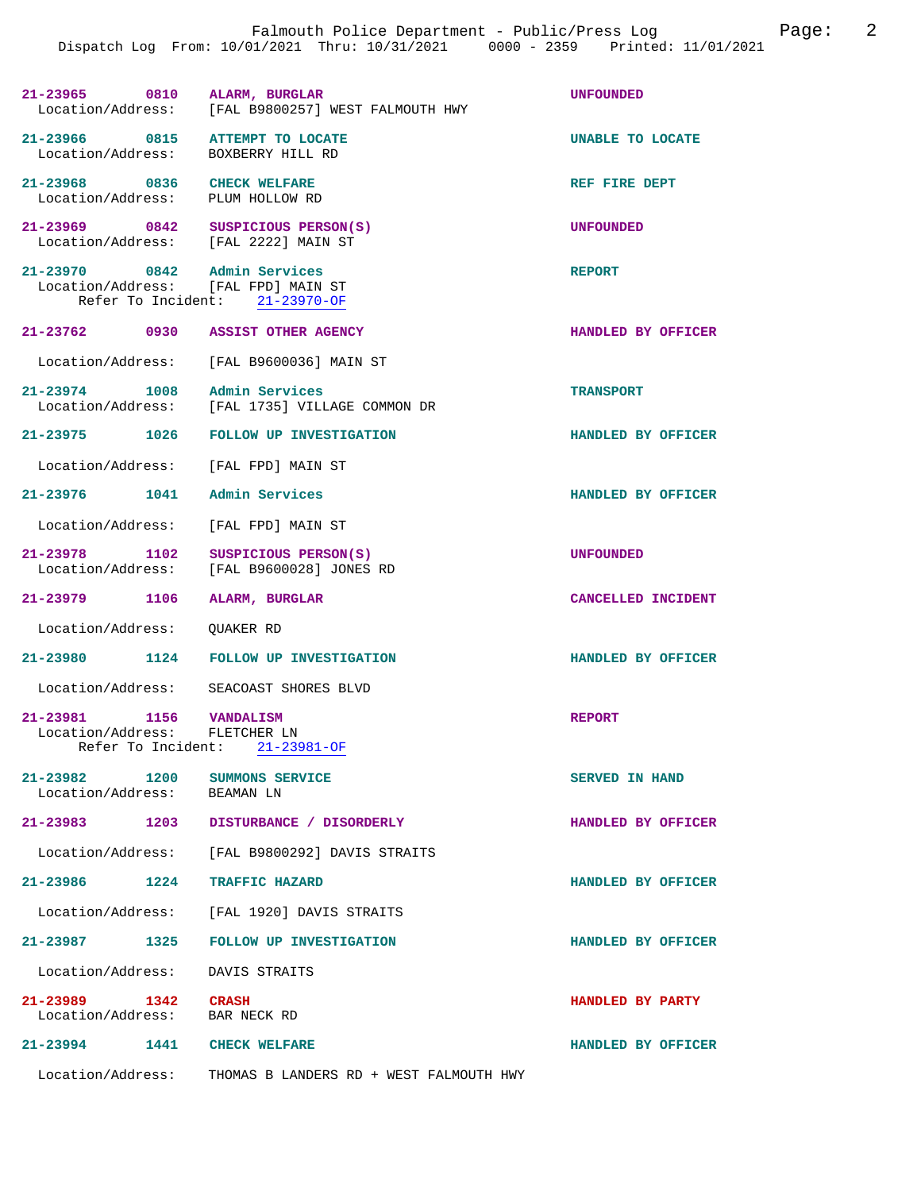21-23965 0810 **ALARM, BURGLAR** UNFOUNDED
Location/Address: [FAL B9800257] WEST FALMOUTH HWY

21-23966 0815 **ATTEMPT TO LOCATE** UNABLE TO LOCATE
Location/Address: BOXBERRY HILL RD

21-23968 0836 **CHECK WELFARE** REF FIRE DEPT
Location/Address: PLUM HOLLOW RD

21-23969 0842 **SUSPICIOUS PERSON(S)** UNFOUNDED
Location/Address: [FAL 2222] MAIN ST

21-23970 0842 **Admin Services** REPORT
Location/Address: [FAL FPD] MAIN ST
Refer To Incident: 21-23970-OF

21-23762 0930 **ASSIST OTHER AGENCY** HANDLED BY OFFICER
Location/Address: [FAL B9600036] MAIN ST

21-23974 1008 **Admin Services** TRANSPORT
Location/Address: [FAL 1735] VILLAGE COMMON DR

21-23975 1026 **FOLLOW UP INVESTIGATION** HANDLED BY OFFICER
Location/Address: [FAL FPD] MAIN ST

21-23976 1041 **Admin Services** HANDLED BY OFFICER
Location/Address: [FAL FPD] MAIN ST

21-23978 1102 **SUSPICIOUS PERSON(S)** UNFOUNDED
Location/Address: [FAL B9600028] JONES RD

21-23979 1106 **ALARM, BURGLAR** CANCELLED INCIDENT
Location/Address: QUAKER RD

21-23980 1124 **FOLLOW UP INVESTIGATION** HANDLED BY OFFICER
Location/Address: SEACOAST SHORES BLVD

21-23981 1156 **VANDALISM** REPORT
Location/Address: FLETCHER LN
Refer To Incident: 21-23981-OF

21-23982 1200 **SUMMONS SERVICE** SERVED IN HAND
Location/Address: BEAMAN LN

21-23983 1203 **DISTURBANCE / DISORDERLY** HANDLED BY OFFICER
Location/Address: [FAL B9800292] DAVIS STRAITS

21-23986 1224 **TRAFFIC HAZARD** HANDLED BY OFFICER
Location/Address: [FAL 1920] DAVIS STRAITS

21-23987 1325 **FOLLOW UP INVESTIGATION** HANDLED BY OFFICER
Location/Address: DAVIS STRAITS

21-23989 1342 **CRASH** HANDLED BY PARTY
Location/Address: BAR NECK RD

21-23994 1441 **CHECK WELFARE** HANDLED BY OFFICER
Location/Address: THOMAS B LANDERS RD + WEST FALMOUTH HWY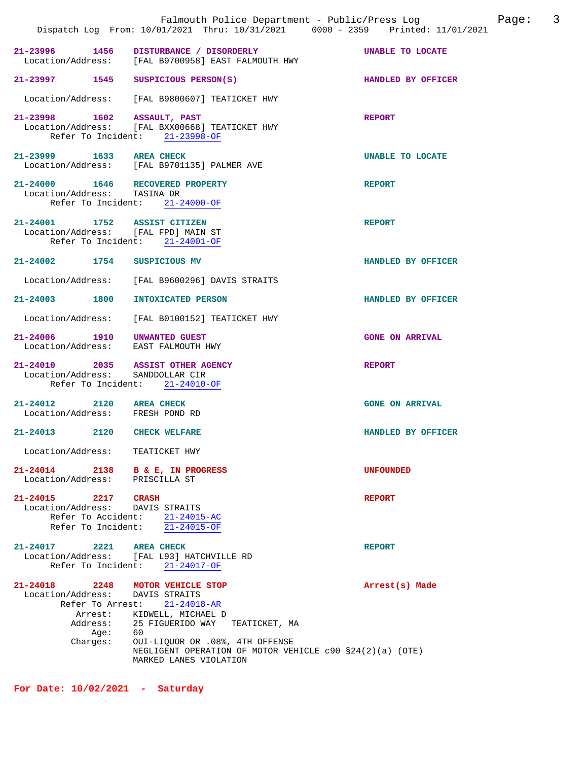**21-23996** 1456 **DISTURBANCE / DISORDERLY** — **UNABLE TO LOCATE**
Location/Address: [FAL B9700958] EAST FALMOUTH HWY

**21-23997** 1545 **SUSPICIOUS PERSON(S)** — **HANDLED BY OFFICER**
Location/Address: [FAL B9800607] TEATICKET HWY

**21-23998** 1602 **ASSAULT, PAST** — **REPORT**
Location/Address: [FAL BXX00668] TEATICKET HWY
Refer To Incident: 21-23998-OF

**21-23999** 1633 **AREA CHECK** — **UNABLE TO LOCATE**
Location/Address: [FAL B9701135] PALMER AVE

**21-24000** 1646 **RECOVERED PROPERTY** — **REPORT**
Location/Address: TASINA DR
Refer To Incident: 21-24000-OF

**21-24001** 1752 **ASSIST CITIZEN** — **REPORT**
Location/Address: [FAL FPD] MAIN ST
Refer To Incident: 21-24001-OF

**21-24002** 1754 **SUSPICIOUS MV** — **HANDLED BY OFFICER**
Location/Address: [FAL B9600296] DAVIS STRAITS

**21-24003** 1800 **INTOXICATED PERSON** — **HANDLED BY OFFICER**
Location/Address: [FAL B0100152] TEATICKET HWY

**21-24006** 1910 **UNWANTED GUEST** — **GONE ON ARRIVAL**
Location/Address: EAST FALMOUTH HWY

**21-24010** 2035 **ASSIST OTHER AGENCY** — **REPORT**
Location/Address: SANDDOLLAR CIR
Refer To Incident: 21-24010-OF

**21-24012** 2120 **AREA CHECK** — **GONE ON ARRIVAL**
Location/Address: FRESH POND RD

**21-24013** 2120 **CHECK WELFARE** — **HANDLED BY OFFICER**
Location/Address: TEATICKET HWY

**21-24014** 2138 **B & E, IN PROGRESS** — **UNFOUNDED**
Location/Address: PRISCILLA ST

**21-24015** 2217 **CRASH** — **REPORT**
Location/Address: DAVIS STRAITS
Refer To Accident: 21-24015-AC
Refer To Incident: 21-24015-OF

**21-24017** 2221 **AREA CHECK** — **REPORT**
Location/Address: [FAL L93] HATCHVILLE RD
Refer To Incident: 21-24017-OF

**21-24018** 2248 **MOTOR VEHICLE STOP** — **Arrest(s) Made**
Location/Address: DAVIS STRAITS
Refer To Arrest: 21-24018-AR
Arrest: KIDWELL, MICHAEL D
Address: 25 FIGUERIDO WAY TEATICKET, MA
Age: 60
Charges: OUI-LIQUOR OR .08%, 4TH OFFENSE
NEGLIGENT OPERATION OF MOTOR VEHICLE c90 §24(2)(a) (OTE)
MARKED LANES VIOLATION

## For Date: 10/02/2021 - Saturday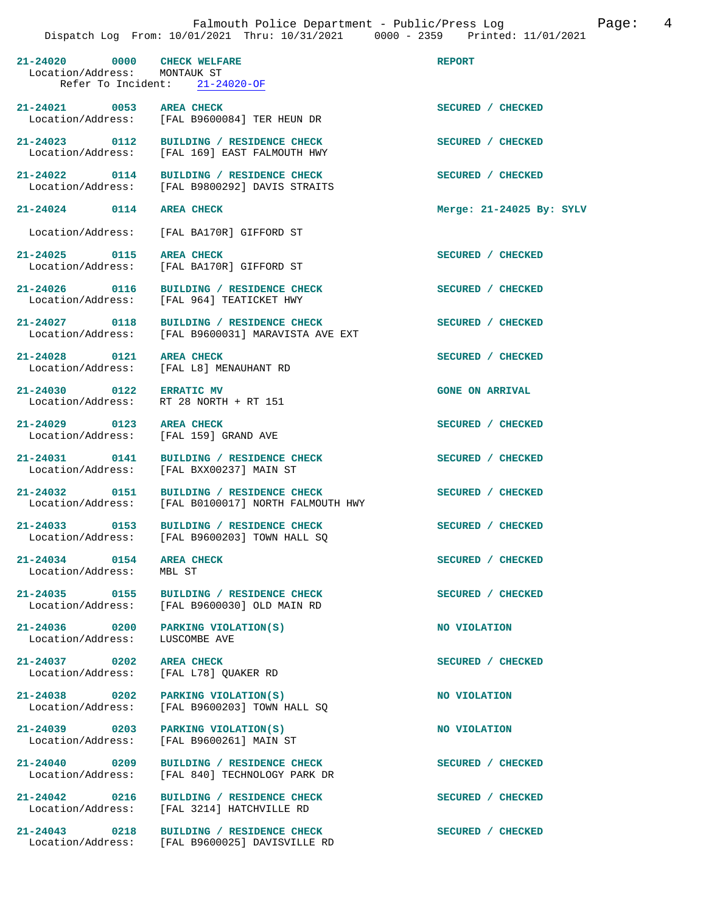Falmouth Police Department - Public/Press Log
Dispatch Log From: 10/01/2021 Thru: 10/31/2021 0000 - 2359 Printed: 11/01/2021

**21-24020 0000 CHECK WELFARE** — REPORT
Location/Address: MONTAUK ST
Refer To Incident: 21-24020-OF

**21-24021 0053 AREA CHECK** — SECURED / CHECKED
Location/Address: [FAL B9600084] TER HEUN DR

**21-24023 0112 BUILDING / RESIDENCE CHECK** — SECURED / CHECKED
Location/Address: [FAL 169] EAST FALMOUTH HWY

**21-24022 0114 BUILDING / RESIDENCE CHECK** — SECURED / CHECKED
Location/Address: [FAL B9800292] DAVIS STRAITS

**21-24024 0114 AREA CHECK** — Merge: 21-24025 By: SYLV
Location/Address: [FAL BA170R] GIFFORD ST

**21-24025 0115 AREA CHECK** — SECURED / CHECKED
Location/Address: [FAL BA170R] GIFFORD ST

**21-24026 0116 BUILDING / RESIDENCE CHECK** — SECURED / CHECKED
Location/Address: [FAL 964] TEATICKET HWY

**21-24027 0118 BUILDING / RESIDENCE CHECK** — SECURED / CHECKED
Location/Address: [FAL B9600031] MARAVISTA AVE EXT

**21-24028 0121 AREA CHECK** — SECURED / CHECKED
Location/Address: [FAL L8] MENAUHANT RD

**21-24030 0122 ERRATIC MV** — GONE ON ARRIVAL
Location/Address: RT 28 NORTH + RT 151

**21-24029 0123 AREA CHECK** — SECURED / CHECKED
Location/Address: [FAL 159] GRAND AVE

**21-24031 0141 BUILDING / RESIDENCE CHECK** — SECURED / CHECKED
Location/Address: [FAL BXX00237] MAIN ST

**21-24032 0151 BUILDING / RESIDENCE CHECK** — SECURED / CHECKED
Location/Address: [FAL B0100017] NORTH FALMOUTH HWY

**21-24033 0153 BUILDING / RESIDENCE CHECK** — SECURED / CHECKED
Location/Address: [FAL B9600203] TOWN HALL SQ

**21-24034 0154 AREA CHECK** — SECURED / CHECKED
Location/Address: MBL ST

**21-24035 0155 BUILDING / RESIDENCE CHECK** — SECURED / CHECKED
Location/Address: [FAL B9600030] OLD MAIN RD

**21-24036 0200 PARKING VIOLATION(S)** — NO VIOLATION
Location/Address: LUSCOMBE AVE

**21-24037 0202 AREA CHECK** — SECURED / CHECKED
Location/Address: [FAL L78] QUAKER RD

**21-24038 0202 PARKING VIOLATION(S)** — NO VIOLATION
Location/Address: [FAL B9600203] TOWN HALL SQ

**21-24039 0203 PARKING VIOLATION(S)** — NO VIOLATION
Location/Address: [FAL B9600261] MAIN ST

**21-24040 0209 BUILDING / RESIDENCE CHECK** — SECURED / CHECKED
Location/Address: [FAL 840] TECHNOLOGY PARK DR

**21-24042 0216 BUILDING / RESIDENCE CHECK** — SECURED / CHECKED
Location/Address: [FAL 3214] HATCHVILLE RD

**21-24043 0218 BUILDING / RESIDENCE CHECK** — SECURED / CHECKED
Location/Address: [FAL B9600025] DAVISVILLE RD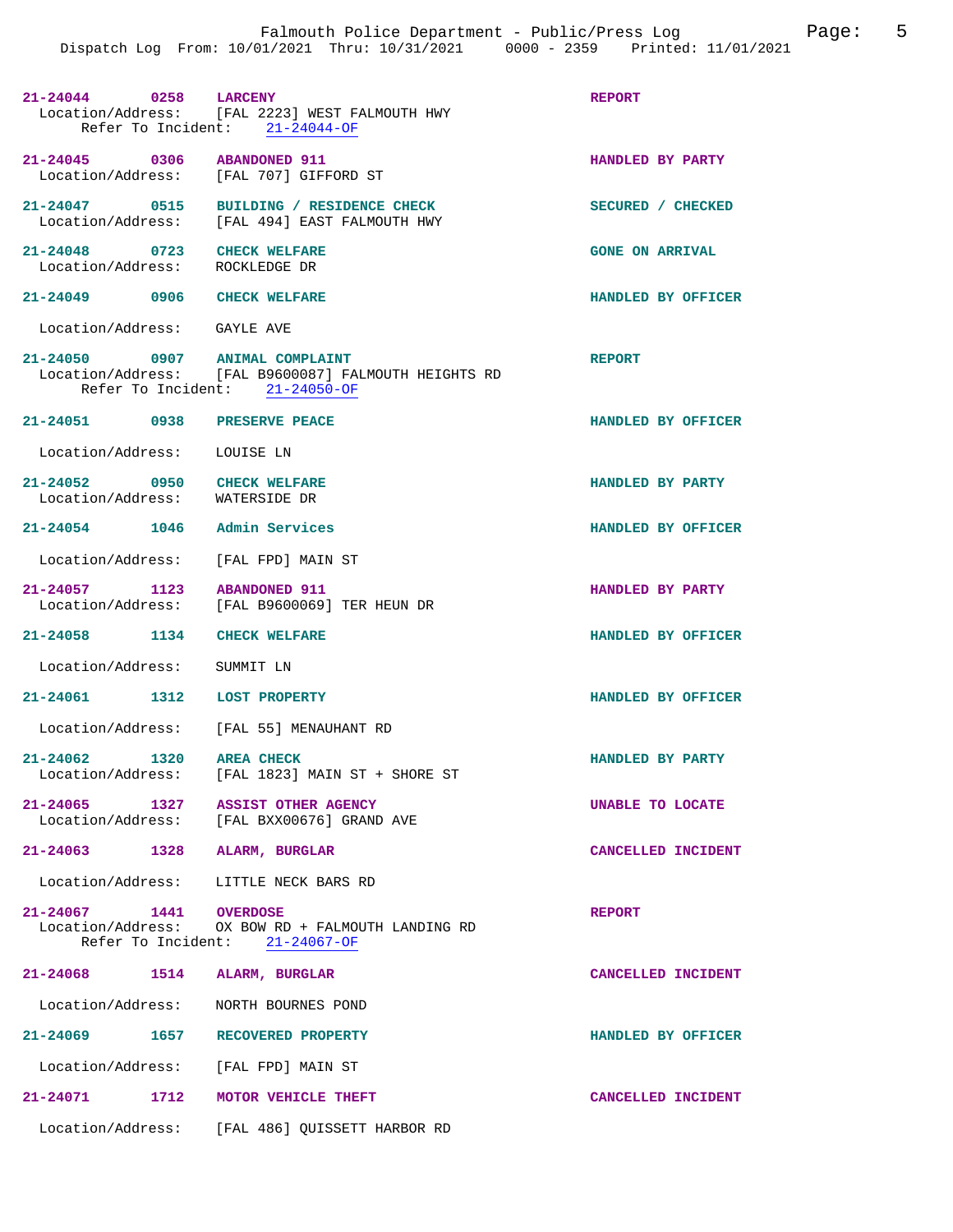21-24044 0258 LARCENY REPORT
Location/Address: [FAL 2223] WEST FALMOUTH HWY
Refer To Incident: 21-24044-OF

21-24045 0306 ABANDONED 911 HANDLED BY PARTY
Location/Address: [FAL 707] GIFFORD ST

21-24047 0515 BUILDING / RESIDENCE CHECK SECURED / CHECKED
Location/Address: [FAL 494] EAST FALMOUTH HWY

21-24048 0723 CHECK WELFARE GONE ON ARRIVAL
Location/Address: ROCKLEDGE DR

21-24049 0906 CHECK WELFARE HANDLED BY OFFICER

Location/Address: GAYLE AVE

21-24050 0907 ANIMAL COMPLAINT REPORT
Location/Address: [FAL B9600087] FALMOUTH HEIGHTS RD
Refer To Incident: 21-24050-OF

21-24051 0938 PRESERVE PEACE HANDLED BY OFFICER

Location/Address: LOUISE LN

21-24052 0950 CHECK WELFARE HANDLED BY PARTY
Location/Address: WATERSIDE DR

21-24054 1046 Admin Services HANDLED BY OFFICER

Location/Address: [FAL FPD] MAIN ST

21-24057 1123 ABANDONED 911 HANDLED BY PARTY
Location/Address: [FAL B9600069] TER HEUN DR

21-24058 1134 CHECK WELFARE HANDLED BY OFFICER

Location/Address: SUMMIT LN

21-24061 1312 LOST PROPERTY HANDLED BY OFFICER

Location/Address: [FAL 55] MENAUHANT RD

21-24062 1320 AREA CHECK HANDLED BY PARTY
Location/Address: [FAL 1823] MAIN ST + SHORE ST

21-24065 1327 ASSIST OTHER AGENCY UNABLE TO LOCATE
Location/Address: [FAL BXX00676] GRAND AVE

21-24063 1328 ALARM, BURGLAR CANCELLED INCIDENT

Location/Address: LITTLE NECK BARS RD

21-24067 1441 OVERDOSE REPORT
Location/Address: OX BOW RD + FALMOUTH LANDING RD
Refer To Incident: 21-24067-OF

21-24068 1514 ALARM, BURGLAR CANCELLED INCIDENT

Location/Address: NORTH BOURNES POND

21-24069 1657 RECOVERED PROPERTY HANDLED BY OFFICER

Location/Address: [FAL FPD] MAIN ST

21-24071 1712 MOTOR VEHICLE THEFT CANCELLED INCIDENT

Location/Address: [FAL 486] QUISSETT HARBOR RD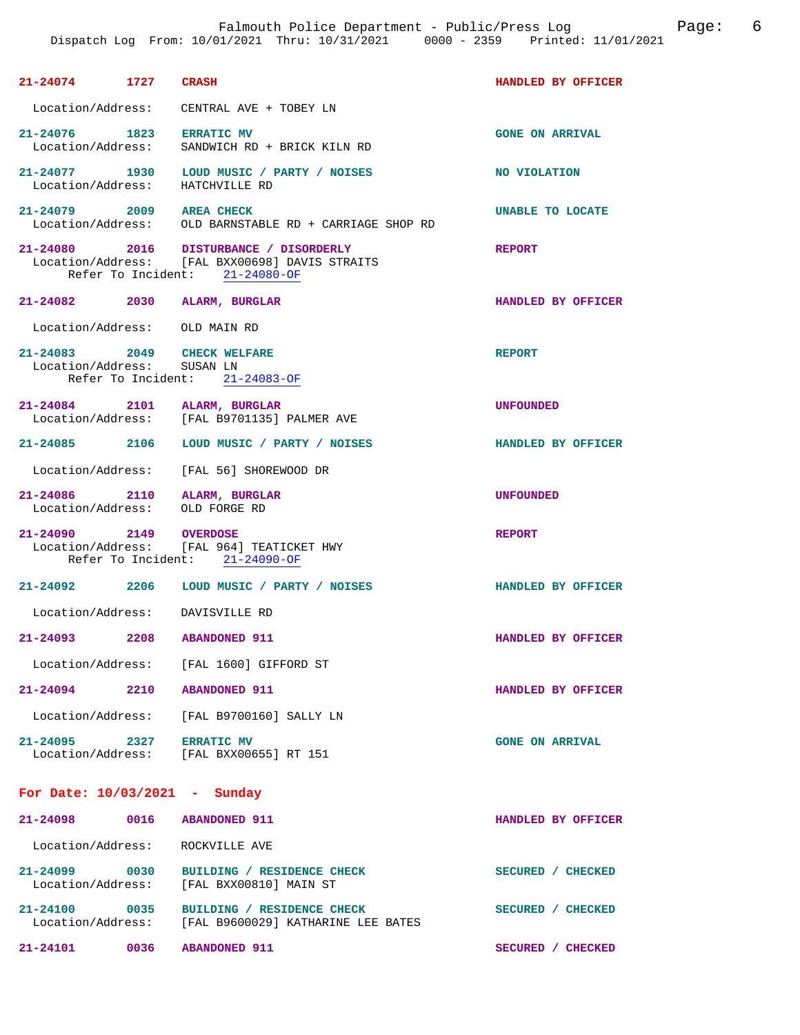Falmouth Police Department - Public/Press Log
Dispatch Log From: 10/01/2021 Thru: 10/31/2021 0000 - 2359 Printed: 11/01/2021

**21-24074** 1727 **CRASH** HANDLED BY OFFICER
Location/Address: CENTRAL AVE + TOBEY LN

**21-24076** 1823 **ERRATIC MV** GONE ON ARRIVAL
Location/Address: SANDWICH RD + BRICK KILN RD

**21-24077** 1930 **LOUD MUSIC / PARTY / NOISES** NO VIOLATION
Location/Address: HATCHVILLE RD

**21-24079** 2009 **AREA CHECK** UNABLE TO LOCATE
Location/Address: OLD BARNSTABLE RD + CARRIAGE SHOP RD

**21-24080** 2016 **DISTURBANCE / DISORDERLY** REPORT
Location/Address: [FAL BXX00698] DAVIS STRAITS
Refer To Incident: 21-24080-OF

**21-24082** 2030 **ALARM, BURGLAR** HANDLED BY OFFICER
Location/Address: OLD MAIN RD

**21-24083** 2049 **CHECK WELFARE** REPORT
Location/Address: SUSAN LN
Refer To Incident: 21-24083-OF

**21-24084** 2101 **ALARM, BURGLAR** UNFOUNDED
Location/Address: [FAL B9701135] PALMER AVE

**21-24085** 2106 **LOUD MUSIC / PARTY / NOISES** HANDLED BY OFFICER
Location/Address: [FAL 56] SHOREWOOD DR

**21-24086** 2110 **ALARM, BURGLAR** UNFOUNDED
Location/Address: OLD FORGE RD

**21-24090** 2149 **OVERDOSE** REPORT
Location/Address: [FAL 964] TEATICKET HWY
Refer To Incident: 21-24090-OF

**21-24092** 2206 **LOUD MUSIC / PARTY / NOISES** HANDLED BY OFFICER
Location/Address: DAVISVILLE RD

**21-24093** 2208 **ABANDONED 911** HANDLED BY OFFICER
Location/Address: [FAL 1600] GIFFORD ST

**21-24094** 2210 **ABANDONED 911** HANDLED BY OFFICER
Location/Address: [FAL B9700160] SALLY LN

**21-24095** 2327 **ERRATIC MV** GONE ON ARRIVAL
Location/Address: [FAL BXX00655] RT 151

## For Date: 10/03/2021 - Sunday

**21-24098** 0016 **ABANDONED 911** HANDLED BY OFFICER
Location/Address: ROCKVILLE AVE

**21-24099** 0030 **BUILDING / RESIDENCE CHECK** SECURED / CHECKED
Location/Address: [FAL BXX00810] MAIN ST

**21-24100** 0035 **BUILDING / RESIDENCE CHECK** SECURED / CHECKED
Location/Address: [FAL B9600029] KATHARINE LEE BATES

**21-24101** 0036 **ABANDONED 911** SECURED / CHECKED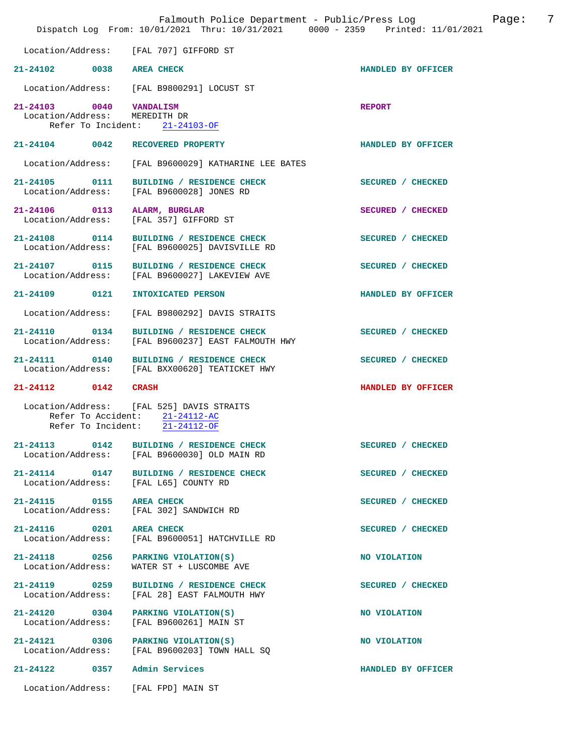Location/Address: [FAL 707] GIFFORD ST

**21-24102 0038 AREA CHECK** HANDLED BY OFFICER

Location/Address: [FAL B9800291] LOCUST ST

**21-24103 0040 VANDALISM** REPORT
Location/Address: MEREDITH DR
Refer To Incident: 21-24103-OF

**21-24104 0042 RECOVERED PROPERTY** HANDLED BY OFFICER

Location/Address: [FAL B9600029] KATHARINE LEE BATES

**21-24105 0111 BUILDING / RESIDENCE CHECK** SECURED / CHECKED
Location/Address: [FAL B9600028] JONES RD

**21-24106 0113 ALARM, BURGLAR** SECURED / CHECKED
Location/Address: [FAL 357] GIFFORD ST

**21-24108 0114 BUILDING / RESIDENCE CHECK** SECURED / CHECKED
Location/Address: [FAL B9600025] DAVISVILLE RD

**21-24107 0115 BUILDING / RESIDENCE CHECK** SECURED / CHECKED
Location/Address: [FAL B9600027] LAKEVIEW AVE

**21-24109 0121 INTOXICATED PERSON** HANDLED BY OFFICER

Location/Address: [FAL B9800292] DAVIS STRAITS

**21-24110 0134 BUILDING / RESIDENCE CHECK** SECURED / CHECKED
Location/Address: [FAL B9600237] EAST FALMOUTH HWY

**21-24111 0140 BUILDING / RESIDENCE CHECK** SECURED / CHECKED
Location/Address: [FAL BXX00620] TEATICKET HWY

**21-24112 0142 CRASH** HANDLED BY OFFICER

Location/Address: [FAL 525] DAVIS STRAITS
Refer To Accident: 21-24112-AC
Refer To Incident: 21-24112-OF

**21-24113 0142 BUILDING / RESIDENCE CHECK** SECURED / CHECKED
Location/Address: [FAL B9600030] OLD MAIN RD

**21-24114 0147 BUILDING / RESIDENCE CHECK** SECURED / CHECKED
Location/Address: [FAL L65] COUNTY RD

**21-24115 0155 AREA CHECK** SECURED / CHECKED
Location/Address: [FAL 302] SANDWICH RD

**21-24116 0201 AREA CHECK** SECURED / CHECKED
Location/Address: [FAL B9600051] HATCHVILLE RD

**21-24118 0256 PARKING VIOLATION(S)** NO VIOLATION
Location/Address: WATER ST + LUSCOMBE AVE

**21-24119 0259 BUILDING / RESIDENCE CHECK** SECURED / CHECKED
Location/Address: [FAL 28] EAST FALMOUTH HWY

**21-24120 0304 PARKING VIOLATION(S)** NO VIOLATION
Location/Address: [FAL B9600261] MAIN ST

**21-24121 0306 PARKING VIOLATION(S)** NO VIOLATION
Location/Address: [FAL B9600203] TOWN HALL SQ

**21-24122 0357 Admin Services** HANDLED BY OFFICER

Location/Address: [FAL FPD] MAIN ST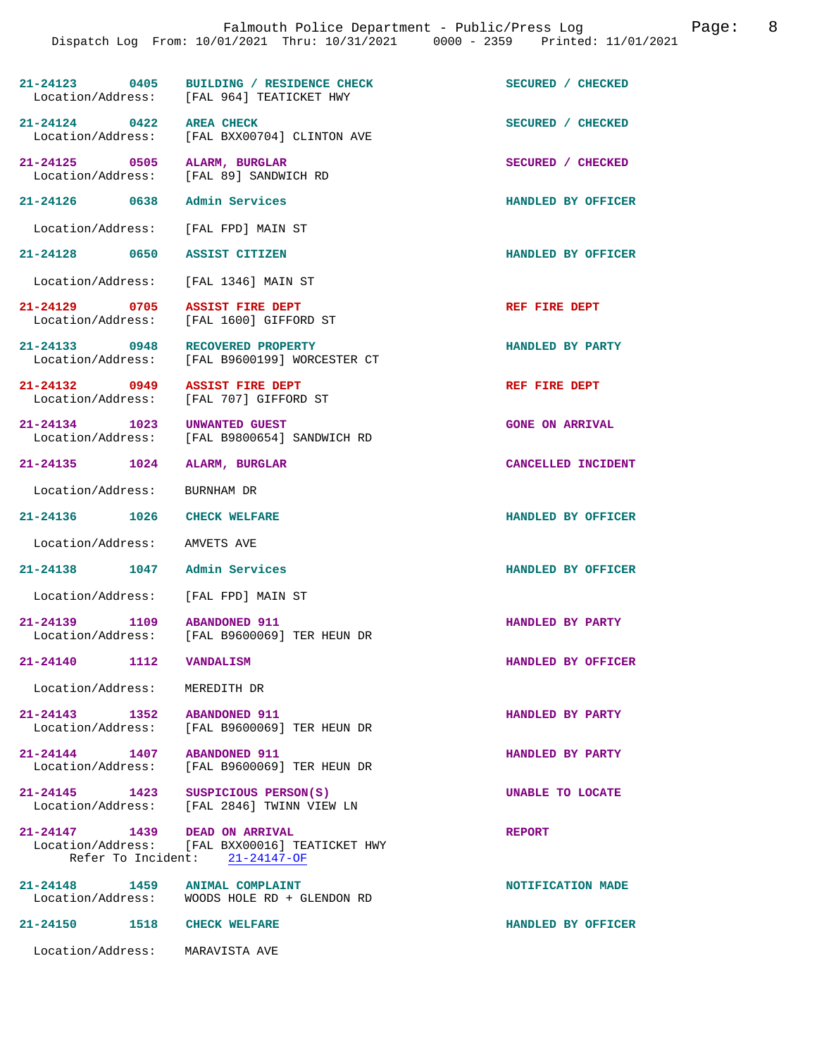21-24123 0405 BUILDING / RESIDENCE CHECK — SECURED / CHECKED
Location/Address: [FAL 964] TEATICKET HWY

21-24124 0422 AREA CHECK — SECURED / CHECKED
Location/Address: [FAL BXX00704] CLINTON AVE

21-24125 0505 ALARM, BURGLAR — SECURED / CHECKED
Location/Address: [FAL 89] SANDWICH RD

21-24126 0638 Admin Services — HANDLED BY OFFICER
Location/Address: [FAL FPD] MAIN ST

21-24128 0650 ASSIST CITIZEN — HANDLED BY OFFICER
Location/Address: [FAL 1346] MAIN ST

21-24129 0705 ASSIST FIRE DEPT — REF FIRE DEPT
Location/Address: [FAL 1600] GIFFORD ST

21-24133 0948 RECOVERED PROPERTY — HANDLED BY PARTY
Location/Address: [FAL B9600199] WORCESTER CT

21-24132 0949 ASSIST FIRE DEPT — REF FIRE DEPT
Location/Address: [FAL 707] GIFFORD ST

21-24134 1023 UNWANTED GUEST — GONE ON ARRIVAL
Location/Address: [FAL B9800654] SANDWICH RD

21-24135 1024 ALARM, BURGLAR — CANCELLED INCIDENT
Location/Address: BURNHAM DR

21-24136 1026 CHECK WELFARE — HANDLED BY OFFICER
Location/Address: AMVETS AVE

21-24138 1047 Admin Services — HANDLED BY OFFICER
Location/Address: [FAL FPD] MAIN ST

21-24139 1109 ABANDONED 911 — HANDLED BY PARTY
Location/Address: [FAL B9600069] TER HEUN DR

21-24140 1112 VANDALISM — HANDLED BY OFFICER
Location/Address: MEREDITH DR

21-24143 1352 ABANDONED 911 — HANDLED BY PARTY
Location/Address: [FAL B9600069] TER HEUN DR

21-24144 1407 ABANDONED 911 — HANDLED BY PARTY
Location/Address: [FAL B9600069] TER HEUN DR

21-24145 1423 SUSPICIOUS PERSON(S) — UNABLE TO LOCATE
Location/Address: [FAL 2846] TWINN VIEW LN

21-24147 1439 DEAD ON ARRIVAL — REPORT
Location/Address: [FAL BXX00016] TEATICKET HWY
Refer To Incident: 21-24147-OF

21-24148 1459 ANIMAL COMPLAINT — NOTIFICATION MADE
Location/Address: WOODS HOLE RD + GLENDON RD

21-24150 1518 CHECK WELFARE — HANDLED BY OFFICER
Location/Address: MARAVISTA AVE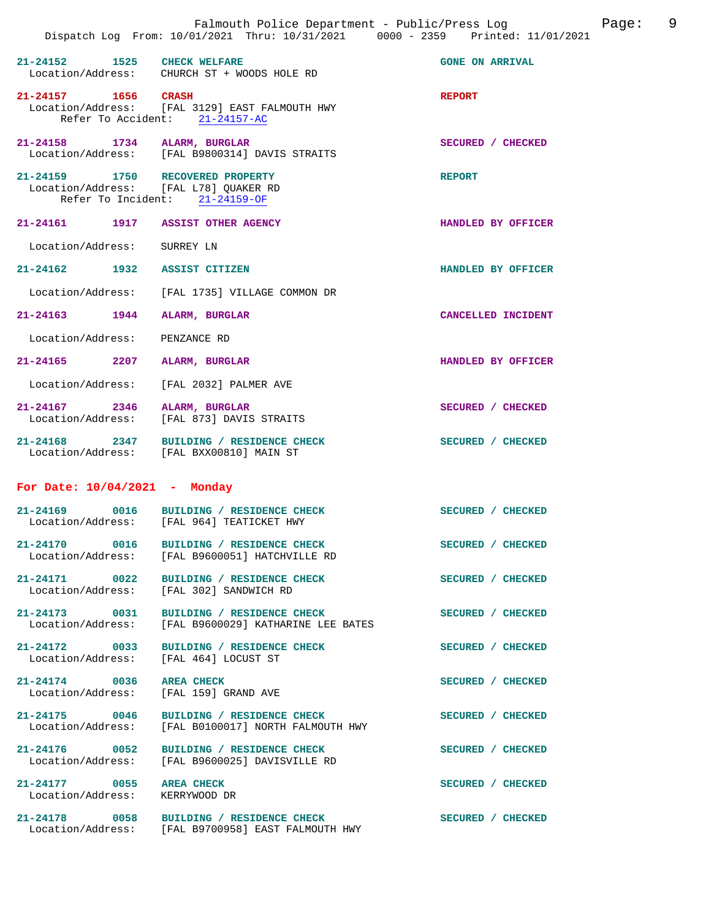21-24152 1525 CHECK WELFARE GONE ON ARRIVAL
Location/Address: CHURCH ST + WOODS HOLE RD

21-24157 1656 CRASH REPORT
Location/Address: [FAL 3129] EAST FALMOUTH HWY
Refer To Accident: 21-24157-AC

21-24158 1734 ALARM, BURGLAR SECURED / CHECKED
Location/Address: [FAL B9800314] DAVIS STRAITS

21-24159 1750 RECOVERED PROPERTY REPORT
Location/Address: [FAL L78] QUAKER RD
Refer To Incident: 21-24159-OF

21-24161 1917 ASSIST OTHER AGENCY HANDLED BY OFFICER
Location/Address: SURREY LN

21-24162 1932 ASSIST CITIZEN HANDLED BY OFFICER
Location/Address: [FAL 1735] VILLAGE COMMON DR

21-24163 1944 ALARM, BURGLAR CANCELLED INCIDENT
Location/Address: PENZANCE RD

21-24165 2207 ALARM, BURGLAR HANDLED BY OFFICER
Location/Address: [FAL 2032] PALMER AVE

21-24167 2346 ALARM, BURGLAR SECURED / CHECKED
Location/Address: [FAL 873] DAVIS STRAITS

21-24168 2347 BUILDING / RESIDENCE CHECK SECURED / CHECKED
Location/Address: [FAL BXX00810] MAIN ST

## For Date: 10/04/2021 - Monday

21-24169 0016 BUILDING / RESIDENCE CHECK SECURED / CHECKED
Location/Address: [FAL 964] TEATICKET HWY

21-24170 0016 BUILDING / RESIDENCE CHECK SECURED / CHECKED
Location/Address: [FAL B9600051] HATCHVILLE RD

21-24171 0022 BUILDING / RESIDENCE CHECK SECURED / CHECKED
Location/Address: [FAL 302] SANDWICH RD

21-24173 0031 BUILDING / RESIDENCE CHECK SECURED / CHECKED
Location/Address: [FAL B9600029] KATHARINE LEE BATES

21-24172 0033 BUILDING / RESIDENCE CHECK SECURED / CHECKED
Location/Address: [FAL 464] LOCUST ST

21-24174 0036 AREA CHECK SECURED / CHECKED
Location/Address: [FAL 159] GRAND AVE

21-24175 0046 BUILDING / RESIDENCE CHECK SECURED / CHECKED
Location/Address: [FAL B0100017] NORTH FALMOUTH HWY

21-24176 0052 BUILDING / RESIDENCE CHECK SECURED / CHECKED
Location/Address: [FAL B9600025] DAVISVILLE RD

21-24177 0055 AREA CHECK SECURED / CHECKED
Location/Address: KERRYWOOD DR

21-24178 0058 BUILDING / RESIDENCE CHECK SECURED / CHECKED
Location/Address: [FAL B9700958] EAST FALMOUTH HWY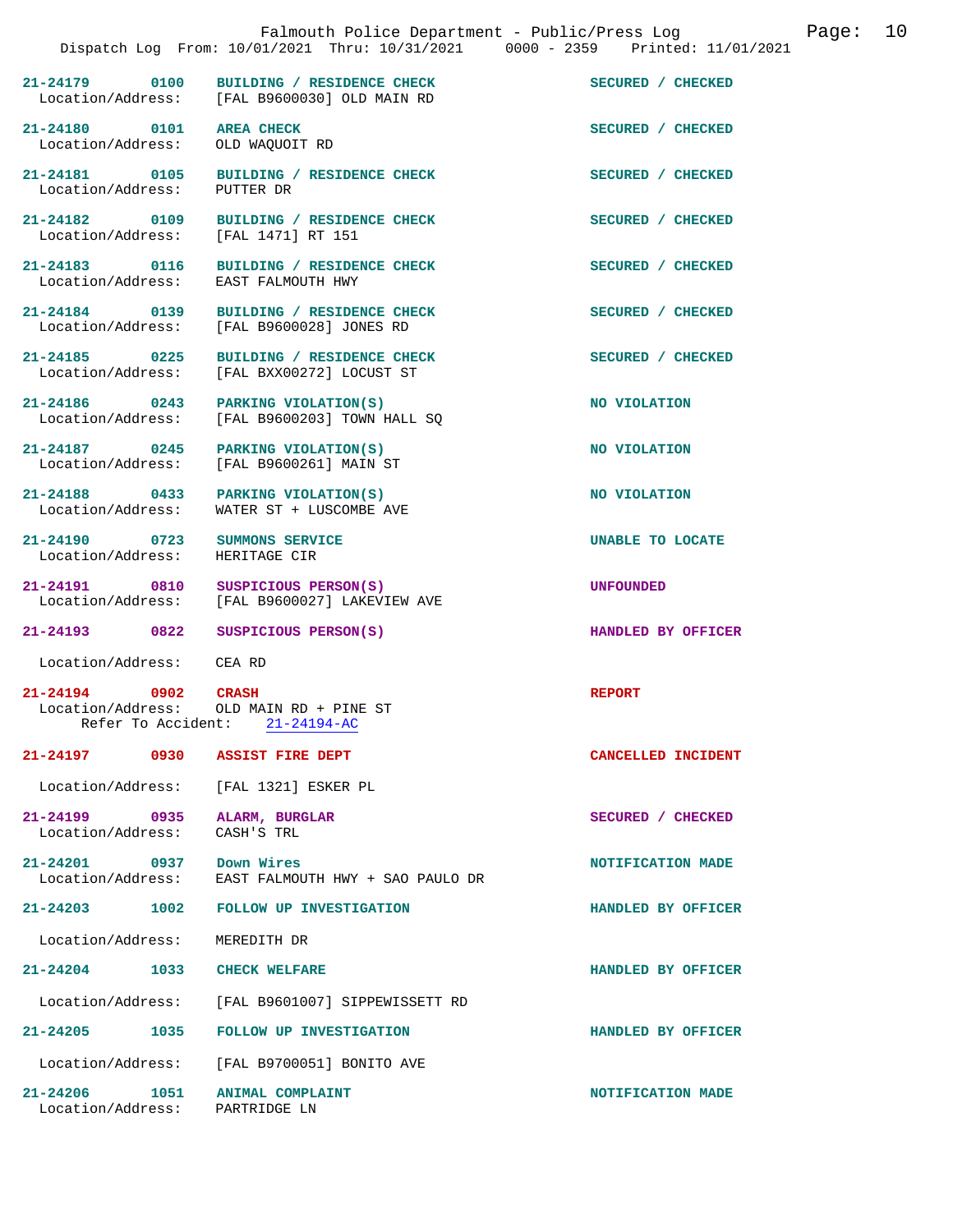21-24179 0100 BUILDING / RESIDENCE CHECK SECURED / CHECKED
Location/Address: [FAL B9600030] OLD MAIN RD

21-24180 0101 AREA CHECK SECURED / CHECKED
Location/Address: OLD WAQUOIT RD

21-24181 0105 BUILDING / RESIDENCE CHECK SECURED / CHECKED
Location/Address: PUTTER DR

21-24182 0109 BUILDING / RESIDENCE CHECK SECURED / CHECKED
Location/Address: [FAL 1471] RT 151

21-24183 0116 BUILDING / RESIDENCE CHECK SECURED / CHECKED
Location/Address: EAST FALMOUTH HWY

21-24184 0139 BUILDING / RESIDENCE CHECK SECURED / CHECKED
Location/Address: [FAL B9600028] JONES RD

21-24185 0225 BUILDING / RESIDENCE CHECK SECURED / CHECKED
Location/Address: [FAL BXX00272] LOCUST ST

21-24186 0243 PARKING VIOLATION(S) NO VIOLATION
Location/Address: [FAL B9600203] TOWN HALL SQ

21-24187 0245 PARKING VIOLATION(S) NO VIOLATION
Location/Address: [FAL B9600261] MAIN ST

21-24188 0433 PARKING VIOLATION(S) NO VIOLATION
Location/Address: WATER ST + LUSCOMBE AVE

21-24190 0723 SUMMONS SERVICE UNABLE TO LOCATE
Location/Address: HERITAGE CIR

21-24191 0810 SUSPICIOUS PERSON(S) UNFOUNDED
Location/Address: [FAL B9600027] LAKEVIEW AVE

21-24193 0822 SUSPICIOUS PERSON(S) HANDLED BY OFFICER
Location/Address: CEA RD

21-24194 0902 CRASH REPORT
Location/Address: OLD MAIN RD + PINE ST
Refer To Accident: 21-24194-AC

21-24197 0930 ASSIST FIRE DEPT CANCELLED INCIDENT
Location/Address: [FAL 1321] ESKER PL

21-24199 0935 ALARM, BURGLAR SECURED / CHECKED
Location/Address: CASH'S TRL

21-24201 0937 Down Wires NOTIFICATION MADE
Location/Address: EAST FALMOUTH HWY + SAO PAULO DR

21-24203 1002 FOLLOW UP INVESTIGATION HANDLED BY OFFICER
Location/Address: MEREDITH DR

21-24204 1033 CHECK WELFARE HANDLED BY OFFICER
Location/Address: [FAL B9601007] SIPPEWISSETT RD

21-24205 1035 FOLLOW UP INVESTIGATION HANDLED BY OFFICER
Location/Address: [FAL B9700051] BONITO AVE

21-24206 1051 ANIMAL COMPLAINT NOTIFICATION MADE
Location/Address: PARTRIDGE LN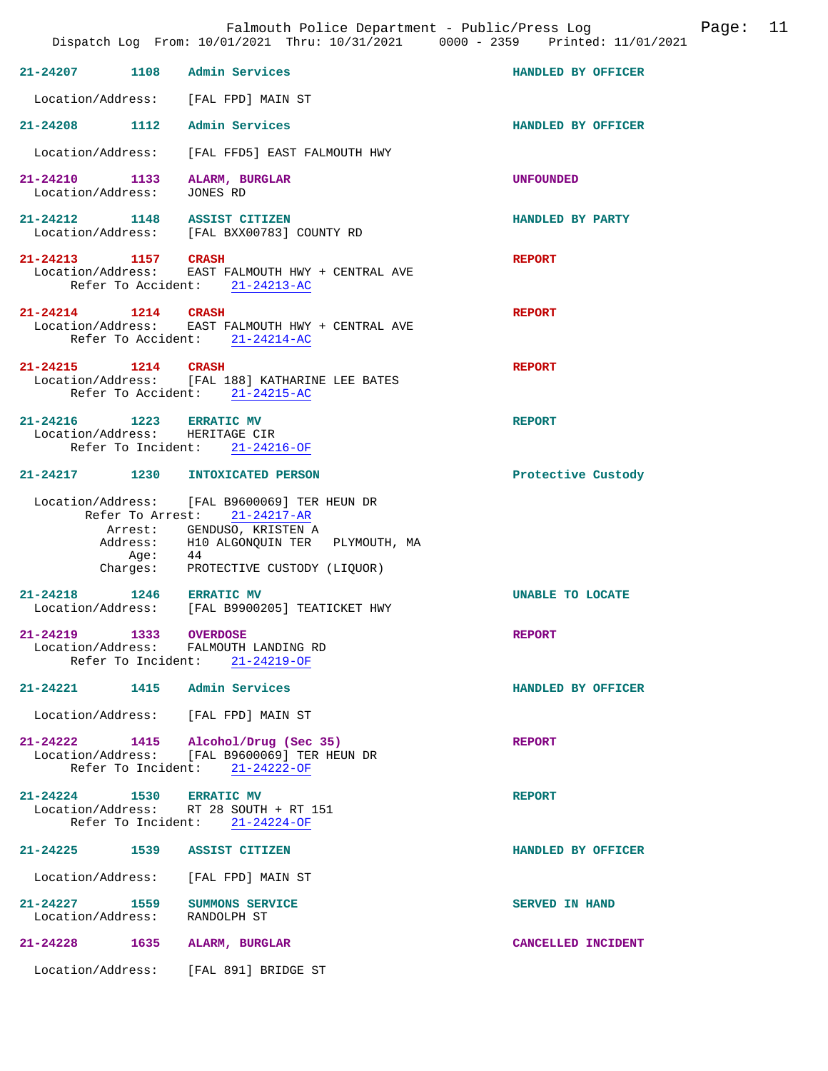21-24207 1108 Admin Services HANDLED BY OFFICER

Location/Address: [FAL FPD] MAIN ST

21-24208 1112 Admin Services HANDLED BY OFFICER

Location/Address: [FAL FFD5] EAST FALMOUTH HWY

21-24210 1133 ALARM, BURGLAR UNFOUNDED
Location/Address: JONES RD

21-24212 1148 ASSIST CITIZEN HANDLED BY PARTY
Location/Address: [FAL BXX00783] COUNTY RD

21-24213 1157 CRASH REPORT
Location/Address: EAST FALMOUTH HWY + CENTRAL AVE
Refer To Accident: 21-24213-AC

21-24214 1214 CRASH REPORT
Location/Address: EAST FALMOUTH HWY + CENTRAL AVE
Refer To Accident: 21-24214-AC

21-24215 1214 CRASH REPORT
Location/Address: [FAL 188] KATHARINE LEE BATES
Refer To Accident: 21-24215-AC

21-24216 1223 ERRATIC MV REPORT
Location/Address: HERITAGE CIR
Refer To Incident: 21-24216-OF

21-24217 1230 INTOXICATED PERSON Protective Custody

Location/Address: [FAL B9600069] TER HEUN DR
Refer To Arrest: 21-24217-AR
Arrest: GENDUSO, KRISTEN A
Address: H10 ALGONQUIN TER PLYMOUTH, MA
Age: 44
Charges: PROTECTIVE CUSTODY (LIQUOR)

21-24218 1246 ERRATIC MV UNABLE TO LOCATE
Location/Address: [FAL B9900205] TEATICKET HWY

21-24219 1333 OVERDOSE REPORT
Location/Address: FALMOUTH LANDING RD
Refer To Incident: 21-24219-OF

21-24221 1415 Admin Services HANDLED BY OFFICER

Location/Address: [FAL FPD] MAIN ST

21-24222 1415 Alcohol/Drug (Sec 35) REPORT
Location/Address: [FAL B9600069] TER HEUN DR
Refer To Incident: 21-24222-OF

21-24224 1530 ERRATIC MV REPORT
Location/Address: RT 28 SOUTH + RT 151
Refer To Incident: 21-24224-OF

21-24225 1539 ASSIST CITIZEN HANDLED BY OFFICER

Location/Address: [FAL FPD] MAIN ST

21-24227 1559 SUMMONS SERVICE SERVED IN HAND
Location/Address: RANDOLPH ST

21-24228 1635 ALARM, BURGLAR CANCELLED INCIDENT

Location/Address: [FAL 891] BRIDGE ST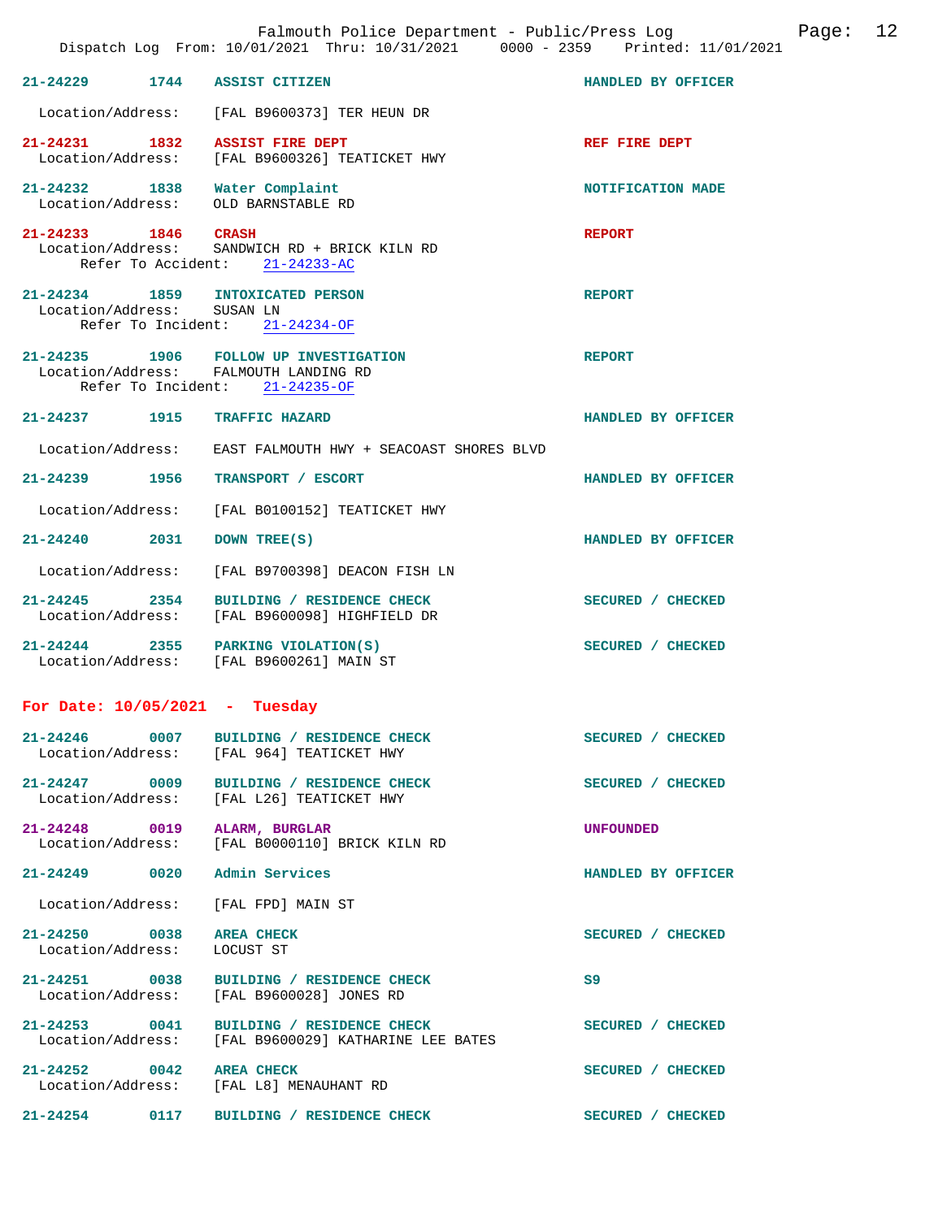21-24229 1744 ASSIST CITIZEN HANDLED BY OFFICER

Location/Address: [FAL B9600373] TER HEUN DR

21-24231 1832 ASSIST FIRE DEPT REF FIRE DEPT
Location/Address: [FAL B9600326] TEATICKET HWY

21-24232 1838 Water Complaint NOTIFICATION MADE
Location/Address: OLD BARNSTABLE RD

21-24233 1846 CRASH REPORT
Location/Address: SANDWICH RD + BRICK KILN RD
Refer To Accident: 21-24233-AC

21-24234 1859 INTOXICATED PERSON REPORT
Location/Address: SUSAN LN
Refer To Incident: 21-24234-OF

21-24235 1906 FOLLOW UP INVESTIGATION REPORT
Location/Address: FALMOUTH LANDING RD
Refer To Incident: 21-24235-OF

21-24237 1915 TRAFFIC HAZARD HANDLED BY OFFICER

Location/Address: EAST FALMOUTH HWY + SEACOAST SHORES BLVD

21-24239 1956 TRANSPORT / ESCORT HANDLED BY OFFICER

Location/Address: [FAL B0100152] TEATICKET HWY

21-24240 2031 DOWN TREE(S) HANDLED BY OFFICER

Location/Address: [FAL B9700398] DEACON FISH LN

21-24245 2354 BUILDING / RESIDENCE CHECK SECURED / CHECKED
Location/Address: [FAL B9600098] HIGHFIELD DR

21-24244 2355 PARKING VIOLATION(S) SECURED / CHECKED
Location/Address: [FAL B9600261] MAIN ST

## For Date: 10/05/2021 - Tuesday

21-24246 0007 BUILDING / RESIDENCE CHECK SECURED / CHECKED
Location/Address: [FAL 964] TEATICKET HWY

21-24247 0009 BUILDING / RESIDENCE CHECK SECURED / CHECKED
Location/Address: [FAL L26] TEATICKET HWY

21-24248 0019 ALARM, BURGLAR UNFOUNDED
Location/Address: [FAL B0000110] BRICK KILN RD

21-24249 0020 Admin Services HANDLED BY OFFICER

Location/Address: [FAL FPD] MAIN ST

21-24250 0038 AREA CHECK SECURED / CHECKED
Location/Address: LOCUST ST

21-24251 0038 BUILDING / RESIDENCE CHECK S9
Location/Address: [FAL B9600028] JONES RD

21-24253 0041 BUILDING / RESIDENCE CHECK SECURED / CHECKED
Location/Address: [FAL B9600029] KATHARINE LEE BATES

21-24252 0042 AREA CHECK SECURED / CHECKED
Location/Address: [FAL L8] MENAUHANT RD

21-24254 0117 BUILDING / RESIDENCE CHECK SECURED / CHECKED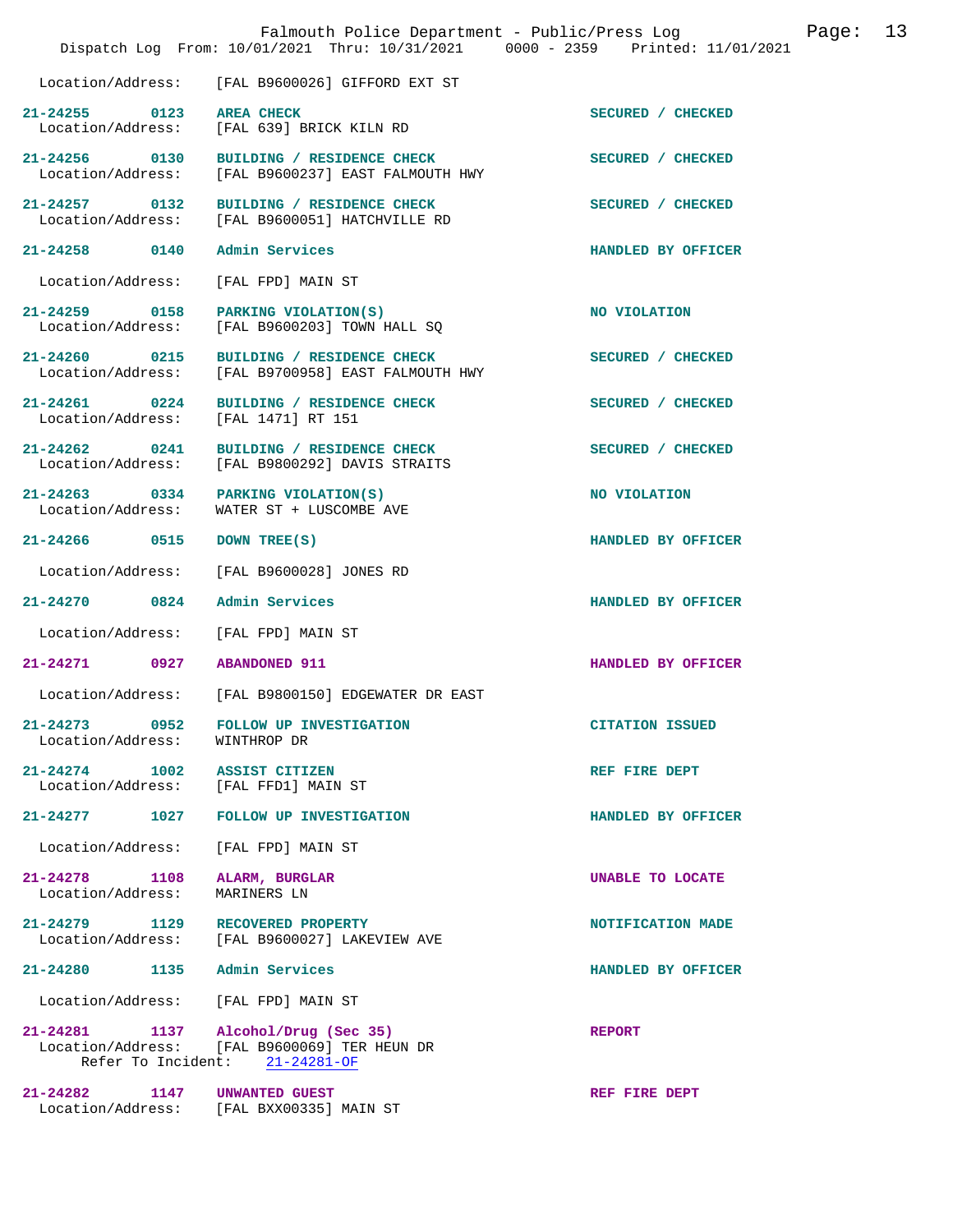Location/Address: [FAL B9600026] GIFFORD EXT ST

**21-24255 0123 AREA CHECK** SECURED / CHECKED
Location/Address: [FAL 639] BRICK KILN RD

**21-24256 0130 BUILDING / RESIDENCE CHECK** SECURED / CHECKED
Location/Address: [FAL B9600237] EAST FALMOUTH HWY

**21-24257 0132 BUILDING / RESIDENCE CHECK** SECURED / CHECKED
Location/Address: [FAL B9600051] HATCHVILLE RD

**21-24258 0140 Admin Services** HANDLED BY OFFICER
Location/Address: [FAL FPD] MAIN ST

**21-24259 0158 PARKING VIOLATION(S)** NO VIOLATION
Location/Address: [FAL B9600203] TOWN HALL SQ

**21-24260 0215 BUILDING / RESIDENCE CHECK** SECURED / CHECKED
Location/Address: [FAL B9700958] EAST FALMOUTH HWY

**21-24261 0224 BUILDING / RESIDENCE CHECK** SECURED / CHECKED
Location/Address: [FAL 1471] RT 151

**21-24262 0241 BUILDING / RESIDENCE CHECK** SECURED / CHECKED
Location/Address: [FAL B9800292] DAVIS STRAITS

**21-24263 0334 PARKING VIOLATION(S)** NO VIOLATION
Location/Address: WATER ST + LUSCOMBE AVE

**21-24266 0515 DOWN TREE(S)** HANDLED BY OFFICER
Location/Address: [FAL B9600028] JONES RD

**21-24270 0824 Admin Services** HANDLED BY OFFICER
Location/Address: [FAL FPD] MAIN ST

**21-24271 0927 ABANDONED 911** HANDLED BY OFFICER
Location/Address: [FAL B9800150] EDGEWATER DR EAST

**21-24273 0952 FOLLOW UP INVESTIGATION** CITATION ISSUED
Location/Address: WINTHROP DR

**21-24274 1002 ASSIST CITIZEN** REF FIRE DEPT
Location/Address: [FAL FFD1] MAIN ST

**21-24277 1027 FOLLOW UP INVESTIGATION** HANDLED BY OFFICER
Location/Address: [FAL FPD] MAIN ST

**21-24278 1108 ALARM, BURGLAR** UNABLE TO LOCATE
Location/Address: MARINERS LN

**21-24279 1129 RECOVERED PROPERTY** NOTIFICATION MADE
Location/Address: [FAL B9600027] LAKEVIEW AVE

**21-24280 1135 Admin Services** HANDLED BY OFFICER
Location/Address: [FAL FPD] MAIN ST

**21-24281 1137 Alcohol/Drug (Sec 35)** REPORT
Location/Address: [FAL B9600069] TER HEUN DR
Refer To Incident: 21-24281-OF

**21-24282 1147 UNWANTED GUEST** REF FIRE DEPT
Location/Address: [FAL BXX00335] MAIN ST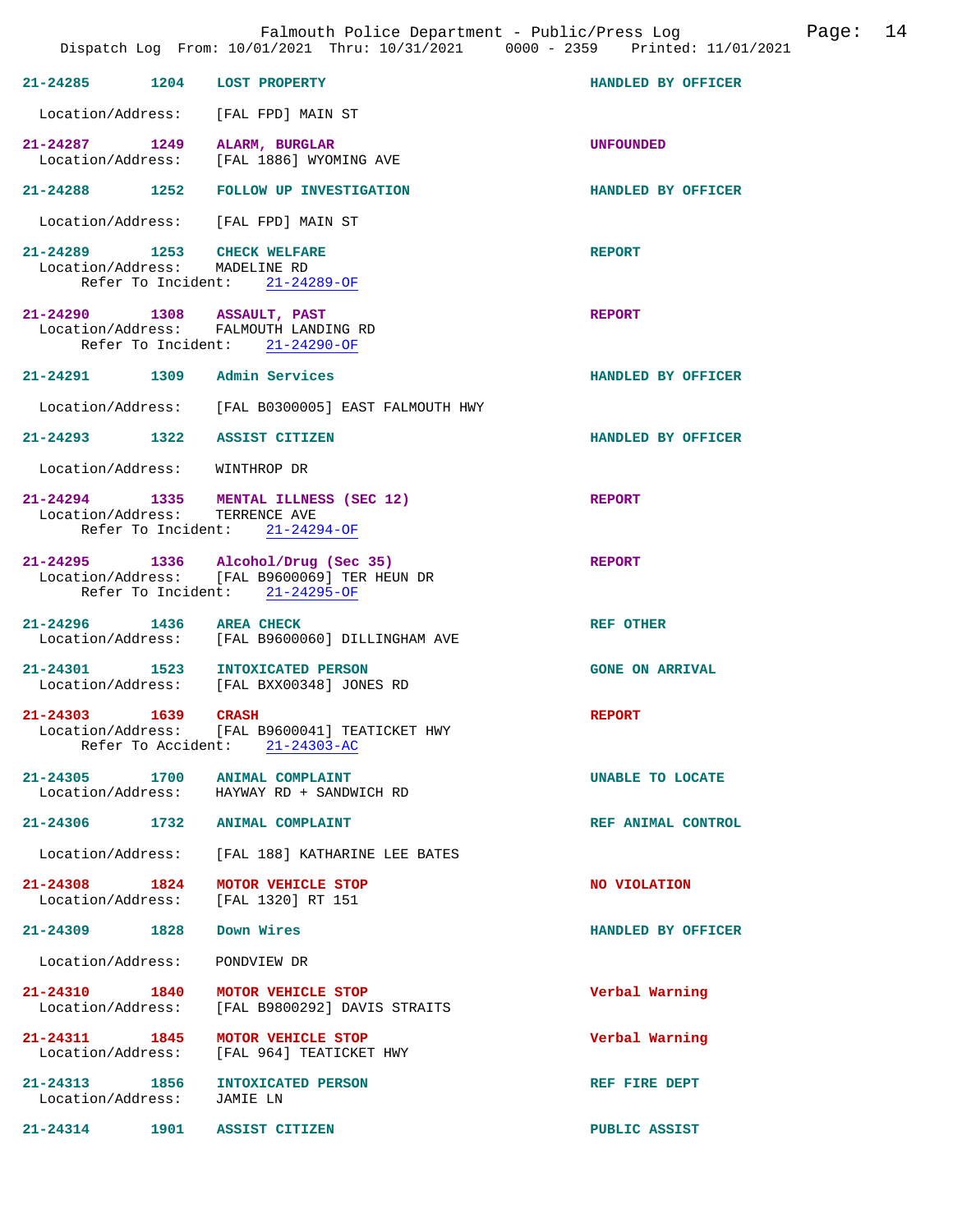Dispatch Log From: 10/01/2021 Thru: 10/31/2021 0000 - 2359 Printed: 11/01/2021

**21-24285 1204 LOST PROPERTY** HANDLED BY OFFICER
Location/Address: [FAL FPD] MAIN ST

**21-24287 1249 ALARM, BURGLAR** UNFOUNDED
Location/Address: [FAL 1886] WYOMING AVE

**21-24288 1252 FOLLOW UP INVESTIGATION** HANDLED BY OFFICER
Location/Address: [FAL FPD] MAIN ST

**21-24289 1253 CHECK WELFARE** REPORT
Location/Address: MADELINE RD
Refer To Incident: 21-24289-OF

**21-24290 1308 ASSAULT, PAST** REPORT
Location/Address: FALMOUTH LANDING RD
Refer To Incident: 21-24290-OF

**21-24291 1309 Admin Services** HANDLED BY OFFICER
Location/Address: [FAL B0300005] EAST FALMOUTH HWY

**21-24293 1322 ASSIST CITIZEN** HANDLED BY OFFICER
Location/Address: WINTHROP DR

**21-24294 1335 MENTAL ILLNESS (SEC 12)** REPORT
Location/Address: TERRENCE AVE
Refer To Incident: 21-24294-OF

**21-24295 1336 Alcohol/Drug (Sec 35)** REPORT
Location/Address: [FAL B9600069] TER HEUN DR
Refer To Incident: 21-24295-OF

**21-24296 1436 AREA CHECK** REF OTHER
Location/Address: [FAL B9600060] DILLINGHAM AVE

**21-24301 1523 INTOXICATED PERSON** GONE ON ARRIVAL
Location/Address: [FAL BXX00348] JONES RD

**21-24303 1639 CRASH** REPORT
Location/Address: [FAL B9600041] TEATICKET HWY
Refer To Accident: 21-24303-AC

**21-24305 1700 ANIMAL COMPLAINT** UNABLE TO LOCATE
Location/Address: HAYWAY RD + SANDWICH RD

**21-24306 1732 ANIMAL COMPLAINT** REF ANIMAL CONTROL
Location/Address: [FAL 188] KATHARINE LEE BATES

**21-24308 1824 MOTOR VEHICLE STOP** NO VIOLATION
Location/Address: [FAL 1320] RT 151

**21-24309 1828 Down Wires** HANDLED BY OFFICER
Location/Address: PONDVIEW DR

**21-24310 1840 MOTOR VEHICLE STOP** Verbal Warning
Location/Address: [FAL B9800292] DAVIS STRAITS

**21-24311 1845 MOTOR VEHICLE STOP** Verbal Warning
Location/Address: [FAL 964] TEATICKET HWY

**21-24313 1856 INTOXICATED PERSON** REF FIRE DEPT
Location/Address: JAMIE LN

**21-24314 1901 ASSIST CITIZEN** PUBLIC ASSIST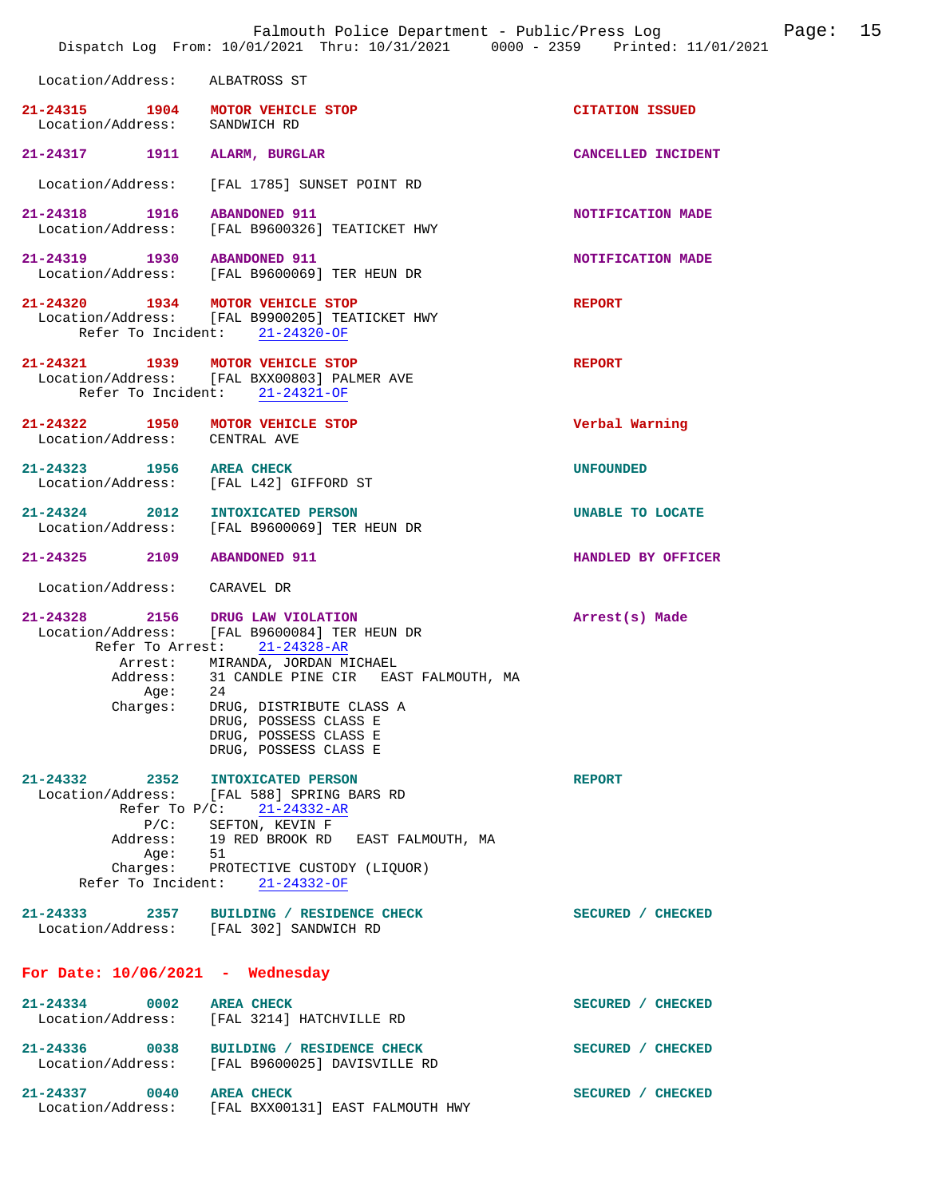Location/Address: ALBATROSS ST

**21-24315 1904 MOTOR VEHICLE STOP** — CITATION ISSUED
Location/Address: SANDWICH RD

**21-24317 1911 ALARM, BURGLAR** — CANCELLED INCIDENT
Location/Address: [FAL 1785] SUNSET POINT RD

**21-24318 1916 ABANDONED 911** — NOTIFICATION MADE
Location/Address: [FAL B9600326] TEATICKET HWY

**21-24319 1930 ABANDONED 911** — NOTIFICATION MADE
Location/Address: [FAL B9600069] TER HEUN DR

**21-24320 1934 MOTOR VEHICLE STOP** — REPORT
Location/Address: [FAL B9900205] TEATICKET HWY
Refer To Incident: 21-24320-OF

**21-24321 1939 MOTOR VEHICLE STOP** — REPORT
Location/Address: [FAL BXX00803] PALMER AVE
Refer To Incident: 21-24321-OF

**21-24322 1950 MOTOR VEHICLE STOP** — Verbal Warning
Location/Address: CENTRAL AVE

**21-24323 1956 AREA CHECK** — UNFOUNDED
Location/Address: [FAL L42] GIFFORD ST

**21-24324 2012 INTOXICATED PERSON** — UNABLE TO LOCATE
Location/Address: [FAL B9600069] TER HEUN DR

**21-24325 2109 ABANDONED 911** — HANDLED BY OFFICER
Location/Address: CARAVEL DR

**21-24328 2156 DRUG LAW VIOLATION** — Arrest(s) Made
Location/Address: [FAL B9600084] TER HEUN DR
Refer To Arrest: 21-24328-AR
Arrest: MIRANDA, JORDAN MICHAEL
Address: 31 CANDLE PINE CIR EAST FALMOUTH, MA
Age: 24
Charges: DRUG, DISTRIBUTE CLASS A
DRUG, POSSESS CLASS E
DRUG, POSSESS CLASS E
DRUG, POSSESS CLASS E

**21-24332 2352 INTOXICATED PERSON** — REPORT
Location/Address: [FAL 588] SPRING BARS RD
Refer To P/C: 21-24332-AR
P/C: SEFTON, KEVIN F
Address: 19 RED BROOK RD EAST FALMOUTH, MA
Age: 51
Charges: PROTECTIVE CUSTODY (LIQUOR)
Refer To Incident: 21-24332-OF

**21-24333 2357 BUILDING / RESIDENCE CHECK** — SECURED / CHECKED
Location/Address: [FAL 302] SANDWICH RD

## For Date: 10/06/2021 - Wednesday

**21-24334 0002 AREA CHECK** — SECURED / CHECKED
Location/Address: [FAL 3214] HATCHVILLE RD

**21-24336 0038 BUILDING / RESIDENCE CHECK** — SECURED / CHECKED
Location/Address: [FAL B9600025] DAVISVILLE RD

**21-24337 0040 AREA CHECK** — SECURED / CHECKED
Location/Address: [FAL BXX00131] EAST FALMOUTH HWY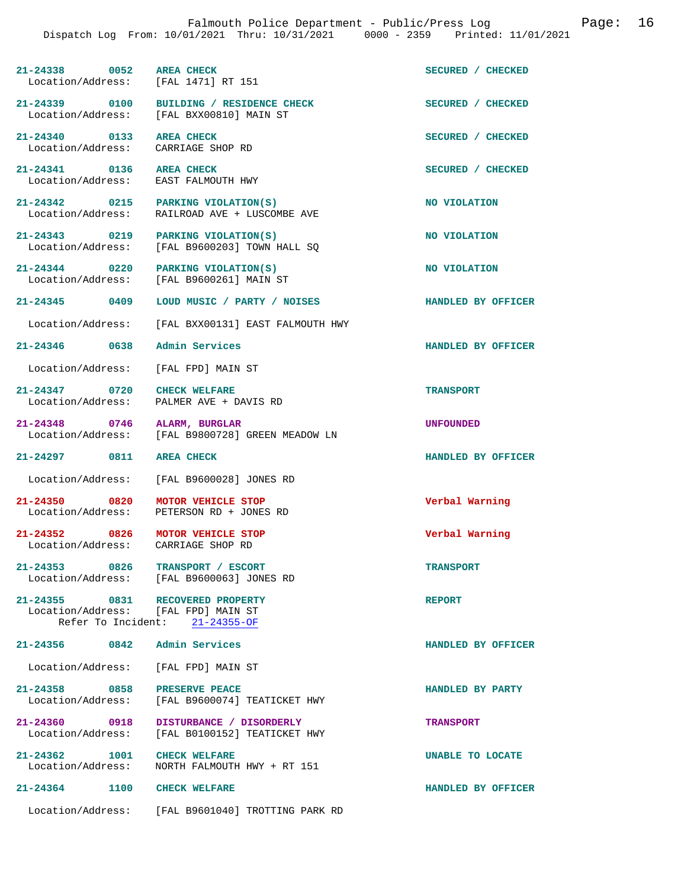| Incident | Time | Call Type | Location/Address | Disposition |
|---|---|---|---|---|
| 21-24338 | 0052 | AREA CHECK | [FAL 1471] RT 151 | SECURED / CHECKED |
| 21-24339 | 0100 | BUILDING / RESIDENCE CHECK | [FAL BXX00810] MAIN ST | SECURED / CHECKED |
| 21-24340 | 0133 | AREA CHECK | CARRIAGE SHOP RD | SECURED / CHECKED |
| 21-24341 | 0136 | AREA CHECK | EAST FALMOUTH HWY | SECURED / CHECKED |
| 21-24342 | 0215 | PARKING VIOLATION(S) | RAILROAD AVE + LUSCOMBE AVE | NO VIOLATION |
| 21-24343 | 0219 | PARKING VIOLATION(S) | [FAL B9600203] TOWN HALL SQ | NO VIOLATION |
| 21-24344 | 0220 | PARKING VIOLATION(S) | [FAL B9600261] MAIN ST | NO VIOLATION |
| 21-24345 | 0409 | LOUD MUSIC / PARTY / NOISES | [FAL BXX00131] EAST FALMOUTH HWY | HANDLED BY OFFICER |
| 21-24346 | 0638 | Admin Services | [FAL FPD] MAIN ST | HANDLED BY OFFICER |
| 21-24347 | 0720 | CHECK WELFARE | PALMER AVE + DAVIS RD | TRANSPORT |
| 21-24348 | 0746 | ALARM, BURGLAR | [FAL B9800728] GREEN MEADOW LN | UNFOUNDED |
| 21-24297 | 0811 | AREA CHECK | [FAL B9600028] JONES RD | HANDLED BY OFFICER |
| 21-24350 | 0820 | MOTOR VEHICLE STOP | PETERSON RD + JONES RD | Verbal Warning |
| 21-24352 | 0826 | MOTOR VEHICLE STOP | CARRIAGE SHOP RD | Verbal Warning |
| 21-24353 | 0826 | TRANSPORT / ESCORT | [FAL B9600063] JONES RD | TRANSPORT |
| 21-24355 | 0831 | RECOVERED PROPERTY | [FAL FPD] MAIN ST (Refer To Incident: 21-24355-OF) | REPORT |
| 21-24356 | 0842 | Admin Services | [FAL FPD] MAIN ST | HANDLED BY OFFICER |
| 21-24358 | 0858 | PRESERVE PEACE | [FAL B9600074] TEATICKET HWY | HANDLED BY PARTY |
| 21-24360 | 0918 | DISTURBANCE / DISORDERLY | [FAL B0100152] TEATICKET HWY | TRANSPORT |
| 21-24362 | 1001 | CHECK WELFARE | NORTH FALMOUTH HWY + RT 151 | UNABLE TO LOCATE |
| 21-24364 | 1100 | CHECK WELFARE | [FAL B9601040] TROTTING PARK RD | HANDLED BY OFFICER |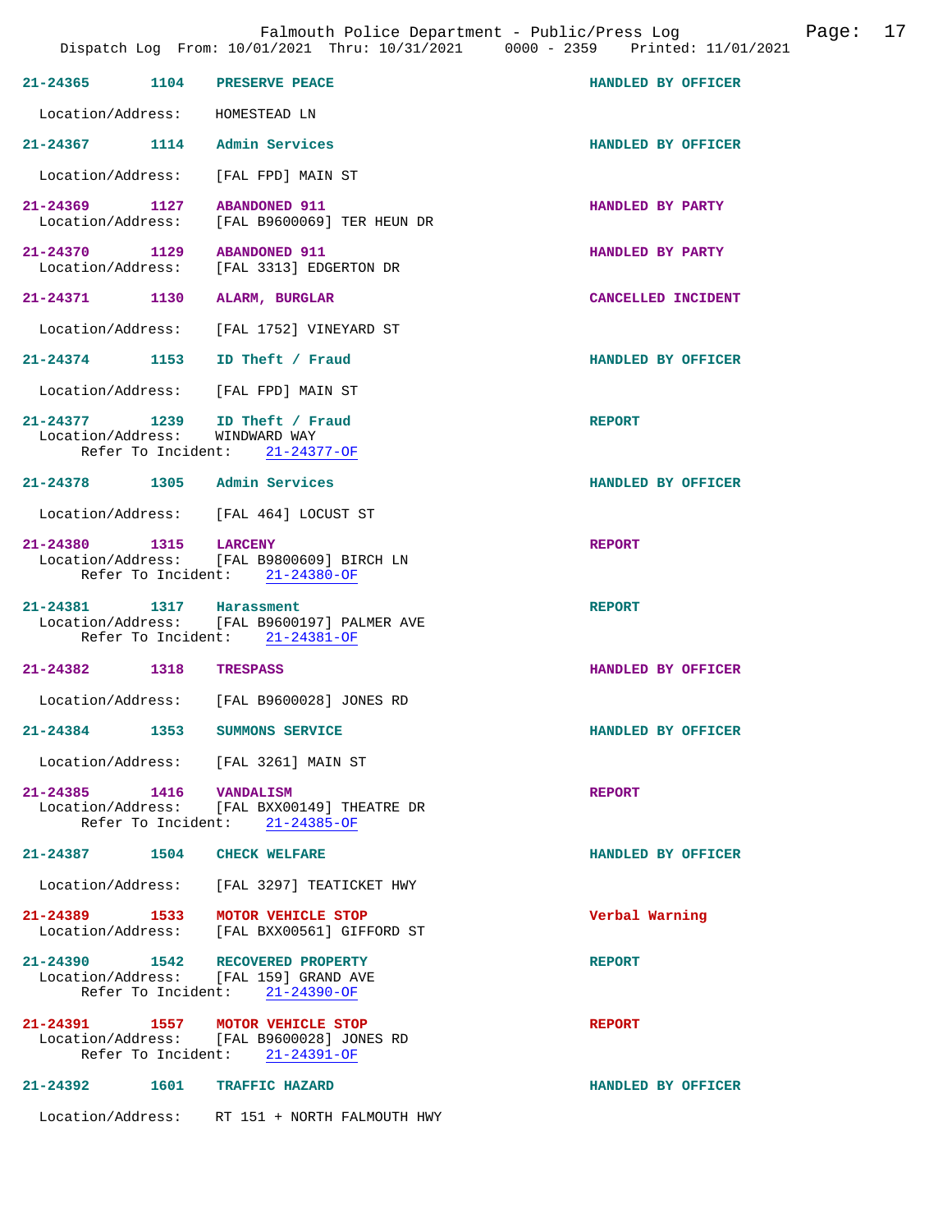21-24365 1104 PRESERVE PEACE HANDLED BY OFFICER

Location/Address: HOMESTEAD LN

21-24367 1114 Admin Services HANDLED BY OFFICER

Location/Address: [FAL FPD] MAIN ST

21-24369 1127 ABANDONED 911 HANDLED BY PARTY
Location/Address: [FAL B9600069] TER HEUN DR

21-24370 1129 ABANDONED 911 HANDLED BY PARTY
Location/Address: [FAL 3313] EDGERTON DR

21-24371 1130 ALARM, BURGLAR CANCELLED INCIDENT

Location/Address: [FAL 1752] VINEYARD ST

21-24374 1153 ID Theft / Fraud HANDLED BY OFFICER

Location/Address: [FAL FPD] MAIN ST

21-24377 1239 ID Theft / Fraud REPORT
Location/Address: WINDWARD WAY
Refer To Incident: 21-24377-OF

21-24378 1305 Admin Services HANDLED BY OFFICER

Location/Address: [FAL 464] LOCUST ST

21-24380 1315 LARCENY REPORT
Location/Address: [FAL B9800609] BIRCH LN
Refer To Incident: 21-24380-OF

21-24381 1317 Harassment REPORT
Location/Address: [FAL B9600197] PALMER AVE
Refer To Incident: 21-24381-OF

21-24382 1318 TRESPASS HANDLED BY OFFICER

Location/Address: [FAL B9600028] JONES RD

21-24384 1353 SUMMONS SERVICE HANDLED BY OFFICER

Location/Address: [FAL 3261] MAIN ST

21-24385 1416 VANDALISM REPORT
Location/Address: [FAL BXX00149] THEATRE DR
Refer To Incident: 21-24385-OF

21-24387 1504 CHECK WELFARE HANDLED BY OFFICER

Location/Address: [FAL 3297] TEATICKET HWY

21-24389 1533 MOTOR VEHICLE STOP Verbal Warning
Location/Address: [FAL BXX00561] GIFFORD ST

21-24390 1542 RECOVERED PROPERTY REPORT
Location/Address: [FAL 159] GRAND AVE
Refer To Incident: 21-24390-OF

21-24391 1557 MOTOR VEHICLE STOP REPORT
Location/Address: [FAL B9600028] JONES RD
Refer To Incident: 21-24391-OF

21-24392 1601 TRAFFIC HAZARD HANDLED BY OFFICER

Location/Address: RT 151 + NORTH FALMOUTH HWY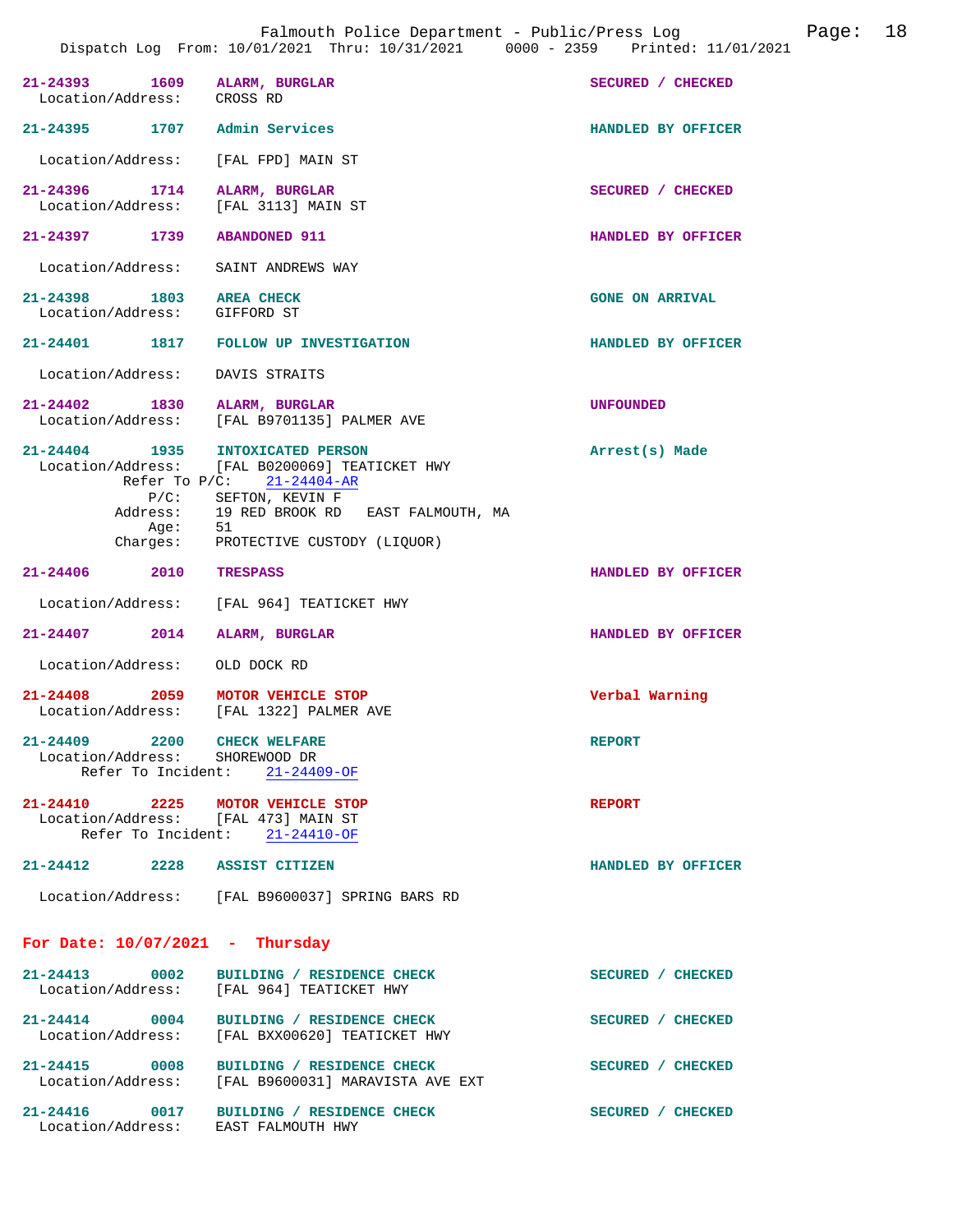**21-24393 1609 ALARM, BURGLAR** — SECURED / CHECKED
Location/Address: CROSS RD

**21-24395 1707 Admin Services** — HANDLED BY OFFICER
Location/Address: [FAL FPD] MAIN ST

**21-24396 1714 ALARM, BURGLAR** — SECURED / CHECKED
Location/Address: [FAL 3113] MAIN ST

**21-24397 1739 ABANDONED 911** — HANDLED BY OFFICER
Location/Address: SAINT ANDREWS WAY

**21-24398 1803 AREA CHECK** — GONE ON ARRIVAL
Location/Address: GIFFORD ST

**21-24401 1817 FOLLOW UP INVESTIGATION** — HANDLED BY OFFICER
Location/Address: DAVIS STRAITS

**21-24402 1830 ALARM, BURGLAR** — UNFOUNDED
Location/Address: [FAL B9701135] PALMER AVE

**21-24404 1935 INTOXICATED PERSON** — Arrest(s) Made
Location/Address: [FAL B0200069] TEATICKET HWY
Refer To P/C: 21-24404-AR
P/C: SEFTON, KEVIN F
Address: 19 RED BROOK RD EAST FALMOUTH, MA
Age: 51
Charges: PROTECTIVE CUSTODY (LIQUOR)

**21-24406 2010 TRESPASS** — HANDLED BY OFFICER
Location/Address: [FAL 964] TEATICKET HWY

**21-24407 2014 ALARM, BURGLAR** — HANDLED BY OFFICER
Location/Address: OLD DOCK RD

**21-24408 2059 MOTOR VEHICLE STOP** — Verbal Warning
Location/Address: [FAL 1322] PALMER AVE

**21-24409 2200 CHECK WELFARE** — REPORT
Location/Address: SHOREWOOD DR
Refer To Incident: 21-24409-OF

**21-24410 2225 MOTOR VEHICLE STOP** — REPORT
Location/Address: [FAL 473] MAIN ST
Refer To Incident: 21-24410-OF

**21-24412 2228 ASSIST CITIZEN** — HANDLED BY OFFICER
Location/Address: [FAL B9600037] SPRING BARS RD

## For Date: 10/07/2021 - Thursday

**21-24413 0002 BUILDING / RESIDENCE CHECK** — SECURED / CHECKED
Location/Address: [FAL 964] TEATICKET HWY

**21-24414 0004 BUILDING / RESIDENCE CHECK** — SECURED / CHECKED
Location/Address: [FAL BXX00620] TEATICKET HWY

**21-24415 0008 BUILDING / RESIDENCE CHECK** — SECURED / CHECKED
Location/Address: [FAL B9600031] MARAVISTA AVE EXT

**21-24416 0017 BUILDING / RESIDENCE CHECK** — SECURED / CHECKED
Location/Address: EAST FALMOUTH HWY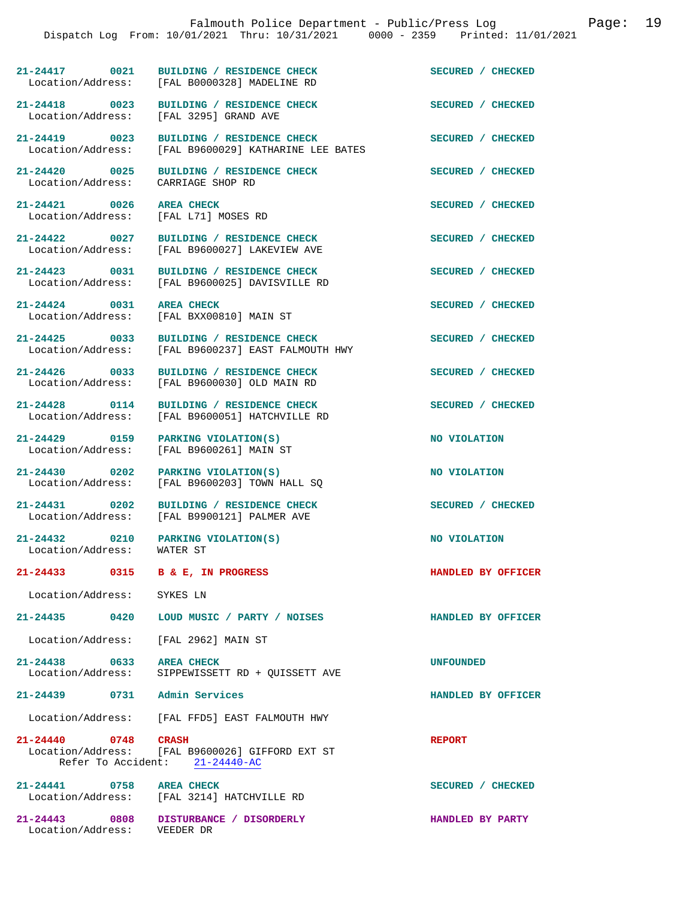21-24417 0021 BUILDING / RESIDENCE CHECK SECURED / CHECKED
Location/Address: [FAL B0000328] MADELINE RD

21-24418 0023 BUILDING / RESIDENCE CHECK SECURED / CHECKED
Location/Address: [FAL 3295] GRAND AVE

21-24419 0023 BUILDING / RESIDENCE CHECK SECURED / CHECKED
Location/Address: [FAL B9600029] KATHARINE LEE BATES

21-24420 0025 BUILDING / RESIDENCE CHECK SECURED / CHECKED
Location/Address: CARRIAGE SHOP RD

21-24421 0026 AREA CHECK SECURED / CHECKED
Location/Address: [FAL L71] MOSES RD

21-24422 0027 BUILDING / RESIDENCE CHECK SECURED / CHECKED
Location/Address: [FAL B9600027] LAKEVIEW AVE

21-24423 0031 BUILDING / RESIDENCE CHECK SECURED / CHECKED
Location/Address: [FAL B9600025] DAVISVILLE RD

21-24424 0031 AREA CHECK SECURED / CHECKED
Location/Address: [FAL BXX00810] MAIN ST

21-24425 0033 BUILDING / RESIDENCE CHECK SECURED / CHECKED
Location/Address: [FAL B9600237] EAST FALMOUTH HWY

21-24426 0033 BUILDING / RESIDENCE CHECK SECURED / CHECKED
Location/Address: [FAL B9600030] OLD MAIN RD

21-24428 0114 BUILDING / RESIDENCE CHECK SECURED / CHECKED
Location/Address: [FAL B9600051] HATCHVILLE RD

21-24429 0159 PARKING VIOLATION(S) NO VIOLATION
Location/Address: [FAL B9600261] MAIN ST

21-24430 0202 PARKING VIOLATION(S) NO VIOLATION
Location/Address: [FAL B9600203] TOWN HALL SQ

21-24431 0202 BUILDING / RESIDENCE CHECK SECURED / CHECKED
Location/Address: [FAL B9900121] PALMER AVE

21-24432 0210 PARKING VIOLATION(S) NO VIOLATION
Location/Address: WATER ST

21-24433 0315 B & E, IN PROGRESS HANDLED BY OFFICER
Location/Address: SYKES LN

21-24435 0420 LOUD MUSIC / PARTY / NOISES HANDLED BY OFFICER
Location/Address: [FAL 2962] MAIN ST

21-24438 0633 AREA CHECK UNFOUNDED
Location/Address: SIPPEWISSETT RD + QUISSETT AVE

21-24439 0731 Admin Services HANDLED BY OFFICER
Location/Address: [FAL FFD5] EAST FALMOUTH HWY

21-24440 0748 CRASH REPORT
Location/Address: [FAL B9600026] GIFFORD EXT ST
Refer To Accident: 21-24440-AC

21-24441 0758 AREA CHECK SECURED / CHECKED
Location/Address: [FAL 3214] HATCHVILLE RD

21-24443 0808 DISTURBANCE / DISORDERLY HANDLED BY PARTY
Location/Address: VEEDER DR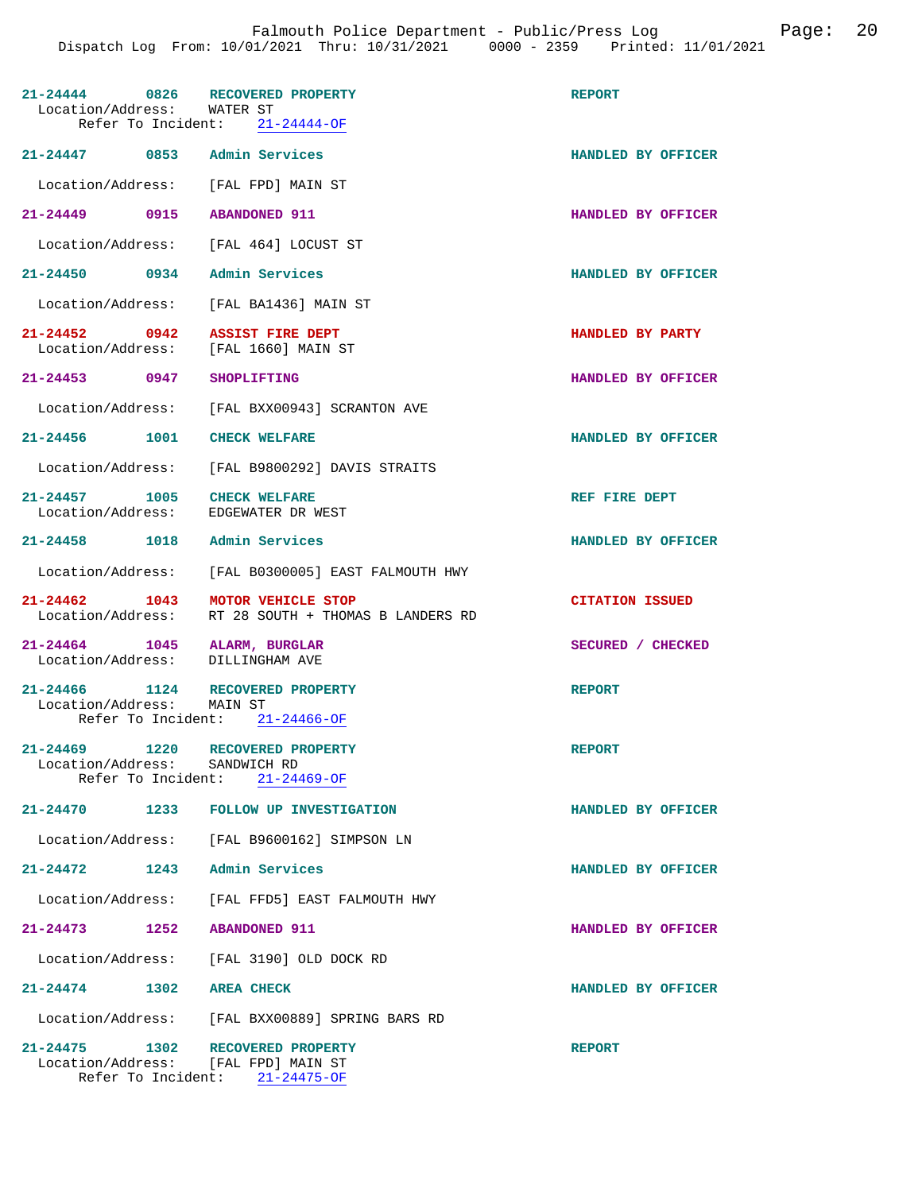**21-24444** **0826** **RECOVERED PROPERTY** **REPORT**
Location/Address: WATER ST
Refer To Incident: 21-24444-OF

**21-24447** **0853** **Admin Services** **HANDLED BY OFFICER**
Location/Address: [FAL FPD] MAIN ST

**21-24449** **0915** **ABANDONED 911** **HANDLED BY OFFICER**
Location/Address: [FAL 464] LOCUST ST

**21-24450** **0934** **Admin Services** **HANDLED BY OFFICER**
Location/Address: [FAL BA1436] MAIN ST

**21-24452** **0942** **ASSIST FIRE DEPT** **HANDLED BY PARTY**
Location/Address: [FAL 1660] MAIN ST

**21-24453** **0947** **SHOPLIFTING** **HANDLED BY OFFICER**
Location/Address: [FAL BXX00943] SCRANTON AVE

**21-24456** **1001** **CHECK WELFARE** **HANDLED BY OFFICER**
Location/Address: [FAL B9800292] DAVIS STRAITS

**21-24457** **1005** **CHECK WELFARE** **REF FIRE DEPT**
Location/Address: EDGEWATER DR WEST

**21-24458** **1018** **Admin Services** **HANDLED BY OFFICER**
Location/Address: [FAL B0300005] EAST FALMOUTH HWY

**21-24462** **1043** **MOTOR VEHICLE STOP** **CITATION ISSUED**
Location/Address: RT 28 SOUTH + THOMAS B LANDERS RD

**21-24464** **1045** **ALARM, BURGLAR** **SECURED / CHECKED**
Location/Address: DILLINGHAM AVE

**21-24466** **1124** **RECOVERED PROPERTY** **REPORT**
Location/Address: MAIN ST
Refer To Incident: 21-24466-OF

**21-24469** **1220** **RECOVERED PROPERTY** **REPORT**
Location/Address: SANDWICH RD
Refer To Incident: 21-24469-OF

**21-24470** **1233** **FOLLOW UP INVESTIGATION** **HANDLED BY OFFICER**
Location/Address: [FAL B9600162] SIMPSON LN

**21-24472** **1243** **Admin Services** **HANDLED BY OFFICER**
Location/Address: [FAL FFD5] EAST FALMOUTH HWY

**21-24473** **1252** **ABANDONED 911** **HANDLED BY OFFICER**
Location/Address: [FAL 3190] OLD DOCK RD

**21-24474** **1302** **AREA CHECK** **HANDLED BY OFFICER**
Location/Address: [FAL BXX00889] SPRING BARS RD

**21-24475** **1302** **RECOVERED PROPERTY** **REPORT**
Location/Address: [FAL FPD] MAIN ST
Refer To Incident: 21-24475-OF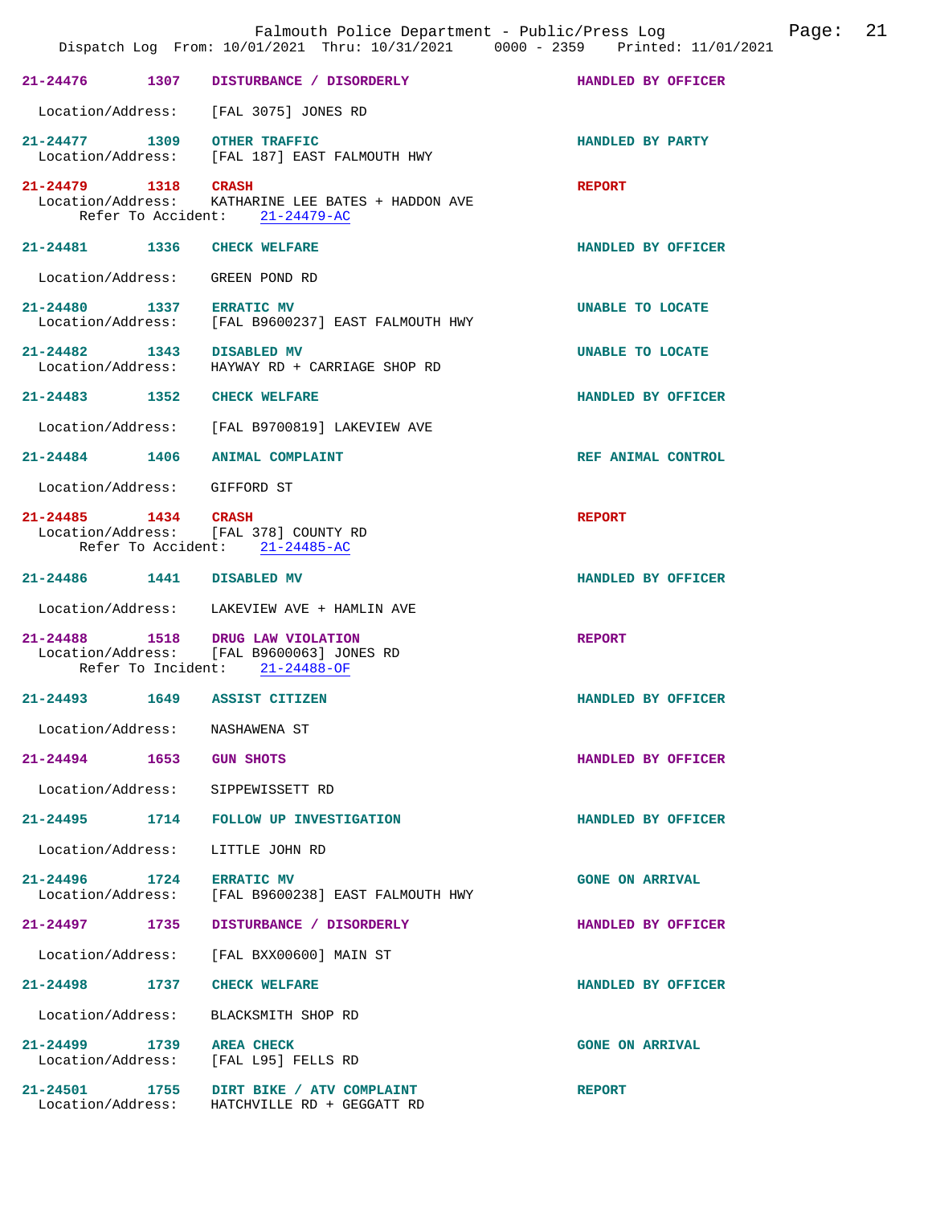Falmouth Police Department - Public/Press Log
Dispatch Log From: 10/01/2021 Thru: 10/31/2021 0000 - 2359 Printed: 11/01/2021

**21-24476 1307 DISTURBANCE / DISORDERLY** — HANDLED BY OFFICER
Location/Address: [FAL 3075] JONES RD

**21-24477 1309 OTHER TRAFFIC** — HANDLED BY PARTY
Location/Address: [FAL 187] EAST FALMOUTH HWY

**21-24479 1318 CRASH** — REPORT
Location/Address: KATHARINE LEE BATES + HADDON AVE
Refer To Accident: 21-24479-AC

**21-24481 1336 CHECK WELFARE** — HANDLED BY OFFICER
Location/Address: GREEN POND RD

**21-24480 1337 ERRATIC MV** — UNABLE TO LOCATE
Location/Address: [FAL B9600237] EAST FALMOUTH HWY

**21-24482 1343 DISABLED MV** — UNABLE TO LOCATE
Location/Address: HAYWAY RD + CARRIAGE SHOP RD

**21-24483 1352 CHECK WELFARE** — HANDLED BY OFFICER
Location/Address: [FAL B9700819] LAKEVIEW AVE

**21-24484 1406 ANIMAL COMPLAINT** — REF ANIMAL CONTROL
Location/Address: GIFFORD ST

**21-24485 1434 CRASH** — REPORT
Location/Address: [FAL 378] COUNTY RD
Refer To Accident: 21-24485-AC

**21-24486 1441 DISABLED MV** — HANDLED BY OFFICER
Location/Address: LAKEVIEW AVE + HAMLIN AVE

**21-24488 1518 DRUG LAW VIOLATION** — REPORT
Location/Address: [FAL B9600063] JONES RD
Refer To Incident: 21-24488-OF

**21-24493 1649 ASSIST CITIZEN** — HANDLED BY OFFICER
Location/Address: NASHAWENA ST

**21-24494 1653 GUN SHOTS** — HANDLED BY OFFICER
Location/Address: SIPPEWISSETT RD

**21-24495 1714 FOLLOW UP INVESTIGATION** — HANDLED BY OFFICER
Location/Address: LITTLE JOHN RD

**21-24496 1724 ERRATIC MV** — GONE ON ARRIVAL
Location/Address: [FAL B9600238] EAST FALMOUTH HWY

**21-24497 1735 DISTURBANCE / DISORDERLY** — HANDLED BY OFFICER
Location/Address: [FAL BXX00600] MAIN ST

**21-24498 1737 CHECK WELFARE** — HANDLED BY OFFICER
Location/Address: BLACKSMITH SHOP RD

**21-24499 1739 AREA CHECK** — GONE ON ARRIVAL
Location/Address: [FAL L95] FELLS RD

**21-24501 1755 DIRT BIKE / ATV COMPLAINT** — REPORT
Location/Address: HATCHVILLE RD + GEGGATT RD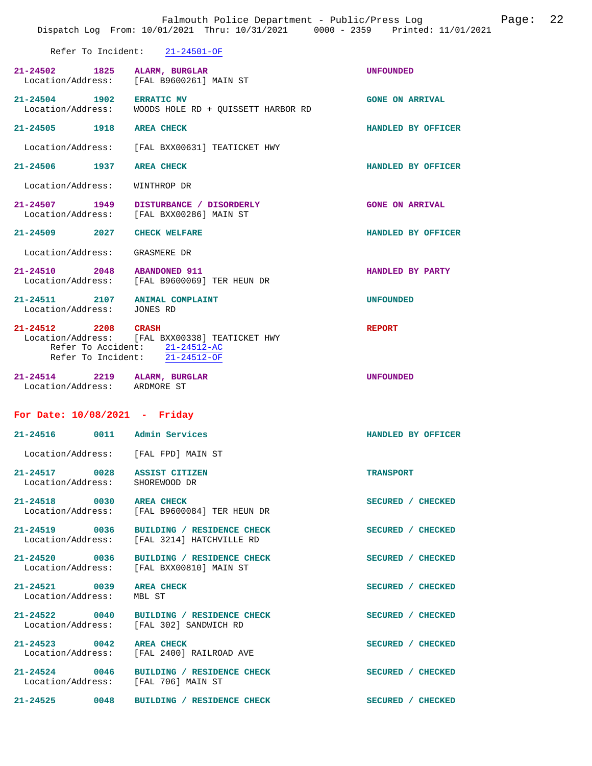Refer To Incident: 21-24501-OF

**21-24502** 1825 **ALARM, BURGLAR** UNFOUNDED
Location/Address: [FAL B9600261] MAIN ST

**21-24504** 1902 **ERRATIC MV** GONE ON ARRIVAL
Location/Address: WOODS HOLE RD + QUISSETT HARBOR RD

**21-24505** 1918 **AREA CHECK** HANDLED BY OFFICER
Location/Address: [FAL BXX00631] TEATICKET HWY

**21-24506** 1937 **AREA CHECK** HANDLED BY OFFICER
Location/Address: WINTHROP DR

**21-24507** 1949 **DISTURBANCE / DISORDERLY** GONE ON ARRIVAL
Location/Address: [FAL BXX00286] MAIN ST

**21-24509** 2027 **CHECK WELFARE** HANDLED BY OFFICER
Location/Address: GRASMERE DR

**21-24510** 2048 **ABANDONED 911** HANDLED BY PARTY
Location/Address: [FAL B9600069] TER HEUN DR

**21-24511** 2107 **ANIMAL COMPLAINT** UNFOUNDED
Location/Address: JONES RD

**21-24512** 2208 **CRASH** REPORT
Location/Address: [FAL BXX00338] TEATICKET HWY
Refer To Accident: 21-24512-AC
Refer To Incident: 21-24512-OF

**21-24514** 2219 **ALARM, BURGLAR** UNFOUNDED
Location/Address: ARDMORE ST

## For Date: 10/08/2021 - Friday

**21-24516** 0011 **Admin Services** HANDLED BY OFFICER
Location/Address: [FAL FPD] MAIN ST

**21-24517** 0028 **ASSIST CITIZEN** TRANSPORT
Location/Address: SHOREWOOD DR

**21-24518** 0030 **AREA CHECK** SECURED / CHECKED
Location/Address: [FAL B9600084] TER HEUN DR

**21-24519** 0036 **BUILDING / RESIDENCE CHECK** SECURED / CHECKED
Location/Address: [FAL 3214] HATCHVILLE RD

**21-24520** 0036 **BUILDING / RESIDENCE CHECK** SECURED / CHECKED
Location/Address: [FAL BXX00810] MAIN ST

**21-24521** 0039 **AREA CHECK** SECURED / CHECKED
Location/Address: MBL ST

**21-24522** 0040 **BUILDING / RESIDENCE CHECK** SECURED / CHECKED
Location/Address: [FAL 302] SANDWICH RD

**21-24523** 0042 **AREA CHECK** SECURED / CHECKED
Location/Address: [FAL 2400] RAILROAD AVE

**21-24524** 0046 **BUILDING / RESIDENCE CHECK** SECURED / CHECKED
Location/Address: [FAL 706] MAIN ST

**21-24525** 0048 **BUILDING / RESIDENCE CHECK** SECURED / CHECKED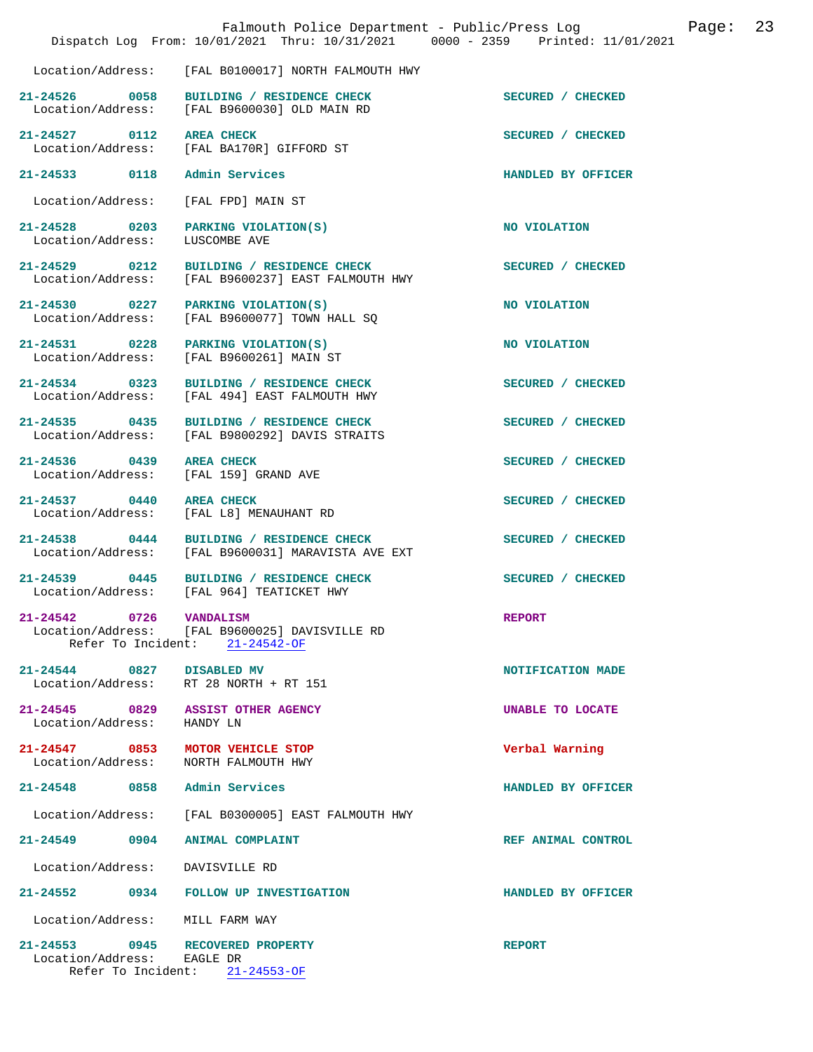Location/Address: [FAL B0100017] NORTH FALMOUTH HWY

| Call # | Time | Call Reason | Action |
|---|---|---|---|
| 21-24526 | 0058 | BUILDING / RESIDENCE CHECK | SECURED / CHECKED |
| | | Location/Address: [FAL B9600030] OLD MAIN RD | |
| 21-24527 | 0112 | AREA CHECK | SECURED / CHECKED |
| | | Location/Address: [FAL BA170R] GIFFORD ST | |
| 21-24533 | 0118 | Admin Services | HANDLED BY OFFICER |
| | | Location/Address: [FAL FPD] MAIN ST | |
| 21-24528 | 0203 | PARKING VIOLATION(S) | NO VIOLATION |
| | | Location/Address: LUSCOMBE AVE | |
| 21-24529 | 0212 | BUILDING / RESIDENCE CHECK | SECURED / CHECKED |
| | | Location/Address: [FAL B9600237] EAST FALMOUTH HWY | |
| 21-24530 | 0227 | PARKING VIOLATION(S) | NO VIOLATION |
| | | Location/Address: [FAL B9600077] TOWN HALL SQ | |
| 21-24531 | 0228 | PARKING VIOLATION(S) | NO VIOLATION |
| | | Location/Address: [FAL B9600261] MAIN ST | |
| 21-24534 | 0323 | BUILDING / RESIDENCE CHECK | SECURED / CHECKED |
| | | Location/Address: [FAL 494] EAST FALMOUTH HWY | |
| 21-24535 | 0435 | BUILDING / RESIDENCE CHECK | SECURED / CHECKED |
| | | Location/Address: [FAL B9800292] DAVIS STRAITS | |
| 21-24536 | 0439 | AREA CHECK | SECURED / CHECKED |
| | | Location/Address: [FAL 159] GRAND AVE | |
| 21-24537 | 0440 | AREA CHECK | SECURED / CHECKED |
| | | Location/Address: [FAL L8] MENAUHANT RD | |
| 21-24538 | 0444 | BUILDING / RESIDENCE CHECK | SECURED / CHECKED |
| | | Location/Address: [FAL B9600031] MARAVISTA AVE EXT | |
| 21-24539 | 0445 | BUILDING / RESIDENCE CHECK | SECURED / CHECKED |
| | | Location/Address: [FAL 964] TEATICKET HWY | |
| 21-24542 | 0726 | VANDALISM | REPORT |
| | | Location/Address: [FAL B9600025] DAVISVILLE RD<br>Refer To Incident: 21-24542-OF | |
| 21-24544 | 0827 | DISABLED MV | NOTIFICATION MADE |
| | | Location/Address: RT 28 NORTH + RT 151 | |
| 21-24545 | 0829 | ASSIST OTHER AGENCY | UNABLE TO LOCATE |
| | | Location/Address: HANDY LN | |
| 21-24547 | 0853 | MOTOR VEHICLE STOP | Verbal Warning |
| | | Location/Address: NORTH FALMOUTH HWY | |
| 21-24548 | 0858 | Admin Services | HANDLED BY OFFICER |
| | | Location/Address: [FAL B0300005] EAST FALMOUTH HWY | |
| 21-24549 | 0904 | ANIMAL COMPLAINT | REF ANIMAL CONTROL |
| | | Location/Address: DAVISVILLE RD | |
| 21-24552 | 0934 | FOLLOW UP INVESTIGATION | HANDLED BY OFFICER |
| | | Location/Address: MILL FARM WAY | |
| 21-24553 | 0945 | RECOVERED PROPERTY | REPORT |
| | | Location/Address: EAGLE DR<br>Refer To Incident: 21-24553-OF | |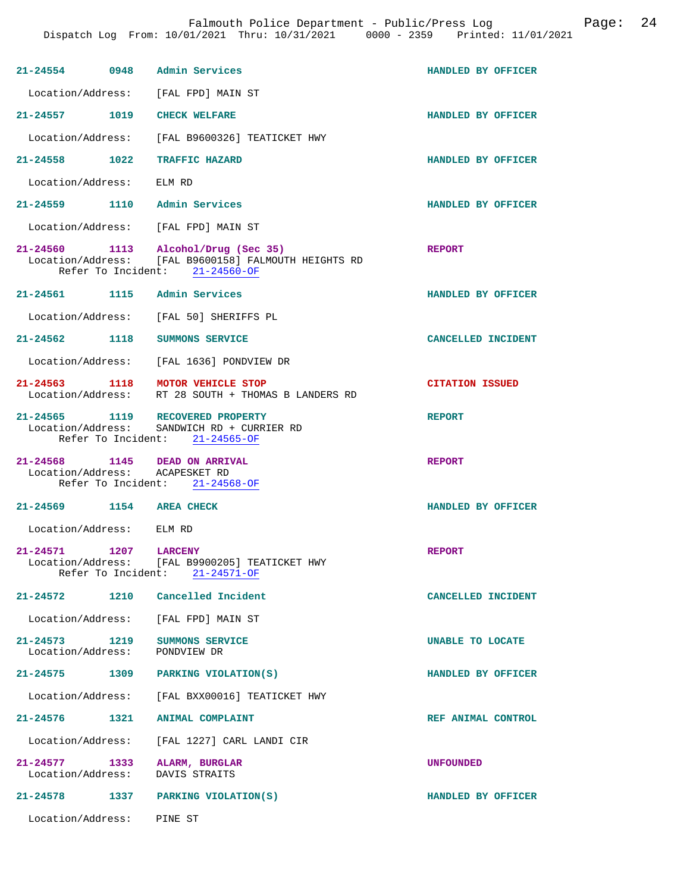| Incident | Time | Type | Disposition |
|---|---|---|---|
| 21-24554 | 0948 | Admin Services | HANDLED BY OFFICER |
| | | Location/Address: [FAL FPD] MAIN ST | |
| 21-24557 | 1019 | CHECK WELFARE | HANDLED BY OFFICER |
| | | Location/Address: [FAL B9600326] TEATICKET HWY | |
| 21-24558 | 1022 | TRAFFIC HAZARD | HANDLED BY OFFICER |
| | | Location/Address: ELM RD | |
| 21-24559 | 1110 | Admin Services | HANDLED BY OFFICER |
| | | Location/Address: [FAL FPD] MAIN ST | |
| 21-24560 | 1113 | Alcohol/Drug (Sec 35) | REPORT |
| | | Location/Address: [FAL B9600158] FALMOUTH HEIGHTS RD; Refer To Incident: 21-24560-OF | |
| 21-24561 | 1115 | Admin Services | HANDLED BY OFFICER |
| | | Location/Address: [FAL 50] SHERIFFS PL | |
| 21-24562 | 1118 | SUMMONS SERVICE | CANCELLED INCIDENT |
| | | Location/Address: [FAL 1636] PONDVIEW DR | |
| 21-24563 | 1118 | MOTOR VEHICLE STOP | CITATION ISSUED |
| | | Location/Address: RT 28 SOUTH + THOMAS B LANDERS RD | |
| 21-24565 | 1119 | RECOVERED PROPERTY | REPORT |
| | | Location/Address: SANDWICH RD + CURRIER RD; Refer To Incident: 21-24565-OF | |
| 21-24568 | 1145 | DEAD ON ARRIVAL | REPORT |
| | | Location/Address: ACAPESKET RD; Refer To Incident: 21-24568-OF | |
| 21-24569 | 1154 | AREA CHECK | HANDLED BY OFFICER |
| | | Location/Address: ELM RD | |
| 21-24571 | 1207 | LARCENY | REPORT |
| | | Location/Address: [FAL B9900205] TEATICKET HWY; Refer To Incident: 21-24571-OF | |
| 21-24572 | 1210 | Cancelled Incident | CANCELLED INCIDENT |
| | | Location/Address: [FAL FPD] MAIN ST | |
| 21-24573 | 1219 | SUMMONS SERVICE | UNABLE TO LOCATE |
| | | Location/Address: PONDVIEW DR | |
| 21-24575 | 1309 | PARKING VIOLATION(S) | HANDLED BY OFFICER |
| | | Location/Address: [FAL BXX00016] TEATICKET HWY | |
| 21-24576 | 1321 | ANIMAL COMPLAINT | REF ANIMAL CONTROL |
| | | Location/Address: [FAL 1227] CARL LANDI CIR | |
| 21-24577 | 1333 | ALARM, BURGLAR | UNFOUNDED |
| | | Location/Address: DAVIS STRAITS | |
| 21-24578 | 1337 | PARKING VIOLATION(S) | HANDLED BY OFFICER |
| | | Location/Address: PINE ST | |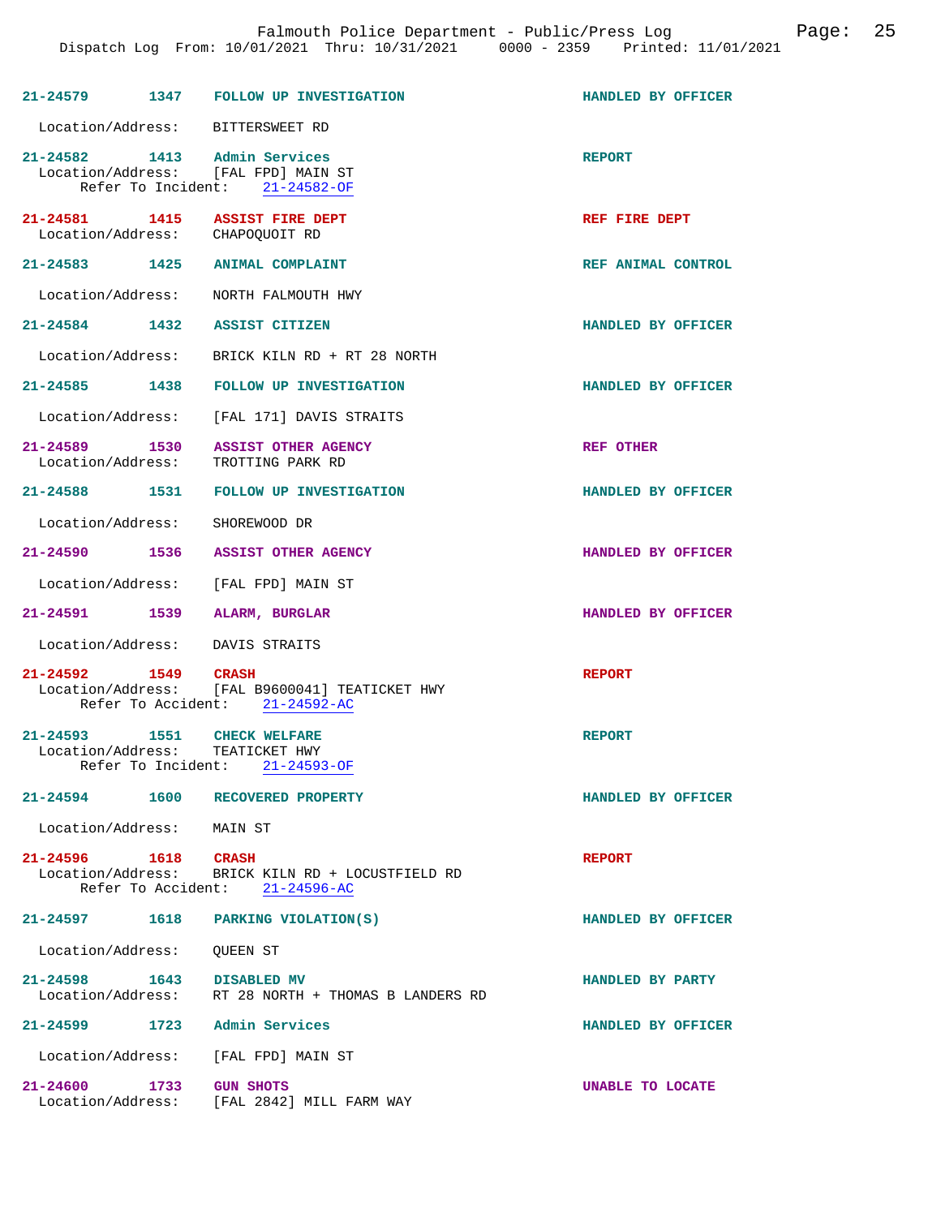21-24579 1347 FOLLOW UP INVESTIGATION HANDLED BY OFFICER

Location/Address: BITTERSWEET RD

21-24582 1413 Admin Services REPORT
Location/Address: [FAL FPD] MAIN ST
Refer To Incident: 21-24582-OF

21-24581 1415 ASSIST FIRE DEPT REF FIRE DEPT
Location/Address: CHAPOQUOIT RD

21-24583 1425 ANIMAL COMPLAINT REF ANIMAL CONTROL

Location/Address: NORTH FALMOUTH HWY

21-24584 1432 ASSIST CITIZEN HANDLED BY OFFICER

Location/Address: BRICK KILN RD + RT 28 NORTH

21-24585 1438 FOLLOW UP INVESTIGATION HANDLED BY OFFICER

Location/Address: [FAL 171] DAVIS STRAITS

21-24589 1530 ASSIST OTHER AGENCY REF OTHER
Location/Address: TROTTING PARK RD

21-24588 1531 FOLLOW UP INVESTIGATION HANDLED BY OFFICER

Location/Address: SHOREWOOD DR

21-24590 1536 ASSIST OTHER AGENCY HANDLED BY OFFICER

Location/Address: [FAL FPD] MAIN ST

21-24591 1539 ALARM, BURGLAR HANDLED BY OFFICER

Location/Address: DAVIS STRAITS

21-24592 1549 CRASH REPORT
Location/Address: [FAL B9600041] TEATICKET HWY
Refer To Accident: 21-24592-AC

21-24593 1551 CHECK WELFARE REPORT
Location/Address: TEATICKET HWY
Refer To Incident: 21-24593-OF

21-24594 1600 RECOVERED PROPERTY HANDLED BY OFFICER

Location/Address: MAIN ST

21-24596 1618 CRASH REPORT
Location/Address: BRICK KILN RD + LOCUSTFIELD RD
Refer To Accident: 21-24596-AC

21-24597 1618 PARKING VIOLATION(S) HANDLED BY OFFICER

Location/Address: QUEEN ST

21-24598 1643 DISABLED MV HANDLED BY PARTY
Location/Address: RT 28 NORTH + THOMAS B LANDERS RD

21-24599 1723 Admin Services HANDLED BY OFFICER

Location/Address: [FAL FPD] MAIN ST

21-24600 1733 GUN SHOTS UNABLE TO LOCATE
Location/Address: [FAL 2842] MILL FARM WAY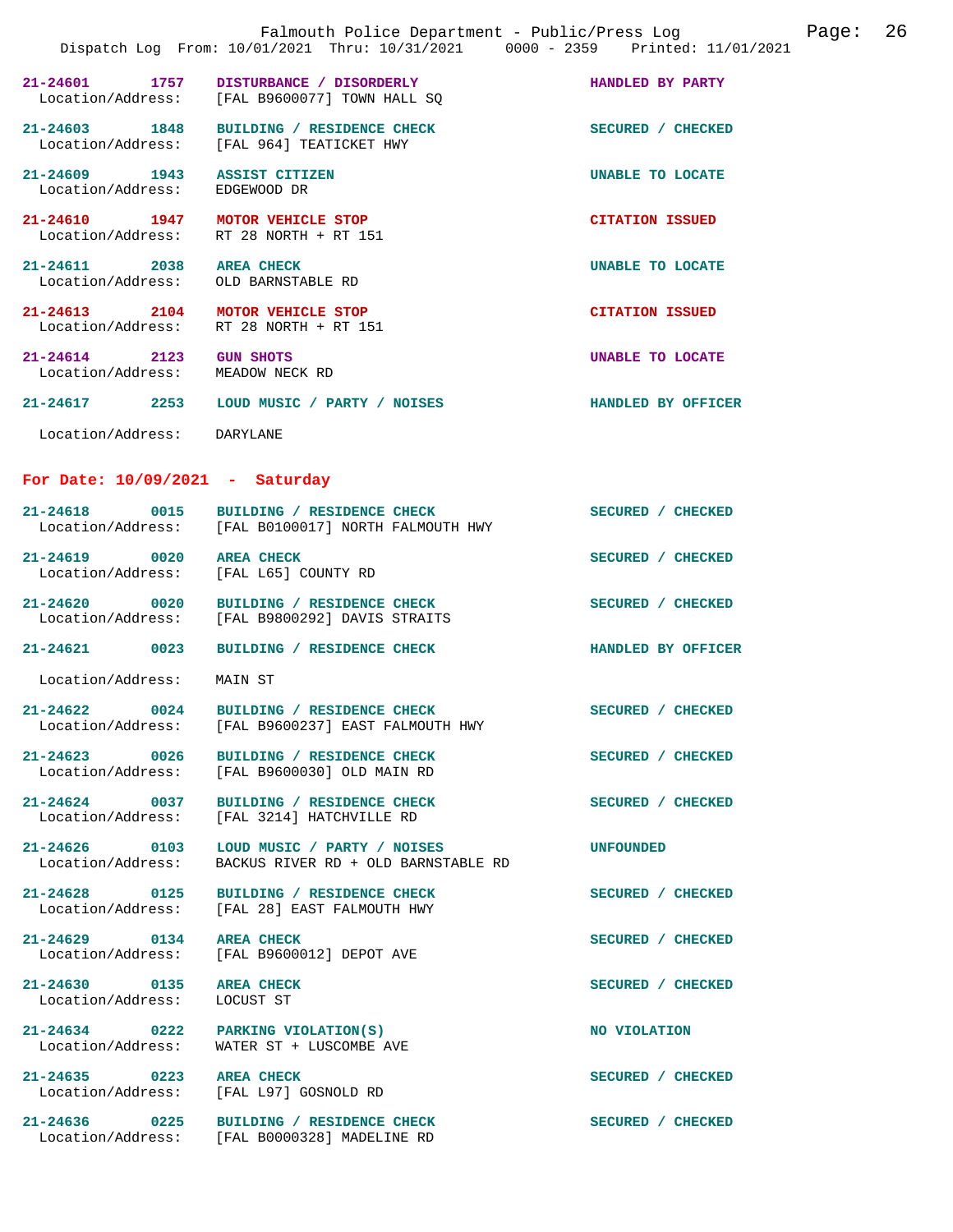21-24601 1757 **DISTURBANCE / DISORDERLY** **HANDLED BY PARTY**
Location/Address: [FAL B9600077] TOWN HALL SQ

21-24603 1848 **BUILDING / RESIDENCE CHECK** **SECURED / CHECKED**
Location/Address: [FAL 964] TEATICKET HWY

21-24609 1943 **ASSIST CITIZEN** **UNABLE TO LOCATE**
Location/Address: EDGEWOOD DR

21-24610 1947 **MOTOR VEHICLE STOP** **CITATION ISSUED**
Location/Address: RT 28 NORTH + RT 151

21-24611 2038 **AREA CHECK** **UNABLE TO LOCATE**
Location/Address: OLD BARNSTABLE RD

21-24613 2104 **MOTOR VEHICLE STOP** **CITATION ISSUED**
Location/Address: RT 28 NORTH + RT 151

21-24614 2123 **GUN SHOTS** **UNABLE TO LOCATE**
Location/Address: MEADOW NECK RD

21-24617 2253 **LOUD MUSIC / PARTY / NOISES** **HANDLED BY OFFICER**
Location/Address: DARYLANE

## For Date: 10/09/2021 - Saturday

21-24618 0015 **BUILDING / RESIDENCE CHECK** **SECURED / CHECKED**
Location/Address: [FAL B0100017] NORTH FALMOUTH HWY

21-24619 0020 **AREA CHECK** **SECURED / CHECKED**
Location/Address: [FAL L65] COUNTY RD

21-24620 0020 **BUILDING / RESIDENCE CHECK** **SECURED / CHECKED**
Location/Address: [FAL B9800292] DAVIS STRAITS

21-24621 0023 **BUILDING / RESIDENCE CHECK** **HANDLED BY OFFICER**
Location/Address: MAIN ST

21-24622 0024 **BUILDING / RESIDENCE CHECK** **SECURED / CHECKED**
Location/Address: [FAL B9600237] EAST FALMOUTH HWY

21-24623 0026 **BUILDING / RESIDENCE CHECK** **SECURED / CHECKED**
Location/Address: [FAL B9600030] OLD MAIN RD

21-24624 0037 **BUILDING / RESIDENCE CHECK** **SECURED / CHECKED**
Location/Address: [FAL 3214] HATCHVILLE RD

21-24626 0103 **LOUD MUSIC / PARTY / NOISES** **UNFOUNDED**
Location/Address: BACKUS RIVER RD + OLD BARNSTABLE RD

21-24628 0125 **BUILDING / RESIDENCE CHECK** **SECURED / CHECKED**
Location/Address: [FAL 28] EAST FALMOUTH HWY

21-24629 0134 **AREA CHECK** **SECURED / CHECKED**
Location/Address: [FAL B9600012] DEPOT AVE

21-24630 0135 **AREA CHECK** **SECURED / CHECKED**
Location/Address: LOCUST ST

21-24634 0222 **PARKING VIOLATION(S)** **NO VIOLATION**
Location/Address: WATER ST + LUSCOMBE AVE

21-24635 0223 **AREA CHECK** **SECURED / CHECKED**
Location/Address: [FAL L97] GOSNOLD RD

21-24636 0225 **BUILDING / RESIDENCE CHECK** **SECURED / CHECKED**
Location/Address: [FAL B0000328] MADELINE RD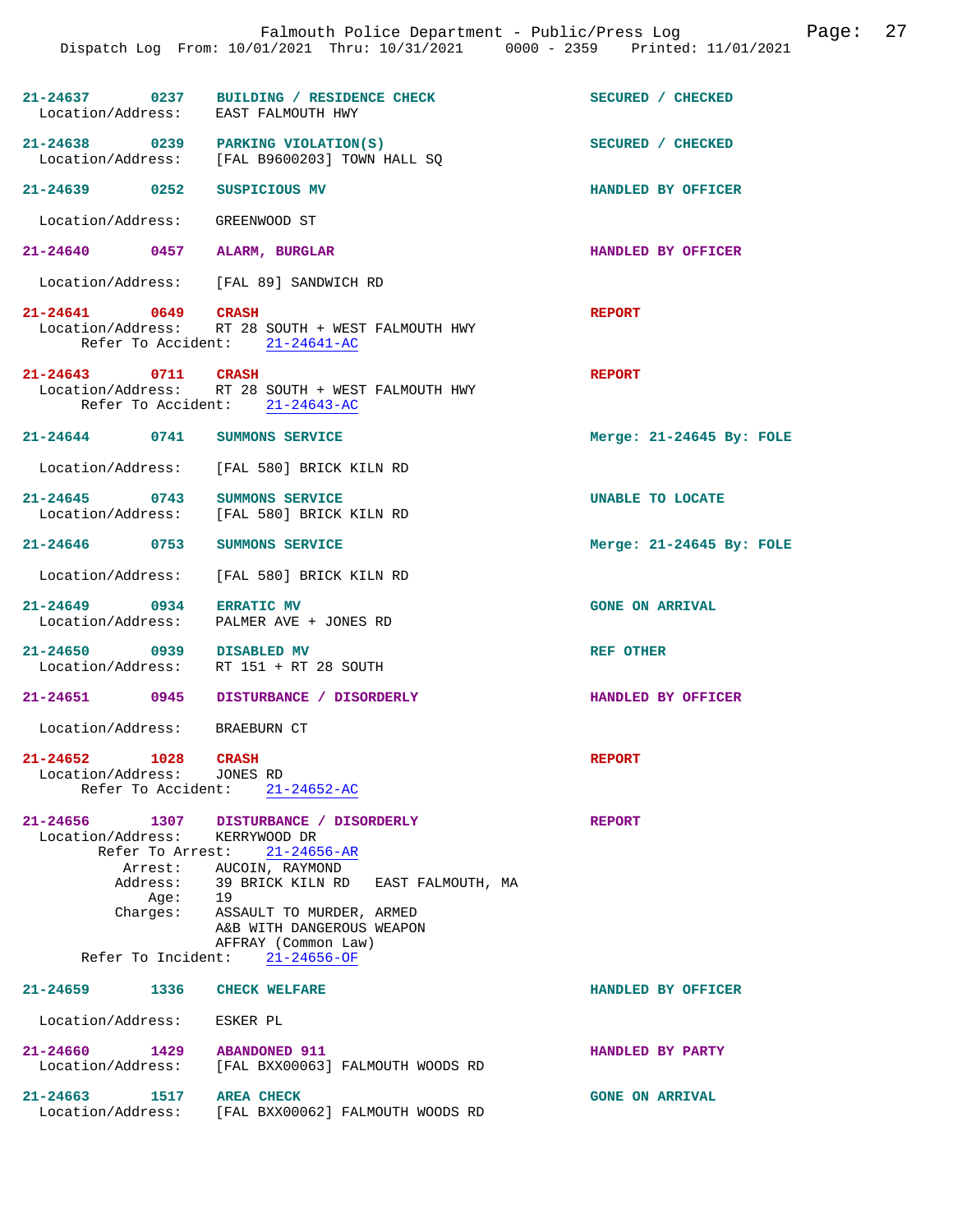21-24637 0237 BUILDING / RESIDENCE CHECK SECURED / CHECKED
Location/Address: EAST FALMOUTH HWY

21-24638 0239 PARKING VIOLATION(S) SECURED / CHECKED
Location/Address: [FAL B9600203] TOWN HALL SQ

21-24639 0252 SUSPICIOUS MV HANDLED BY OFFICER
Location/Address: GREENWOOD ST

21-24640 0457 ALARM, BURGLAR HANDLED BY OFFICER
Location/Address: [FAL 89] SANDWICH RD

21-24641 0649 CRASH REPORT
Location/Address: RT 28 SOUTH + WEST FALMOUTH HWY
Refer To Accident: 21-24641-AC

21-24643 0711 CRASH REPORT
Location/Address: RT 28 SOUTH + WEST FALMOUTH HWY
Refer To Accident: 21-24643-AC

21-24644 0741 SUMMONS SERVICE Merge: 21-24645 By: FOLE
Location/Address: [FAL 580] BRICK KILN RD

21-24645 0743 SUMMONS SERVICE UNABLE TO LOCATE
Location/Address: [FAL 580] BRICK KILN RD

21-24646 0753 SUMMONS SERVICE Merge: 21-24645 By: FOLE
Location/Address: [FAL 580] BRICK KILN RD

21-24649 0934 ERRATIC MV GONE ON ARRIVAL
Location/Address: PALMER AVE + JONES RD

21-24650 0939 DISABLED MV REF OTHER
Location/Address: RT 151 + RT 28 SOUTH

21-24651 0945 DISTURBANCE / DISORDERLY HANDLED BY OFFICER
Location/Address: BRAEBURN CT

21-24652 1028 CRASH REPORT
Location/Address: JONES RD
Refer To Accident: 21-24652-AC

21-24656 1307 DISTURBANCE / DISORDERLY REPORT
Location/Address: KERRYWOOD DR
Refer To Arrest: 21-24656-AR
Arrest: AUCOIN, RAYMOND
Address: 39 BRICK KILN RD EAST FALMOUTH, MA
Age: 19
Charges: ASSAULT TO MURDER, ARMED
A&B WITH DANGEROUS WEAPON
AFFRAY (Common Law)
Refer To Incident: 21-24656-OF

21-24659 1336 CHECK WELFARE HANDLED BY OFFICER
Location/Address: ESKER PL

21-24660 1429 ABANDONED 911 HANDLED BY PARTY
Location/Address: [FAL BXX00063] FALMOUTH WOODS RD

21-24663 1517 AREA CHECK GONE ON ARRIVAL
Location/Address: [FAL BXX00062] FALMOUTH WOODS RD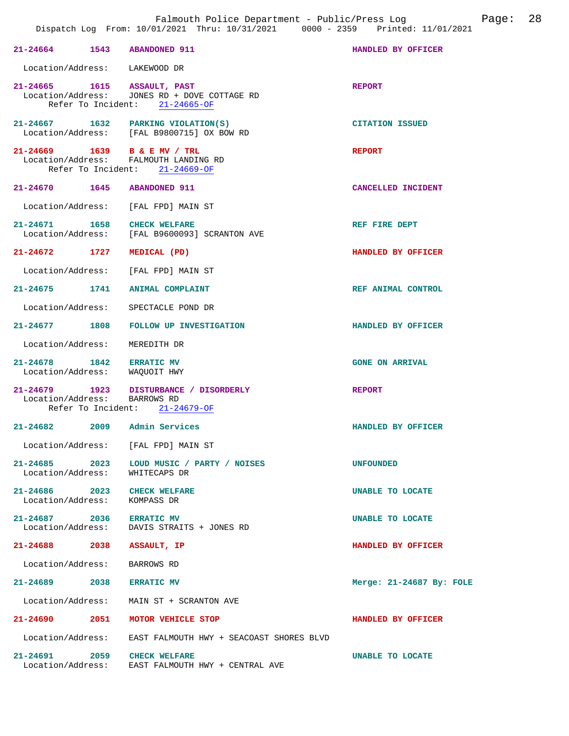**21-24664** 1543 **ABANDONED 911** HANDLED BY OFFICER

Location/Address: LAKEWOOD DR

**21-24665** 1615 **ASSAULT, PAST** REPORT
Location/Address: JONES RD + DOVE COTTAGE RD
Refer To Incident: 21-24665-OF

**21-24667** 1632 **PARKING VIOLATION(S)** CITATION ISSUED
Location/Address: [FAL B9800715] OX BOW RD

**21-24669** 1639 **B & E MV / TRL** REPORT
Location/Address: FALMOUTH LANDING RD
Refer To Incident: 21-24669-OF

**21-24670** 1645 **ABANDONED 911** CANCELLED INCIDENT

Location/Address: [FAL FPD] MAIN ST

**21-24671** 1658 **CHECK WELFARE** REF FIRE DEPT
Location/Address: [FAL B9600093] SCRANTON AVE

**21-24672** 1727 **MEDICAL (PD)** HANDLED BY OFFICER

Location/Address: [FAL FPD] MAIN ST

**21-24675** 1741 **ANIMAL COMPLAINT** REF ANIMAL CONTROL

Location/Address: SPECTACLE POND DR

**21-24677** 1808 **FOLLOW UP INVESTIGATION** HANDLED BY OFFICER

Location/Address: MEREDITH DR

**21-24678** 1842 **ERRATIC MV** GONE ON ARRIVAL
Location/Address: WAQUOIT HWY

**21-24679** 1923 **DISTURBANCE / DISORDERLY** REPORT
Location/Address: BARROWS RD
Refer To Incident: 21-24679-OF

**21-24682** 2009 **Admin Services** HANDLED BY OFFICER

Location/Address: [FAL FPD] MAIN ST

**21-24685** 2023 **LOUD MUSIC / PARTY / NOISES** UNFOUNDED
Location/Address: WHITECAPS DR

**21-24686** 2023 **CHECK WELFARE** UNABLE TO LOCATE
Location/Address: KOMPASS DR

**21-24687** 2036 **ERRATIC MV** UNABLE TO LOCATE
Location/Address: DAVIS STRAITS + JONES RD

**21-24688** 2038 **ASSAULT, IP** HANDLED BY OFFICER

Location/Address: BARROWS RD

**21-24689** 2038 **ERRATIC MV** Merge: 21-24687 By: FOLE

Location/Address: MAIN ST + SCRANTON AVE

**21-24690** 2051 **MOTOR VEHICLE STOP** HANDLED BY OFFICER

Location/Address: EAST FALMOUTH HWY + SEACOAST SHORES BLVD

**21-24691** 2059 **CHECK WELFARE** UNABLE TO LOCATE
Location/Address: EAST FALMOUTH HWY + CENTRAL AVE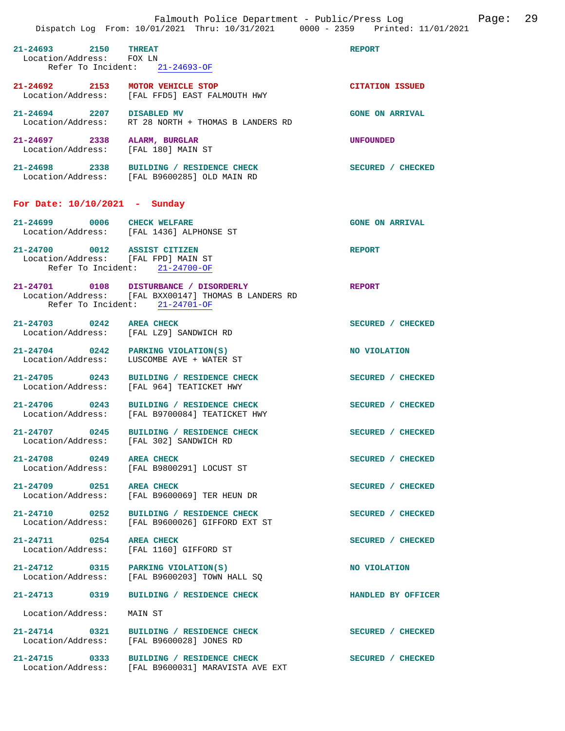**21-24693 2150 THREAT** REPORT
Location/Address: FOX LN
Refer To Incident: 21-24693-OF

**21-24692 2153 MOTOR VEHICLE STOP** CITATION ISSUED
Location/Address: [FAL FFD5] EAST FALMOUTH HWY

**21-24694 2207 DISABLED MV** GONE ON ARRIVAL
Location/Address: RT 28 NORTH + THOMAS B LANDERS RD

**21-24697 2338 ALARM, BURGLAR** UNFOUNDED
Location/Address: [FAL 180] MAIN ST

**21-24698 2338 BUILDING / RESIDENCE CHECK** SECURED / CHECKED
Location/Address: [FAL B9600285] OLD MAIN RD

## For Date: 10/10/2021 - Sunday

**21-24699 0006 CHECK WELFARE** GONE ON ARRIVAL
Location/Address: [FAL 1436] ALPHONSE ST

**21-24700 0012 ASSIST CITIZEN** REPORT
Location/Address: [FAL FPD] MAIN ST
Refer To Incident: 21-24700-OF

**21-24701 0108 DISTURBANCE / DISORDERLY** REPORT
Location/Address: [FAL BXX00147] THOMAS B LANDERS RD
Refer To Incident: 21-24701-OF

**21-24703 0242 AREA CHECK** SECURED / CHECKED
Location/Address: [FAL LZ9] SANDWICH RD

**21-24704 0242 PARKING VIOLATION(S)** NO VIOLATION
Location/Address: LUSCOMBE AVE + WATER ST

**21-24705 0243 BUILDING / RESIDENCE CHECK** SECURED / CHECKED
Location/Address: [FAL 964] TEATICKET HWY

**21-24706 0243 BUILDING / RESIDENCE CHECK** SECURED / CHECKED
Location/Address: [FAL B9700084] TEATICKET HWY

**21-24707 0245 BUILDING / RESIDENCE CHECK** SECURED / CHECKED
Location/Address: [FAL 302] SANDWICH RD

**21-24708 0249 AREA CHECK** SECURED / CHECKED
Location/Address: [FAL B9800291] LOCUST ST

**21-24709 0251 AREA CHECK** SECURED / CHECKED
Location/Address: [FAL B9600069] TER HEUN DR

**21-24710 0252 BUILDING / RESIDENCE CHECK** SECURED / CHECKED
Location/Address: [FAL B9600026] GIFFORD EXT ST

**21-24711 0254 AREA CHECK** SECURED / CHECKED
Location/Address: [FAL 1160] GIFFORD ST

**21-24712 0315 PARKING VIOLATION(S)** NO VIOLATION
Location/Address: [FAL B9600203] TOWN HALL SQ

**21-24713 0319 BUILDING / RESIDENCE CHECK** HANDLED BY OFFICER
Location/Address: MAIN ST

**21-24714 0321 BUILDING / RESIDENCE CHECK** SECURED / CHECKED
Location/Address: [FAL B9600028] JONES RD

**21-24715 0333 BUILDING / RESIDENCE CHECK** SECURED / CHECKED
Location/Address: [FAL B9600031] MARAVISTA AVE EXT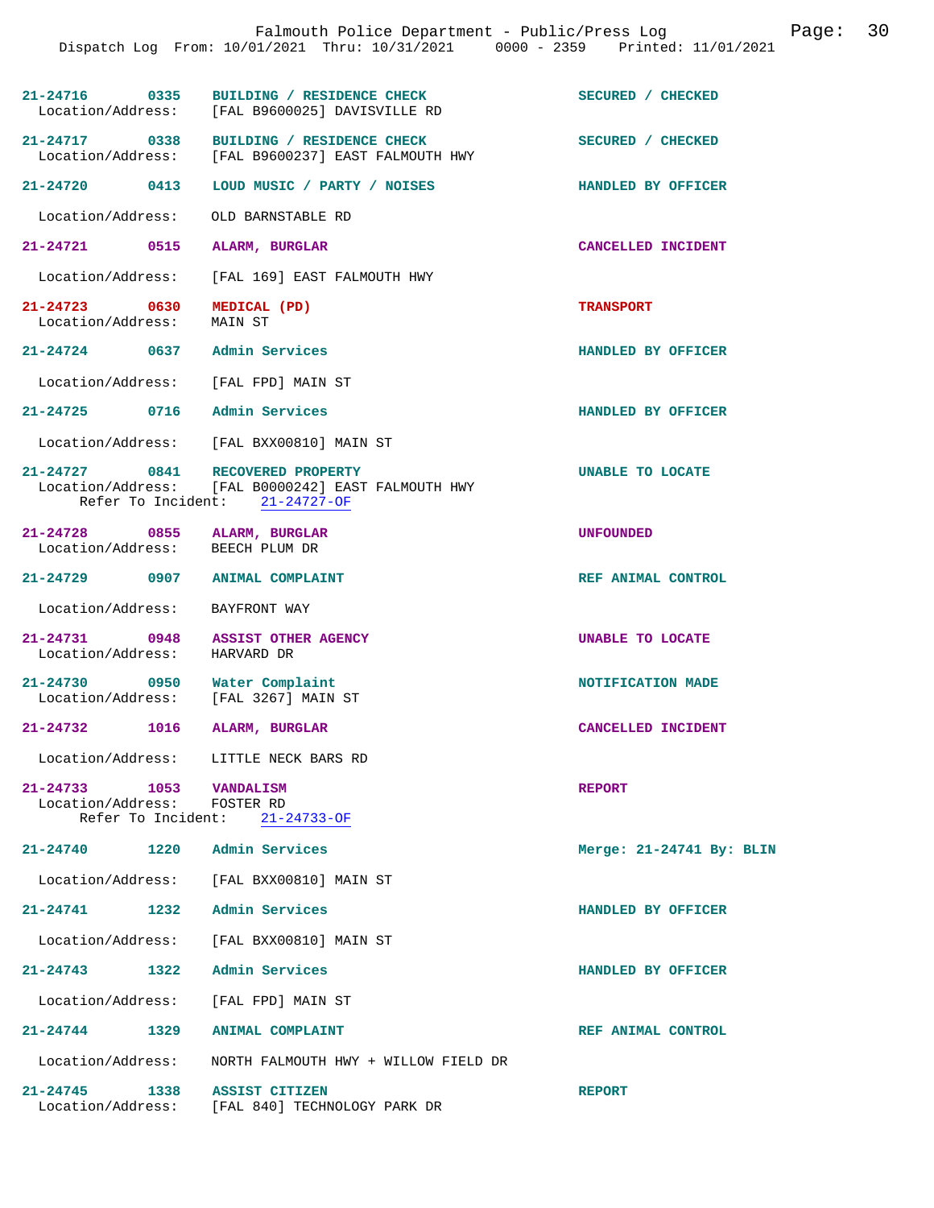21-24716 0335 BUILDING / RESIDENCE CHECK SECURED / CHECKED
Location/Address: [FAL B9600025] DAVISVILLE RD

21-24717 0338 BUILDING / RESIDENCE CHECK SECURED / CHECKED
Location/Address: [FAL B9600237] EAST FALMOUTH HWY

21-24720 0413 LOUD MUSIC / PARTY / NOISES HANDLED BY OFFICER
Location/Address: OLD BARNSTABLE RD

21-24721 0515 ALARM, BURGLAR CANCELLED INCIDENT
Location/Address: [FAL 169] EAST FALMOUTH HWY

21-24723 0630 MEDICAL (PD) TRANSPORT
Location/Address: MAIN ST

21-24724 0637 Admin Services HANDLED BY OFFICER
Location/Address: [FAL FPD] MAIN ST

21-24725 0716 Admin Services HANDLED BY OFFICER
Location/Address: [FAL BXX00810] MAIN ST

21-24727 0841 RECOVERED PROPERTY UNABLE TO LOCATE
Location/Address: [FAL B0000242] EAST FALMOUTH HWY
Refer To Incident: 21-24727-OF

21-24728 0855 ALARM, BURGLAR UNFOUNDED
Location/Address: BEECH PLUM DR

21-24729 0907 ANIMAL COMPLAINT REF ANIMAL CONTROL
Location/Address: BAYFRONT WAY

21-24731 0948 ASSIST OTHER AGENCY UNABLE TO LOCATE
Location/Address: HARVARD DR

21-24730 0950 Water Complaint NOTIFICATION MADE
Location/Address: [FAL 3267] MAIN ST

21-24732 1016 ALARM, BURGLAR CANCELLED INCIDENT
Location/Address: LITTLE NECK BARS RD

21-24733 1053 VANDALISM REPORT
Location/Address: FOSTER RD
Refer To Incident: 21-24733-OF

21-24740 1220 Admin Services Merge: 21-24741 By: BLIN
Location/Address: [FAL BXX00810] MAIN ST

21-24741 1232 Admin Services HANDLED BY OFFICER
Location/Address: [FAL BXX00810] MAIN ST

21-24743 1322 Admin Services HANDLED BY OFFICER
Location/Address: [FAL FPD] MAIN ST

21-24744 1329 ANIMAL COMPLAINT REF ANIMAL CONTROL
Location/Address: NORTH FALMOUTH HWY + WILLOW FIELD DR

21-24745 1338 ASSIST CITIZEN REPORT
Location/Address: [FAL 840] TECHNOLOGY PARK DR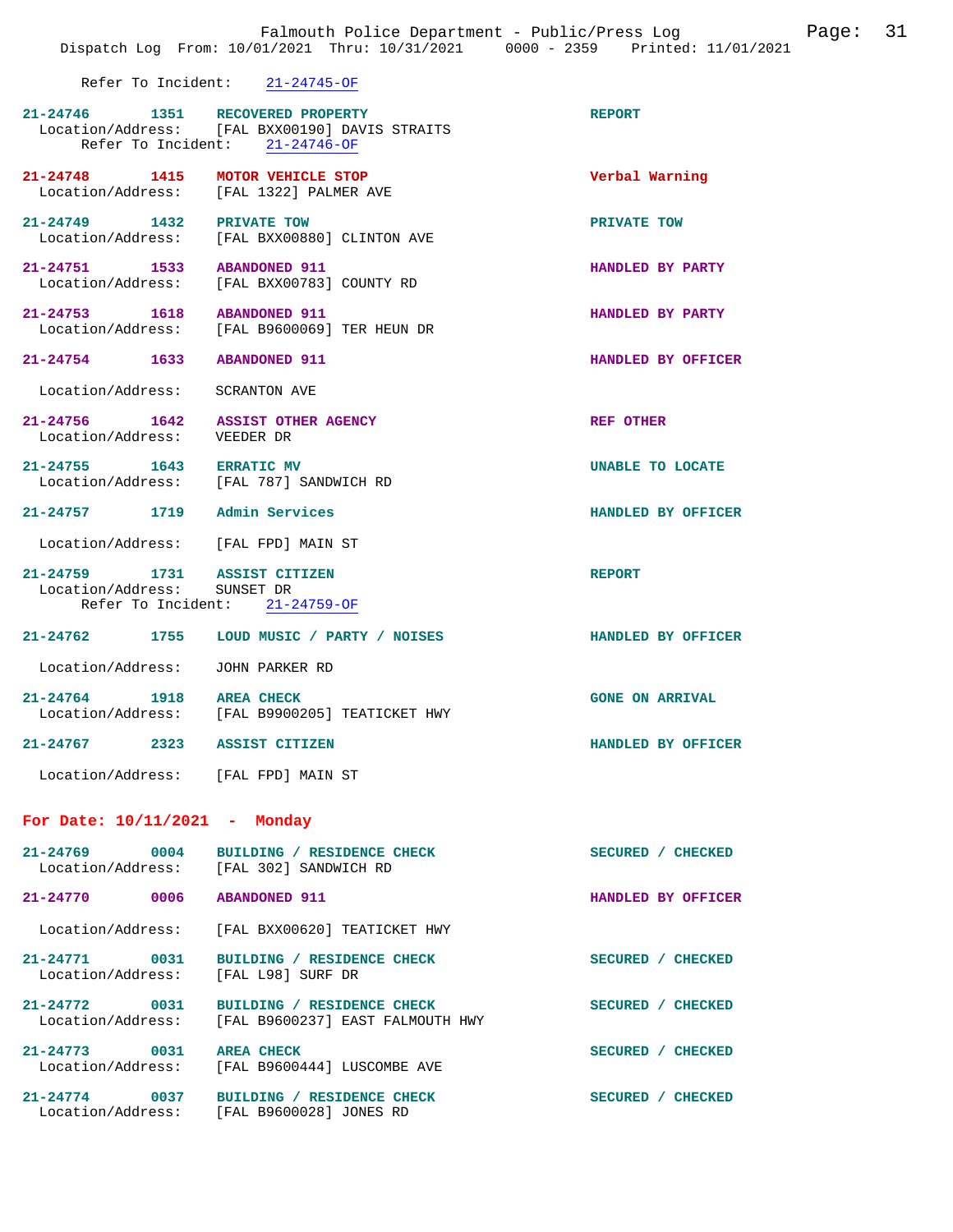Refer To Incident: 21-24745-OF

**21-24746** 1351 **RECOVERED PROPERTY** — REPORT
Location/Address: [FAL BXX00190] DAVIS STRAITS
Refer To Incident: 21-24746-OF

**21-24748** 1415 **MOTOR VEHICLE STOP** — Verbal Warning
Location/Address: [FAL 1322] PALMER AVE

**21-24749** 1432 **PRIVATE TOW** — PRIVATE TOW
Location/Address: [FAL BXX00880] CLINTON AVE

**21-24751** 1533 **ABANDONED 911** — HANDLED BY PARTY
Location/Address: [FAL BXX00783] COUNTY RD

**21-24753** 1618 **ABANDONED 911** — HANDLED BY PARTY
Location/Address: [FAL B9600069] TER HEUN DR

**21-24754** 1633 **ABANDONED 911** — HANDLED BY OFFICER
Location/Address: SCRANTON AVE

**21-24756** 1642 **ASSIST OTHER AGENCY** — REF OTHER
Location/Address: VEEDER DR

**21-24755** 1643 **ERRATIC MV** — UNABLE TO LOCATE
Location/Address: [FAL 787] SANDWICH RD

**21-24757** 1719 **Admin Services** — HANDLED BY OFFICER
Location/Address: [FAL FPD] MAIN ST

**21-24759** 1731 **ASSIST CITIZEN** — REPORT
Location/Address: SUNSET DR
Refer To Incident: 21-24759-OF

**21-24762** 1755 **LOUD MUSIC / PARTY / NOISES** — HANDLED BY OFFICER
Location/Address: JOHN PARKER RD

**21-24764** 1918 **AREA CHECK** — GONE ON ARRIVAL
Location/Address: [FAL B9900205] TEATICKET HWY

**21-24767** 2323 **ASSIST CITIZEN** — HANDLED BY OFFICER
Location/Address: [FAL FPD] MAIN ST

## For Date: 10/11/2021 - Monday

**21-24769** 0004 **BUILDING / RESIDENCE CHECK** — SECURED / CHECKED
Location/Address: [FAL 302] SANDWICH RD

**21-24770** 0006 **ABANDONED 911** — HANDLED BY OFFICER
Location/Address: [FAL BXX00620] TEATICKET HWY

**21-24771** 0031 **BUILDING / RESIDENCE CHECK** — SECURED / CHECKED
Location/Address: [FAL L98] SURF DR

**21-24772** 0031 **BUILDING / RESIDENCE CHECK** — SECURED / CHECKED
Location/Address: [FAL B9600237] EAST FALMOUTH HWY

**21-24773** 0031 **AREA CHECK** — SECURED / CHECKED
Location/Address: [FAL B9600444] LUSCOMBE AVE

**21-24774** 0037 **BUILDING / RESIDENCE CHECK** — SECURED / CHECKED
Location/Address: [FAL B9600028] JONES RD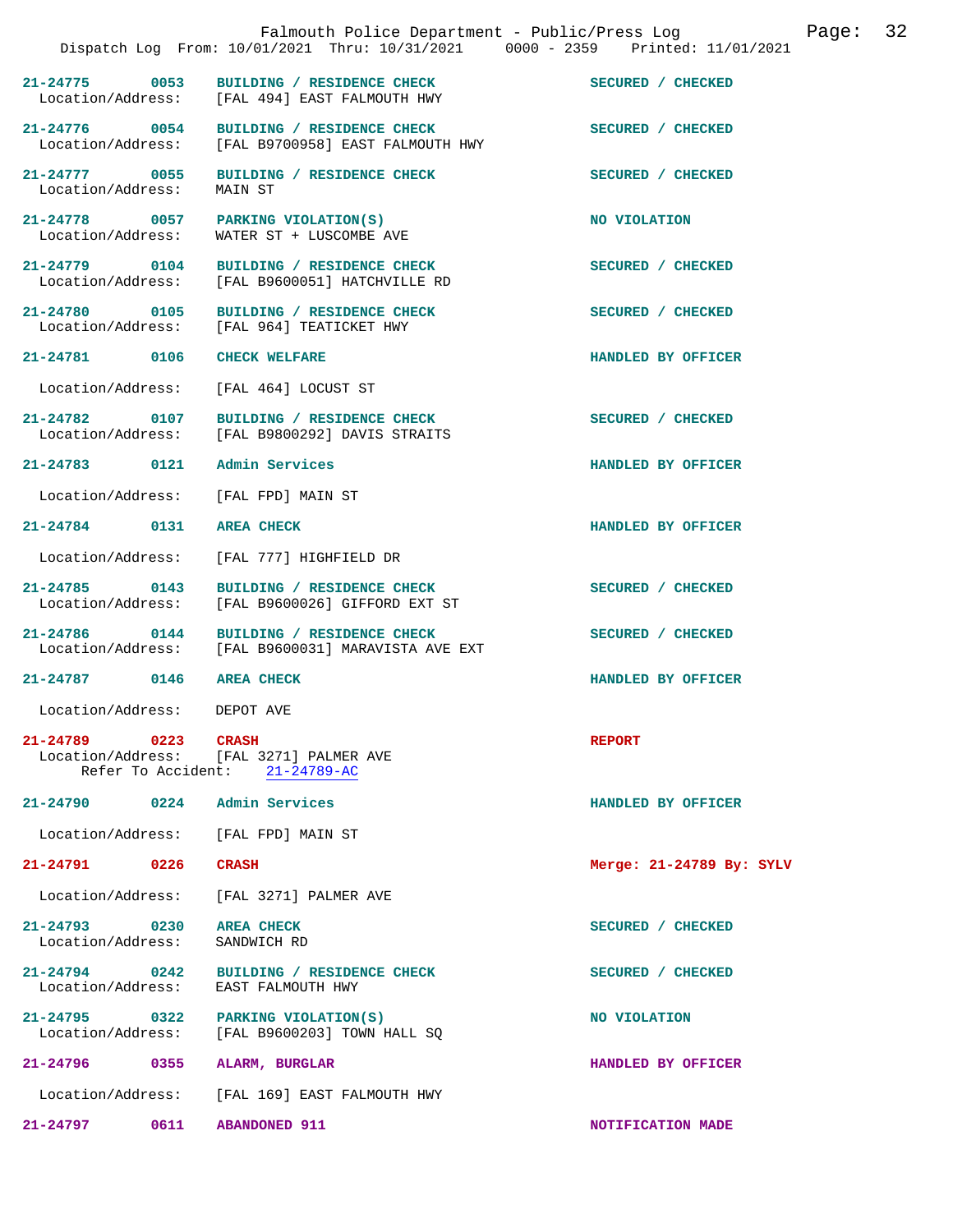Falmouth Police Department - Public/Press Log

Dispatch Log From: 10/01/2021 Thru: 10/31/2021 0000 - 2359 Printed: 11/01/2021

**21-24775 0053 BUILDING / RESIDENCE CHECK** — SECURED / CHECKED
Location/Address: [FAL 494] EAST FALMOUTH HWY

**21-24776 0054 BUILDING / RESIDENCE CHECK** — SECURED / CHECKED
Location/Address: [FAL B9700958] EAST FALMOUTH HWY

**21-24777 0055 BUILDING / RESIDENCE CHECK** — SECURED / CHECKED
Location/Address: MAIN ST

**21-24778 0057 PARKING VIOLATION(S)** — NO VIOLATION
Location/Address: WATER ST + LUSCOMBE AVE

**21-24779 0104 BUILDING / RESIDENCE CHECK** — SECURED / CHECKED
Location/Address: [FAL B9600051] HATCHVILLE RD

**21-24780 0105 BUILDING / RESIDENCE CHECK** — SECURED / CHECKED
Location/Address: [FAL 964] TEATICKET HWY

**21-24781 0106 CHECK WELFARE** — HANDLED BY OFFICER
Location/Address: [FAL 464] LOCUST ST

**21-24782 0107 BUILDING / RESIDENCE CHECK** — SECURED / CHECKED
Location/Address: [FAL B9800292] DAVIS STRAITS

**21-24783 0121 Admin Services** — HANDLED BY OFFICER
Location/Address: [FAL FPD] MAIN ST

**21-24784 0131 AREA CHECK** — HANDLED BY OFFICER
Location/Address: [FAL 777] HIGHFIELD DR

**21-24785 0143 BUILDING / RESIDENCE CHECK** — SECURED / CHECKED
Location/Address: [FAL B9600026] GIFFORD EXT ST

**21-24786 0144 BUILDING / RESIDENCE CHECK** — SECURED / CHECKED
Location/Address: [FAL B9600031] MARAVISTA AVE EXT

**21-24787 0146 AREA CHECK** — HANDLED BY OFFICER
Location/Address: DEPOT AVE

**21-24789 0223 CRASH** — REPORT
Location/Address: [FAL 3271] PALMER AVE
Refer To Accident: 21-24789-AC

**21-24790 0224 Admin Services** — HANDLED BY OFFICER
Location/Address: [FAL FPD] MAIN ST

**21-24791 0226 CRASH** — Merge: 21-24789 By: SYLV
Location/Address: [FAL 3271] PALMER AVE

**21-24793 0230 AREA CHECK** — SECURED / CHECKED
Location/Address: SANDWICH RD

**21-24794 0242 BUILDING / RESIDENCE CHECK** — SECURED / CHECKED
Location/Address: EAST FALMOUTH HWY

**21-24795 0322 PARKING VIOLATION(S)** — NO VIOLATION
Location/Address: [FAL B9600203] TOWN HALL SQ

**21-24796 0355 ALARM, BURGLAR** — HANDLED BY OFFICER
Location/Address: [FAL 169] EAST FALMOUTH HWY

**21-24797 0611 ABANDONED 911** — NOTIFICATION MADE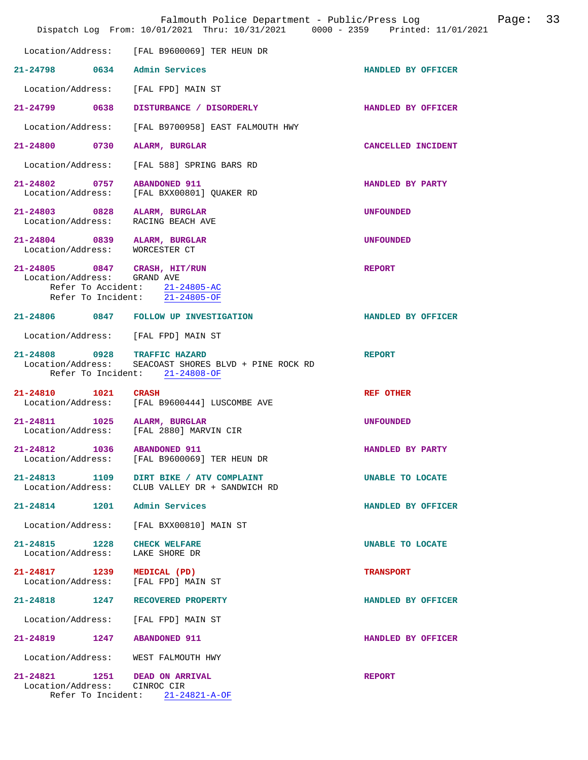Location/Address: [FAL B9600069] TER HEUN DR

**21-24798 0634 Admin Services** HANDLED BY OFFICER
Location/Address: [FAL FPD] MAIN ST

**21-24799 0638 DISTURBANCE / DISORDERLY** HANDLED BY OFFICER
Location/Address: [FAL B9700958] EAST FALMOUTH HWY

**21-24800 0730 ALARM, BURGLAR** CANCELLED INCIDENT
Location/Address: [FAL 588] SPRING BARS RD

**21-24802 0757 ABANDONED 911** HANDLED BY PARTY
Location/Address: [FAL BXX00801] QUAKER RD

**21-24803 0828 ALARM, BURGLAR** UNFOUNDED
Location/Address: RACING BEACH AVE

**21-24804 0839 ALARM, BURGLAR** UNFOUNDED
Location/Address: WORCESTER CT

**21-24805 0847 CRASH, HIT/RUN** REPORT
Location/Address: GRAND AVE
Refer To Accident: 21-24805-AC
Refer To Incident: 21-24805-OF

**21-24806 0847 FOLLOW UP INVESTIGATION** HANDLED BY OFFICER
Location/Address: [FAL FPD] MAIN ST

**21-24808 0928 TRAFFIC HAZARD** REPORT
Location/Address: SEACOAST SHORES BLVD + PINE ROCK RD
Refer To Incident: 21-24808-OF

**21-24810 1021 CRASH** REF OTHER
Location/Address: [FAL B9600444] LUSCOMBE AVE

**21-24811 1025 ALARM, BURGLAR** UNFOUNDED
Location/Address: [FAL 2880] MARVIN CIR

**21-24812 1036 ABANDONED 911** HANDLED BY PARTY
Location/Address: [FAL B9600069] TER HEUN DR

**21-24813 1109 DIRT BIKE / ATV COMPLAINT** UNABLE TO LOCATE
Location/Address: CLUB VALLEY DR + SANDWICH RD

**21-24814 1201 Admin Services** HANDLED BY OFFICER
Location/Address: [FAL BXX00810] MAIN ST

**21-24815 1228 CHECK WELFARE** UNABLE TO LOCATE
Location/Address: LAKE SHORE DR

**21-24817 1239 MEDICAL (PD)** TRANSPORT
Location/Address: [FAL FPD] MAIN ST

**21-24818 1247 RECOVERED PROPERTY** HANDLED BY OFFICER
Location/Address: [FAL FPD] MAIN ST

**21-24819 1247 ABANDONED 911** HANDLED BY OFFICER
Location/Address: WEST FALMOUTH HWY

**21-24821 1251 DEAD ON ARRIVAL** REPORT
Location/Address: CINROC CIR
Refer To Incident: 21-24821-A-OF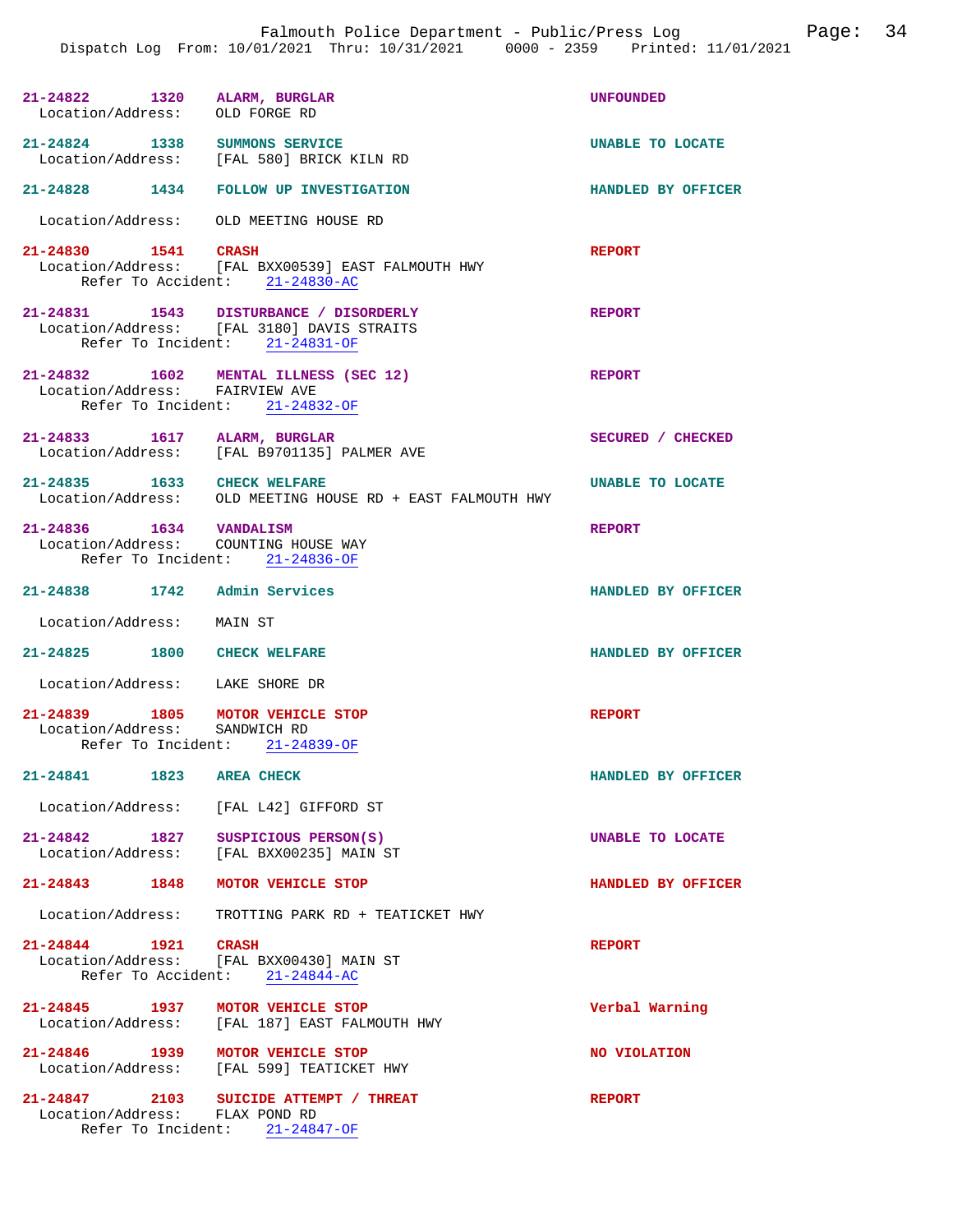21-24822 1320 **ALARM, BURGLAR** UNFOUNDED
Location/Address: OLD FORGE RD

21-24824 1338 **SUMMONS SERVICE** UNABLE TO LOCATE
Location/Address: [FAL 580] BRICK KILN RD

21-24828 1434 **FOLLOW UP INVESTIGATION** HANDLED BY OFFICER
Location/Address: OLD MEETING HOUSE RD

21-24830 1541 **CRASH** REPORT
Location/Address: [FAL BXX00539] EAST FALMOUTH HWY
Refer To Accident: 21-24830-AC

21-24831 1543 **DISTURBANCE / DISORDERLY** REPORT
Location/Address: [FAL 3180] DAVIS STRAITS
Refer To Incident: 21-24831-OF

21-24832 1602 **MENTAL ILLNESS (SEC 12)** REPORT
Location/Address: FAIRVIEW AVE
Refer To Incident: 21-24832-OF

21-24833 1617 **ALARM, BURGLAR** SECURED / CHECKED
Location/Address: [FAL B9701135] PALMER AVE

21-24835 1633 **CHECK WELFARE** UNABLE TO LOCATE
Location/Address: OLD MEETING HOUSE RD + EAST FALMOUTH HWY

21-24836 1634 **VANDALISM** REPORT
Location/Address: COUNTING HOUSE WAY
Refer To Incident: 21-24836-OF

21-24838 1742 **Admin Services** HANDLED BY OFFICER
Location/Address: MAIN ST

21-24825 1800 **CHECK WELFARE** HANDLED BY OFFICER
Location/Address: LAKE SHORE DR

21-24839 1805 **MOTOR VEHICLE STOP** REPORT
Location/Address: SANDWICH RD
Refer To Incident: 21-24839-OF

21-24841 1823 **AREA CHECK** HANDLED BY OFFICER
Location/Address: [FAL L42] GIFFORD ST

21-24842 1827 **SUSPICIOUS PERSON(S)** UNABLE TO LOCATE
Location/Address: [FAL BXX00235] MAIN ST

21-24843 1848 **MOTOR VEHICLE STOP** HANDLED BY OFFICER
Location/Address: TROTTING PARK RD + TEATICKET HWY

21-24844 1921 **CRASH** REPORT
Location/Address: [FAL BXX00430] MAIN ST
Refer To Accident: 21-24844-AC

21-24845 1937 **MOTOR VEHICLE STOP** Verbal Warning
Location/Address: [FAL 187] EAST FALMOUTH HWY

21-24846 1939 **MOTOR VEHICLE STOP** NO VIOLATION
Location/Address: [FAL 599] TEATICKET HWY

21-24847 2103 **SUICIDE ATTEMPT / THREAT** REPORT
Location/Address: FLAX POND RD
Refer To Incident: 21-24847-OF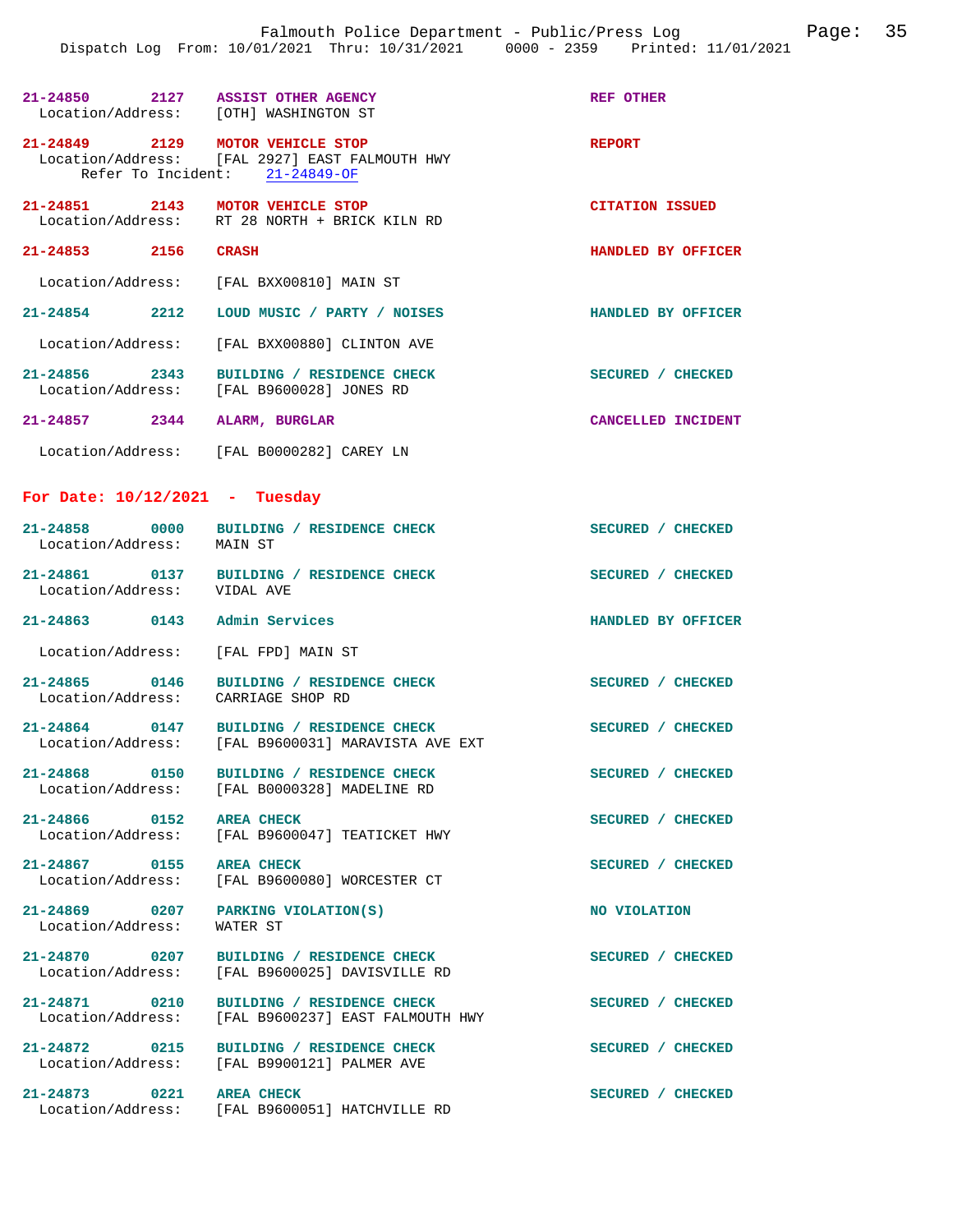| Incident | Time | Call Type | Disposition |
|---|---|---|---|
| 21-24850 | 2127 | ASSIST OTHER AGENCY | REF OTHER |
| Location/Address: [OTH] WASHINGTON ST | | | |
| 21-24849 | 2129 | MOTOR VEHICLE STOP | REPORT |
| Location/Address: [FAL 2927] EAST FALMOUTH HWY | | | |
| Refer To Incident: 21-24849-OF | | | |
| 21-24851 | 2143 | MOTOR VEHICLE STOP | CITATION ISSUED |
| Location/Address: RT 28 NORTH + BRICK KILN RD | | | |
| 21-24853 | 2156 | CRASH | HANDLED BY OFFICER |
| Location/Address: [FAL BXX00810] MAIN ST | | | |
| 21-24854 | 2212 | LOUD MUSIC / PARTY / NOISES | HANDLED BY OFFICER |
| Location/Address: [FAL BXX00880] CLINTON AVE | | | |
| 21-24856 | 2343 | BUILDING / RESIDENCE CHECK | SECURED / CHECKED |
| Location/Address: [FAL B9600028] JONES RD | | | |
| 21-24857 | 2344 | ALARM, BURGLAR | CANCELLED INCIDENT |
| Location/Address: [FAL B0000282] CAREY LN | | | |

## For Date: 10/12/2021 - Tuesday

| Incident | Time | Call Type | Disposition |
|---|---|---|---|
| 21-24858 | 0000 | BUILDING / RESIDENCE CHECK | SECURED / CHECKED |
| Location/Address: MAIN ST | | | |
| 21-24861 | 0137 | BUILDING / RESIDENCE CHECK | SECURED / CHECKED |
| Location/Address: VIDAL AVE | | | |
| 21-24863 | 0143 | Admin Services | HANDLED BY OFFICER |
| Location/Address: [FAL FPD] MAIN ST | | | |
| 21-24865 | 0146 | BUILDING / RESIDENCE CHECK | SECURED / CHECKED |
| Location/Address: CARRIAGE SHOP RD | | | |
| 21-24864 | 0147 | BUILDING / RESIDENCE CHECK | SECURED / CHECKED |
| Location/Address: [FAL B9600031] MARAVISTA AVE EXT | | | |
| 21-24868 | 0150 | BUILDING / RESIDENCE CHECK | SECURED / CHECKED |
| Location/Address: [FAL B0000328] MADELINE RD | | | |
| 21-24866 | 0152 | AREA CHECK | SECURED / CHECKED |
| Location/Address: [FAL B9600047] TEATICKET HWY | | | |
| 21-24867 | 0155 | AREA CHECK | SECURED / CHECKED |
| Location/Address: [FAL B9600080] WORCESTER CT | | | |
| 21-24869 | 0207 | PARKING VIOLATION(S) | NO VIOLATION |
| Location/Address: WATER ST | | | |
| 21-24870 | 0207 | BUILDING / RESIDENCE CHECK | SECURED / CHECKED |
| Location/Address: [FAL B9600025] DAVISVILLE RD | | | |
| 21-24871 | 0210 | BUILDING / RESIDENCE CHECK | SECURED / CHECKED |
| Location/Address: [FAL B9600237] EAST FALMOUTH HWY | | | |
| 21-24872 | 0215 | BUILDING / RESIDENCE CHECK | SECURED / CHECKED |
| Location/Address: [FAL B9900121] PALMER AVE | | | |
| 21-24873 | 0221 | AREA CHECK | SECURED / CHECKED |
| Location/Address: [FAL B9600051] HATCHVILLE RD | | | |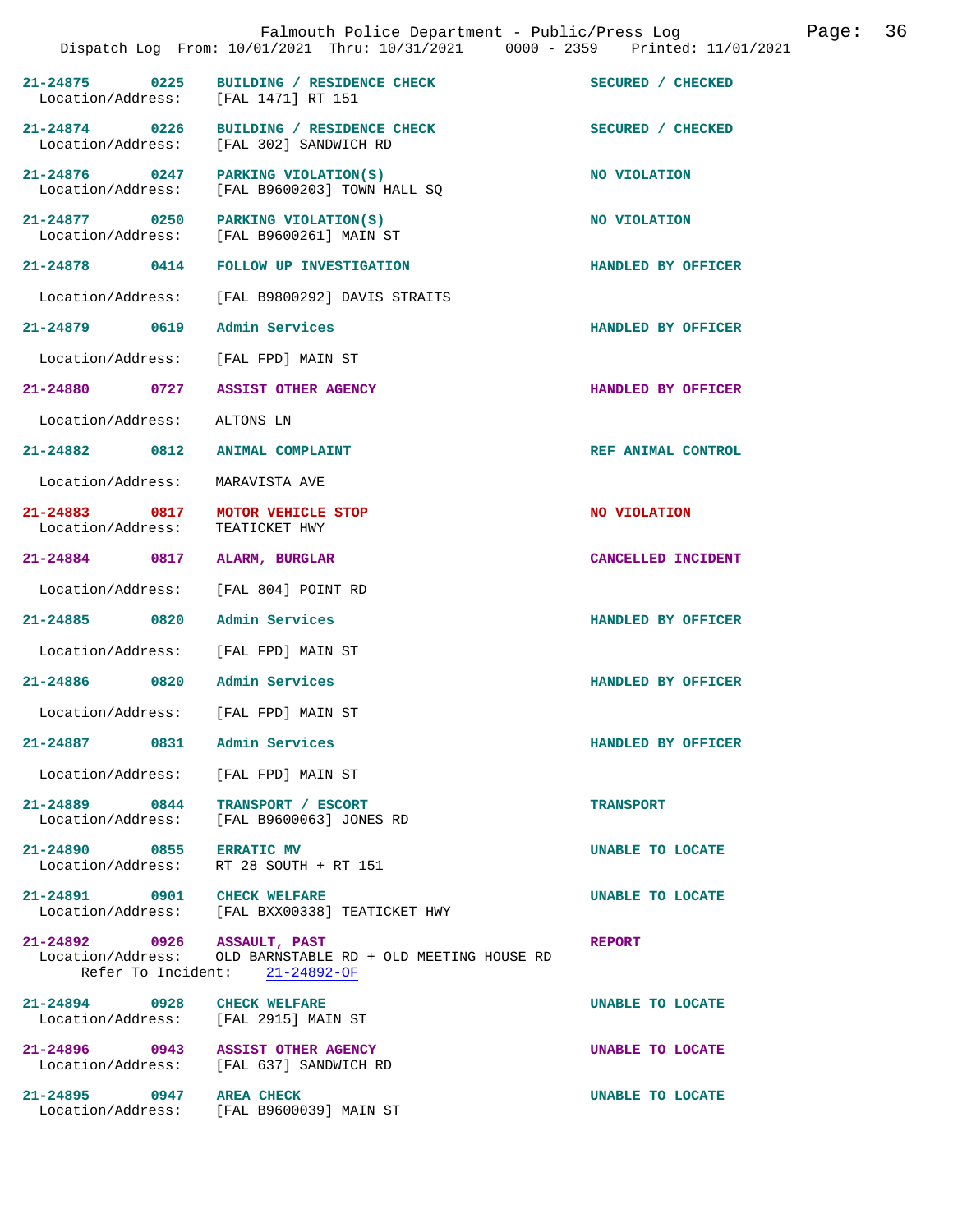| Incident # | Time | Call Type | Disposition |
|---|---|---|---|
| 21-24875 | 0225 | BUILDING / RESIDENCE CHECK | SECURED / CHECKED |
| Location/Address: | | [FAL 1471] RT 151 | |
| 21-24874 | 0226 | BUILDING / RESIDENCE CHECK | SECURED / CHECKED |
| Location/Address: | | [FAL 302] SANDWICH RD | |
| 21-24876 | 0247 | PARKING VIOLATION(S) | NO VIOLATION |
| Location/Address: | | [FAL B9600203] TOWN HALL SQ | |
| 21-24877 | 0250 | PARKING VIOLATION(S) | NO VIOLATION |
| Location/Address: | | [FAL B9600261] MAIN ST | |
| 21-24878 | 0414 | FOLLOW UP INVESTIGATION | HANDLED BY OFFICER |
| Location/Address: | | [FAL B9800292] DAVIS STRAITS | |
| 21-24879 | 0619 | Admin Services | HANDLED BY OFFICER |
| Location/Address: | | [FAL FPD] MAIN ST | |
| 21-24880 | 0727 | ASSIST OTHER AGENCY | HANDLED BY OFFICER |
| Location/Address: | | ALTONS LN | |
| 21-24882 | 0812 | ANIMAL COMPLAINT | REF ANIMAL CONTROL |
| Location/Address: | | MARAVISTA AVE | |
| 21-24883 | 0817 | MOTOR VEHICLE STOP | NO VIOLATION |
| Location/Address: | | TEATICKET HWY | |
| 21-24884 | 0817 | ALARM, BURGLAR | CANCELLED INCIDENT |
| Location/Address: | | [FAL 804] POINT RD | |
| 21-24885 | 0820 | Admin Services | HANDLED BY OFFICER |
| Location/Address: | | [FAL FPD] MAIN ST | |
| 21-24886 | 0820 | Admin Services | HANDLED BY OFFICER |
| Location/Address: | | [FAL FPD] MAIN ST | |
| 21-24887 | 0831 | Admin Services | HANDLED BY OFFICER |
| Location/Address: | | [FAL FPD] MAIN ST | |
| 21-24889 | 0844 | TRANSPORT / ESCORT | TRANSPORT |
| Location/Address: | | [FAL B9600063] JONES RD | |
| 21-24890 | 0855 | ERRATIC MV | UNABLE TO LOCATE |
| Location/Address: | | RT 28 SOUTH + RT 151 | |
| 21-24891 | 0901 | CHECK WELFARE | UNABLE TO LOCATE |
| Location/Address: | | [FAL BXX00338] TEATICKET HWY | |
| 21-24892 | 0926 | ASSAULT, PAST | REPORT |
| Location/Address: | | OLD BARNSTABLE RD + OLD MEETING HOUSE RD | |
| Refer To Incident: | | 21-24892-OF | |
| 21-24894 | 0928 | CHECK WELFARE | UNABLE TO LOCATE |
| Location/Address: | | [FAL 2915] MAIN ST | |
| 21-24896 | 0943 | ASSIST OTHER AGENCY | UNABLE TO LOCATE |
| Location/Address: | | [FAL 637] SANDWICH RD | |
| 21-24895 | 0947 | AREA CHECK | UNABLE TO LOCATE |
| Location/Address: | | [FAL B9600039] MAIN ST | |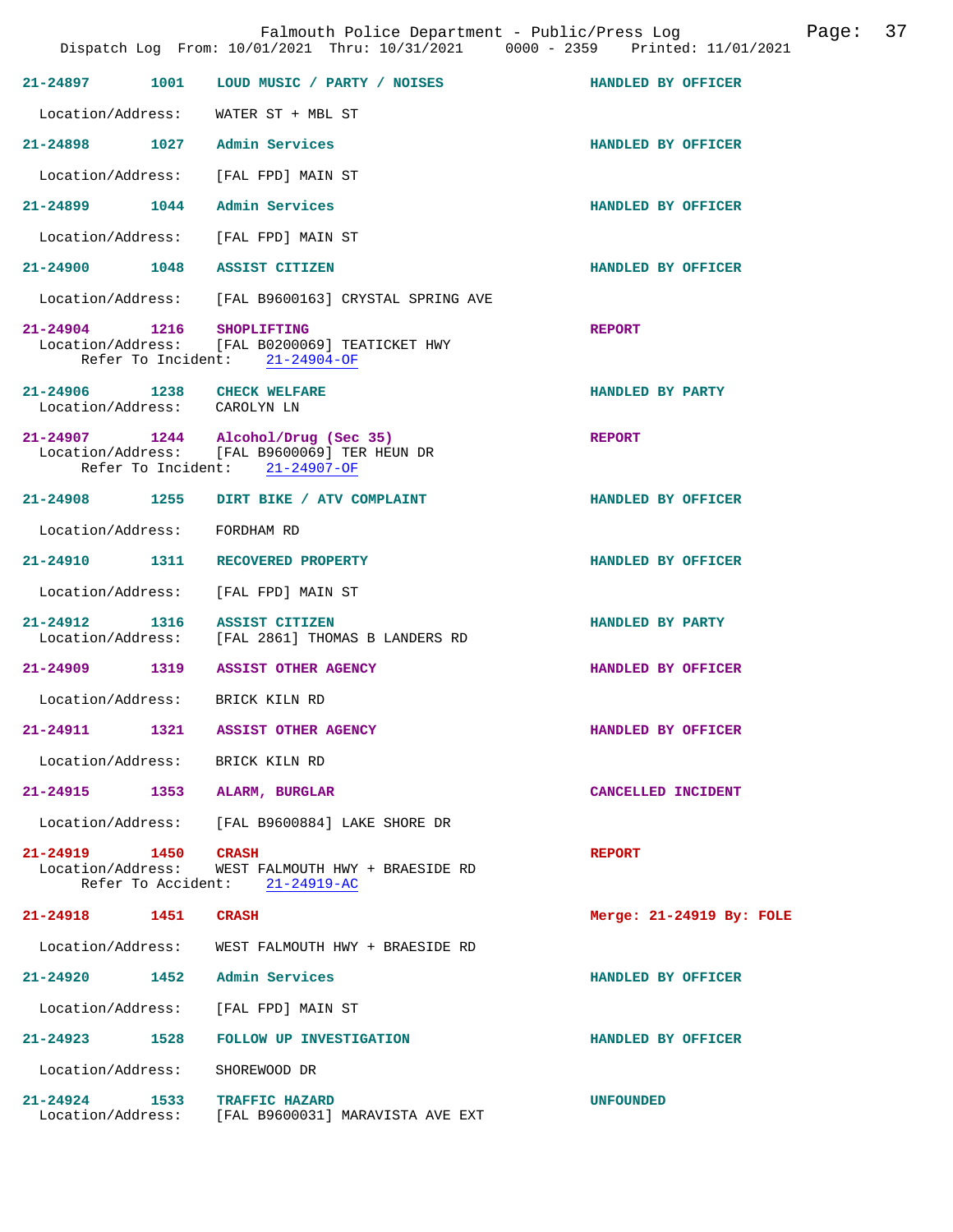**21-24897** 1001 **LOUD MUSIC / PARTY / NOISES** **HANDLED BY OFFICER**

Location/Address: WATER ST + MBL ST

**21-24898** 1027 **Admin Services** **HANDLED BY OFFICER**

Location/Address: [FAL FPD] MAIN ST

**21-24899** 1044 **Admin Services** **HANDLED BY OFFICER**

Location/Address: [FAL FPD] MAIN ST

**21-24900** 1048 **ASSIST CITIZEN** **HANDLED BY OFFICER**

Location/Address: [FAL B9600163] CRYSTAL SPRING AVE

**21-24904** 1216 **SHOPLIFTING** **REPORT**
Location/Address: [FAL B0200069] TEATICKET HWY
Refer To Incident: 21-24904-OF

**21-24906** 1238 **CHECK WELFARE** **HANDLED BY PARTY**
Location/Address: CAROLYN LN

**21-24907** 1244 **Alcohol/Drug (Sec 35)** **REPORT**
Location/Address: [FAL B9600069] TER HEUN DR
Refer To Incident: 21-24907-OF

**21-24908** 1255 **DIRT BIKE / ATV COMPLAINT** **HANDLED BY OFFICER**

Location/Address: FORDHAM RD

**21-24910** 1311 **RECOVERED PROPERTY** **HANDLED BY OFFICER**

Location/Address: [FAL FPD] MAIN ST

**21-24912** 1316 **ASSIST CITIZEN** **HANDLED BY PARTY**
Location/Address: [FAL 2861] THOMAS B LANDERS RD

**21-24909** 1319 **ASSIST OTHER AGENCY** **HANDLED BY OFFICER**

Location/Address: BRICK KILN RD

**21-24911** 1321 **ASSIST OTHER AGENCY** **HANDLED BY OFFICER**

Location/Address: BRICK KILN RD

**21-24915** 1353 **ALARM, BURGLAR** **CANCELLED INCIDENT**

Location/Address: [FAL B9600884] LAKE SHORE DR

**21-24919** 1450 **CRASH** **REPORT**
Location/Address: WEST FALMOUTH HWY + BRAESIDE RD
Refer To Accident: 21-24919-AC

**21-24918** 1451 **CRASH** **Merge: 21-24919 By: FOLE**

Location/Address: WEST FALMOUTH HWY + BRAESIDE RD

**21-24920** 1452 **Admin Services** **HANDLED BY OFFICER**

Location/Address: [FAL FPD] MAIN ST

**21-24923** 1528 **FOLLOW UP INVESTIGATION** **HANDLED BY OFFICER**

Location/Address: SHOREWOOD DR

**21-24924** 1533 **TRAFFIC HAZARD** **UNFOUNDED**
Location/Address: [FAL B9600031] MARAVISTA AVE EXT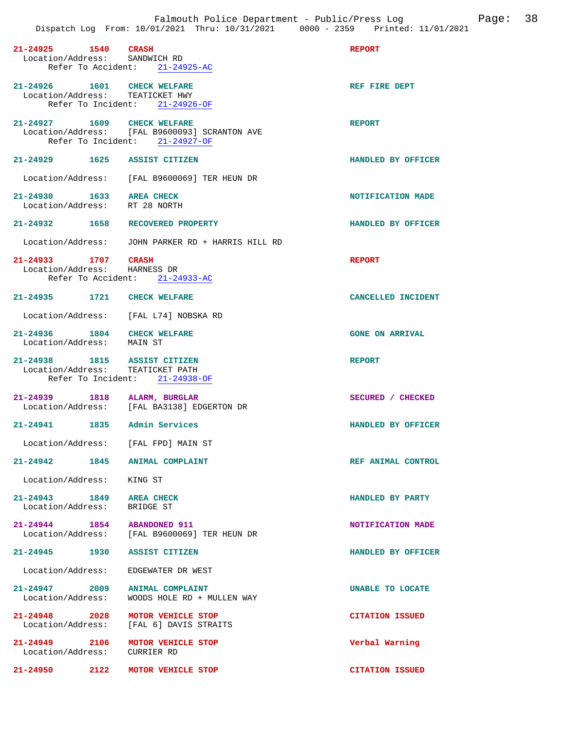21-24925 1540 **CRASH** **REPORT**
Location/Address: SANDWICH RD
Refer To Accident: 21-24925-AC

21-24926 1601 **CHECK WELFARE** **REF FIRE DEPT**
Location/Address: TEATICKET HWY
Refer To Incident: 21-24926-OF

21-24927 1609 **CHECK WELFARE** **REPORT**
Location/Address: [FAL B9600093] SCRANTON AVE
Refer To Incident: 21-24927-OF

21-24929 1625 **ASSIST CITIZEN** **HANDLED BY OFFICER**
Location/Address: [FAL B9600069] TER HEUN DR

21-24930 1633 **AREA CHECK** **NOTIFICATION MADE**
Location/Address: RT 28 NORTH

21-24932 1658 **RECOVERED PROPERTY** **HANDLED BY OFFICER**
Location/Address: JOHN PARKER RD + HARRIS HILL RD

21-24933 1707 **CRASH** **REPORT**
Location/Address: HARNESS DR
Refer To Accident: 21-24933-AC

21-24935 1721 **CHECK WELFARE** **CANCELLED INCIDENT**
Location/Address: [FAL L74] NOBSKA RD

21-24936 1804 **CHECK WELFARE** **GONE ON ARRIVAL**
Location/Address: MAIN ST

21-24938 1815 **ASSIST CITIZEN** **REPORT**
Location/Address: TEATICKET PATH
Refer To Incident: 21-24938-OF

21-24939 1818 **ALARM, BURGLAR** **SECURED / CHECKED**
Location/Address: [FAL BA3138] EDGERTON DR

21-24941 1835 **Admin Services** **HANDLED BY OFFICER**
Location/Address: [FAL FPD] MAIN ST

21-24942 1845 **ANIMAL COMPLAINT** **REF ANIMAL CONTROL**
Location/Address: KING ST

21-24943 1849 **AREA CHECK** **HANDLED BY PARTY**
Location/Address: BRIDGE ST

21-24944 1854 **ABANDONED 911** **NOTIFICATION MADE**
Location/Address: [FAL B9600069] TER HEUN DR

21-24945 1930 **ASSIST CITIZEN** **HANDLED BY OFFICER**
Location/Address: EDGEWATER DR WEST

21-24947 2009 **ANIMAL COMPLAINT** **UNABLE TO LOCATE**
Location/Address: WOODS HOLE RD + MULLEN WAY

21-24948 2028 **MOTOR VEHICLE STOP** **CITATION ISSUED**
Location/Address: [FAL 6] DAVIS STRAITS

21-24949 2106 **MOTOR VEHICLE STOP** **Verbal Warning**
Location/Address: CURRIER RD

21-24950 2122 **MOTOR VEHICLE STOP** **CITATION ISSUED**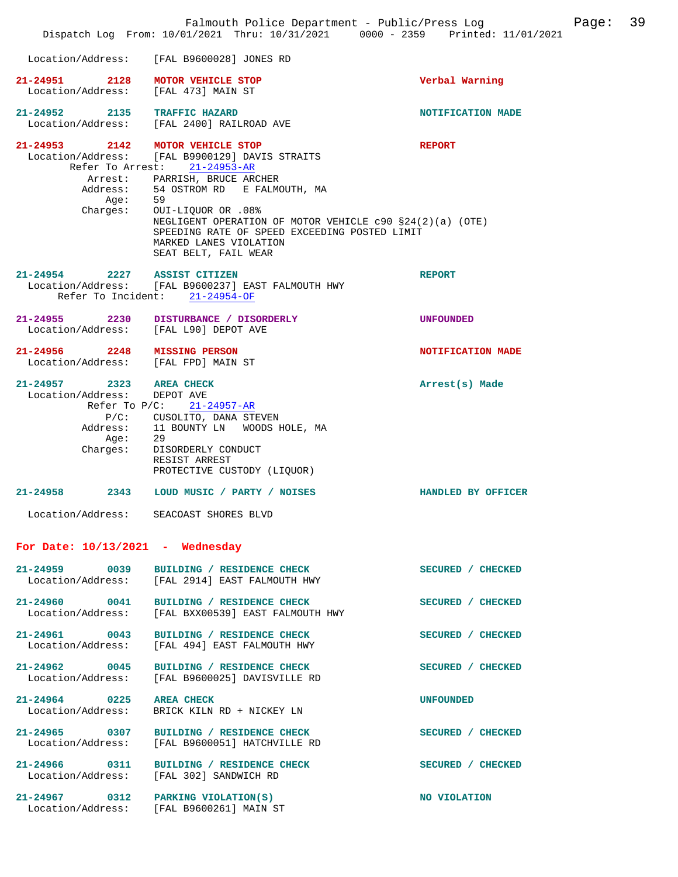Location/Address: [FAL B9600028] JONES RD

**21-24951** 2128 **MOTOR VEHICLE STOP** Verbal Warning
Location/Address: [FAL 473] MAIN ST

**21-24952** 2135 **TRAFFIC HAZARD** NOTIFICATION MADE
Location/Address: [FAL 2400] RAILROAD AVE

**21-24953** 2142 **MOTOR VEHICLE STOP** REPORT
Location/Address: [FAL B9900129] DAVIS STRAITS
Refer To Arrest: 21-24953-AR
Arrest: PARRISH, BRUCE ARCHER
Address: 54 OSTROM RD E FALMOUTH, MA
Age: 59
Charges: OUI-LIQUOR OR .08%
NEGLIGENT OPERATION OF MOTOR VEHICLE c90 §24(2)(a) (OTE)
SPEEDING RATE OF SPEED EXCEEDING POSTED LIMIT
MARKED LANES VIOLATION
SEAT BELT, FAIL WEAR

**21-24954** 2227 **ASSIST CITIZEN** REPORT
Location/Address: [FAL B9600237] EAST FALMOUTH HWY
Refer To Incident: 21-24954-OF

**21-24955** 2230 **DISTURBANCE / DISORDERLY** UNFOUNDED
Location/Address: [FAL L90] DEPOT AVE

**21-24956** 2248 **MISSING PERSON** NOTIFICATION MADE
Location/Address: [FAL FPD] MAIN ST

**21-24957** 2323 **AREA CHECK** Arrest(s) Made
Location/Address: DEPOT AVE
Refer To P/C: 21-24957-AR
P/C: CUSOLITO, DANA STEVEN
Address: 11 BOUNTY LN WOODS HOLE, MA
Age: 29
Charges: DISORDERLY CONDUCT
RESIST ARREST
PROTECTIVE CUSTODY (LIQUOR)

**21-24958** 2343 **LOUD MUSIC / PARTY / NOISES** HANDLED BY OFFICER
Location/Address: SEACOAST SHORES BLVD

## For Date: 10/13/2021 - Wednesday

**21-24959** 0039 **BUILDING / RESIDENCE CHECK** SECURED / CHECKED
Location/Address: [FAL 2914] EAST FALMOUTH HWY

**21-24960** 0041 **BUILDING / RESIDENCE CHECK** SECURED / CHECKED
Location/Address: [FAL BXX00539] EAST FALMOUTH HWY

**21-24961** 0043 **BUILDING / RESIDENCE CHECK** SECURED / CHECKED
Location/Address: [FAL 494] EAST FALMOUTH HWY

**21-24962** 0045 **BUILDING / RESIDENCE CHECK** SECURED / CHECKED
Location/Address: [FAL B9600025] DAVISVILLE RD

**21-24964** 0225 **AREA CHECK** UNFOUNDED
Location/Address: BRICK KILN RD + NICKEY LN

**21-24965** 0307 **BUILDING / RESIDENCE CHECK** SECURED / CHECKED
Location/Address: [FAL B9600051] HATCHVILLE RD

**21-24966** 0311 **BUILDING / RESIDENCE CHECK** SECURED / CHECKED
Location/Address: [FAL 302] SANDWICH RD

**21-24967** 0312 **PARKING VIOLATION(S)** NO VIOLATION
Location/Address: [FAL B9600261] MAIN ST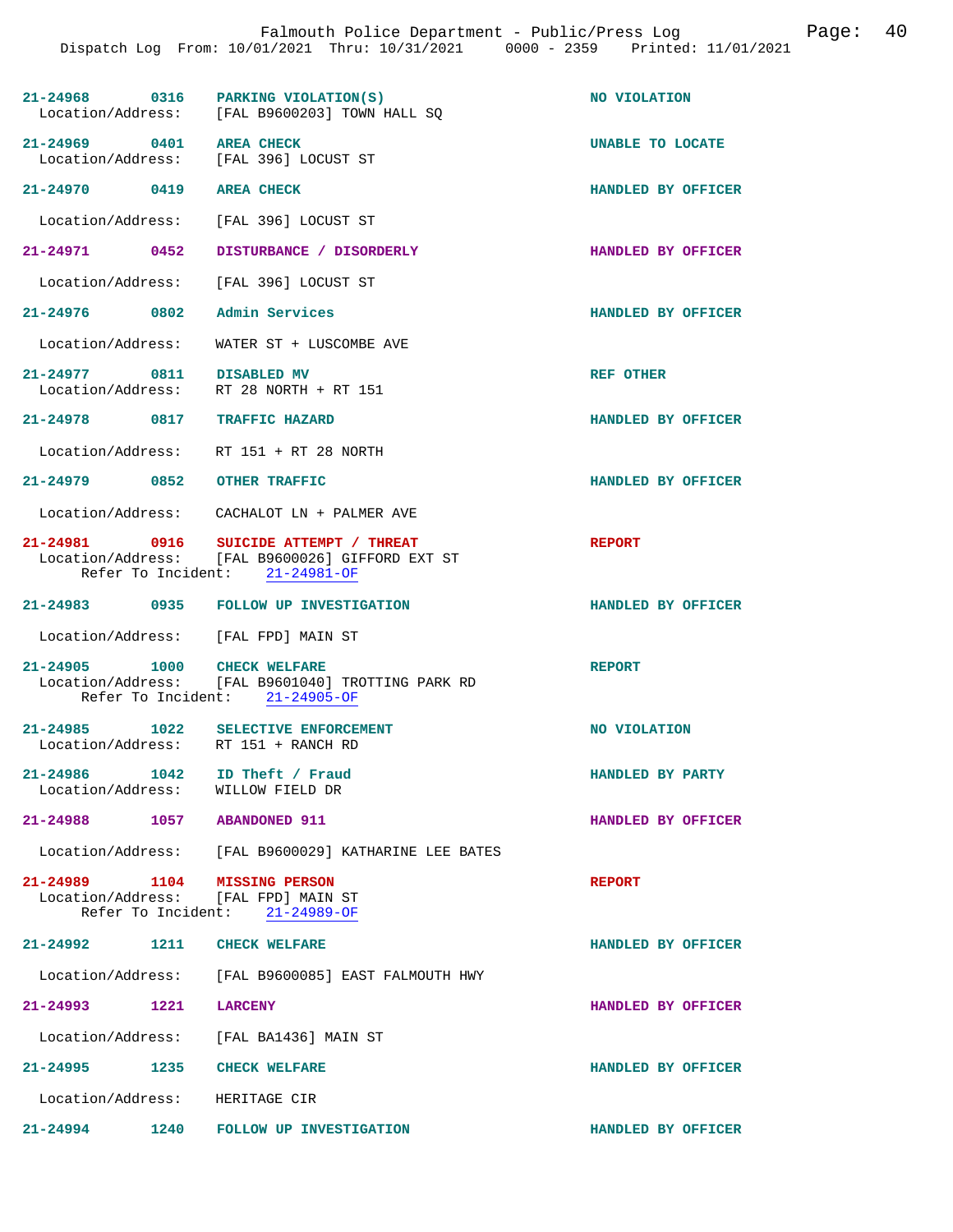21-24968 0316 PARKING VIOLATION(S) NO VIOLATION
Location/Address: [FAL B9600203] TOWN HALL SQ

21-24969 0401 AREA CHECK UNABLE TO LOCATE
Location/Address: [FAL 396] LOCUST ST

21-24970 0419 AREA CHECK HANDLED BY OFFICER
Location/Address: [FAL 396] LOCUST ST

21-24971 0452 DISTURBANCE / DISORDERLY HANDLED BY OFFICER
Location/Address: [FAL 396] LOCUST ST

21-24976 0802 Admin Services HANDLED BY OFFICER
Location/Address: WATER ST + LUSCOMBE AVE

21-24977 0811 DISABLED MV REF OTHER
Location/Address: RT 28 NORTH + RT 151

21-24978 0817 TRAFFIC HAZARD HANDLED BY OFFICER
Location/Address: RT 151 + RT 28 NORTH

21-24979 0852 OTHER TRAFFIC HANDLED BY OFFICER
Location/Address: CACHALOT LN + PALMER AVE

21-24981 0916 SUICIDE ATTEMPT / THREAT REPORT
Location/Address: [FAL B9600026] GIFFORD EXT ST
Refer To Incident: 21-24981-OF

21-24983 0935 FOLLOW UP INVESTIGATION HANDLED BY OFFICER
Location/Address: [FAL FPD] MAIN ST

21-24905 1000 CHECK WELFARE REPORT
Location/Address: [FAL B9601040] TROTTING PARK RD
Refer To Incident: 21-24905-OF

21-24985 1022 SELECTIVE ENFORCEMENT NO VIOLATION
Location/Address: RT 151 + RANCH RD

21-24986 1042 ID Theft / Fraud HANDLED BY PARTY
Location/Address: WILLOW FIELD DR

21-24988 1057 ABANDONED 911 HANDLED BY OFFICER
Location/Address: [FAL B9600029] KATHARINE LEE BATES

21-24989 1104 MISSING PERSON REPORT
Location/Address: [FAL FPD] MAIN ST
Refer To Incident: 21-24989-OF

21-24992 1211 CHECK WELFARE HANDLED BY OFFICER
Location/Address: [FAL B9600085] EAST FALMOUTH HWY

21-24993 1221 LARCENY HANDLED BY OFFICER
Location/Address: [FAL BA1436] MAIN ST

21-24995 1235 CHECK WELFARE HANDLED BY OFFICER
Location/Address: HERITAGE CIR

21-24994 1240 FOLLOW UP INVESTIGATION HANDLED BY OFFICER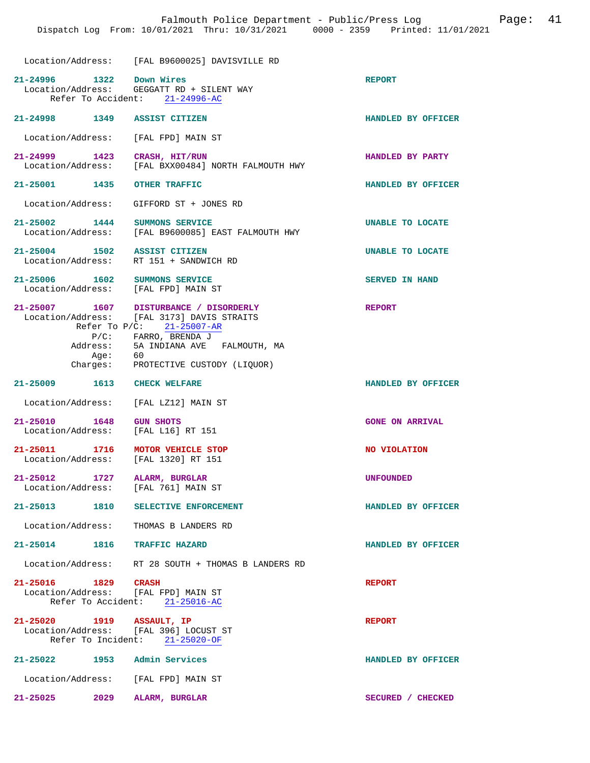Location/Address: [FAL B9600025] DAVISVILLE RD

**21-24996** 1322 **Down Wires** — **REPORT**
Location/Address: GEGGATT RD + SILENT WAY
Refer To Accident: 21-24996-AC

**21-24998** 1349 **ASSIST CITIZEN** — **HANDLED BY OFFICER**
Location/Address: [FAL FPD] MAIN ST

**21-24999** 1423 **CRASH, HIT/RUN** — **HANDLED BY PARTY**
Location/Address: [FAL BXX00484] NORTH FALMOUTH HWY

**21-25001** 1435 **OTHER TRAFFIC** — **HANDLED BY OFFICER**
Location/Address: GIFFORD ST + JONES RD

**21-25002** 1444 **SUMMONS SERVICE** — **UNABLE TO LOCATE**
Location/Address: [FAL B9600085] EAST FALMOUTH HWY

**21-25004** 1502 **ASSIST CITIZEN** — **UNABLE TO LOCATE**
Location/Address: RT 151 + SANDWICH RD

**21-25006** 1602 **SUMMONS SERVICE** — **SERVED IN HAND**
Location/Address: [FAL FPD] MAIN ST

**21-25007** 1607 **DISTURBANCE / DISORDERLY** — **REPORT**
Location/Address: [FAL 3173] DAVIS STRAITS
Refer To P/C: 21-25007-AR
P/C: FARRO, BRENDA J
Address: 5A INDIANA AVE FALMOUTH, MA
Age: 60
Charges: PROTECTIVE CUSTODY (LIQUOR)

**21-25009** 1613 **CHECK WELFARE** — **HANDLED BY OFFICER**
Location/Address: [FAL LZ12] MAIN ST

**21-25010** 1648 **GUN SHOTS** — **GONE ON ARRIVAL**
Location/Address: [FAL L16] RT 151

**21-25011** 1716 **MOTOR VEHICLE STOP** — **NO VIOLATION**
Location/Address: [FAL 1320] RT 151

**21-25012** 1727 **ALARM, BURGLAR** — **UNFOUNDED**
Location/Address: [FAL 761] MAIN ST

**21-25013** 1810 **SELECTIVE ENFORCEMENT** — **HANDLED BY OFFICER**
Location/Address: THOMAS B LANDERS RD

**21-25014** 1816 **TRAFFIC HAZARD** — **HANDLED BY OFFICER**
Location/Address: RT 28 SOUTH + THOMAS B LANDERS RD

**21-25016** 1829 **CRASH** — **REPORT**
Location/Address: [FAL FPD] MAIN ST
Refer To Accident: 21-25016-AC

**21-25020** 1919 **ASSAULT, IP** — **REPORT**
Location/Address: [FAL 396] LOCUST ST
Refer To Incident: 21-25020-OF

**21-25022** 1953 **Admin Services** — **HANDLED BY OFFICER**
Location/Address: [FAL FPD] MAIN ST

**21-25025** 2029 **ALARM, BURGLAR** — **SECURED / CHECKED**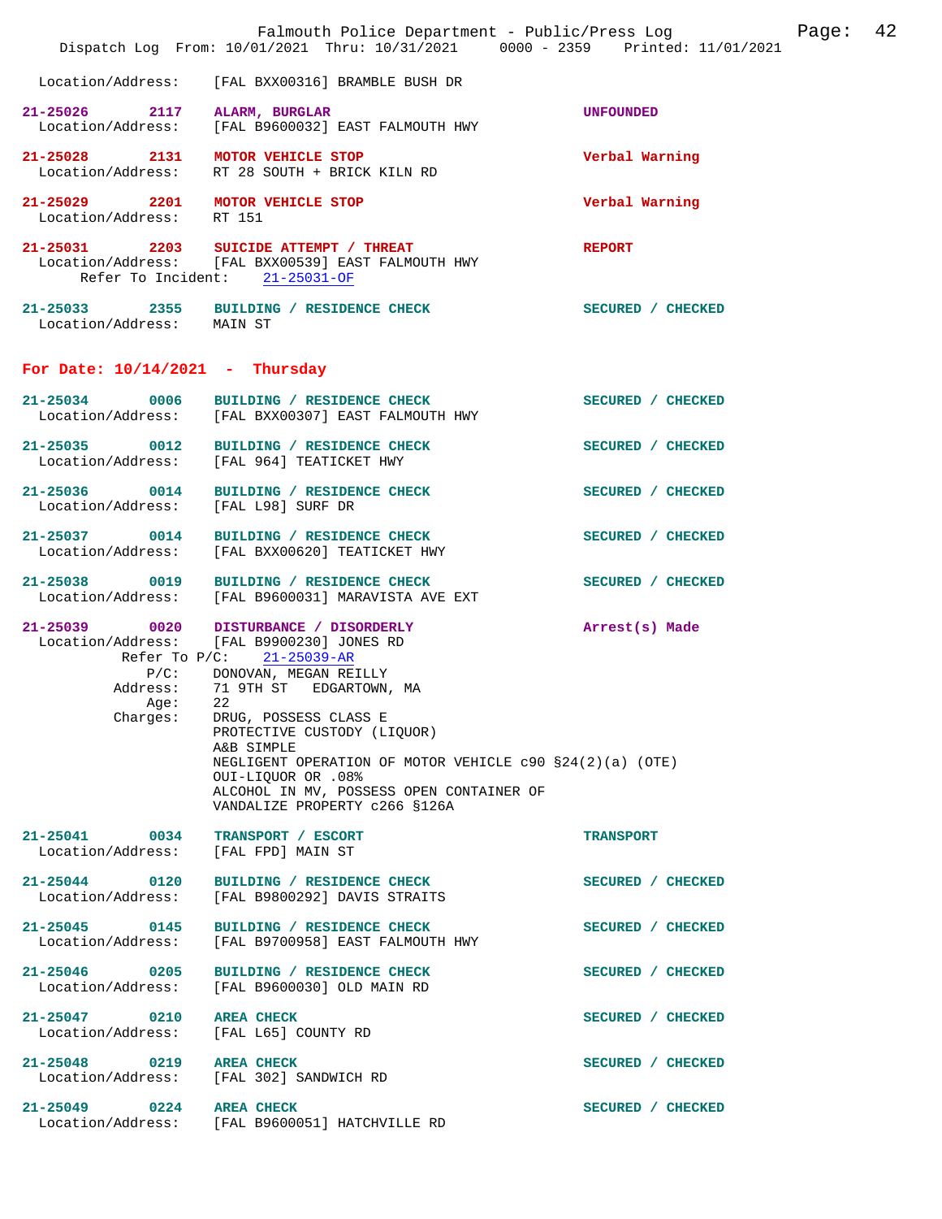Location/Address: [FAL BXX00316] BRAMBLE BUSH DR

**21-25026** 2117 **ALARM, BURGLAR** UNFOUNDED
Location/Address: [FAL B9600032] EAST FALMOUTH HWY

**21-25028** 2131 **MOTOR VEHICLE STOP** Verbal Warning
Location/Address: RT 28 SOUTH + BRICK KILN RD

**21-25029** 2201 **MOTOR VEHICLE STOP** Verbal Warning
Location/Address: RT 151

**21-25031** 2203 **SUICIDE ATTEMPT / THREAT** REPORT
Location/Address: [FAL BXX00539] EAST FALMOUTH HWY
Refer To Incident: 21-25031-OF

**21-25033** 2355 **BUILDING / RESIDENCE CHECK** SECURED / CHECKED
Location/Address: MAIN ST

## For Date: 10/14/2021 - Thursday

**21-25034** 0006 **BUILDING / RESIDENCE CHECK** SECURED / CHECKED
Location/Address: [FAL BXX00307] EAST FALMOUTH HWY

**21-25035** 0012 **BUILDING / RESIDENCE CHECK** SECURED / CHECKED
Location/Address: [FAL 964] TEATICKET HWY

**21-25036** 0014 **BUILDING / RESIDENCE CHECK** SECURED / CHECKED
Location/Address: [FAL L98] SURF DR

**21-25037** 0014 **BUILDING / RESIDENCE CHECK** SECURED / CHECKED
Location/Address: [FAL BXX00620] TEATICKET HWY

**21-25038** 0019 **BUILDING / RESIDENCE CHECK** SECURED / CHECKED
Location/Address: [FAL B9600031] MARAVISTA AVE EXT

**21-25039** 0020 **DISTURBANCE / DISORDERLY** Arrest(s) Made
Location/Address: [FAL B9900230] JONES RD
Refer To P/C: 21-25039-AR
P/C: DONOVAN, MEGAN REILLY
Address: 71 9TH ST EDGARTOWN, MA
Age: 22
Charges: DRUG, POSSESS CLASS E
PROTECTIVE CUSTODY (LIQUOR)
A&B SIMPLE
NEGLIGENT OPERATION OF MOTOR VEHICLE c90 §24(2)(a) (OTE)
OUI-LIQUOR OR .08%
ALCOHOL IN MV, POSSESS OPEN CONTAINER OF
VANDALIZE PROPERTY c266 §126A

**21-25041** 0034 **TRANSPORT / ESCORT** TRANSPORT
Location/Address: [FAL FPD] MAIN ST

**21-25044** 0120 **BUILDING / RESIDENCE CHECK** SECURED / CHECKED
Location/Address: [FAL B9800292] DAVIS STRAITS

**21-25045** 0145 **BUILDING / RESIDENCE CHECK** SECURED / CHECKED
Location/Address: [FAL B9700958] EAST FALMOUTH HWY

**21-25046** 0205 **BUILDING / RESIDENCE CHECK** SECURED / CHECKED
Location/Address: [FAL B9600030] OLD MAIN RD

**21-25047** 0210 **AREA CHECK** SECURED / CHECKED
Location/Address: [FAL L65] COUNTY RD

**21-25048** 0219 **AREA CHECK** SECURED / CHECKED
Location/Address: [FAL 302] SANDWICH RD

**21-25049** 0224 **AREA CHECK** SECURED / CHECKED
Location/Address: [FAL B9600051] HATCHVILLE RD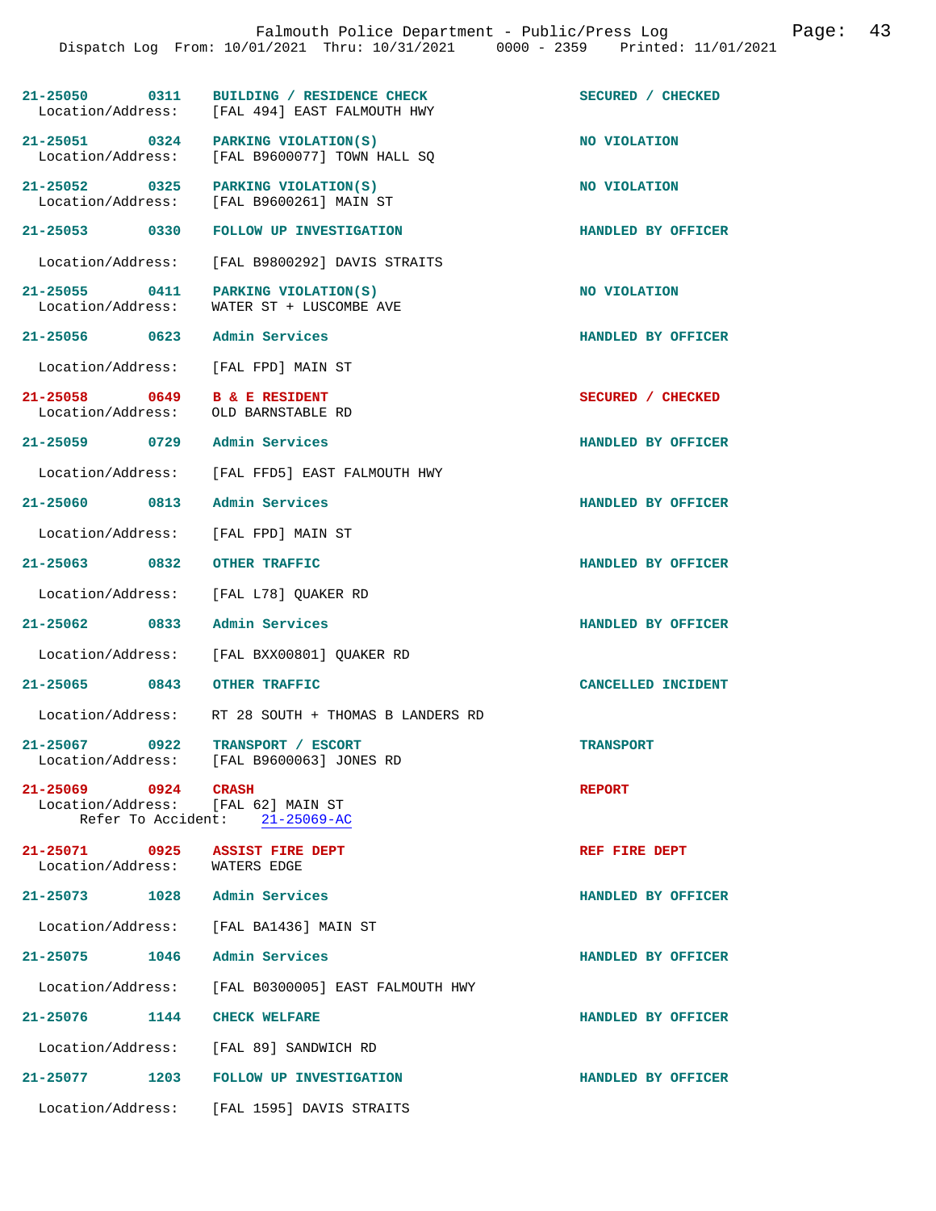| Incident | Time | Call Type | Location/Address | Disposition |
|---|---|---|---|---|
| 21-25050 | 0311 | BUILDING / RESIDENCE CHECK | [FAL 494] EAST FALMOUTH HWY | SECURED / CHECKED |
| 21-25051 | 0324 | PARKING VIOLATION(S) | [FAL B9600077] TOWN HALL SQ | NO VIOLATION |
| 21-25052 | 0325 | PARKING VIOLATION(S) | [FAL B9600261] MAIN ST | NO VIOLATION |
| 21-25053 | 0330 | FOLLOW UP INVESTIGATION | [FAL B9800292] DAVIS STRAITS | HANDLED BY OFFICER |
| 21-25055 | 0411 | PARKING VIOLATION(S) | WATER ST + LUSCOMBE AVE | NO VIOLATION |
| 21-25056 | 0623 | Admin Services | [FAL FPD] MAIN ST | HANDLED BY OFFICER |
| 21-25058 | 0649 | B & E RESIDENT | OLD BARNSTABLE RD | SECURED / CHECKED |
| 21-25059 | 0729 | Admin Services | [FAL FFD5] EAST FALMOUTH HWY | HANDLED BY OFFICER |
| 21-25060 | 0813 | Admin Services | [FAL FPD] MAIN ST | HANDLED BY OFFICER |
| 21-25063 | 0832 | OTHER TRAFFIC | [FAL L78] QUAKER RD | HANDLED BY OFFICER |
| 21-25062 | 0833 | Admin Services | [FAL BXX00801] QUAKER RD | HANDLED BY OFFICER |
| 21-25065 | 0843 | OTHER TRAFFIC | RT 28 SOUTH + THOMAS B LANDERS RD | CANCELLED INCIDENT |
| 21-25067 | 0922 | TRANSPORT / ESCORT | [FAL B9600063] JONES RD | TRANSPORT |
| 21-25069 | 0924 | CRASH | [FAL 62] MAIN ST (Refer To Accident: 21-25069-AC) | REPORT |
| 21-25071 | 0925 | ASSIST FIRE DEPT | WATERS EDGE | REF FIRE DEPT |
| 21-25073 | 1028 | Admin Services | [FAL BA1436] MAIN ST | HANDLED BY OFFICER |
| 21-25075 | 1046 | Admin Services | [FAL B0300005] EAST FALMOUTH HWY | HANDLED BY OFFICER |
| 21-25076 | 1144 | CHECK WELFARE | [FAL 89] SANDWICH RD | HANDLED BY OFFICER |
| 21-25077 | 1203 | FOLLOW UP INVESTIGATION | [FAL 1595] DAVIS STRAITS | HANDLED BY OFFICER |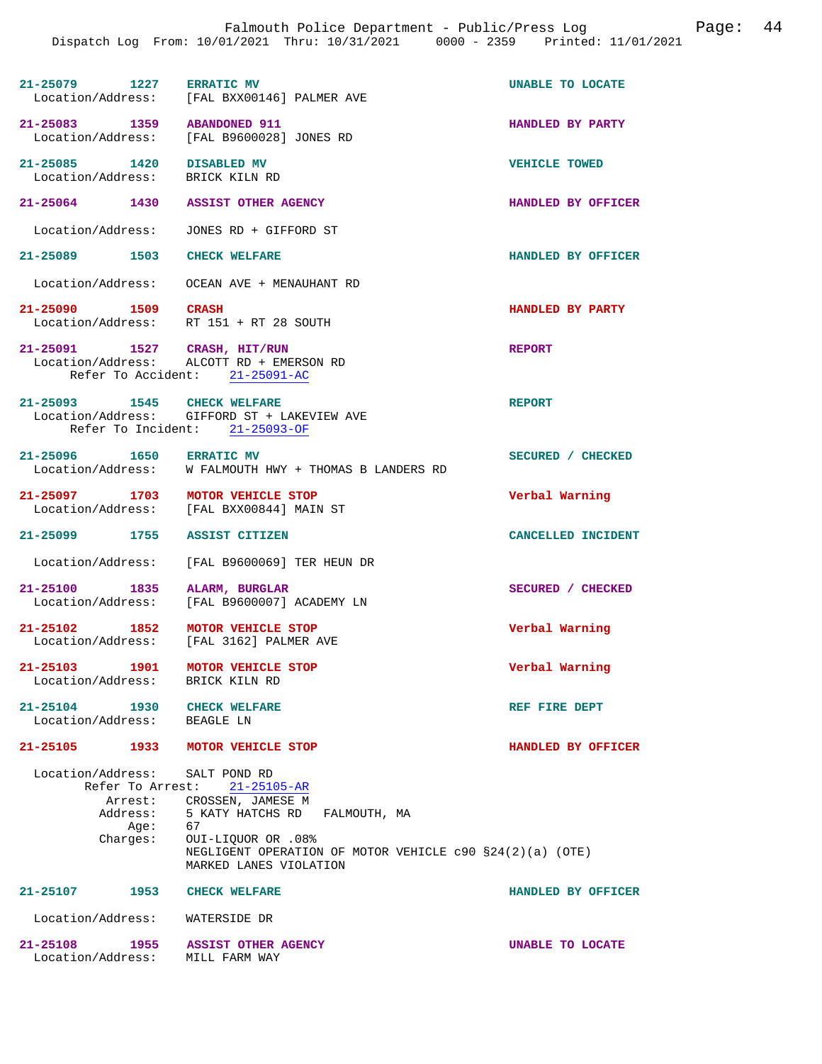21-25079 1227 **ERRATIC MV** UNABLE TO LOCATE
Location/Address: [FAL BXX00146] PALMER AVE

21-25083 1359 **ABANDONED 911** HANDLED BY PARTY
Location/Address: [FAL B9600028] JONES RD

21-25085 1420 **DISABLED MV** VEHICLE TOWED
Location/Address: BRICK KILN RD

21-25064 1430 **ASSIST OTHER AGENCY** HANDLED BY OFFICER
Location/Address: JONES RD + GIFFORD ST

21-25089 1503 **CHECK WELFARE** HANDLED BY OFFICER
Location/Address: OCEAN AVE + MENAUHANT RD

21-25090 1509 **CRASH** HANDLED BY PARTY
Location/Address: RT 151 + RT 28 SOUTH

21-25091 1527 **CRASH, HIT/RUN** REPORT
Location/Address: ALCOTT RD + EMERSON RD
Refer To Accident: 21-25091-AC

21-25093 1545 **CHECK WELFARE** REPORT
Location/Address: GIFFORD ST + LAKEVIEW AVE
Refer To Incident: 21-25093-OF

21-25096 1650 **ERRATIC MV** SECURED / CHECKED
Location/Address: W FALMOUTH HWY + THOMAS B LANDERS RD

21-25097 1703 **MOTOR VEHICLE STOP** Verbal Warning
Location/Address: [FAL BXX00844] MAIN ST

21-25099 1755 **ASSIST CITIZEN** CANCELLED INCIDENT
Location/Address: [FAL B9600069] TER HEUN DR

21-25100 1835 **ALARM, BURGLAR** SECURED / CHECKED
Location/Address: [FAL B9600007] ACADEMY LN

21-25102 1852 **MOTOR VEHICLE STOP** Verbal Warning
Location/Address: [FAL 3162] PALMER AVE

21-25103 1901 **MOTOR VEHICLE STOP** Verbal Warning
Location/Address: BRICK KILN RD

21-25104 1930 **CHECK WELFARE** REF FIRE DEPT
Location/Address: BEAGLE LN

21-25105 1933 **MOTOR VEHICLE STOP** HANDLED BY OFFICER
Location/Address: SALT POND RD
Refer To Arrest: 21-25105-AR
Arrest: CROSSEN, JAMESE M
Address: 5 KATY HATCHS RD FALMOUTH, MA
Age: 67
Charges: OUI-LIQUOR OR .08%
NEGLIGENT OPERATION OF MOTOR VEHICLE c90 §24(2)(a) (OTE)
MARKED LANES VIOLATION

21-25107 1953 **CHECK WELFARE** HANDLED BY OFFICER
Location/Address: WATERSIDE DR

21-25108 1955 **ASSIST OTHER AGENCY** UNABLE TO LOCATE
Location/Address: MILL FARM WAY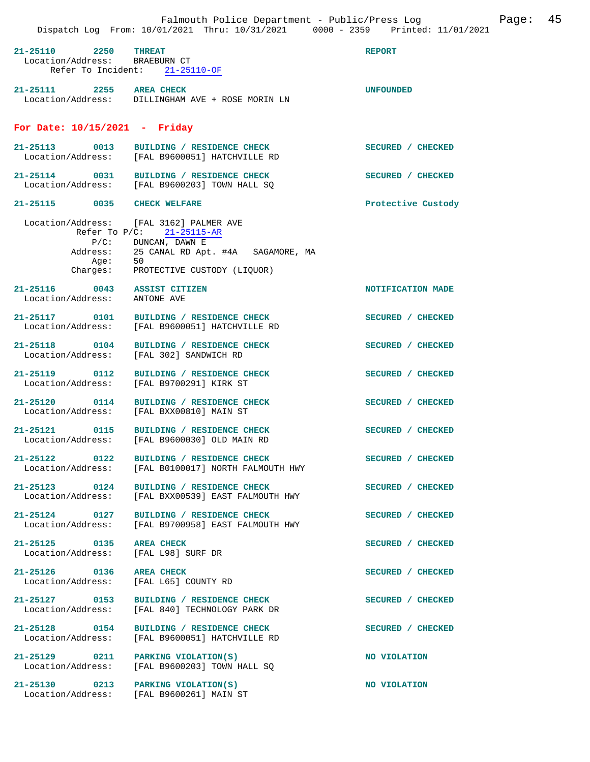**21-25110** 2250 **THREAT** **REPORT**
Location/Address: BRAEBURN CT
Refer To Incident: 21-25110-OF

**21-25111** 2255 **AREA CHECK** **UNFOUNDED**
Location/Address: DILLINGHAM AVE + ROSE MORIN LN

## For Date: 10/15/2021 - Friday

**21-25113** 0013 **BUILDING / RESIDENCE CHECK** **SECURED / CHECKED**
Location/Address: [FAL B9600051] HATCHVILLE RD

**21-25114** 0031 **BUILDING / RESIDENCE CHECK** **SECURED / CHECKED**
Location/Address: [FAL B9600203] TOWN HALL SQ

**21-25115** 0035 **CHECK WELFARE** **Protective Custody**

Location/Address: [FAL 3162] PALMER AVE
Refer To P/C: 21-25115-AR
P/C: DUNCAN, DAWN E
Address: 25 CANAL RD Apt. #4A SAGAMORE, MA
Age: 50
Charges: PROTECTIVE CUSTODY (LIQUOR)

**21-25116** 0043 **ASSIST CITIZEN** **NOTIFICATION MADE**
Location/Address: ANTONE AVE

**21-25117** 0101 **BUILDING / RESIDENCE CHECK** **SECURED / CHECKED**
Location/Address: [FAL B9600051] HATCHVILLE RD

**21-25118** 0104 **BUILDING / RESIDENCE CHECK** **SECURED / CHECKED**
Location/Address: [FAL 302] SANDWICH RD

**21-25119** 0112 **BUILDING / RESIDENCE CHECK** **SECURED / CHECKED**
Location/Address: [FAL B9700291] KIRK ST

**21-25120** 0114 **BUILDING / RESIDENCE CHECK** **SECURED / CHECKED**
Location/Address: [FAL BXX00810] MAIN ST

**21-25121** 0115 **BUILDING / RESIDENCE CHECK** **SECURED / CHECKED**
Location/Address: [FAL B9600030] OLD MAIN RD

**21-25122** 0122 **BUILDING / RESIDENCE CHECK** **SECURED / CHECKED**
Location/Address: [FAL B0100017] NORTH FALMOUTH HWY

**21-25123** 0124 **BUILDING / RESIDENCE CHECK** **SECURED / CHECKED**
Location/Address: [FAL BXX00539] EAST FALMOUTH HWY

**21-25124** 0127 **BUILDING / RESIDENCE CHECK** **SECURED / CHECKED**
Location/Address: [FAL B9700958] EAST FALMOUTH HWY

**21-25125** 0135 **AREA CHECK** **SECURED / CHECKED**
Location/Address: [FAL L98] SURF DR

**21-25126** 0136 **AREA CHECK** **SECURED / CHECKED**
Location/Address: [FAL L65] COUNTY RD

**21-25127** 0153 **BUILDING / RESIDENCE CHECK** **SECURED / CHECKED**
Location/Address: [FAL 840] TECHNOLOGY PARK DR

**21-25128** 0154 **BUILDING / RESIDENCE CHECK** **SECURED / CHECKED**
Location/Address: [FAL B9600051] HATCHVILLE RD

**21-25129** 0211 **PARKING VIOLATION(S)** **NO VIOLATION**
Location/Address: [FAL B9600203] TOWN HALL SQ

**21-25130** 0213 **PARKING VIOLATION(S)** **NO VIOLATION**
Location/Address: [FAL B9600261] MAIN ST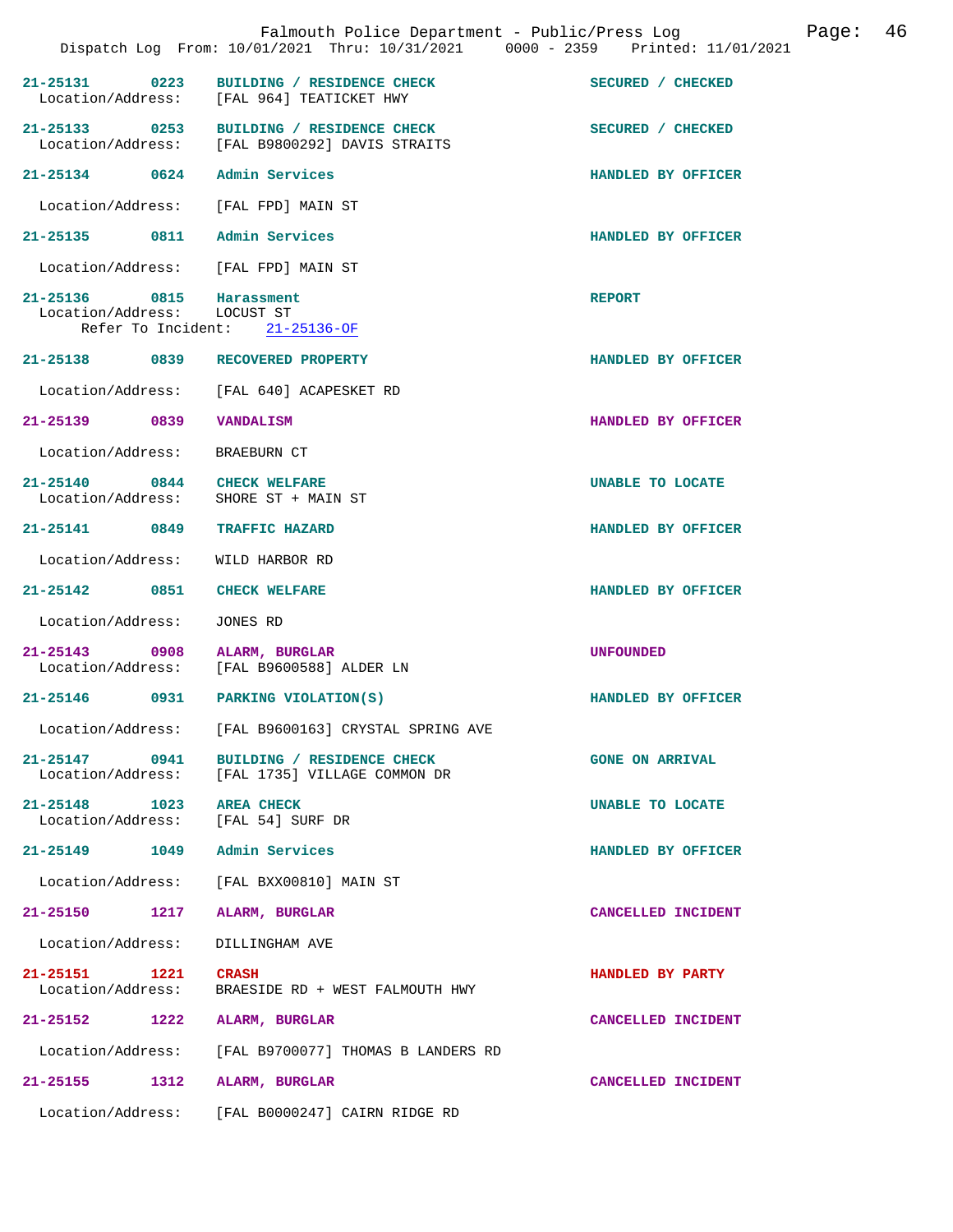| Incident # | Time | Type | Location/Address | Disposition |
|---|---|---|---|---|
| 21-25131 | 0223 | BUILDING / RESIDENCE CHECK | [FAL 964] TEATICKET HWY | SECURED / CHECKED |
| 21-25133 | 0253 | BUILDING / RESIDENCE CHECK | [FAL B9800292] DAVIS STRAITS | SECURED / CHECKED |
| 21-25134 | 0624 | Admin Services | [FAL FPD] MAIN ST | HANDLED BY OFFICER |
| 21-25135 | 0811 | Admin Services | [FAL FPD] MAIN ST | HANDLED BY OFFICER |
| 21-25136 | 0815 | Harassment | LOCUST ST (Refer To Incident: 21-25136-OF) | REPORT |
| 21-25138 | 0839 | RECOVERED PROPERTY | [FAL 640] ACAPESKET RD | HANDLED BY OFFICER |
| 21-25139 | 0839 | VANDALISM | BRAEBURN CT | HANDLED BY OFFICER |
| 21-25140 | 0844 | CHECK WELFARE | SHORE ST + MAIN ST | UNABLE TO LOCATE |
| 21-25141 | 0849 | TRAFFIC HAZARD | WILD HARBOR RD | HANDLED BY OFFICER |
| 21-25142 | 0851 | CHECK WELFARE | JONES RD | HANDLED BY OFFICER |
| 21-25143 | 0908 | ALARM, BURGLAR | [FAL B9600588] ALDER LN | UNFOUNDED |
| 21-25146 | 0931 | PARKING VIOLATION(S) | [FAL B9600163] CRYSTAL SPRING AVE | HANDLED BY OFFICER |
| 21-25147 | 0941 | BUILDING / RESIDENCE CHECK | [FAL 1735] VILLAGE COMMON DR | GONE ON ARRIVAL |
| 21-25148 | 1023 | AREA CHECK | [FAL 54] SURF DR | UNABLE TO LOCATE |
| 21-25149 | 1049 | Admin Services | [FAL BXX00810] MAIN ST | HANDLED BY OFFICER |
| 21-25150 | 1217 | ALARM, BURGLAR | DILLINGHAM AVE | CANCELLED INCIDENT |
| 21-25151 | 1221 | CRASH | BRAESIDE RD + WEST FALMOUTH HWY | HANDLED BY PARTY |
| 21-25152 | 1222 | ALARM, BURGLAR | [FAL B9700077] THOMAS B LANDERS RD | CANCELLED INCIDENT |
| 21-25155 | 1312 | ALARM, BURGLAR | [FAL B0000247] CAIRN RIDGE RD | CANCELLED INCIDENT |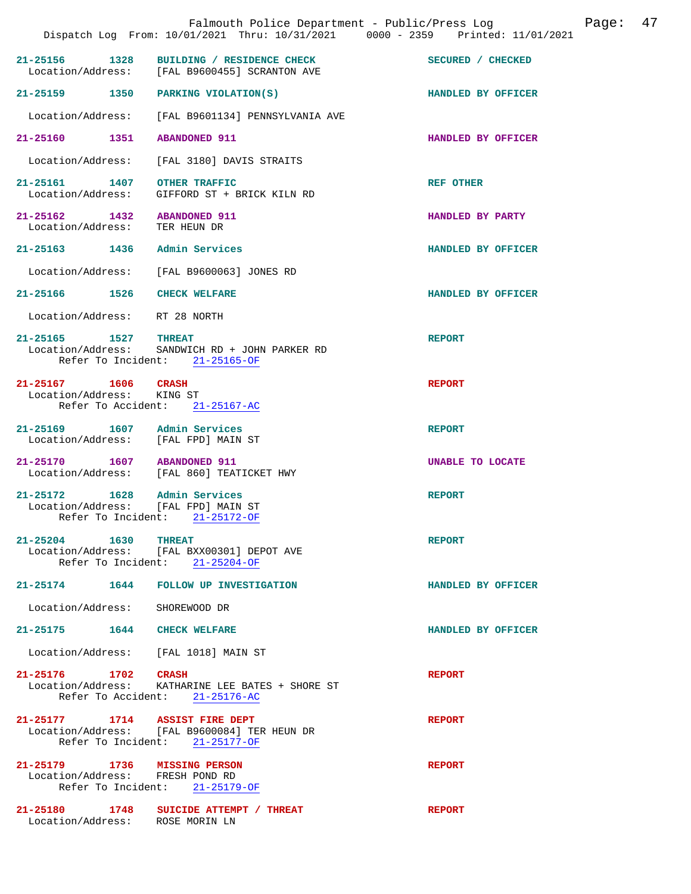21-25156 1328 BUILDING / RESIDENCE CHECK SECURED / CHECKED
Location/Address: [FAL B9600455] SCRANTON AVE

21-25159 1350 PARKING VIOLATION(S) HANDLED BY OFFICER

Location/Address: [FAL B9601134] PENNSYLVANIA AVE

21-25160 1351 ABANDONED 911 HANDLED BY OFFICER

Location/Address: [FAL 3180] DAVIS STRAITS

21-25161 1407 OTHER TRAFFIC REF OTHER
Location/Address: GIFFORD ST + BRICK KILN RD

21-25162 1432 ABANDONED 911 HANDLED BY PARTY
Location/Address: TER HEUN DR

21-25163 1436 Admin Services HANDLED BY OFFICER

Location/Address: [FAL B9600063] JONES RD

21-25166 1526 CHECK WELFARE HANDLED BY OFFICER

Location/Address: RT 28 NORTH

21-25165 1527 THREAT REPORT
Location/Address: SANDWICH RD + JOHN PARKER RD
Refer To Incident: 21-25165-OF

21-25167 1606 CRASH REPORT
Location/Address: KING ST
Refer To Accident: 21-25167-AC

21-25169 1607 Admin Services REPORT
Location/Address: [FAL FPD] MAIN ST

21-25170 1607 ABANDONED 911 UNABLE TO LOCATE
Location/Address: [FAL 860] TEATICKET HWY

21-25172 1628 Admin Services REPORT
Location/Address: [FAL FPD] MAIN ST
Refer To Incident: 21-25172-OF

21-25204 1630 THREAT REPORT
Location/Address: [FAL BXX00301] DEPOT AVE
Refer To Incident: 21-25204-OF

21-25174 1644 FOLLOW UP INVESTIGATION HANDLED BY OFFICER

Location/Address: SHOREWOOD DR

21-25175 1644 CHECK WELFARE HANDLED BY OFFICER

Location/Address: [FAL 1018] MAIN ST

21-25176 1702 CRASH REPORT
Location/Address: KATHARINE LEE BATES + SHORE ST
Refer To Accident: 21-25176-AC

21-25177 1714 ASSIST FIRE DEPT REPORT
Location/Address: [FAL B9600084] TER HEUN DR
Refer To Incident: 21-25177-OF

21-25179 1736 MISSING PERSON REPORT
Location/Address: FRESH POND RD
Refer To Incident: 21-25179-OF

21-25180 1748 SUICIDE ATTEMPT / THREAT REPORT
Location/Address: ROSE MORIN LN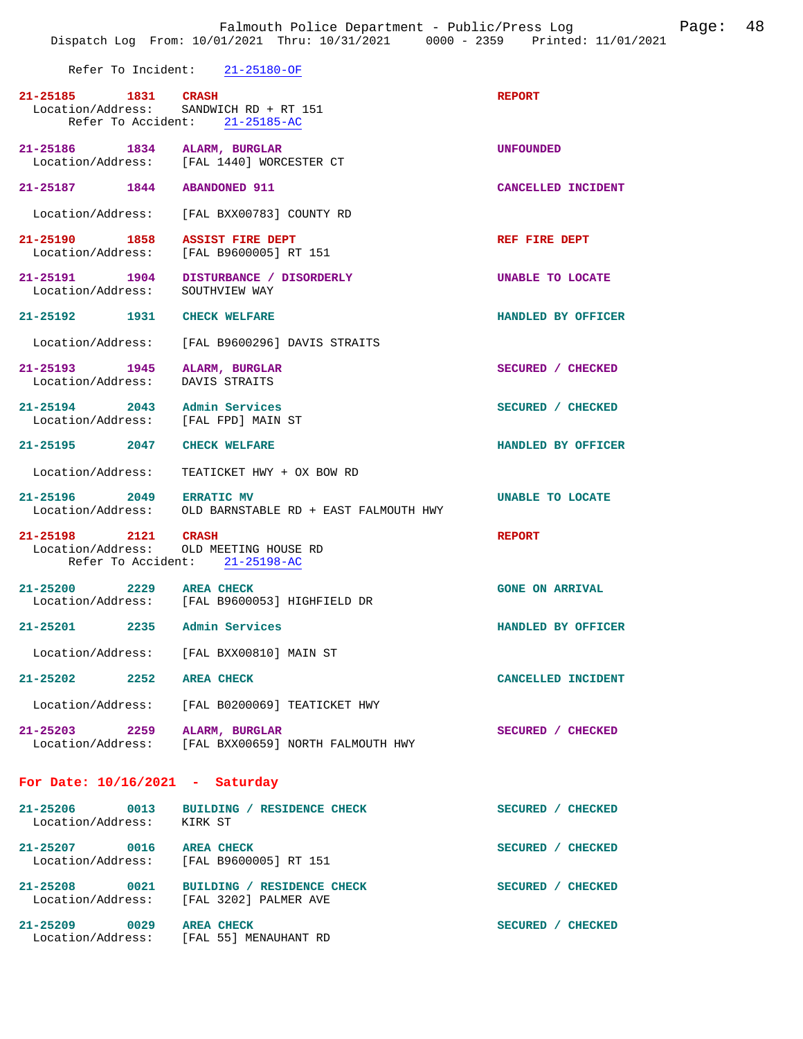Refer To Incident: 21-25180-OF

**21-25185** 1831 **CRASH** — **REPORT**
Location/Address: SANDWICH RD + RT 151
Refer To Accident: 21-25185-AC

**21-25186** 1834 **ALARM, BURGLAR** — **UNFOUNDED**
Location/Address: [FAL 1440] WORCESTER CT

**21-25187** 1844 **ABANDONED 911** — **CANCELLED INCIDENT**
Location/Address: [FAL BXX00783] COUNTY RD

**21-25190** 1858 **ASSIST FIRE DEPT** — **REF FIRE DEPT**
Location/Address: [FAL B9600005] RT 151

**21-25191** 1904 **DISTURBANCE / DISORDERLY** — **UNABLE TO LOCATE**
Location/Address: SOUTHVIEW WAY

**21-25192** 1931 **CHECK WELFARE** — **HANDLED BY OFFICER**
Location/Address: [FAL B9600296] DAVIS STRAITS

**21-25193** 1945 **ALARM, BURGLAR** — **SECURED / CHECKED**
Location/Address: DAVIS STRAITS

**21-25194** 2043 **Admin Services** — **SECURED / CHECKED**
Location/Address: [FAL FPD] MAIN ST

**21-25195** 2047 **CHECK WELFARE** — **HANDLED BY OFFICER**
Location/Address: TEATICKET HWY + OX BOW RD

**21-25196** 2049 **ERRATIC MV** — **UNABLE TO LOCATE**
Location/Address: OLD BARNSTABLE RD + EAST FALMOUTH HWY

**21-25198** 2121 **CRASH** — **REPORT**
Location/Address: OLD MEETING HOUSE RD
Refer To Accident: 21-25198-AC

**21-25200** 2229 **AREA CHECK** — **GONE ON ARRIVAL**
Location/Address: [FAL B9600053] HIGHFIELD DR

**21-25201** 2235 **Admin Services** — **HANDLED BY OFFICER**
Location/Address: [FAL BXX00810] MAIN ST

**21-25202** 2252 **AREA CHECK** — **CANCELLED INCIDENT**
Location/Address: [FAL B0200069] TEATICKET HWY

**21-25203** 2259 **ALARM, BURGLAR** — **SECURED / CHECKED**
Location/Address: [FAL BXX00659] NORTH FALMOUTH HWY

## For Date: 10/16/2021 - Saturday

**21-25206** 0013 **BUILDING / RESIDENCE CHECK** — **SECURED / CHECKED**
Location/Address: KIRK ST

**21-25207** 0016 **AREA CHECK** — **SECURED / CHECKED**
Location/Address: [FAL B9600005] RT 151

**21-25208** 0021 **BUILDING / RESIDENCE CHECK** — **SECURED / CHECKED**
Location/Address: [FAL 3202] PALMER AVE

**21-25209** 0029 **AREA CHECK** — **SECURED / CHECKED**
Location/Address: [FAL 55] MENAUHANT RD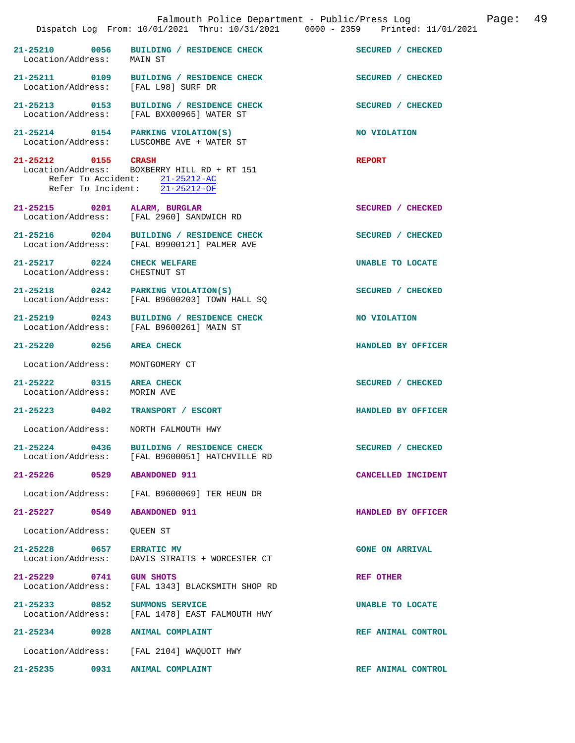21-25210 0056 BUILDING / RESIDENCE CHECK SECURED / CHECKED
Location/Address: MAIN ST

21-25211 0109 BUILDING / RESIDENCE CHECK SECURED / CHECKED
Location/Address: [FAL L98] SURF DR

21-25213 0153 BUILDING / RESIDENCE CHECK SECURED / CHECKED
Location/Address: [FAL BXX00965] WATER ST

21-25214 0154 PARKING VIOLATION(S) NO VIOLATION
Location/Address: LUSCOMBE AVE + WATER ST

21-25212 0155 CRASH REPORT
Location/Address: BOXBERRY HILL RD + RT 151
Refer To Accident: 21-25212-AC
Refer To Incident: 21-25212-OF

21-25215 0201 ALARM, BURGLAR SECURED / CHECKED
Location/Address: [FAL 2960] SANDWICH RD

21-25216 0204 BUILDING / RESIDENCE CHECK SECURED / CHECKED
Location/Address: [FAL B9900121] PALMER AVE

21-25217 0224 CHECK WELFARE UNABLE TO LOCATE
Location/Address: CHESTNUT ST

21-25218 0242 PARKING VIOLATION(S) SECURED / CHECKED
Location/Address: [FAL B9600203] TOWN HALL SQ

21-25219 0243 BUILDING / RESIDENCE CHECK NO VIOLATION
Location/Address: [FAL B9600261] MAIN ST

21-25220 0256 AREA CHECK HANDLED BY OFFICER
Location/Address: MONTGOMERY CT

21-25222 0315 AREA CHECK SECURED / CHECKED
Location/Address: MORIN AVE

21-25223 0402 TRANSPORT / ESCORT HANDLED BY OFFICER
Location/Address: NORTH FALMOUTH HWY

21-25224 0436 BUILDING / RESIDENCE CHECK SECURED / CHECKED
Location/Address: [FAL B9600051] HATCHVILLE RD

21-25226 0529 ABANDONED 911 CANCELLED INCIDENT
Location/Address: [FAL B9600069] TER HEUN DR

21-25227 0549 ABANDONED 911 HANDLED BY OFFICER
Location/Address: QUEEN ST

21-25228 0657 ERRATIC MV GONE ON ARRIVAL
Location/Address: DAVIS STRAITS + WORCESTER CT

21-25229 0741 GUN SHOTS REF OTHER
Location/Address: [FAL 1343] BLACKSMITH SHOP RD

21-25233 0852 SUMMONS SERVICE UNABLE TO LOCATE
Location/Address: [FAL 1478] EAST FALMOUTH HWY

21-25234 0928 ANIMAL COMPLAINT REF ANIMAL CONTROL
Location/Address: [FAL 2104] WAQUOIT HWY

21-25235 0931 ANIMAL COMPLAINT REF ANIMAL CONTROL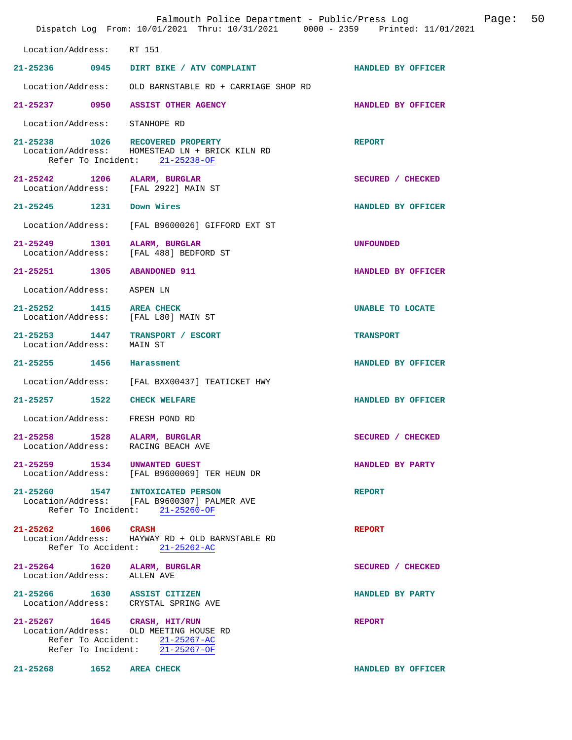Location/Address: RT 151

**21-25236** 0945 **DIRT BIKE / ATV COMPLAINT** HANDLED BY OFFICER

Location/Address: OLD BARNSTABLE RD + CARRIAGE SHOP RD

**21-25237** 0950 **ASSIST OTHER AGENCY** HANDLED BY OFFICER

Location/Address: STANHOPE RD

**21-25238** 1026 **RECOVERED PROPERTY** REPORT
Location/Address: HOMESTEAD LN + BRICK KILN RD
Refer To Incident: 21-25238-OF

**21-25242** 1206 **ALARM, BURGLAR** SECURED / CHECKED
Location/Address: [FAL 2922] MAIN ST

**21-25245** 1231 **Down Wires** HANDLED BY OFFICER

Location/Address: [FAL B9600026] GIFFORD EXT ST

**21-25249** 1301 **ALARM, BURGLAR** UNFOUNDED
Location/Address: [FAL 488] BEDFORD ST

**21-25251** 1305 **ABANDONED 911** HANDLED BY OFFICER

Location/Address: ASPEN LN

**21-25252** 1415 **AREA CHECK** UNABLE TO LOCATE
Location/Address: [FAL L80] MAIN ST

**21-25253** 1447 **TRANSPORT / ESCORT** TRANSPORT
Location/Address: MAIN ST

**21-25255** 1456 **Harassment** HANDLED BY OFFICER

Location/Address: [FAL BXX00437] TEATICKET HWY

**21-25257** 1522 **CHECK WELFARE** HANDLED BY OFFICER

Location/Address: FRESH POND RD

**21-25258** 1528 **ALARM, BURGLAR** SECURED / CHECKED
Location/Address: RACING BEACH AVE

**21-25259** 1534 **UNWANTED GUEST** HANDLED BY PARTY
Location/Address: [FAL B9600069] TER HEUN DR

**21-25260** 1547 **INTOXICATED PERSON** REPORT
Location/Address: [FAL B9600307] PALMER AVE
Refer To Incident: 21-25260-OF

**21-25262** 1606 **CRASH** REPORT
Location/Address: HAYWAY RD + OLD BARNSTABLE RD
Refer To Accident: 21-25262-AC

**21-25264** 1620 **ALARM, BURGLAR** SECURED / CHECKED
Location/Address: ALLEN AVE

**21-25266** 1630 **ASSIST CITIZEN** HANDLED BY PARTY
Location/Address: CRYSTAL SPRING AVE

**21-25267** 1645 **CRASH, HIT/RUN** REPORT
Location/Address: OLD MEETING HOUSE RD
Refer To Accident: 21-25267-AC
Refer To Incident: 21-25267-OF

**21-25268** 1652 **AREA CHECK** HANDLED BY OFFICER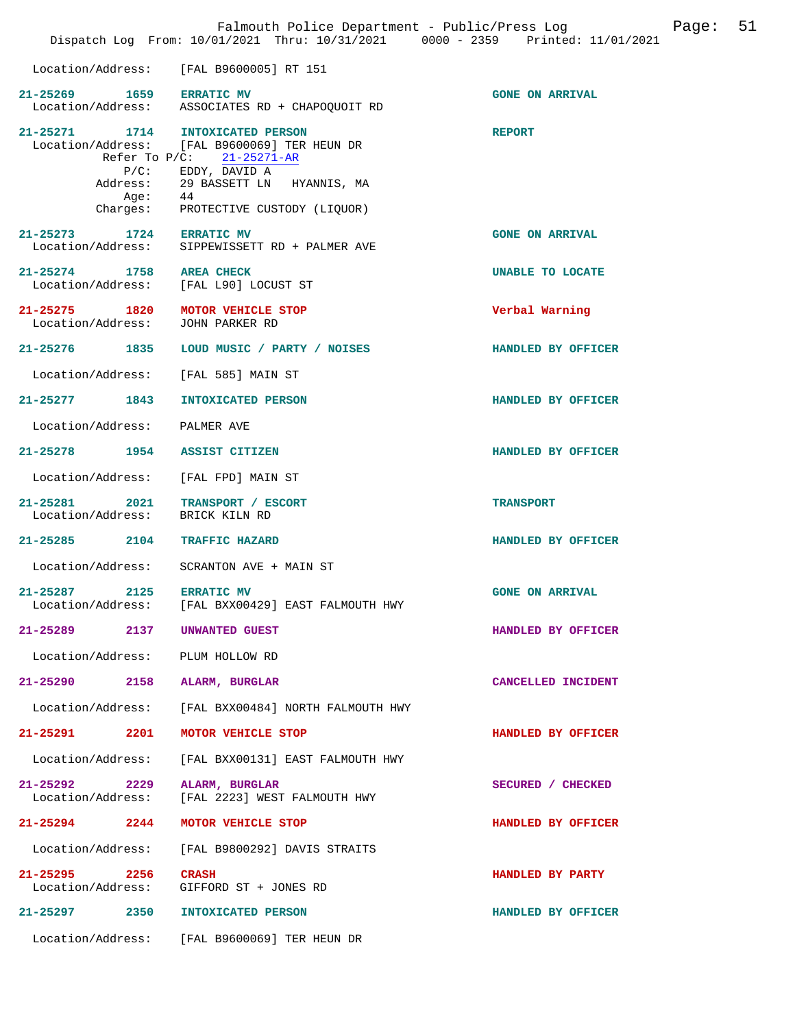Location/Address: [FAL B9600005] RT 151

**21-25269 1659 ERRATIC MV** — GONE ON ARRIVAL
Location/Address: ASSOCIATES RD + CHAPOQUOIT RD

**21-25271 1714 INTOXICATED PERSON** — REPORT
Location/Address: [FAL B9600069] TER HEUN DR
Refer To P/C: 21-25271-AR
P/C: EDDY, DAVID A
Address: 29 BASSETT LN HYANNIS, MA
Age: 44
Charges: PROTECTIVE CUSTODY (LIQUOR)

**21-25273 1724 ERRATIC MV** — GONE ON ARRIVAL
Location/Address: SIPPEWISSETT RD + PALMER AVE

**21-25274 1758 AREA CHECK** — UNABLE TO LOCATE
Location/Address: [FAL L90] LOCUST ST

**21-25275 1820 MOTOR VEHICLE STOP** — Verbal Warning
Location/Address: JOHN PARKER RD

**21-25276 1835 LOUD MUSIC / PARTY / NOISES** — HANDLED BY OFFICER
Location/Address: [FAL 585] MAIN ST

**21-25277 1843 INTOXICATED PERSON** — HANDLED BY OFFICER
Location/Address: PALMER AVE

**21-25278 1954 ASSIST CITIZEN** — HANDLED BY OFFICER
Location/Address: [FAL FPD] MAIN ST

**21-25281 2021 TRANSPORT / ESCORT** — TRANSPORT
Location/Address: BRICK KILN RD

**21-25285 2104 TRAFFIC HAZARD** — HANDLED BY OFFICER
Location/Address: SCRANTON AVE + MAIN ST

**21-25287 2125 ERRATIC MV** — GONE ON ARRIVAL
Location/Address: [FAL BXX00429] EAST FALMOUTH HWY

**21-25289 2137 UNWANTED GUEST** — HANDLED BY OFFICER
Location/Address: PLUM HOLLOW RD

**21-25290 2158 ALARM, BURGLAR** — CANCELLED INCIDENT
Location/Address: [FAL BXX00484] NORTH FALMOUTH HWY

**21-25291 2201 MOTOR VEHICLE STOP** — HANDLED BY OFFICER
Location/Address: [FAL BXX00131] EAST FALMOUTH HWY

**21-25292 2229 ALARM, BURGLAR** — SECURED / CHECKED
Location/Address: [FAL 2223] WEST FALMOUTH HWY

**21-25294 2244 MOTOR VEHICLE STOP** — HANDLED BY OFFICER
Location/Address: [FAL B9800292] DAVIS STRAITS

**21-25295 2256 CRASH** — HANDLED BY PARTY
Location/Address: GIFFORD ST + JONES RD

**21-25297 2350 INTOXICATED PERSON** — HANDLED BY OFFICER
Location/Address: [FAL B9600069] TER HEUN DR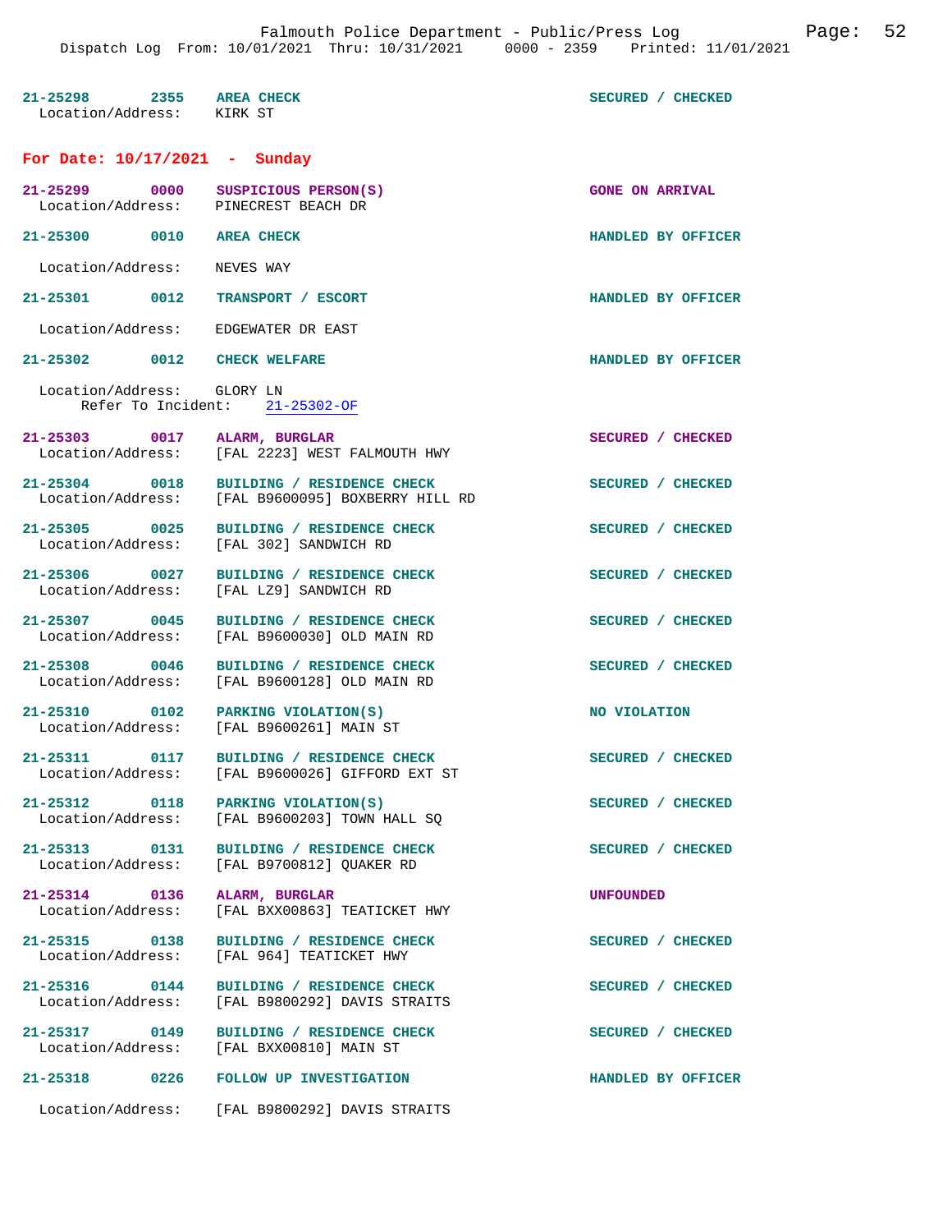21-25298 2355 AREA CHECK SECURED / CHECKED
Location/Address: KIRK ST

## For Date: 10/17/2021 - Sunday

21-25299 0000 SUSPICIOUS PERSON(S) GONE ON ARRIVAL
Location/Address: PINECREST BEACH DR

21-25300 0010 AREA CHECK HANDLED BY OFFICER

Location/Address: NEVES WAY

21-25301 0012 TRANSPORT / ESCORT HANDLED BY OFFICER

Location/Address: EDGEWATER DR EAST

21-25302 0012 CHECK WELFARE HANDLED BY OFFICER

Location/Address: GLORY LN
Refer To Incident: 21-25302-OF

21-25303 0017 ALARM, BURGLAR SECURED / CHECKED
Location/Address: [FAL 2223] WEST FALMOUTH HWY

21-25304 0018 BUILDING / RESIDENCE CHECK SECURED / CHECKED
Location/Address: [FAL B9600095] BOXBERRY HILL RD

21-25305 0025 BUILDING / RESIDENCE CHECK SECURED / CHECKED
Location/Address: [FAL 302] SANDWICH RD

21-25306 0027 BUILDING / RESIDENCE CHECK SECURED / CHECKED
Location/Address: [FAL LZ9] SANDWICH RD

21-25307 0045 BUILDING / RESIDENCE CHECK SECURED / CHECKED
Location/Address: [FAL B9600030] OLD MAIN RD

21-25308 0046 BUILDING / RESIDENCE CHECK SECURED / CHECKED
Location/Address: [FAL B9600128] OLD MAIN RD

21-25310 0102 PARKING VIOLATION(S) NO VIOLATION
Location/Address: [FAL B9600261] MAIN ST

21-25311 0117 BUILDING / RESIDENCE CHECK SECURED / CHECKED
Location/Address: [FAL B9600026] GIFFORD EXT ST

21-25312 0118 PARKING VIOLATION(S) SECURED / CHECKED
Location/Address: [FAL B9600203] TOWN HALL SQ

21-25313 0131 BUILDING / RESIDENCE CHECK SECURED / CHECKED
Location/Address: [FAL B9700812] QUAKER RD

21-25314 0136 ALARM, BURGLAR UNFOUNDED
Location/Address: [FAL BXX00863] TEATICKET HWY

21-25315 0138 BUILDING / RESIDENCE CHECK SECURED / CHECKED
Location/Address: [FAL 964] TEATICKET HWY

21-25316 0144 BUILDING / RESIDENCE CHECK SECURED / CHECKED
Location/Address: [FAL B9800292] DAVIS STRAITS

21-25317 0149 BUILDING / RESIDENCE CHECK SECURED / CHECKED
Location/Address: [FAL BXX00810] MAIN ST

21-25318 0226 FOLLOW UP INVESTIGATION HANDLED BY OFFICER

Location/Address: [FAL B9800292] DAVIS STRAITS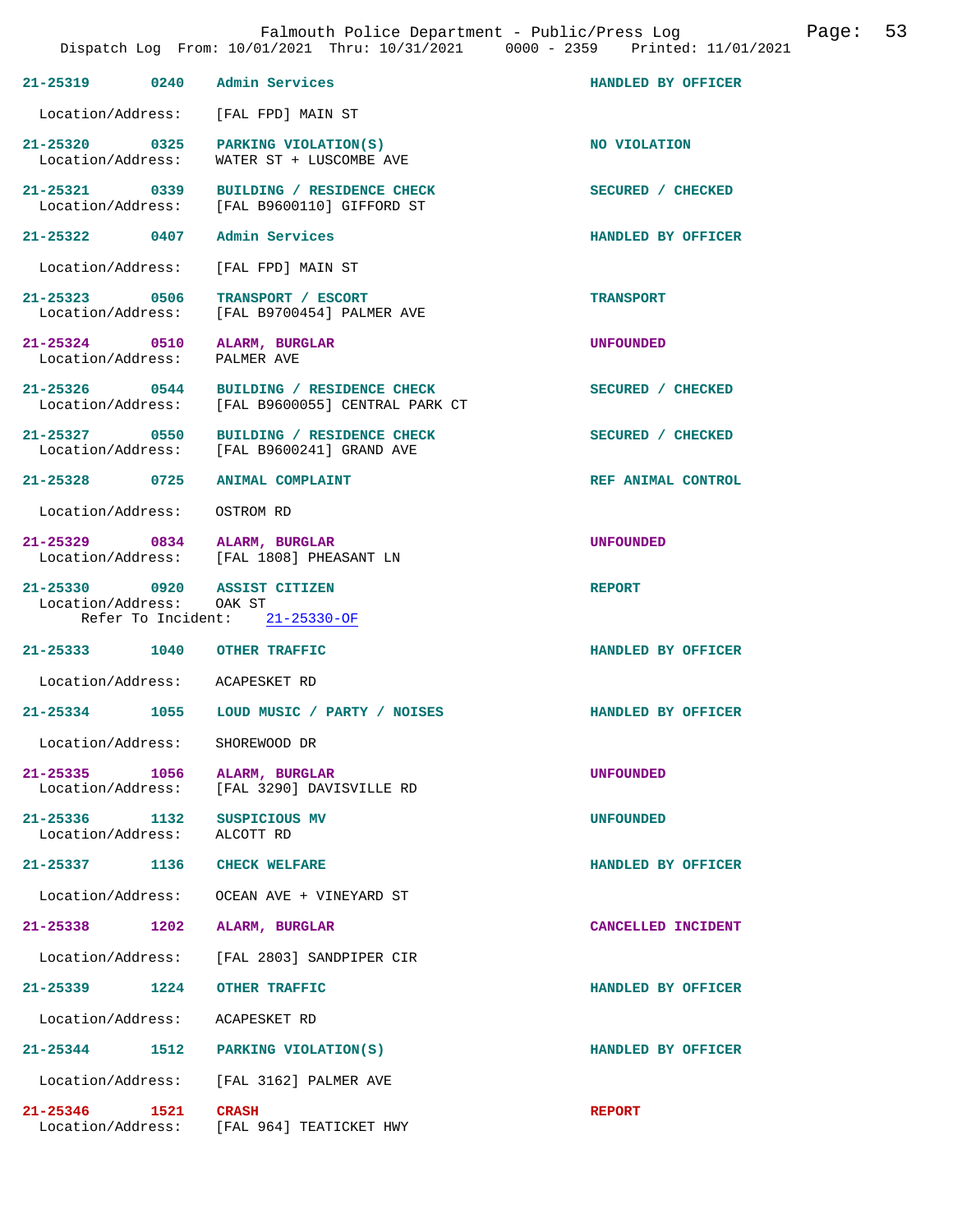Falmouth Police Department - Public/Press Log

Dispatch Log From: 10/01/2021 Thru: 10/31/2021 0000 - 2359 Printed: 11/01/2021

**21-25319 0240 Admin Services** — HANDLED BY OFFICER
Location/Address: [FAL FPD] MAIN ST

**21-25320 0325 PARKING VIOLATION(S)** — NO VIOLATION
Location/Address: WATER ST + LUSCOMBE AVE

**21-25321 0339 BUILDING / RESIDENCE CHECK** — SECURED / CHECKED
Location/Address: [FAL B9600110] GIFFORD ST

**21-25322 0407 Admin Services** — HANDLED BY OFFICER
Location/Address: [FAL FPD] MAIN ST

**21-25323 0506 TRANSPORT / ESCORT** — TRANSPORT
Location/Address: [FAL B9700454] PALMER AVE

**21-25324 0510 ALARM, BURGLAR** — UNFOUNDED
Location/Address: PALMER AVE

**21-25326 0544 BUILDING / RESIDENCE CHECK** — SECURED / CHECKED
Location/Address: [FAL B9600055] CENTRAL PARK CT

**21-25327 0550 BUILDING / RESIDENCE CHECK** — SECURED / CHECKED
Location/Address: [FAL B9600241] GRAND AVE

**21-25328 0725 ANIMAL COMPLAINT** — REF ANIMAL CONTROL
Location/Address: OSTROM RD

**21-25329 0834 ALARM, BURGLAR** — UNFOUNDED
Location/Address: [FAL 1808] PHEASANT LN

**21-25330 0920 ASSIST CITIZEN** — REPORT
Location/Address: OAK ST
Refer To Incident: 21-25330-OF

**21-25333 1040 OTHER TRAFFIC** — HANDLED BY OFFICER
Location/Address: ACAPESKET RD

**21-25334 1055 LOUD MUSIC / PARTY / NOISES** — HANDLED BY OFFICER
Location/Address: SHOREWOOD DR

**21-25335 1056 ALARM, BURGLAR** — UNFOUNDED
Location/Address: [FAL 3290] DAVISVILLE RD

**21-25336 1132 SUSPICIOUS MV** — UNFOUNDED
Location/Address: ALCOTT RD

**21-25337 1136 CHECK WELFARE** — HANDLED BY OFFICER
Location/Address: OCEAN AVE + VINEYARD ST

**21-25338 1202 ALARM, BURGLAR** — CANCELLED INCIDENT
Location/Address: [FAL 2803] SANDPIPER CIR

**21-25339 1224 OTHER TRAFFIC** — HANDLED BY OFFICER
Location/Address: ACAPESKET RD

**21-25344 1512 PARKING VIOLATION(S)** — HANDLED BY OFFICER
Location/Address: [FAL 3162] PALMER AVE

**21-25346 1521 CRASH** — REPORT
Location/Address: [FAL 964] TEATICKET HWY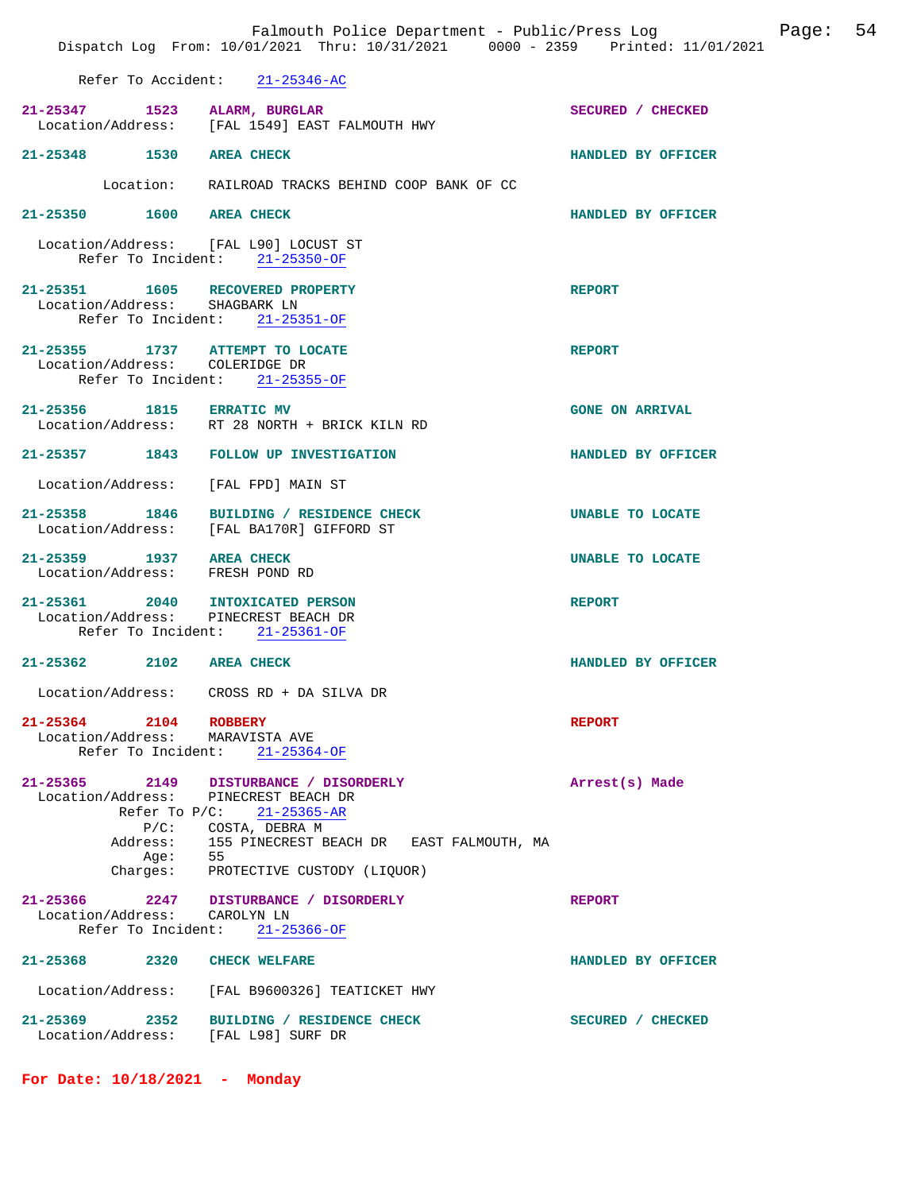Refer To Accident: 21-25346-AC

**21-25347 1523 ALARM, BURGLAR** SECURED / CHECKED
Location/Address: [FAL 1549] EAST FALMOUTH HWY

**21-25348 1530 AREA CHECK** HANDLED BY OFFICER
Location: RAILROAD TRACKS BEHIND COOP BANK OF CC

**21-25350 1600 AREA CHECK** HANDLED BY OFFICER
Location/Address: [FAL L90] LOCUST ST
Refer To Incident: 21-25350-OF

**21-25351 1605 RECOVERED PROPERTY** REPORT
Location/Address: SHAGBARK LN
Refer To Incident: 21-25351-OF

**21-25355 1737 ATTEMPT TO LOCATE** REPORT
Location/Address: COLERIDGE DR
Refer To Incident: 21-25355-OF

**21-25356 1815 ERRATIC MV** GONE ON ARRIVAL
Location/Address: RT 28 NORTH + BRICK KILN RD

**21-25357 1843 FOLLOW UP INVESTIGATION** HANDLED BY OFFICER
Location/Address: [FAL FPD] MAIN ST

**21-25358 1846 BUILDING / RESIDENCE CHECK** UNABLE TO LOCATE
Location/Address: [FAL BA170R] GIFFORD ST

**21-25359 1937 AREA CHECK** UNABLE TO LOCATE
Location/Address: FRESH POND RD

**21-25361 2040 INTOXICATED PERSON** REPORT
Location/Address: PINECREST BEACH DR
Refer To Incident: 21-25361-OF

**21-25362 2102 AREA CHECK** HANDLED BY OFFICER
Location/Address: CROSS RD + DA SILVA DR

**21-25364 2104 ROBBERY** REPORT
Location/Address: MARAVISTA AVE
Refer To Incident: 21-25364-OF

**21-25365 2149 DISTURBANCE / DISORDERLY** Arrest(s) Made
Location/Address: PINECREST BEACH DR
Refer To P/C: 21-25365-AR
P/C: COSTA, DEBRA M
Address: 155 PINECREST BEACH DR EAST FALMOUTH, MA
Age: 55
Charges: PROTECTIVE CUSTODY (LIQUOR)

**21-25366 2247 DISTURBANCE / DISORDERLY** REPORT
Location/Address: CAROLYN LN
Refer To Incident: 21-25366-OF

**21-25368 2320 CHECK WELFARE** HANDLED BY OFFICER
Location/Address: [FAL B9600326] TEATICKET HWY

**21-25369 2352 BUILDING / RESIDENCE CHECK** SECURED / CHECKED
Location/Address: [FAL L98] SURF DR

**For Date: 10/18/2021 - Monday**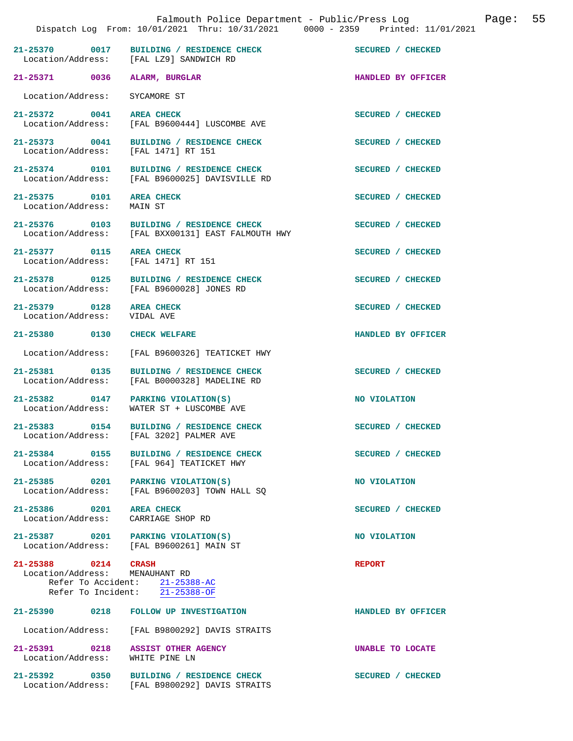21-25370 0017 BUILDING / RESIDENCE CHECK SECURED / CHECKED
Location/Address: [FAL LZ9] SANDWICH RD

21-25371 0036 ALARM, BURGLAR HANDLED BY OFFICER
Location/Address: SYCAMORE ST

21-25372 0041 AREA CHECK SECURED / CHECKED
Location/Address: [FAL B9600444] LUSCOMBE AVE

21-25373 0041 BUILDING / RESIDENCE CHECK SECURED / CHECKED
Location/Address: [FAL 1471] RT 151

21-25374 0101 BUILDING / RESIDENCE CHECK SECURED / CHECKED
Location/Address: [FAL B9600025] DAVISVILLE RD

21-25375 0101 AREA CHECK SECURED / CHECKED
Location/Address: MAIN ST

21-25376 0103 BUILDING / RESIDENCE CHECK SECURED / CHECKED
Location/Address: [FAL BXX00131] EAST FALMOUTH HWY

21-25377 0115 AREA CHECK SECURED / CHECKED
Location/Address: [FAL 1471] RT 151

21-25378 0125 BUILDING / RESIDENCE CHECK SECURED / CHECKED
Location/Address: [FAL B9600028] JONES RD

21-25379 0128 AREA CHECK SECURED / CHECKED
Location/Address: VIDAL AVE

21-25380 0130 CHECK WELFARE HANDLED BY OFFICER
Location/Address: [FAL B9600326] TEATICKET HWY

21-25381 0135 BUILDING / RESIDENCE CHECK SECURED / CHECKED
Location/Address: [FAL B0000328] MADELINE RD

21-25382 0147 PARKING VIOLATION(S) NO VIOLATION
Location/Address: WATER ST + LUSCOMBE AVE

21-25383 0154 BUILDING / RESIDENCE CHECK SECURED / CHECKED
Location/Address: [FAL 3202] PALMER AVE

21-25384 0155 BUILDING / RESIDENCE CHECK SECURED / CHECKED
Location/Address: [FAL 964] TEATICKET HWY

21-25385 0201 PARKING VIOLATION(S) NO VIOLATION
Location/Address: [FAL B9600203] TOWN HALL SQ

21-25386 0201 AREA CHECK SECURED / CHECKED
Location/Address: CARRIAGE SHOP RD

21-25387 0201 PARKING VIOLATION(S) NO VIOLATION
Location/Address: [FAL B9600261] MAIN ST

21-25388 0214 CRASH REPORT
Location/Address: MENAUHANT RD
Refer To Accident: 21-25388-AC
Refer To Incident: 21-25388-OF

21-25390 0218 FOLLOW UP INVESTIGATION HANDLED BY OFFICER
Location/Address: [FAL B9800292] DAVIS STRAITS

21-25391 0218 ASSIST OTHER AGENCY UNABLE TO LOCATE
Location/Address: WHITE PINE LN

21-25392 0350 BUILDING / RESIDENCE CHECK SECURED / CHECKED
Location/Address: [FAL B9800292] DAVIS STRAITS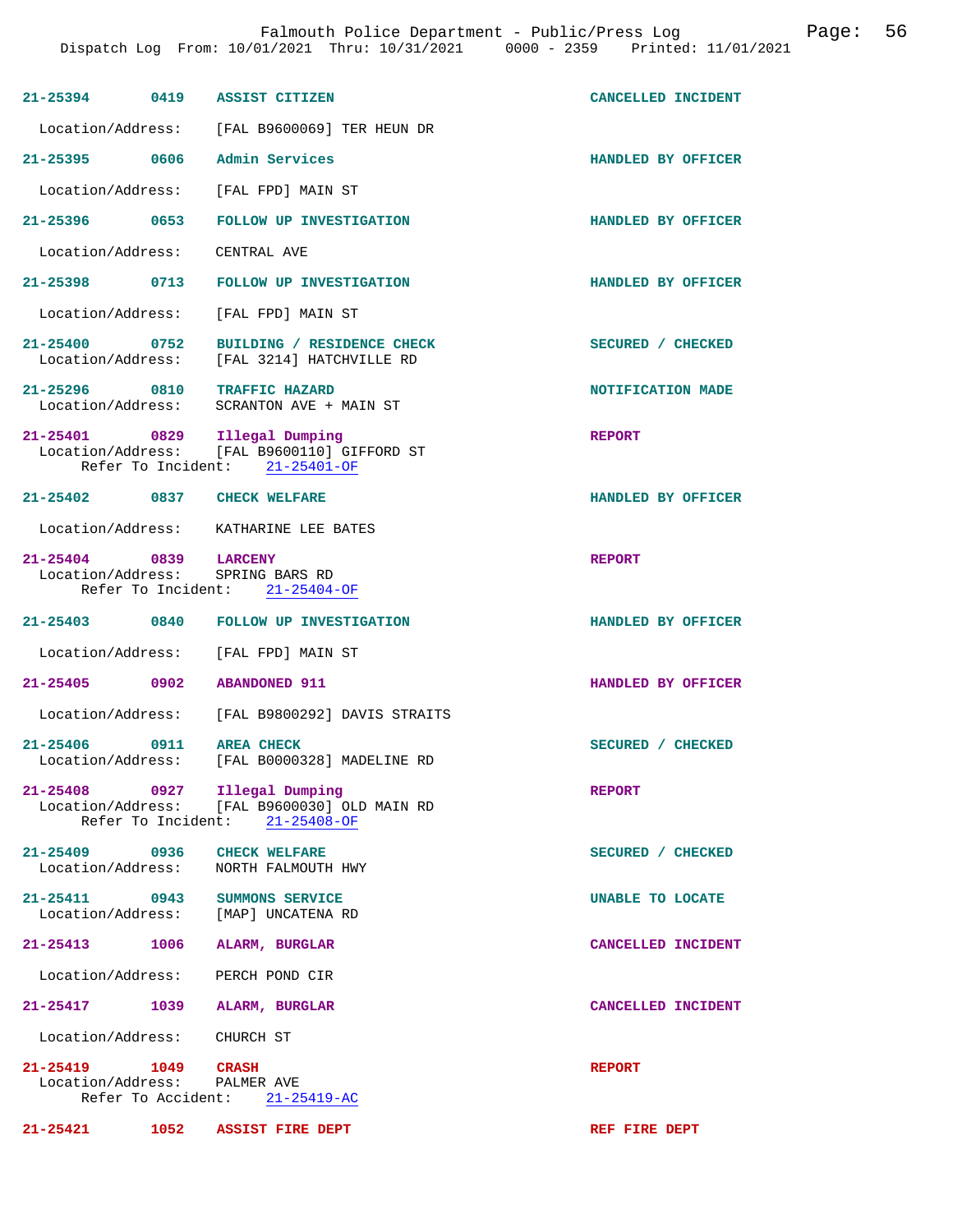**21-25394** 0419 **ASSIST CITIZEN** **CANCELLED INCIDENT**

Location/Address: [FAL B9600069] TER HEUN DR

**21-25395** 0606 **Admin Services** **HANDLED BY OFFICER**

Location/Address: [FAL FPD] MAIN ST

**21-25396** 0653 **FOLLOW UP INVESTIGATION** **HANDLED BY OFFICER**

Location/Address: CENTRAL AVE

**21-25398** 0713 **FOLLOW UP INVESTIGATION** **HANDLED BY OFFICER**

Location/Address: [FAL FPD] MAIN ST

**21-25400** 0752 **BUILDING / RESIDENCE CHECK** **SECURED / CHECKED**
Location/Address: [FAL 3214] HATCHVILLE RD

**21-25296** 0810 **TRAFFIC HAZARD** **NOTIFICATION MADE**
Location/Address: SCRANTON AVE + MAIN ST

**21-25401** 0829 **Illegal Dumping** **REPORT**
Location/Address: [FAL B9600110] GIFFORD ST
Refer To Incident: 21-25401-OF

**21-25402** 0837 **CHECK WELFARE** **HANDLED BY OFFICER**

Location/Address: KATHARINE LEE BATES

**21-25404** 0839 **LARCENY** **REPORT**
Location/Address: SPRING BARS RD
Refer To Incident: 21-25404-OF

**21-25403** 0840 **FOLLOW UP INVESTIGATION** **HANDLED BY OFFICER**

Location/Address: [FAL FPD] MAIN ST

**21-25405** 0902 **ABANDONED 911** **HANDLED BY OFFICER**

Location/Address: [FAL B9800292] DAVIS STRAITS

**21-25406** 0911 **AREA CHECK** **SECURED / CHECKED**
Location/Address: [FAL B0000328] MADELINE RD

**21-25408** 0927 **Illegal Dumping** **REPORT**
Location/Address: [FAL B9600030] OLD MAIN RD
Refer To Incident: 21-25408-OF

**21-25409** 0936 **CHECK WELFARE** **SECURED / CHECKED**
Location/Address: NORTH FALMOUTH HWY

**21-25411** 0943 **SUMMONS SERVICE** **UNABLE TO LOCATE**
Location/Address: [MAP] UNCATENA RD

**21-25413** 1006 **ALARM, BURGLAR** **CANCELLED INCIDENT**

Location/Address: PERCH POND CIR

**21-25417** 1039 **ALARM, BURGLAR** **CANCELLED INCIDENT**

Location/Address: CHURCH ST

**21-25419** 1049 **CRASH** **REPORT**
Location/Address: PALMER AVE
Refer To Accident: 21-25419-AC

**21-25421** 1052 **ASSIST FIRE DEPT** **REF FIRE DEPT**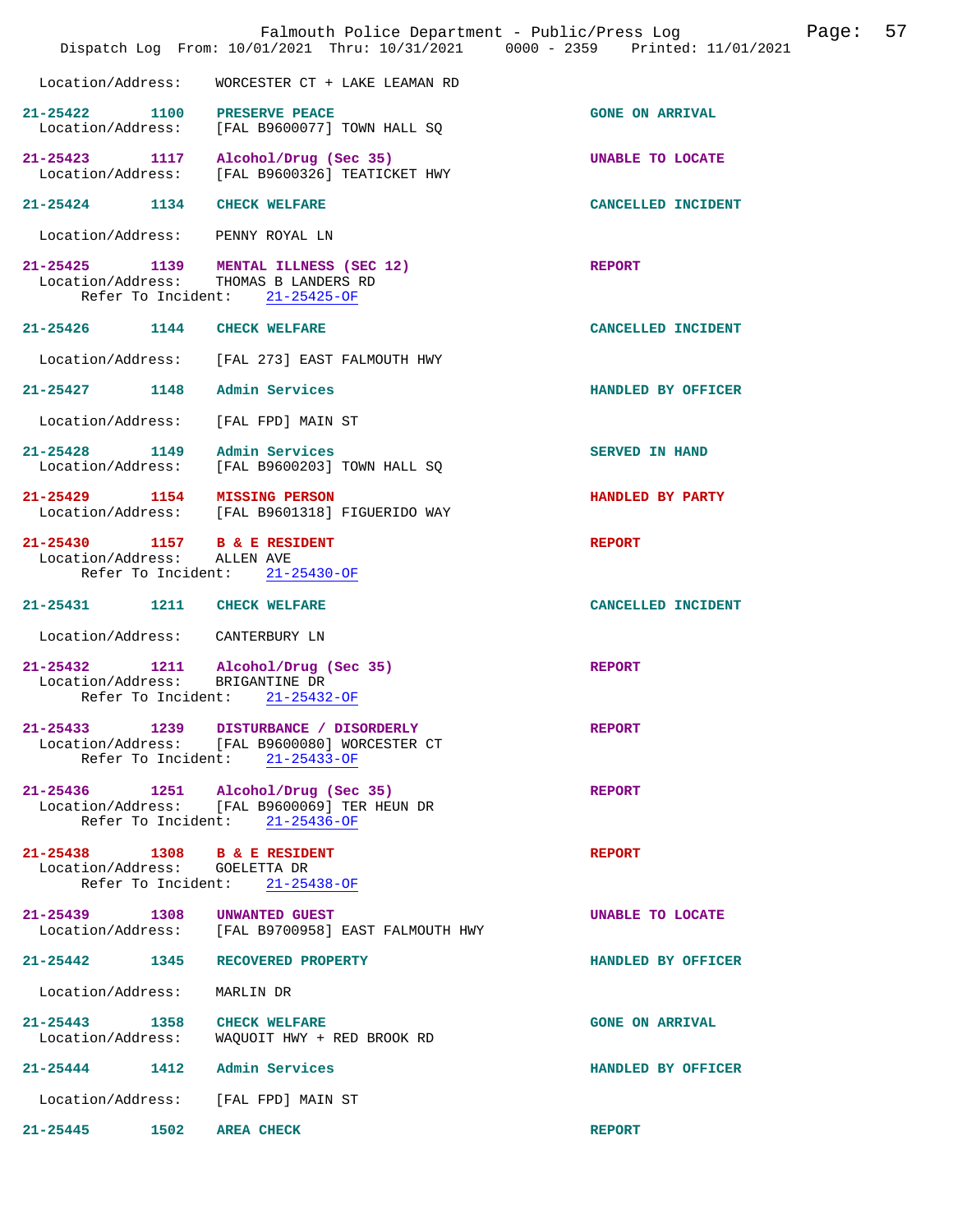Location/Address: WORCESTER CT + LAKE LEAMAN RD

**21-25422** 1100 **PRESERVE PEACE** — GONE ON ARRIVAL
Location/Address: [FAL B9600077] TOWN HALL SQ

**21-25423** 1117 **Alcohol/Drug (Sec 35)** — UNABLE TO LOCATE
Location/Address: [FAL B9600326] TEATICKET HWY

**21-25424** 1134 **CHECK WELFARE** — CANCELLED INCIDENT
Location/Address: PENNY ROYAL LN

**21-25425** 1139 **MENTAL ILLNESS (SEC 12)** — REPORT
Location/Address: THOMAS B LANDERS RD
Refer To Incident: 21-25425-OF

**21-25426** 1144 **CHECK WELFARE** — CANCELLED INCIDENT
Location/Address: [FAL 273] EAST FALMOUTH HWY

**21-25427** 1148 **Admin Services** — HANDLED BY OFFICER
Location/Address: [FAL FPD] MAIN ST

**21-25428** 1149 **Admin Services** — SERVED IN HAND
Location/Address: [FAL B9600203] TOWN HALL SQ

**21-25429** 1154 **MISSING PERSON** — HANDLED BY PARTY
Location/Address: [FAL B9601318] FIGUERIDO WAY

**21-25430** 1157 **B & E RESIDENT** — REPORT
Location/Address: ALLEN AVE
Refer To Incident: 21-25430-OF

**21-25431** 1211 **CHECK WELFARE** — CANCELLED INCIDENT
Location/Address: CANTERBURY LN

**21-25432** 1211 **Alcohol/Drug (Sec 35)** — REPORT
Location/Address: BRIGANTINE DR
Refer To Incident: 21-25432-OF

**21-25433** 1239 **DISTURBANCE / DISORDERLY** — REPORT
Location/Address: [FAL B9600080] WORCESTER CT
Refer To Incident: 21-25433-OF

**21-25436** 1251 **Alcohol/Drug (Sec 35)** — REPORT
Location/Address: [FAL B9600069] TER HEUN DR
Refer To Incident: 21-25436-OF

**21-25438** 1308 **B & E RESIDENT** — REPORT
Location/Address: GOELETTA DR
Refer To Incident: 21-25438-OF

**21-25439** 1308 **UNWANTED GUEST** — UNABLE TO LOCATE
Location/Address: [FAL B9700958] EAST FALMOUTH HWY

**21-25442** 1345 **RECOVERED PROPERTY** — HANDLED BY OFFICER
Location/Address: MARLIN DR

**21-25443** 1358 **CHECK WELFARE** — GONE ON ARRIVAL
Location/Address: WAQUOIT HWY + RED BROOK RD

**21-25444** 1412 **Admin Services** — HANDLED BY OFFICER
Location/Address: [FAL FPD] MAIN ST

**21-25445** 1502 **AREA CHECK** — REPORT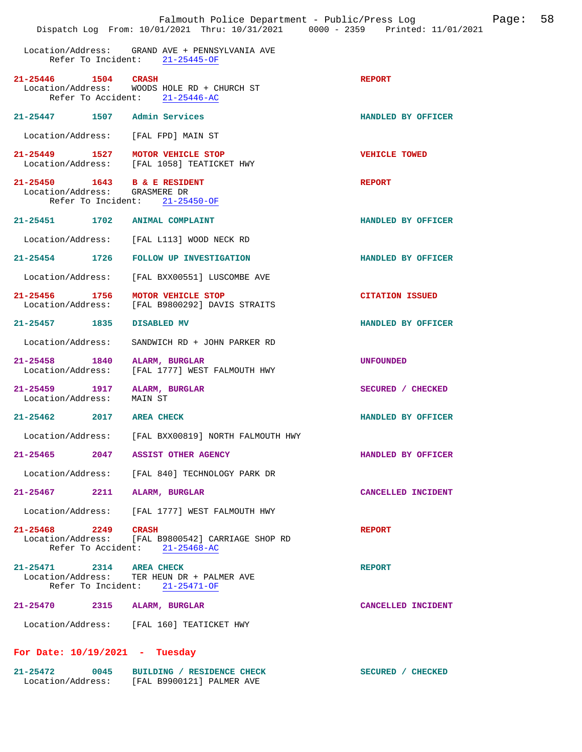Location/Address: GRAND AVE + PENNSYLVANIA AVE
Refer To Incident: 21-25445-OF

**21-25446** 1504 **CRASH** — **REPORT**
Location/Address: WOODS HOLE RD + CHURCH ST
Refer To Accident: 21-25446-AC

**21-25447** 1507 **Admin Services** — **HANDLED BY OFFICER**
Location/Address: [FAL FPD] MAIN ST

**21-25449** 1527 **MOTOR VEHICLE STOP** — **VEHICLE TOWED**
Location/Address: [FAL 1058] TEATICKET HWY

**21-25450** 1643 **B & E RESIDENT** — **REPORT**
Location/Address: GRASMERE DR
Refer To Incident: 21-25450-OF

**21-25451** 1702 **ANIMAL COMPLAINT** — **HANDLED BY OFFICER**
Location/Address: [FAL L113] WOOD NECK RD

**21-25454** 1726 **FOLLOW UP INVESTIGATION** — **HANDLED BY OFFICER**
Location/Address: [FAL BXX00551] LUSCOMBE AVE

**21-25456** 1756 **MOTOR VEHICLE STOP** — **CITATION ISSUED**
Location/Address: [FAL B9800292] DAVIS STRAITS

**21-25457** 1835 **DISABLED MV** — **HANDLED BY OFFICER**
Location/Address: SANDWICH RD + JOHN PARKER RD

**21-25458** 1840 **ALARM, BURGLAR** — **UNFOUNDED**
Location/Address: [FAL 1777] WEST FALMOUTH HWY

**21-25459** 1917 **ALARM, BURGLAR** — **SECURED / CHECKED**
Location/Address: MAIN ST

**21-25462** 2017 **AREA CHECK** — **HANDLED BY OFFICER**
Location/Address: [FAL BXX00819] NORTH FALMOUTH HWY

**21-25465** 2047 **ASSIST OTHER AGENCY** — **HANDLED BY OFFICER**
Location/Address: [FAL 840] TECHNOLOGY PARK DR

**21-25467** 2211 **ALARM, BURGLAR** — **CANCELLED INCIDENT**
Location/Address: [FAL 1777] WEST FALMOUTH HWY

**21-25468** 2249 **CRASH** — **REPORT**
Location/Address: [FAL B9800542] CARRIAGE SHOP RD
Refer To Accident: 21-25468-AC

**21-25471** 2314 **AREA CHECK** — **REPORT**
Location/Address: TER HEUN DR + PALMER AVE
Refer To Incident: 21-25471-OF

**21-25470** 2315 **ALARM, BURGLAR** — **CANCELLED INCIDENT**
Location/Address: [FAL 160] TEATICKET HWY

## For Date: 10/19/2021 - Tuesday

**21-25472** 0045 **BUILDING / RESIDENCE CHECK** — **SECURED / CHECKED**
Location/Address: [FAL B9900121] PALMER AVE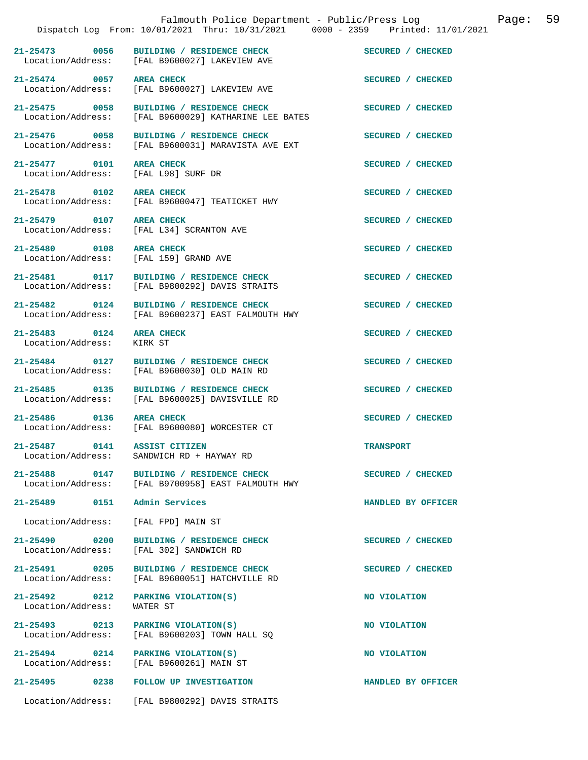| Call # | Time | Call Type | Disposition |
|---|---|---|---|
| 21-25473 | 0056 | BUILDING / RESIDENCE CHECK | SECURED / CHECKED |
| Location/Address: | | [FAL B9600027] LAKEVIEW AVE | |
| 21-25474 | 0057 | AREA CHECK | SECURED / CHECKED |
| Location/Address: | | [FAL B9600027] LAKEVIEW AVE | |
| 21-25475 | 0058 | BUILDING / RESIDENCE CHECK | SECURED / CHECKED |
| Location/Address: | | [FAL B9600029] KATHARINE LEE BATES | |
| 21-25476 | 0058 | BUILDING / RESIDENCE CHECK | SECURED / CHECKED |
| Location/Address: | | [FAL B9600031] MARAVISTA AVE EXT | |
| 21-25477 | 0101 | AREA CHECK | SECURED / CHECKED |
| Location/Address: | | [FAL L98] SURF DR | |
| 21-25478 | 0102 | AREA CHECK | SECURED / CHECKED |
| Location/Address: | | [FAL B9600047] TEATICKET HWY | |
| 21-25479 | 0107 | AREA CHECK | SECURED / CHECKED |
| Location/Address: | | [FAL L34] SCRANTON AVE | |
| 21-25480 | 0108 | AREA CHECK | SECURED / CHECKED |
| Location/Address: | | [FAL 159] GRAND AVE | |
| 21-25481 | 0117 | BUILDING / RESIDENCE CHECK | SECURED / CHECKED |
| Location/Address: | | [FAL B9800292] DAVIS STRAITS | |
| 21-25482 | 0124 | BUILDING / RESIDENCE CHECK | SECURED / CHECKED |
| Location/Address: | | [FAL B9600237] EAST FALMOUTH HWY | |
| 21-25483 | 0124 | AREA CHECK | SECURED / CHECKED |
| Location/Address: | | KIRK ST | |
| 21-25484 | 0127 | BUILDING / RESIDENCE CHECK | SECURED / CHECKED |
| Location/Address: | | [FAL B9600030] OLD MAIN RD | |
| 21-25485 | 0135 | BUILDING / RESIDENCE CHECK | SECURED / CHECKED |
| Location/Address: | | [FAL B9600025] DAVISVILLE RD | |
| 21-25486 | 0136 | AREA CHECK | SECURED / CHECKED |
| Location/Address: | | [FAL B9600080] WORCESTER CT | |
| 21-25487 | 0141 | ASSIST CITIZEN | TRANSPORT |
| Location/Address: | | SANDWICH RD + HAYWAY RD | |
| 21-25488 | 0147 | BUILDING / RESIDENCE CHECK | SECURED / CHECKED |
| Location/Address: | | [FAL B9700958] EAST FALMOUTH HWY | |
| 21-25489 | 0151 | Admin Services | HANDLED BY OFFICER |
| Location/Address: | | [FAL FPD] MAIN ST | |
| 21-25490 | 0200 | BUILDING / RESIDENCE CHECK | SECURED / CHECKED |
| Location/Address: | | [FAL 302] SANDWICH RD | |
| 21-25491 | 0205 | BUILDING / RESIDENCE CHECK | SECURED / CHECKED |
| Location/Address: | | [FAL B9600051] HATCHVILLE RD | |
| 21-25492 | 0212 | PARKING VIOLATION(S) | NO VIOLATION |
| Location/Address: | | WATER ST | |
| 21-25493 | 0213 | PARKING VIOLATION(S) | NO VIOLATION |
| Location/Address: | | [FAL B9600203] TOWN HALL SQ | |
| 21-25494 | 0214 | PARKING VIOLATION(S) | NO VIOLATION |
| Location/Address: | | [FAL B9600261] MAIN ST | |
| 21-25495 | 0238 | FOLLOW UP INVESTIGATION | HANDLED BY OFFICER |
| Location/Address: | | [FAL B9800292] DAVIS STRAITS | |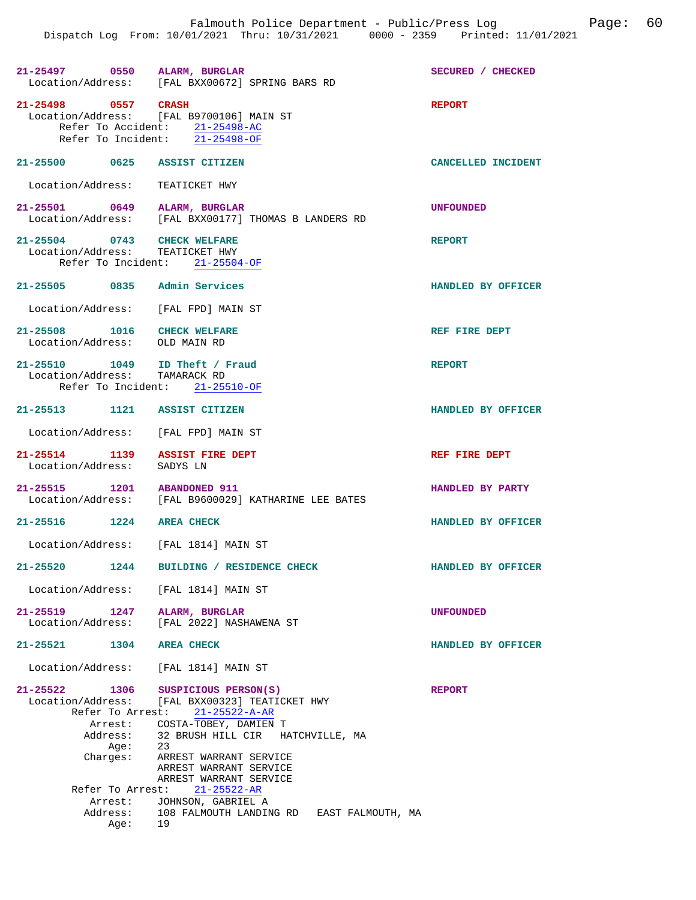**21-25497** 0550 **ALARM, BURGLAR** SECURED / CHECKED
Location/Address: [FAL BXX00672] SPRING BARS RD

**21-25498** 0557 **CRASH** REPORT
Location/Address: [FAL B9700106] MAIN ST
Refer To Accident: 21-25498-AC
Refer To Incident: 21-25498-OF

**21-25500** 0625 **ASSIST CITIZEN** CANCELLED INCIDENT
Location/Address: TEATICKET HWY

**21-25501** 0649 **ALARM, BURGLAR** UNFOUNDED
Location/Address: [FAL BXX00177] THOMAS B LANDERS RD

**21-25504** 0743 **CHECK WELFARE** REPORT
Location/Address: TEATICKET HWY
Refer To Incident: 21-25504-OF

**21-25505** 0835 **Admin Services** HANDLED BY OFFICER
Location/Address: [FAL FPD] MAIN ST

**21-25508** 1016 **CHECK WELFARE** REF FIRE DEPT
Location/Address: OLD MAIN RD

**21-25510** 1049 **ID Theft / Fraud** REPORT
Location/Address: TAMARACK RD
Refer To Incident: 21-25510-OF

**21-25513** 1121 **ASSIST CITIZEN** HANDLED BY OFFICER
Location/Address: [FAL FPD] MAIN ST

**21-25514** 1139 **ASSIST FIRE DEPT** REF FIRE DEPT
Location/Address: SADYS LN

**21-25515** 1201 **ABANDONED 911** HANDLED BY PARTY
Location/Address: [FAL B9600029] KATHARINE LEE BATES

**21-25516** 1224 **AREA CHECK** HANDLED BY OFFICER
Location/Address: [FAL 1814] MAIN ST

**21-25520** 1244 **BUILDING / RESIDENCE CHECK** HANDLED BY OFFICER
Location/Address: [FAL 1814] MAIN ST

**21-25519** 1247 **ALARM, BURGLAR** UNFOUNDED
Location/Address: [FAL 2022] NASHAWENA ST

**21-25521** 1304 **AREA CHECK** HANDLED BY OFFICER
Location/Address: [FAL 1814] MAIN ST

**21-25522** 1306 **SUSPICIOUS PERSON(S)** REPORT
Location/Address: [FAL BXX00323] TEATICKET HWY
Refer To Arrest: 21-25522-A-AR
Arrest: COSTA-TOBEY, DAMIEN T
Address: 32 BRUSH HILL CIR HATCHVILLE, MA
Age: 23
Charges: ARREST WARRANT SERVICE
ARREST WARRANT SERVICE
ARREST WARRANT SERVICE
Refer To Arrest: 21-25522-AR
Arrest: JOHNSON, GABRIEL A
Address: 108 FALMOUTH LANDING RD EAST FALMOUTH, MA
Age: 19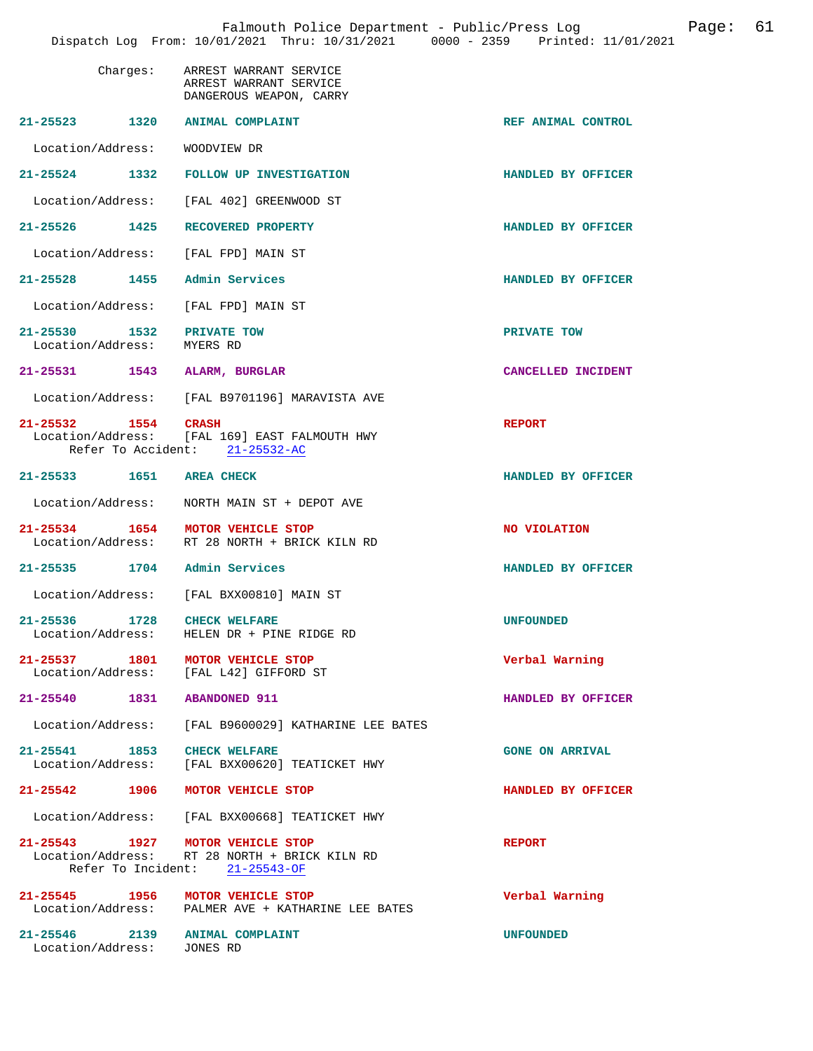Charges: ARREST WARRANT SERVICE
ARREST WARRANT SERVICE
DANGEROUS WEAPON, CARRY

**21-25523 1320 ANIMAL COMPLAINT** — REF ANIMAL CONTROL
Location/Address: WOODVIEW DR

**21-25524 1332 FOLLOW UP INVESTIGATION** — HANDLED BY OFFICER
Location/Address: [FAL 402] GREENWOOD ST

**21-25526 1425 RECOVERED PROPERTY** — HANDLED BY OFFICER
Location/Address: [FAL FPD] MAIN ST

**21-25528 1455 Admin Services** — HANDLED BY OFFICER
Location/Address: [FAL FPD] MAIN ST

**21-25530 1532 PRIVATE TOW** — PRIVATE TOW
Location/Address: MYERS RD

**21-25531 1543 ALARM, BURGLAR** — CANCELLED INCIDENT
Location/Address: [FAL B9701196] MARAVISTA AVE

**21-25532 1554 CRASH** — REPORT
Location/Address: [FAL 169] EAST FALMOUTH HWY
Refer To Accident: 21-25532-AC

**21-25533 1651 AREA CHECK** — HANDLED BY OFFICER
Location/Address: NORTH MAIN ST + DEPOT AVE

**21-25534 1654 MOTOR VEHICLE STOP** — NO VIOLATION
Location/Address: RT 28 NORTH + BRICK KILN RD

**21-25535 1704 Admin Services** — HANDLED BY OFFICER
Location/Address: [FAL BXX00810] MAIN ST

**21-25536 1728 CHECK WELFARE** — UNFOUNDED
Location/Address: HELEN DR + PINE RIDGE RD

**21-25537 1801 MOTOR VEHICLE STOP** — Verbal Warning
Location/Address: [FAL L42] GIFFORD ST

**21-25540 1831 ABANDONED 911** — HANDLED BY OFFICER
Location/Address: [FAL B9600029] KATHARINE LEE BATES

**21-25541 1853 CHECK WELFARE** — GONE ON ARRIVAL
Location/Address: [FAL BXX00620] TEATICKET HWY

**21-25542 1906 MOTOR VEHICLE STOP** — HANDLED BY OFFICER
Location/Address: [FAL BXX00668] TEATICKET HWY

**21-25543 1927 MOTOR VEHICLE STOP** — REPORT
Location/Address: RT 28 NORTH + BRICK KILN RD
Refer To Incident: 21-25543-OF

**21-25545 1956 MOTOR VEHICLE STOP** — Verbal Warning
Location/Address: PALMER AVE + KATHARINE LEE BATES

**21-25546 2139 ANIMAL COMPLAINT** — UNFOUNDED
Location/Address: JONES RD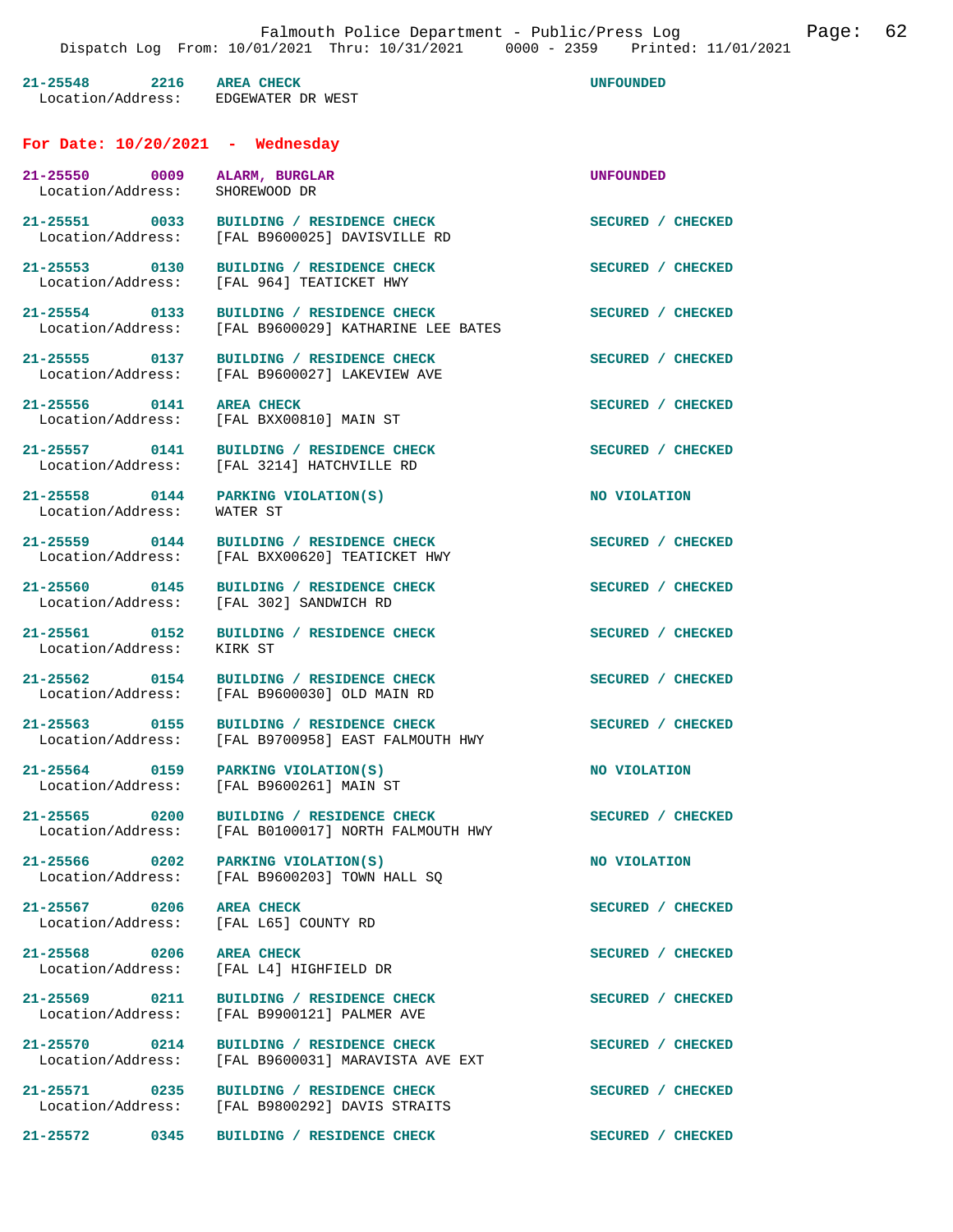21-25548 2216 AREA CHECK UNFOUNDED
Location/Address: EDGEWATER DR WEST

## For Date: 10/20/2021 - Wednesday

21-25550 0009 ALARM, BURGLAR UNFOUNDED
Location/Address: SHOREWOOD DR

21-25551 0033 BUILDING / RESIDENCE CHECK SECURED / CHECKED
Location/Address: [FAL B9600025] DAVISVILLE RD

21-25553 0130 BUILDING / RESIDENCE CHECK SECURED / CHECKED
Location/Address: [FAL 964] TEATICKET HWY

21-25554 0133 BUILDING / RESIDENCE CHECK SECURED / CHECKED
Location/Address: [FAL B9600029] KATHARINE LEE BATES

21-25555 0137 BUILDING / RESIDENCE CHECK SECURED / CHECKED
Location/Address: [FAL B9600027] LAKEVIEW AVE

21-25556 0141 AREA CHECK SECURED / CHECKED
Location/Address: [FAL BXX00810] MAIN ST

21-25557 0141 BUILDING / RESIDENCE CHECK SECURED / CHECKED
Location/Address: [FAL 3214] HATCHVILLE RD

21-25558 0144 PARKING VIOLATION(S) NO VIOLATION
Location/Address: WATER ST

21-25559 0144 BUILDING / RESIDENCE CHECK SECURED / CHECKED
Location/Address: [FAL BXX00620] TEATICKET HWY

21-25560 0145 BUILDING / RESIDENCE CHECK SECURED / CHECKED
Location/Address: [FAL 302] SANDWICH RD

21-25561 0152 BUILDING / RESIDENCE CHECK SECURED / CHECKED
Location/Address: KIRK ST

21-25562 0154 BUILDING / RESIDENCE CHECK SECURED / CHECKED
Location/Address: [FAL B9600030] OLD MAIN RD

21-25563 0155 BUILDING / RESIDENCE CHECK SECURED / CHECKED
Location/Address: [FAL B9700958] EAST FALMOUTH HWY

21-25564 0159 PARKING VIOLATION(S) NO VIOLATION
Location/Address: [FAL B9600261] MAIN ST

21-25565 0200 BUILDING / RESIDENCE CHECK SECURED / CHECKED
Location/Address: [FAL B0100017] NORTH FALMOUTH HWY

21-25566 0202 PARKING VIOLATION(S) NO VIOLATION
Location/Address: [FAL B9600203] TOWN HALL SQ

21-25567 0206 AREA CHECK SECURED / CHECKED
Location/Address: [FAL L65] COUNTY RD

21-25568 0206 AREA CHECK SECURED / CHECKED
Location/Address: [FAL L4] HIGHFIELD DR

21-25569 0211 BUILDING / RESIDENCE CHECK SECURED / CHECKED
Location/Address: [FAL B9900121] PALMER AVE

21-25570 0214 BUILDING / RESIDENCE CHECK SECURED / CHECKED
Location/Address: [FAL B9600031] MARAVISTA AVE EXT

21-25571 0235 BUILDING / RESIDENCE CHECK SECURED / CHECKED
Location/Address: [FAL B9800292] DAVIS STRAITS

21-25572 0345 BUILDING / RESIDENCE CHECK SECURED / CHECKED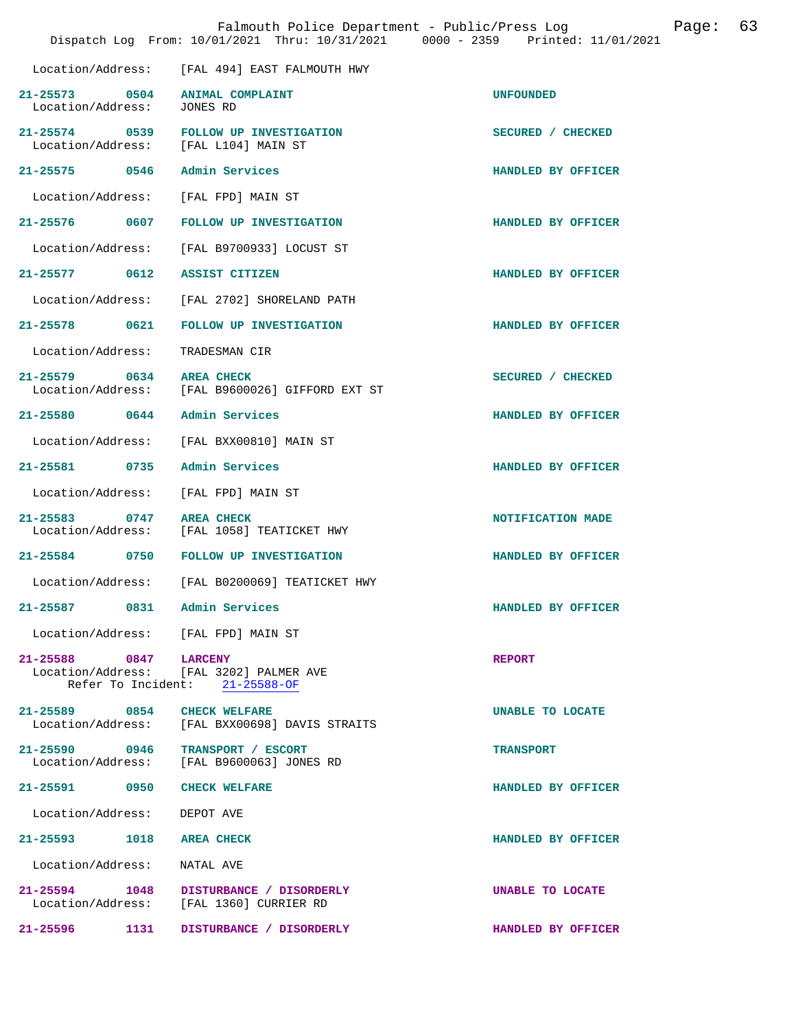Location/Address: [FAL 494] EAST FALMOUTH HWY

**21-25573 0504 ANIMAL COMPLAINT** — UNFOUNDED
Location/Address: JONES RD

**21-25574 0539 FOLLOW UP INVESTIGATION** — SECURED / CHECKED
Location/Address: [FAL L104] MAIN ST

**21-25575 0546 Admin Services** — HANDLED BY OFFICER
Location/Address: [FAL FPD] MAIN ST

**21-25576 0607 FOLLOW UP INVESTIGATION** — HANDLED BY OFFICER
Location/Address: [FAL B9700933] LOCUST ST

**21-25577 0612 ASSIST CITIZEN** — HANDLED BY OFFICER
Location/Address: [FAL 2702] SHORELAND PATH

**21-25578 0621 FOLLOW UP INVESTIGATION** — HANDLED BY OFFICER
Location/Address: TRADESMAN CIR

**21-25579 0634 AREA CHECK** — SECURED / CHECKED
Location/Address: [FAL B9600026] GIFFORD EXT ST

**21-25580 0644 Admin Services** — HANDLED BY OFFICER
Location/Address: [FAL BXX00810] MAIN ST

**21-25581 0735 Admin Services** — HANDLED BY OFFICER
Location/Address: [FAL FPD] MAIN ST

**21-25583 0747 AREA CHECK** — NOTIFICATION MADE
Location/Address: [FAL 1058] TEATICKET HWY

**21-25584 0750 FOLLOW UP INVESTIGATION** — HANDLED BY OFFICER
Location/Address: [FAL B0200069] TEATICKET HWY

**21-25587 0831 Admin Services** — HANDLED BY OFFICER
Location/Address: [FAL FPD] MAIN ST

**21-25588 0847 LARCENY** — REPORT
Location/Address: [FAL 3202] PALMER AVE
Refer To Incident: 21-25588-OF

**21-25589 0854 CHECK WELFARE** — UNABLE TO LOCATE
Location/Address: [FAL BXX00698] DAVIS STRAITS

**21-25590 0946 TRANSPORT / ESCORT** — TRANSPORT
Location/Address: [FAL B9600063] JONES RD

**21-25591 0950 CHECK WELFARE** — HANDLED BY OFFICER
Location/Address: DEPOT AVE

**21-25593 1018 AREA CHECK** — HANDLED BY OFFICER
Location/Address: NATAL AVE

**21-25594 1048 DISTURBANCE / DISORDERLY** — UNABLE TO LOCATE
Location/Address: [FAL 1360] CURRIER RD

**21-25596 1131 DISTURBANCE / DISORDERLY** — HANDLED BY OFFICER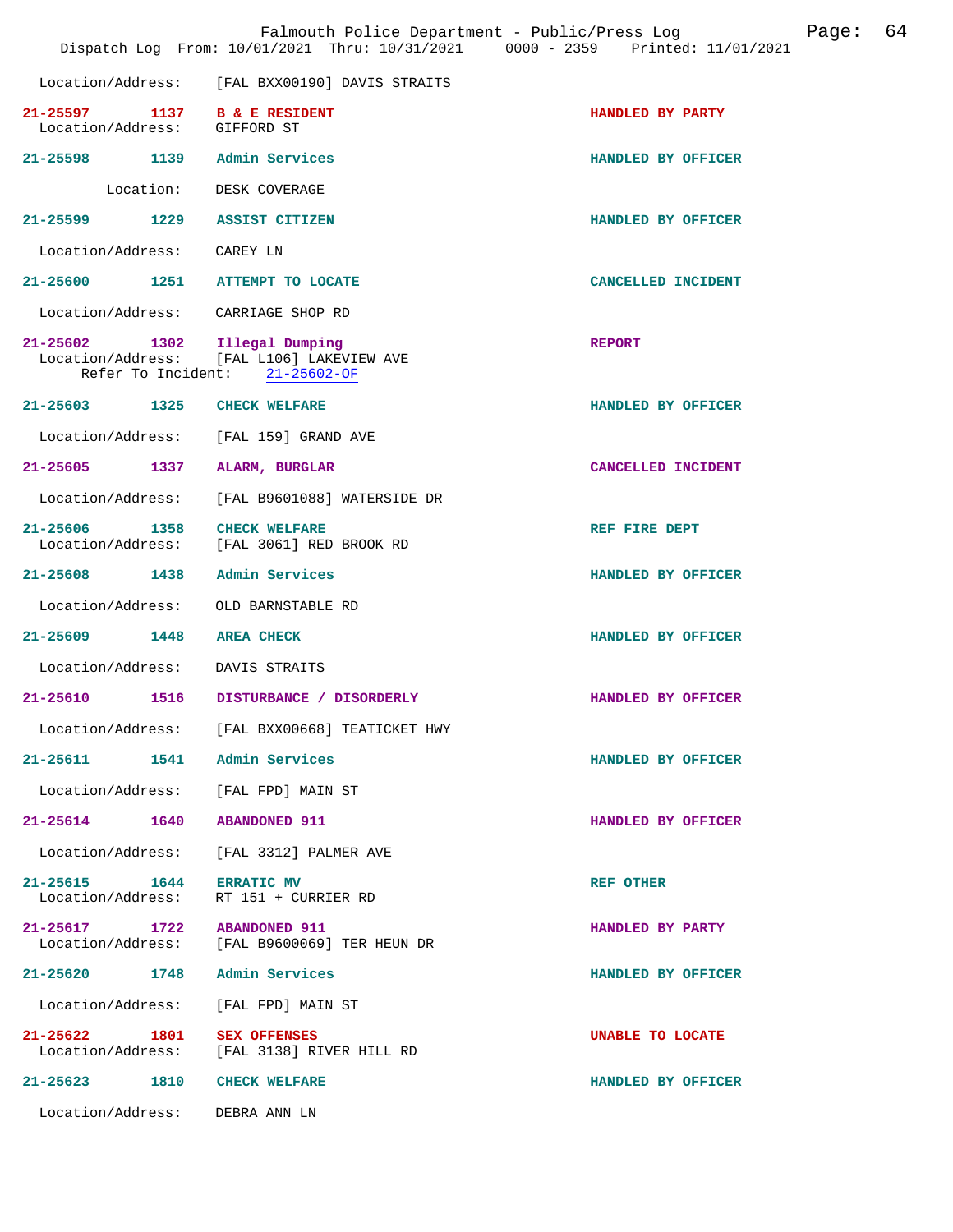Location/Address: [FAL BXX00190] DAVIS STRAITS

**21-25597 1137 B & E RESIDENT** HANDLED BY PARTY
Location/Address: GIFFORD ST

**21-25598 1139 Admin Services** HANDLED BY OFFICER
Location: DESK COVERAGE

**21-25599 1229 ASSIST CITIZEN** HANDLED BY OFFICER
Location/Address: CAREY LN

**21-25600 1251 ATTEMPT TO LOCATE** CANCELLED INCIDENT
Location/Address: CARRIAGE SHOP RD

**21-25602 1302 Illegal Dumping** REPORT
Location/Address: [FAL L106] LAKEVIEW AVE
Refer To Incident: 21-25602-OF

**21-25603 1325 CHECK WELFARE** HANDLED BY OFFICER
Location/Address: [FAL 159] GRAND AVE

**21-25605 1337 ALARM, BURGLAR** CANCELLED INCIDENT
Location/Address: [FAL B9601088] WATERSIDE DR

**21-25606 1358 CHECK WELFARE** REF FIRE DEPT
Location/Address: [FAL 3061] RED BROOK RD

**21-25608 1438 Admin Services** HANDLED BY OFFICER
Location/Address: OLD BARNSTABLE RD

**21-25609 1448 AREA CHECK** HANDLED BY OFFICER
Location/Address: DAVIS STRAITS

**21-25610 1516 DISTURBANCE / DISORDERLY** HANDLED BY OFFICER
Location/Address: [FAL BXX00668] TEATICKET HWY

**21-25611 1541 Admin Services** HANDLED BY OFFICER
Location/Address: [FAL FPD] MAIN ST

**21-25614 1640 ABANDONED 911** HANDLED BY OFFICER
Location/Address: [FAL 3312] PALMER AVE

**21-25615 1644 ERRATIC MV** REF OTHER
Location/Address: RT 151 + CURRIER RD

**21-25617 1722 ABANDONED 911** HANDLED BY PARTY
Location/Address: [FAL B9600069] TER HEUN DR

**21-25620 1748 Admin Services** HANDLED BY OFFICER
Location/Address: [FAL FPD] MAIN ST

**21-25622 1801 SEX OFFENSES** UNABLE TO LOCATE
Location/Address: [FAL 3138] RIVER HILL RD

**21-25623 1810 CHECK WELFARE** HANDLED BY OFFICER
Location/Address: DEBRA ANN LN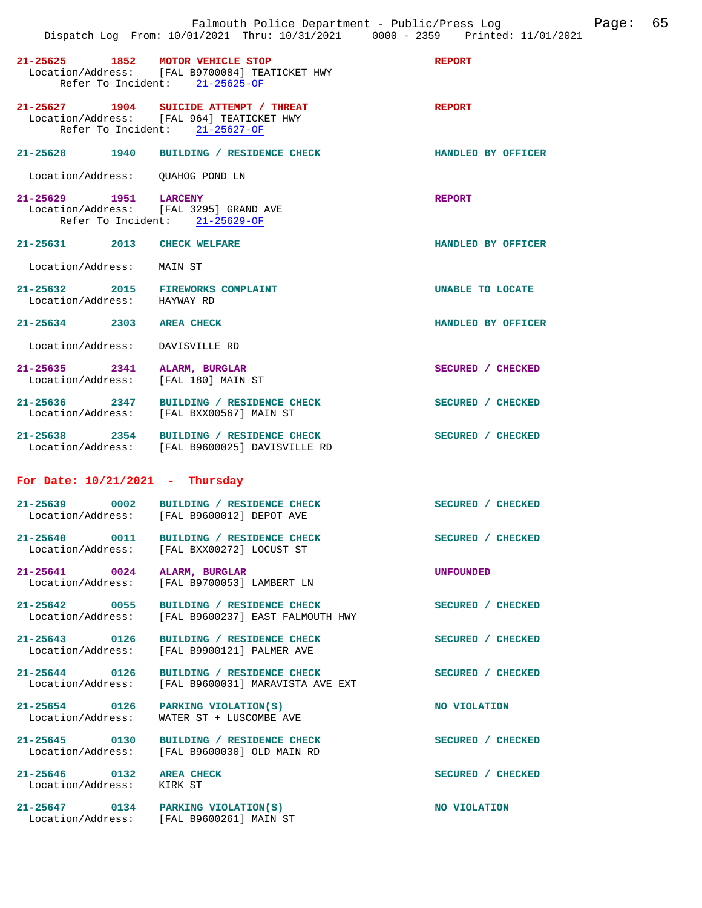21-25625 1852 MOTOR VEHICLE STOP REPORT
Location/Address: [FAL B9700084] TEATICKET HWY
Refer To Incident: 21-25625-OF

21-25627 1904 SUICIDE ATTEMPT / THREAT REPORT
Location/Address: [FAL 964] TEATICKET HWY
Refer To Incident: 21-25627-OF

21-25628 1940 BUILDING / RESIDENCE CHECK HANDLED BY OFFICER
Location/Address: QUAHOG POND LN

21-25629 1951 LARCENY REPORT
Location/Address: [FAL 3295] GRAND AVE
Refer To Incident: 21-25629-OF

21-25631 2013 CHECK WELFARE HANDLED BY OFFICER
Location/Address: MAIN ST

21-25632 2015 FIREWORKS COMPLAINT UNABLE TO LOCATE
Location/Address: HAYWAY RD

21-25634 2303 AREA CHECK HANDLED BY OFFICER
Location/Address: DAVISVILLE RD

21-25635 2341 ALARM, BURGLAR SECURED / CHECKED
Location/Address: [FAL 180] MAIN ST

21-25636 2347 BUILDING / RESIDENCE CHECK SECURED / CHECKED
Location/Address: [FAL BXX00567] MAIN ST

21-25638 2354 BUILDING / RESIDENCE CHECK SECURED / CHECKED
Location/Address: [FAL B9600025] DAVISVILLE RD

## For Date: 10/21/2021 - Thursday

21-25639 0002 BUILDING / RESIDENCE CHECK SECURED / CHECKED
Location/Address: [FAL B9600012] DEPOT AVE

21-25640 0011 BUILDING / RESIDENCE CHECK SECURED / CHECKED
Location/Address: [FAL BXX00272] LOCUST ST

21-25641 0024 ALARM, BURGLAR UNFOUNDED
Location/Address: [FAL B9700053] LAMBERT LN

21-25642 0055 BUILDING / RESIDENCE CHECK SECURED / CHECKED
Location/Address: [FAL B9600237] EAST FALMOUTH HWY

21-25643 0126 BUILDING / RESIDENCE CHECK SECURED / CHECKED
Location/Address: [FAL B9900121] PALMER AVE

21-25644 0126 BUILDING / RESIDENCE CHECK SECURED / CHECKED
Location/Address: [FAL B9600031] MARAVISTA AVE EXT

21-25654 0126 PARKING VIOLATION(S) NO VIOLATION
Location/Address: WATER ST + LUSCOMBE AVE

21-25645 0130 BUILDING / RESIDENCE CHECK SECURED / CHECKED
Location/Address: [FAL B9600030] OLD MAIN RD

21-25646 0132 AREA CHECK SECURED / CHECKED
Location/Address: KIRK ST

21-25647 0134 PARKING VIOLATION(S) NO VIOLATION
Location/Address: [FAL B9600261] MAIN ST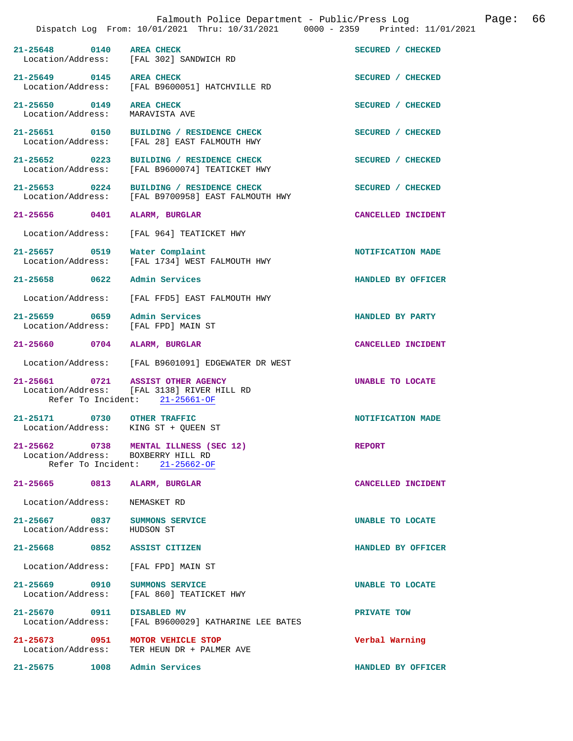Falmouth Police Department - Public/Press Log

Dispatch Log From: 10/01/2021 Thru: 10/31/2021 0000 - 2359 Printed: 11/01/2021

**21-25648 0140 AREA CHECK** — SECURED / CHECKED
Location/Address: [FAL 302] SANDWICH RD

**21-25649 0145 AREA CHECK** — SECURED / CHECKED
Location/Address: [FAL B9600051] HATCHVILLE RD

**21-25650 0149 AREA CHECK** — SECURED / CHECKED
Location/Address: MARAVISTA AVE

**21-25651 0150 BUILDING / RESIDENCE CHECK** — SECURED / CHECKED
Location/Address: [FAL 28] EAST FALMOUTH HWY

**21-25652 0223 BUILDING / RESIDENCE CHECK** — SECURED / CHECKED
Location/Address: [FAL B9600074] TEATICKET HWY

**21-25653 0224 BUILDING / RESIDENCE CHECK** — SECURED / CHECKED
Location/Address: [FAL B9700958] EAST FALMOUTH HWY

**21-25656 0401 ALARM, BURGLAR** — CANCELLED INCIDENT
Location/Address: [FAL 964] TEATICKET HWY

**21-25657 0519 Water Complaint** — NOTIFICATION MADE
Location/Address: [FAL 1734] WEST FALMOUTH HWY

**21-25658 0622 Admin Services** — HANDLED BY OFFICER
Location/Address: [FAL FFD5] EAST FALMOUTH HWY

**21-25659 0659 Admin Services** — HANDLED BY PARTY
Location/Address: [FAL FPD] MAIN ST

**21-25660 0704 ALARM, BURGLAR** — CANCELLED INCIDENT
Location/Address: [FAL B9601091] EDGEWATER DR WEST

**21-25661 0721 ASSIST OTHER AGENCY** — UNABLE TO LOCATE
Location/Address: [FAL 3138] RIVER HILL RD
Refer To Incident: 21-25661-OF

**21-25171 0730 OTHER TRAFFIC** — NOTIFICATION MADE
Location/Address: KING ST + QUEEN ST

**21-25662 0738 MENTAL ILLNESS (SEC 12)** — REPORT
Location/Address: BOXBERRY HILL RD
Refer To Incident: 21-25662-OF

**21-25665 0813 ALARM, BURGLAR** — CANCELLED INCIDENT
Location/Address: NEMASKET RD

**21-25667 0837 SUMMONS SERVICE** — UNABLE TO LOCATE
Location/Address: HUDSON ST

**21-25668 0852 ASSIST CITIZEN** — HANDLED BY OFFICER
Location/Address: [FAL FPD] MAIN ST

**21-25669 0910 SUMMONS SERVICE** — UNABLE TO LOCATE
Location/Address: [FAL 860] TEATICKET HWY

**21-25670 0911 DISABLED MV** — PRIVATE TOW
Location/Address: [FAL B9600029] KATHARINE LEE BATES

**21-25673 0951 MOTOR VEHICLE STOP** — Verbal Warning
Location/Address: TER HEUN DR + PALMER AVE

**21-25675 1008 Admin Services** — HANDLED BY OFFICER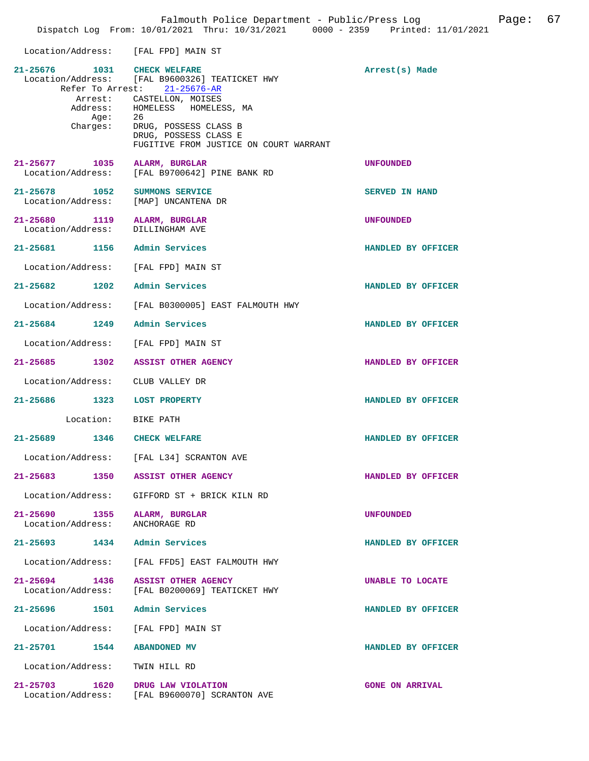Location/Address: [FAL FPD] MAIN ST

**21-25676** 1031 **CHECK WELFARE** — Arrest(s) Made
Location/Address: [FAL B9600326] TEATICKET HWY
Refer To Arrest: 21-25676-AR
Arrest: CASTELLON, MOISES
Address: HOMELESS HOMELESS, MA
Age: 26
Charges: DRUG, POSSESS CLASS B
DRUG, POSSESS CLASS E
FUGITIVE FROM JUSTICE ON COURT WARRANT

**21-25677** 1035 **ALARM, BURGLAR** — UNFOUNDED
Location/Address: [FAL B9700642] PINE BANK RD

**21-25678** 1052 **SUMMONS SERVICE** — SERVED IN HAND
Location/Address: [MAP] UNCANTENA DR

**21-25680** 1119 **ALARM, BURGLAR** — UNFOUNDED
Location/Address: DILLINGHAM AVE

**21-25681** 1156 **Admin Services** — HANDLED BY OFFICER
Location/Address: [FAL FPD] MAIN ST

**21-25682** 1202 **Admin Services** — HANDLED BY OFFICER
Location/Address: [FAL B0300005] EAST FALMOUTH HWY

**21-25684** 1249 **Admin Services** — HANDLED BY OFFICER
Location/Address: [FAL FPD] MAIN ST

**21-25685** 1302 **ASSIST OTHER AGENCY** — HANDLED BY OFFICER
Location/Address: CLUB VALLEY DR

**21-25686** 1323 **LOST PROPERTY** — HANDLED BY OFFICER
Location: BIKE PATH

**21-25689** 1346 **CHECK WELFARE** — HANDLED BY OFFICER
Location/Address: [FAL L34] SCRANTON AVE

**21-25683** 1350 **ASSIST OTHER AGENCY** — HANDLED BY OFFICER
Location/Address: GIFFORD ST + BRICK KILN RD

**21-25690** 1355 **ALARM, BURGLAR** — UNFOUNDED
Location/Address: ANCHORAGE RD

**21-25693** 1434 **Admin Services** — HANDLED BY OFFICER
Location/Address: [FAL FFD5] EAST FALMOUTH HWY

**21-25694** 1436 **ASSIST OTHER AGENCY** — UNABLE TO LOCATE
Location/Address: [FAL B0200069] TEATICKET HWY

**21-25696** 1501 **Admin Services** — HANDLED BY OFFICER
Location/Address: [FAL FPD] MAIN ST

**21-25701** 1544 **ABANDONED MV** — HANDLED BY OFFICER
Location/Address: TWIN HILL RD

**21-25703** 1620 **DRUG LAW VIOLATION** — GONE ON ARRIVAL
Location/Address: [FAL B9600070] SCRANTON AVE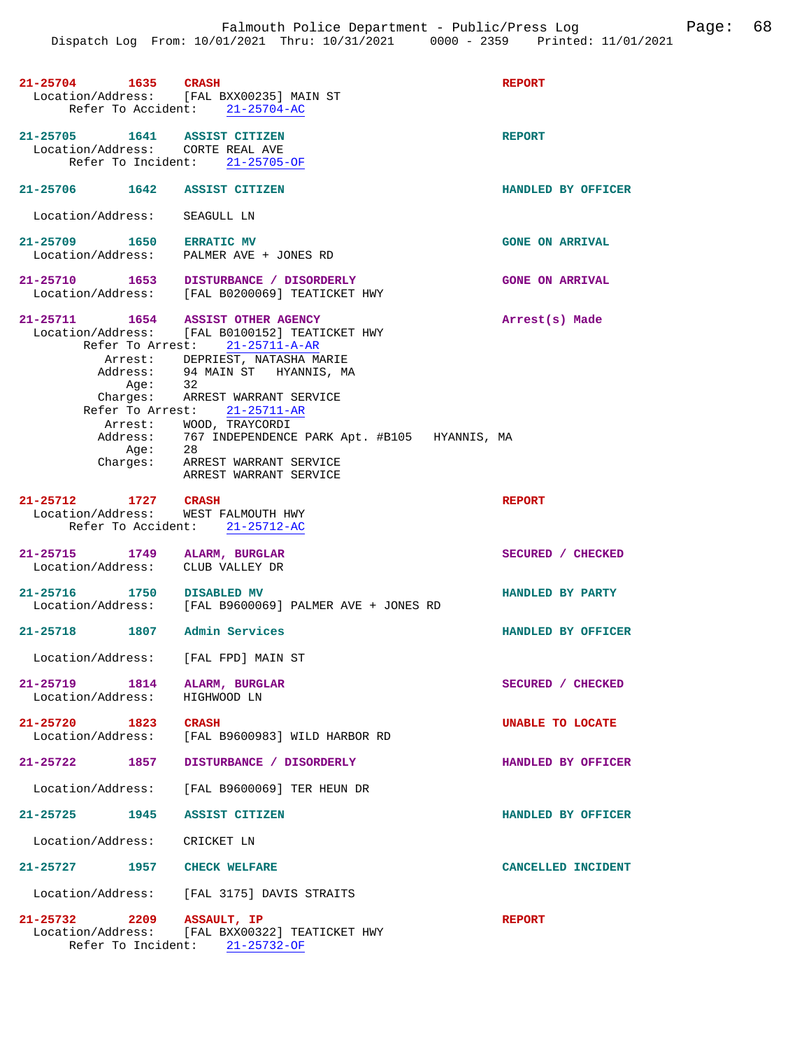21-25704 1635 **CRASH** **REPORT**
Location/Address: [FAL BXX00235] MAIN ST
Refer To Accident: 21-25704-AC

21-25705 1641 **ASSIST CITIZEN** **REPORT**
Location/Address: CORTE REAL AVE
Refer To Incident: 21-25705-OF

21-25706 1642 **ASSIST CITIZEN** **HANDLED BY OFFICER**
Location/Address: SEAGULL LN

21-25709 1650 **ERRATIC MV** **GONE ON ARRIVAL**
Location/Address: PALMER AVE + JONES RD

21-25710 1653 **DISTURBANCE / DISORDERLY** **GONE ON ARRIVAL**
Location/Address: [FAL B0200069] TEATICKET HWY

21-25711 1654 **ASSIST OTHER AGENCY** **Arrest(s) Made**
Location/Address: [FAL B0100152] TEATICKET HWY
Refer To Arrest: 21-25711-A-AR
Arrest: DEPRIEST, NATASHA MARIE
Address: 94 MAIN ST HYANNIS, MA
Age: 32
Charges: ARREST WARRANT SERVICE
Refer To Arrest: 21-25711-AR
Arrest: WOOD, TRAYCORDI
Address: 767 INDEPENDENCE PARK Apt. #B105 HYANNIS, MA
Age: 28
Charges: ARREST WARRANT SERVICE
ARREST WARRANT SERVICE

21-25712 1727 **CRASH** **REPORT**
Location/Address: WEST FALMOUTH HWY
Refer To Accident: 21-25712-AC

21-25715 1749 **ALARM, BURGLAR** **SECURED / CHECKED**
Location/Address: CLUB VALLEY DR

21-25716 1750 **DISABLED MV** **HANDLED BY PARTY**
Location/Address: [FAL B9600069] PALMER AVE + JONES RD

21-25718 1807 **Admin Services** **HANDLED BY OFFICER**
Location/Address: [FAL FPD] MAIN ST

21-25719 1814 **ALARM, BURGLAR** **SECURED / CHECKED**
Location/Address: HIGHWOOD LN

21-25720 1823 **CRASH** **UNABLE TO LOCATE**
Location/Address: [FAL B9600983] WILD HARBOR RD

21-25722 1857 **DISTURBANCE / DISORDERLY** **HANDLED BY OFFICER**
Location/Address: [FAL B9600069] TER HEUN DR

21-25725 1945 **ASSIST CITIZEN** **HANDLED BY OFFICER**
Location/Address: CRICKET LN

21-25727 1957 **CHECK WELFARE** **CANCELLED INCIDENT**
Location/Address: [FAL 3175] DAVIS STRAITS

21-25732 2209 **ASSAULT, IP** **REPORT**
Location/Address: [FAL BXX00322] TEATICKET HWY
Refer To Incident: 21-25732-OF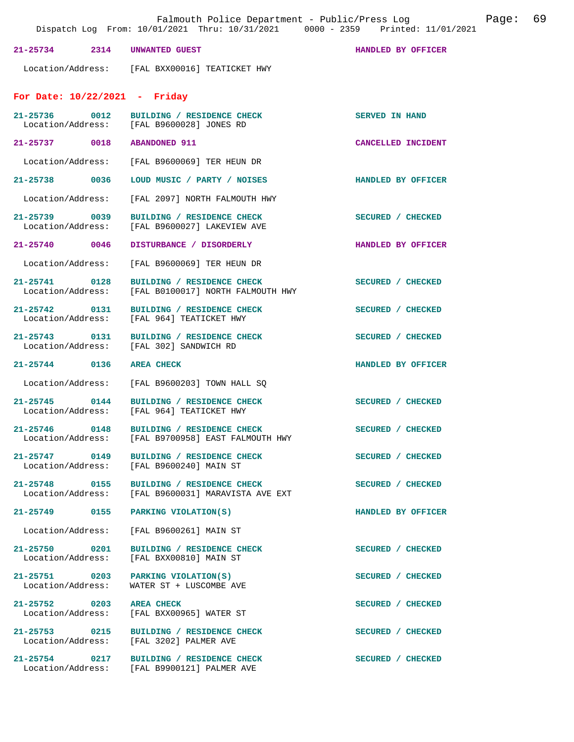21-25734 2314 UNWANTED GUEST HANDLED BY OFFICER

Location/Address: [FAL BXX00016] TEATICKET HWY

## For Date: 10/22/2021 - Friday

21-25736 0012 BUILDING / RESIDENCE CHECK SERVED IN HAND
Location/Address: [FAL B9600028] JONES RD

21-25737 0018 ABANDONED 911 CANCELLED INCIDENT

Location/Address: [FAL B9600069] TER HEUN DR

21-25738 0036 LOUD MUSIC / PARTY / NOISES HANDLED BY OFFICER

Location/Address: [FAL 2097] NORTH FALMOUTH HWY

21-25739 0039 BUILDING / RESIDENCE CHECK SECURED / CHECKED
Location/Address: [FAL B9600027] LAKEVIEW AVE

21-25740 0046 DISTURBANCE / DISORDERLY HANDLED BY OFFICER

Location/Address: [FAL B9600069] TER HEUN DR

21-25741 0128 BUILDING / RESIDENCE CHECK SECURED / CHECKED
Location/Address: [FAL B0100017] NORTH FALMOUTH HWY

21-25742 0131 BUILDING / RESIDENCE CHECK SECURED / CHECKED
Location/Address: [FAL 964] TEATICKET HWY

21-25743 0131 BUILDING / RESIDENCE CHECK SECURED / CHECKED
Location/Address: [FAL 302] SANDWICH RD

21-25744 0136 AREA CHECK HANDLED BY OFFICER

Location/Address: [FAL B9600203] TOWN HALL SQ

21-25745 0144 BUILDING / RESIDENCE CHECK SECURED / CHECKED
Location/Address: [FAL 964] TEATICKET HWY

21-25746 0148 BUILDING / RESIDENCE CHECK SECURED / CHECKED
Location/Address: [FAL B9700958] EAST FALMOUTH HWY

21-25747 0149 BUILDING / RESIDENCE CHECK SECURED / CHECKED
Location/Address: [FAL B9600240] MAIN ST

21-25748 0155 BUILDING / RESIDENCE CHECK SECURED / CHECKED
Location/Address: [FAL B9600031] MARAVISTA AVE EXT

21-25749 0155 PARKING VIOLATION(S) HANDLED BY OFFICER

Location/Address: [FAL B9600261] MAIN ST

21-25750 0201 BUILDING / RESIDENCE CHECK SECURED / CHECKED
Location/Address: [FAL BXX00810] MAIN ST

21-25751 0203 PARKING VIOLATION(S) SECURED / CHECKED
Location/Address: WATER ST + LUSCOMBE AVE

21-25752 0203 AREA CHECK SECURED / CHECKED
Location/Address: [FAL BXX00965] WATER ST

21-25753 0215 BUILDING / RESIDENCE CHECK SECURED / CHECKED
Location/Address: [FAL 3202] PALMER AVE

21-25754 0217 BUILDING / RESIDENCE CHECK SECURED / CHECKED
Location/Address: [FAL B9900121] PALMER AVE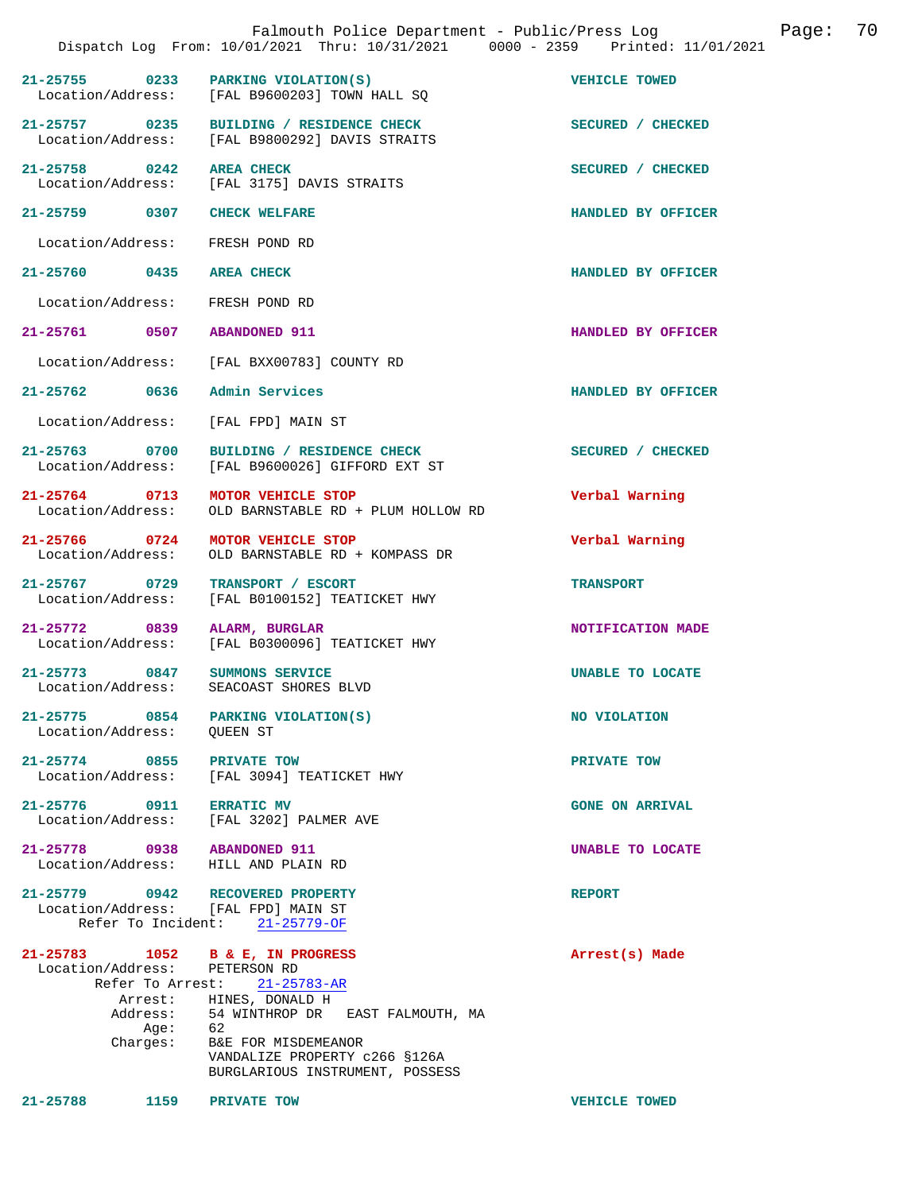21-25755 0233 PARKING VIOLATION(S) VEHICLE TOWED
Location/Address: [FAL B9600203] TOWN HALL SQ

21-25757 0235 BUILDING / RESIDENCE CHECK SECURED / CHECKED
Location/Address: [FAL B9800292] DAVIS STRAITS

21-25758 0242 AREA CHECK SECURED / CHECKED
Location/Address: [FAL 3175] DAVIS STRAITS

21-25759 0307 CHECK WELFARE HANDLED BY OFFICER

Location/Address: FRESH POND RD

21-25760 0435 AREA CHECK HANDLED BY OFFICER

Location/Address: FRESH POND RD

21-25761 0507 ABANDONED 911 HANDLED BY OFFICER

Location/Address: [FAL BXX00783] COUNTY RD

21-25762 0636 Admin Services HANDLED BY OFFICER

Location/Address: [FAL FPD] MAIN ST

21-25763 0700 BUILDING / RESIDENCE CHECK SECURED / CHECKED
Location/Address: [FAL B9600026] GIFFORD EXT ST

21-25764 0713 MOTOR VEHICLE STOP Verbal Warning
Location/Address: OLD BARNSTABLE RD + PLUM HOLLOW RD

21-25766 0724 MOTOR VEHICLE STOP Verbal Warning
Location/Address: OLD BARNSTABLE RD + KOMPASS DR

21-25767 0729 TRANSPORT / ESCORT TRANSPORT
Location/Address: [FAL B0100152] TEATICKET HWY

21-25772 0839 ALARM, BURGLAR NOTIFICATION MADE
Location/Address: [FAL B0300096] TEATICKET HWY

21-25773 0847 SUMMONS SERVICE UNABLE TO LOCATE
Location/Address: SEACOAST SHORES BLVD

21-25775 0854 PARKING VIOLATION(S) NO VIOLATION
Location/Address: QUEEN ST

21-25774 0855 PRIVATE TOW PRIVATE TOW
Location/Address: [FAL 3094] TEATICKET HWY

21-25776 0911 ERRATIC MV GONE ON ARRIVAL
Location/Address: [FAL 3202] PALMER AVE

21-25778 0938 ABANDONED 911 UNABLE TO LOCATE
Location/Address: HILL AND PLAIN RD

21-25779 0942 RECOVERED PROPERTY REPORT
Location/Address: [FAL FPD] MAIN ST
Refer To Incident: 21-25779-OF

21-25783 1052 B & E, IN PROGRESS Arrest(s) Made
Location/Address: PETERSON RD
Refer To Arrest: 21-25783-AR
Arrest: HINES, DONALD H
Address: 54 WINTHROP DR EAST FALMOUTH, MA
Age: 62
Charges: B&E FOR MISDEMEANOR
VANDALIZE PROPERTY c266 §126A
BURGLARIOUS INSTRUMENT, POSSESS

21-25788 1159 PRIVATE TOW VEHICLE TOWED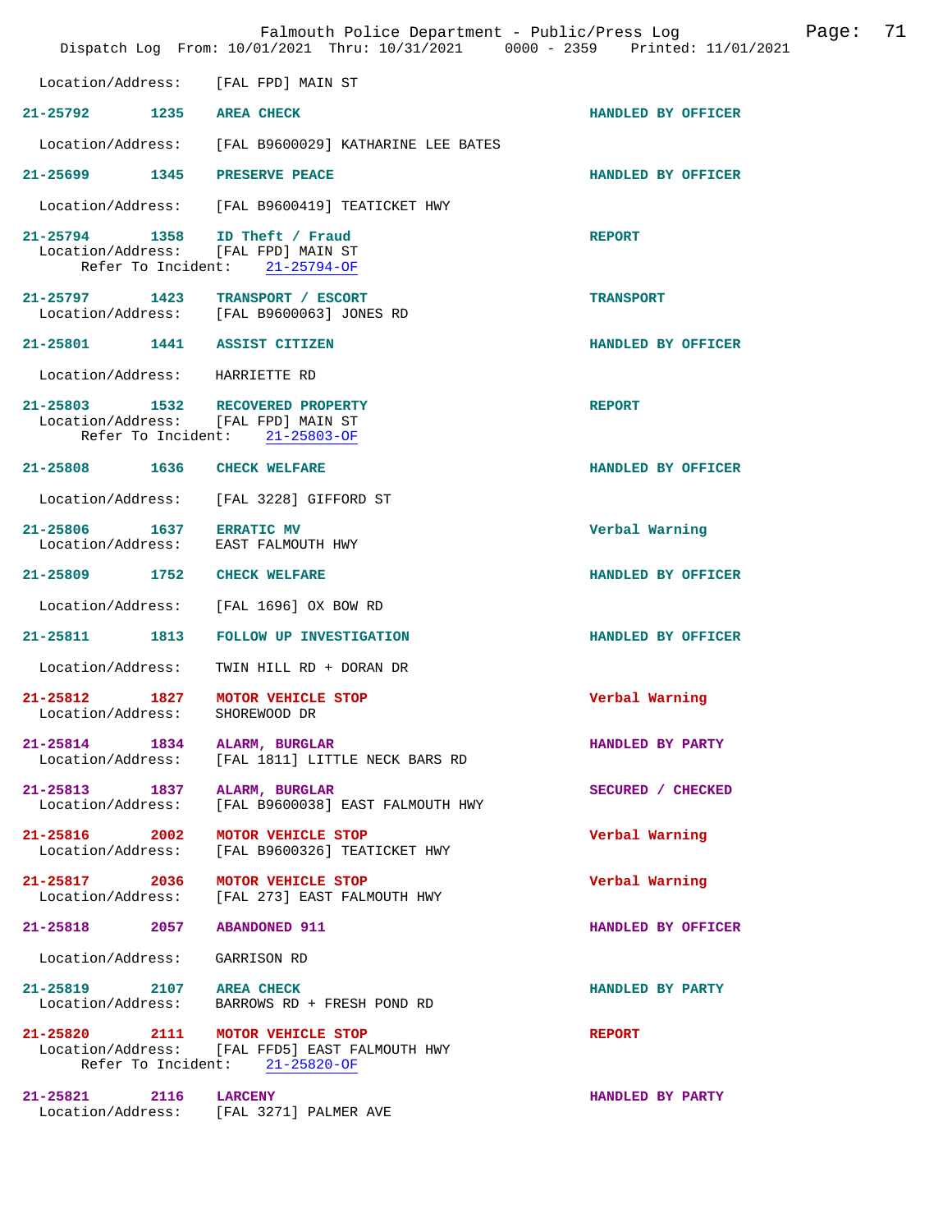Location/Address: [FAL FPD] MAIN ST

**21-25792** 1235 **AREA CHECK** HANDLED BY OFFICER
Location/Address: [FAL B9600029] KATHARINE LEE BATES

**21-25699** 1345 **PRESERVE PEACE** HANDLED BY OFFICER
Location/Address: [FAL B9600419] TEATICKET HWY

**21-25794** 1358 **ID Theft / Fraud** REPORT
Location/Address: [FAL FPD] MAIN ST
Refer To Incident: 21-25794-OF

**21-25797** 1423 **TRANSPORT / ESCORT** TRANSPORT
Location/Address: [FAL B9600063] JONES RD

**21-25801** 1441 **ASSIST CITIZEN** HANDLED BY OFFICER
Location/Address: HARRIETTE RD

**21-25803** 1532 **RECOVERED PROPERTY** REPORT
Location/Address: [FAL FPD] MAIN ST
Refer To Incident: 21-25803-OF

**21-25808** 1636 **CHECK WELFARE** HANDLED BY OFFICER
Location/Address: [FAL 3228] GIFFORD ST

**21-25806** 1637 **ERRATIC MV** Verbal Warning
Location/Address: EAST FALMOUTH HWY

**21-25809** 1752 **CHECK WELFARE** HANDLED BY OFFICER
Location/Address: [FAL 1696] OX BOW RD

**21-25811** 1813 **FOLLOW UP INVESTIGATION** HANDLED BY OFFICER
Location/Address: TWIN HILL RD + DORAN DR

**21-25812** 1827 **MOTOR VEHICLE STOP** Verbal Warning
Location/Address: SHOREWOOD DR

**21-25814** 1834 **ALARM, BURGLAR** HANDLED BY PARTY
Location/Address: [FAL 1811] LITTLE NECK BARS RD

**21-25813** 1837 **ALARM, BURGLAR** SECURED / CHECKED
Location/Address: [FAL B9600038] EAST FALMOUTH HWY

**21-25816** 2002 **MOTOR VEHICLE STOP** Verbal Warning
Location/Address: [FAL B9600326] TEATICKET HWY

**21-25817** 2036 **MOTOR VEHICLE STOP** Verbal Warning
Location/Address: [FAL 273] EAST FALMOUTH HWY

**21-25818** 2057 **ABANDONED 911** HANDLED BY OFFICER
Location/Address: GARRISON RD

**21-25819** 2107 **AREA CHECK** HANDLED BY PARTY
Location/Address: BARROWS RD + FRESH POND RD

**21-25820** 2111 **MOTOR VEHICLE STOP** REPORT
Location/Address: [FAL FFD5] EAST FALMOUTH HWY
Refer To Incident: 21-25820-OF

**21-25821** 2116 **LARCENY** HANDLED BY PARTY
Location/Address: [FAL 3271] PALMER AVE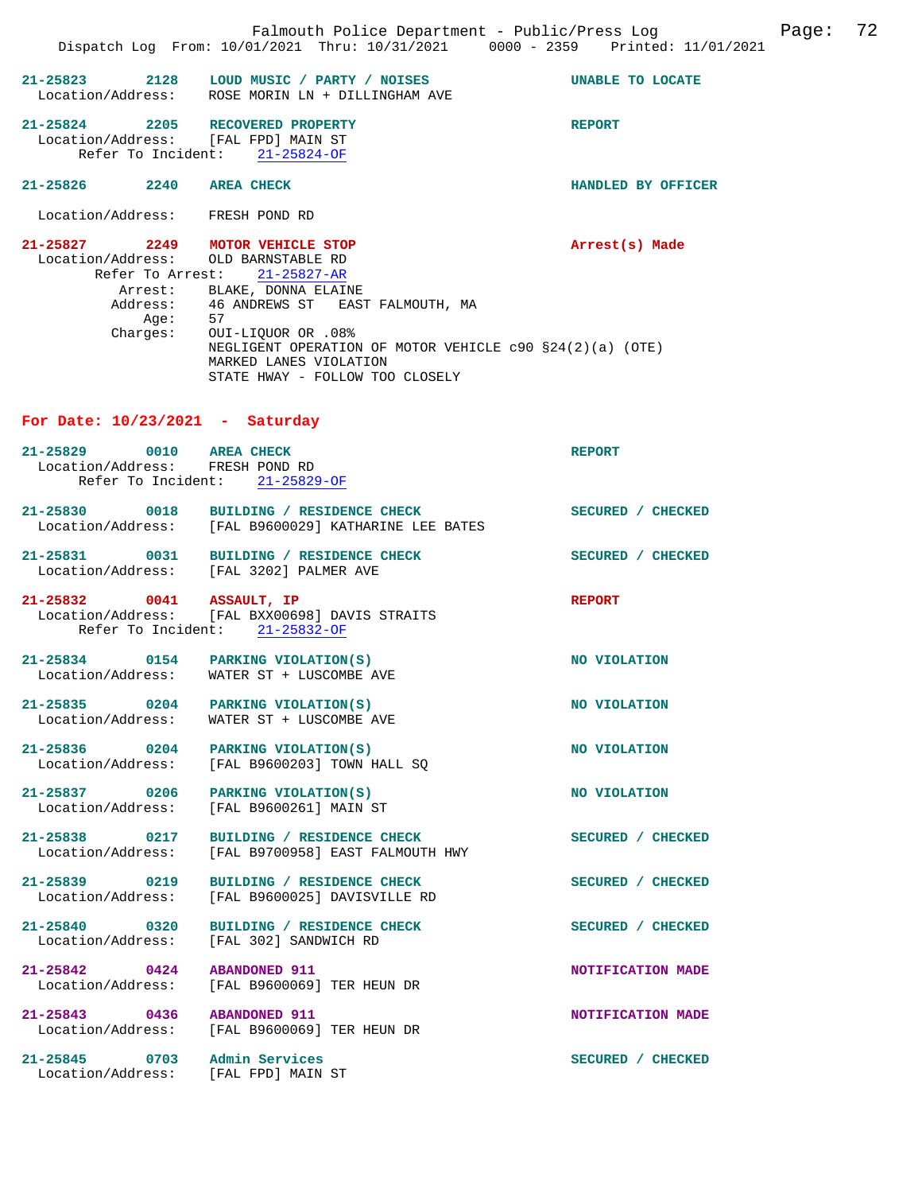**21-25823 2128 LOUD MUSIC / PARTY / NOISES** — UNABLE TO LOCATE
Location/Address: ROSE MORIN LN + DILLINGHAM AVE

**21-25824 2205 RECOVERED PROPERTY** — REPORT
Location/Address: [FAL FPD] MAIN ST
Refer To Incident: 21-25824-OF

**21-25826 2240 AREA CHECK** — HANDLED BY OFFICER
Location/Address: FRESH POND RD

**21-25827 2249 MOTOR VEHICLE STOP** — Arrest(s) Made
Location/Address: OLD BARNSTABLE RD
Refer To Arrest: 21-25827-AR
Arrest: BLAKE, DONNA ELAINE
Address: 46 ANDREWS ST EAST FALMOUTH, MA
Age: 57
Charges: OUI-LIQUOR OR .08%
NEGLIGENT OPERATION OF MOTOR VEHICLE c90 §24(2)(a) (OTE)
MARKED LANES VIOLATION
STATE HWAY - FOLLOW TOO CLOSELY

## For Date: 10/23/2021 - Saturday

**21-25829 0010 AREA CHECK** — REPORT
Location/Address: FRESH POND RD
Refer To Incident: 21-25829-OF

**21-25830 0018 BUILDING / RESIDENCE CHECK** — SECURED / CHECKED
Location/Address: [FAL B9600029] KATHARINE LEE BATES

**21-25831 0031 BUILDING / RESIDENCE CHECK** — SECURED / CHECKED
Location/Address: [FAL 3202] PALMER AVE

**21-25832 0041 ASSAULT, IP** — REPORT
Location/Address: [FAL BXX00698] DAVIS STRAITS
Refer To Incident: 21-25832-OF

**21-25834 0154 PARKING VIOLATION(S)** — NO VIOLATION
Location/Address: WATER ST + LUSCOMBE AVE

**21-25835 0204 PARKING VIOLATION(S)** — NO VIOLATION
Location/Address: WATER ST + LUSCOMBE AVE

**21-25836 0204 PARKING VIOLATION(S)** — NO VIOLATION
Location/Address: [FAL B9600203] TOWN HALL SQ

**21-25837 0206 PARKING VIOLATION(S)** — NO VIOLATION
Location/Address: [FAL B9600261] MAIN ST

**21-25838 0217 BUILDING / RESIDENCE CHECK** — SECURED / CHECKED
Location/Address: [FAL B9700958] EAST FALMOUTH HWY

**21-25839 0219 BUILDING / RESIDENCE CHECK** — SECURED / CHECKED
Location/Address: [FAL B9600025] DAVISVILLE RD

**21-25840 0320 BUILDING / RESIDENCE CHECK** — SECURED / CHECKED
Location/Address: [FAL 302] SANDWICH RD

**21-25842 0424 ABANDONED 911** — NOTIFICATION MADE
Location/Address: [FAL B9600069] TER HEUN DR

**21-25843 0436 ABANDONED 911** — NOTIFICATION MADE
Location/Address: [FAL B9600069] TER HEUN DR

**21-25845 0703 Admin Services** — SECURED / CHECKED
Location/Address: [FAL FPD] MAIN ST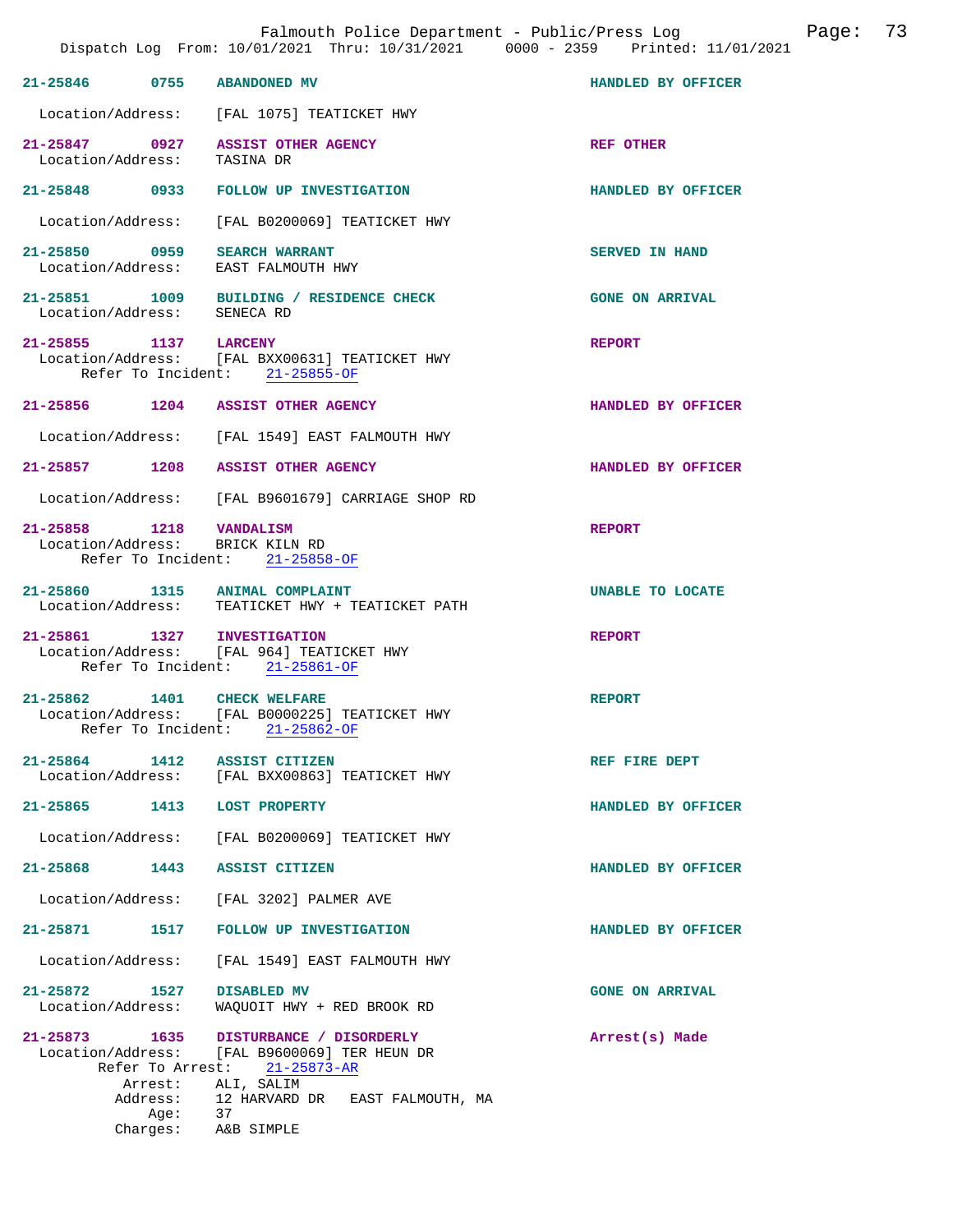21-25846 0755 ABANDONED MV HANDLED BY OFFICER

Location/Address: [FAL 1075] TEATICKET HWY

21-25847 0927 ASSIST OTHER AGENCY REF OTHER
Location/Address: TASINA DR

21-25848 0933 FOLLOW UP INVESTIGATION HANDLED BY OFFICER

Location/Address: [FAL B0200069] TEATICKET HWY

21-25850 0959 SEARCH WARRANT SERVED IN HAND
Location/Address: EAST FALMOUTH HWY

21-25851 1009 BUILDING / RESIDENCE CHECK GONE ON ARRIVAL
Location/Address: SENECA RD

21-25855 1137 LARCENY REPORT
Location/Address: [FAL BXX00631] TEATICKET HWY
Refer To Incident: 21-25855-OF

21-25856 1204 ASSIST OTHER AGENCY HANDLED BY OFFICER

Location/Address: [FAL 1549] EAST FALMOUTH HWY

21-25857 1208 ASSIST OTHER AGENCY HANDLED BY OFFICER

Location/Address: [FAL B9601679] CARRIAGE SHOP RD

21-25858 1218 VANDALISM REPORT
Location/Address: BRICK KILN RD
Refer To Incident: 21-25858-OF

21-25860 1315 ANIMAL COMPLAINT UNABLE TO LOCATE
Location/Address: TEATICKET HWY + TEATICKET PATH

21-25861 1327 INVESTIGATION REPORT
Location/Address: [FAL 964] TEATICKET HWY
Refer To Incident: 21-25861-OF

21-25862 1401 CHECK WELFARE REPORT
Location/Address: [FAL B0000225] TEATICKET HWY
Refer To Incident: 21-25862-OF

21-25864 1412 ASSIST CITIZEN REF FIRE DEPT
Location/Address: [FAL BXX00863] TEATICKET HWY

21-25865 1413 LOST PROPERTY HANDLED BY OFFICER

Location/Address: [FAL B0200069] TEATICKET HWY

21-25868 1443 ASSIST CITIZEN HANDLED BY OFFICER

Location/Address: [FAL 3202] PALMER AVE

21-25871 1517 FOLLOW UP INVESTIGATION HANDLED BY OFFICER

Location/Address: [FAL 1549] EAST FALMOUTH HWY

21-25872 1527 DISABLED MV GONE ON ARRIVAL
Location/Address: WAQUOIT HWY + RED BROOK RD

21-25873 1635 DISTURBANCE / DISORDERLY Arrest(s) Made
Location/Address: [FAL B9600069] TER HEUN DR
Refer To Arrest: 21-25873-AR
Arrest: ALI, SALIM
Address: 12 HARVARD DR EAST FALMOUTH, MA
Age: 37
Charges: A&B SIMPLE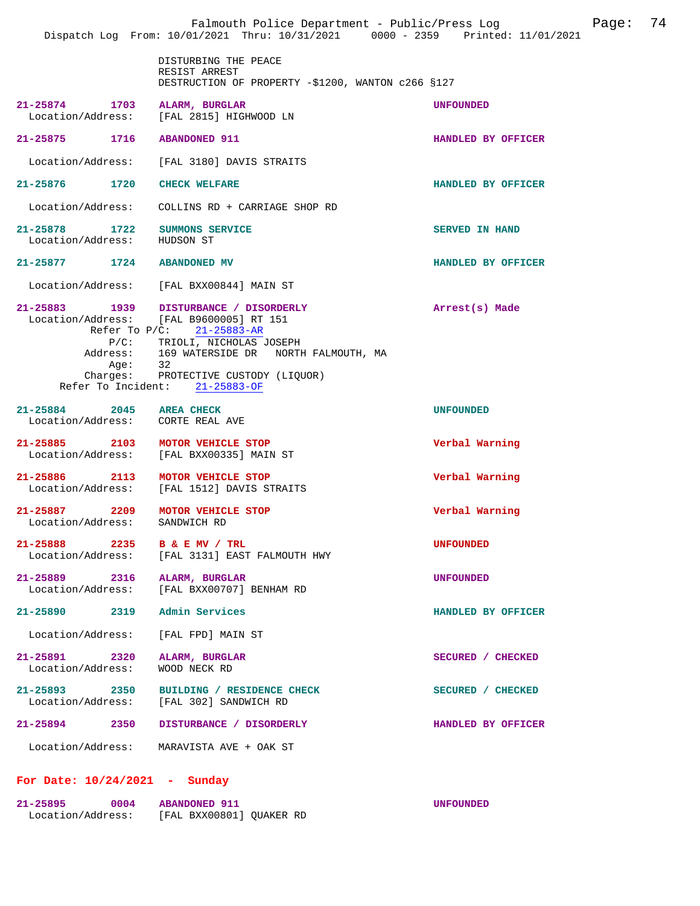DISTURBING THE PEACE
RESIST ARREST
DESTRUCTION OF PROPERTY -$1200, WANTON c266 §127

**21-25874** 1703 **ALARM, BURGLAR** — UNFOUNDED
Location/Address: [FAL 2815] HIGHWOOD LN

**21-25875** 1716 **ABANDONED 911** — HANDLED BY OFFICER
Location/Address: [FAL 3180] DAVIS STRAITS

**21-25876** 1720 **CHECK WELFARE** — HANDLED BY OFFICER
Location/Address: COLLINS RD + CARRIAGE SHOP RD

**21-25878** 1722 **SUMMONS SERVICE** — SERVED IN HAND
Location/Address: HUDSON ST

**21-25877** 1724 **ABANDONED MV** — HANDLED BY OFFICER
Location/Address: [FAL BXX00844] MAIN ST

**21-25883** 1939 **DISTURBANCE / DISORDERLY** — Arrest(s) Made
Location/Address: [FAL B9600005] RT 151
Refer To P/C: 21-25883-AR
P/C: TRIOLI, NICHOLAS JOSEPH
Address: 169 WATERSIDE DR NORTH FALMOUTH, MA
Age: 32
Charges: PROTECTIVE CUSTODY (LIQUOR)
Refer To Incident: 21-25883-OF

**21-25884** 2045 **AREA CHECK** — UNFOUNDED
Location/Address: CORTE REAL AVE

**21-25885** 2103 **MOTOR VEHICLE STOP** — Verbal Warning
Location/Address: [FAL BXX00335] MAIN ST

**21-25886** 2113 **MOTOR VEHICLE STOP** — Verbal Warning
Location/Address: [FAL 1512] DAVIS STRAITS

**21-25887** 2209 **MOTOR VEHICLE STOP** — Verbal Warning
Location/Address: SANDWICH RD

**21-25888** 2235 **B & E MV / TRL** — UNFOUNDED
Location/Address: [FAL 3131] EAST FALMOUTH HWY

**21-25889** 2316 **ALARM, BURGLAR** — UNFOUNDED
Location/Address: [FAL BXX00707] BENHAM RD

**21-25890** 2319 **Admin Services** — HANDLED BY OFFICER
Location/Address: [FAL FPD] MAIN ST

**21-25891** 2320 **ALARM, BURGLAR** — SECURED / CHECKED
Location/Address: WOOD NECK RD

**21-25893** 2350 **BUILDING / RESIDENCE CHECK** — SECURED / CHECKED
Location/Address: [FAL 302] SANDWICH RD

**21-25894** 2350 **DISTURBANCE / DISORDERLY** — HANDLED BY OFFICER
Location/Address: MARAVISTA AVE + OAK ST

## For Date: 10/24/2021 - Sunday

**21-25895** 0004 **ABANDONED 911** — UNFOUNDED
Location/Address: [FAL BXX00801] QUAKER RD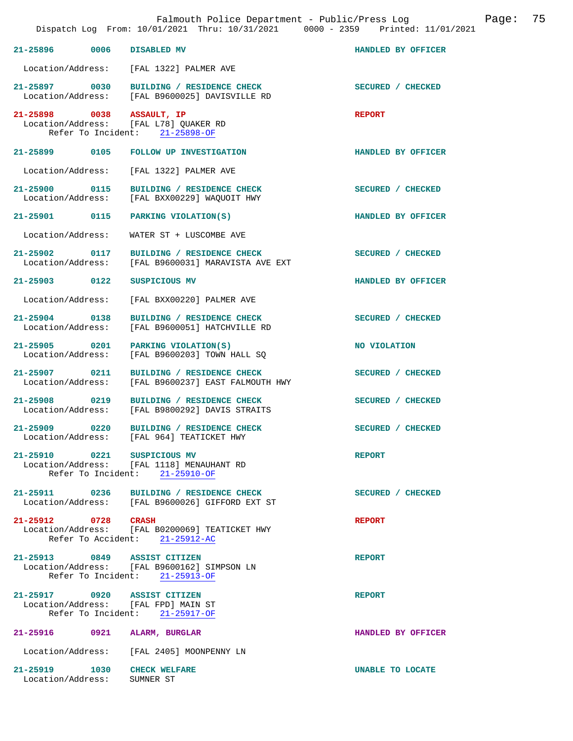Dispatch Log From: 10/01/2021 Thru: 10/31/2021 0000 - 2359 Printed: 11/01/2021

**21-25896 0006 DISABLED MV** HANDLED BY OFFICER
Location/Address: [FAL 1322] PALMER AVE

**21-25897 0030 BUILDING / RESIDENCE CHECK** SECURED / CHECKED
Location/Address: [FAL B9600025] DAVISVILLE RD

**21-25898 0038 ASSAULT, IP** REPORT
Location/Address: [FAL L78] QUAKER RD
Refer To Incident: 21-25898-OF

**21-25899 0105 FOLLOW UP INVESTIGATION** HANDLED BY OFFICER
Location/Address: [FAL 1322] PALMER AVE

**21-25900 0115 BUILDING / RESIDENCE CHECK** SECURED / CHECKED
Location/Address: [FAL BXX00229] WAQUOIT HWY

**21-25901 0115 PARKING VIOLATION(S)** HANDLED BY OFFICER
Location/Address: WATER ST + LUSCOMBE AVE

**21-25902 0117 BUILDING / RESIDENCE CHECK** SECURED / CHECKED
Location/Address: [FAL B9600031] MARAVISTA AVE EXT

**21-25903 0122 SUSPICIOUS MV** HANDLED BY OFFICER
Location/Address: [FAL BXX00220] PALMER AVE

**21-25904 0138 BUILDING / RESIDENCE CHECK** SECURED / CHECKED
Location/Address: [FAL B9600051] HATCHVILLE RD

**21-25905 0201 PARKING VIOLATION(S)** NO VIOLATION
Location/Address: [FAL B9600203] TOWN HALL SQ

**21-25907 0211 BUILDING / RESIDENCE CHECK** SECURED / CHECKED
Location/Address: [FAL B9600237] EAST FALMOUTH HWY

**21-25908 0219 BUILDING / RESIDENCE CHECK** SECURED / CHECKED
Location/Address: [FAL B9800292] DAVIS STRAITS

**21-25909 0220 BUILDING / RESIDENCE CHECK** SECURED / CHECKED
Location/Address: [FAL 964] TEATICKET HWY

**21-25910 0221 SUSPICIOUS MV** REPORT
Location/Address: [FAL 1118] MENAUHANT RD
Refer To Incident: 21-25910-OF

**21-25911 0236 BUILDING / RESIDENCE CHECK** SECURED / CHECKED
Location/Address: [FAL B9600026] GIFFORD EXT ST

**21-25912 0728 CRASH** REPORT
Location/Address: [FAL B0200069] TEATICKET HWY
Refer To Accident: 21-25912-AC

**21-25913 0849 ASSIST CITIZEN** REPORT
Location/Address: [FAL B9600162] SIMPSON LN
Refer To Incident: 21-25913-OF

**21-25917 0920 ASSIST CITIZEN** REPORT
Location/Address: [FAL FPD] MAIN ST
Refer To Incident: 21-25917-OF

**21-25916 0921 ALARM, BURGLAR** HANDLED BY OFFICER
Location/Address: [FAL 2405] MOONPENNY LN

**21-25919 1030 CHECK WELFARE** UNABLE TO LOCATE
Location/Address: SUMNER ST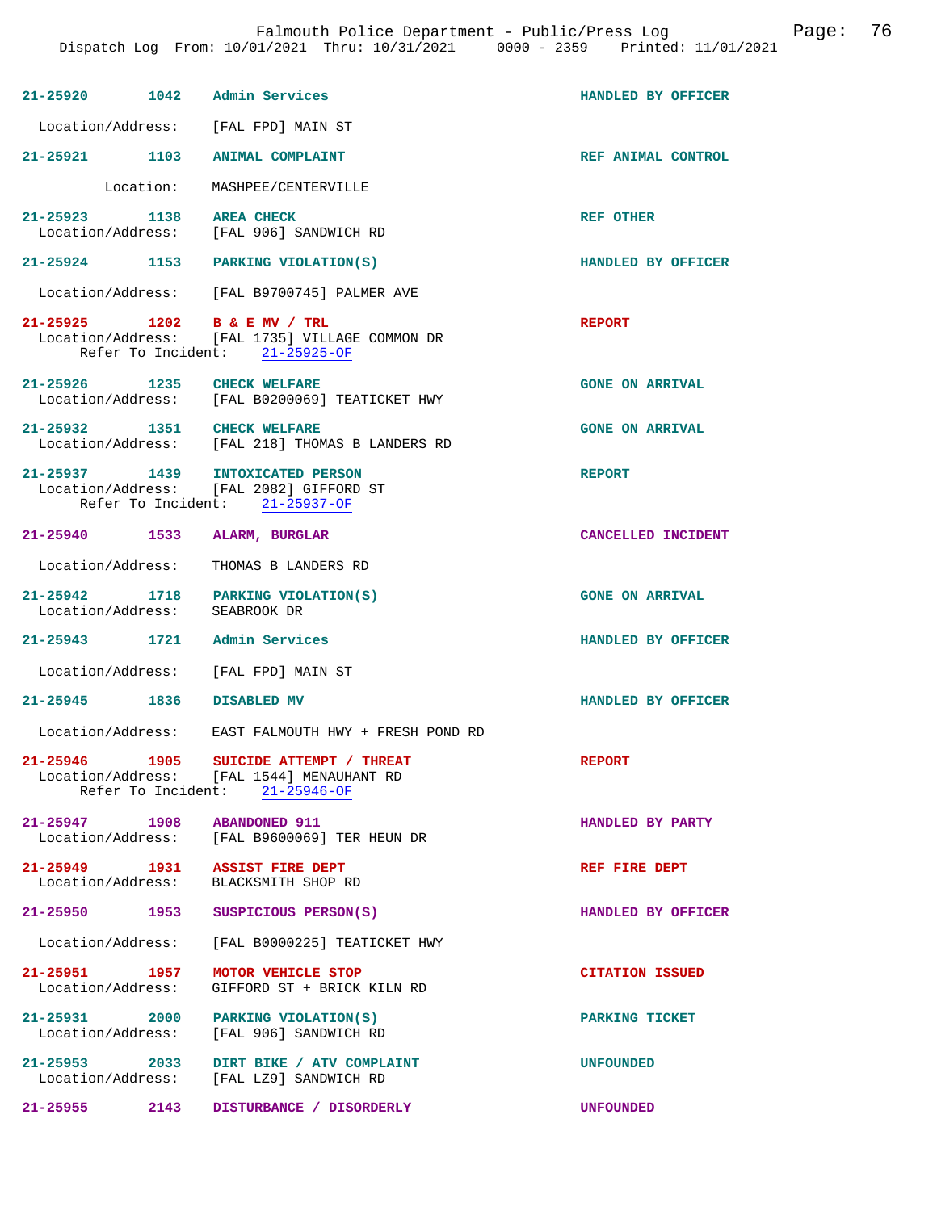21-25920 1042 Admin Services HANDLED BY OFFICER

Location/Address: [FAL FPD] MAIN ST

21-25921 1103 ANIMAL COMPLAINT REF ANIMAL CONTROL

Location: MASHPEE/CENTERVILLE

21-25923 1138 AREA CHECK REF OTHER
Location/Address: [FAL 906] SANDWICH RD

21-25924 1153 PARKING VIOLATION(S) HANDLED BY OFFICER

Location/Address: [FAL B9700745] PALMER AVE

21-25925 1202 B & E MV / TRL REPORT
Location/Address: [FAL 1735] VILLAGE COMMON DR
Refer To Incident: 21-25925-OF

21-25926 1235 CHECK WELFARE GONE ON ARRIVAL
Location/Address: [FAL B0200069] TEATICKET HWY

21-25932 1351 CHECK WELFARE GONE ON ARRIVAL
Location/Address: [FAL 218] THOMAS B LANDERS RD

21-25937 1439 INTOXICATED PERSON REPORT
Location/Address: [FAL 2082] GIFFORD ST
Refer To Incident: 21-25937-OF

21-25940 1533 ALARM, BURGLAR CANCELLED INCIDENT

Location/Address: THOMAS B LANDERS RD

21-25942 1718 PARKING VIOLATION(S) GONE ON ARRIVAL
Location/Address: SEABROOK DR

21-25943 1721 Admin Services HANDLED BY OFFICER

Location/Address: [FAL FPD] MAIN ST

21-25945 1836 DISABLED MV HANDLED BY OFFICER

Location/Address: EAST FALMOUTH HWY + FRESH POND RD

21-25946 1905 SUICIDE ATTEMPT / THREAT REPORT
Location/Address: [FAL 1544] MENAUHANT RD
Refer To Incident: 21-25946-OF

21-25947 1908 ABANDONED 911 HANDLED BY PARTY
Location/Address: [FAL B9600069] TER HEUN DR

21-25949 1931 ASSIST FIRE DEPT REF FIRE DEPT
Location/Address: BLACKSMITH SHOP RD

21-25950 1953 SUSPICIOUS PERSON(S) HANDLED BY OFFICER

Location/Address: [FAL B0000225] TEATICKET HWY

21-25951 1957 MOTOR VEHICLE STOP CITATION ISSUED
Location/Address: GIFFORD ST + BRICK KILN RD

21-25931 2000 PARKING VIOLATION(S) PARKING TICKET
Location/Address: [FAL 906] SANDWICH RD

21-25953 2033 DIRT BIKE / ATV COMPLAINT UNFOUNDED
Location/Address: [FAL LZ9] SANDWICH RD

21-25955 2143 DISTURBANCE / DISORDERLY UNFOUNDED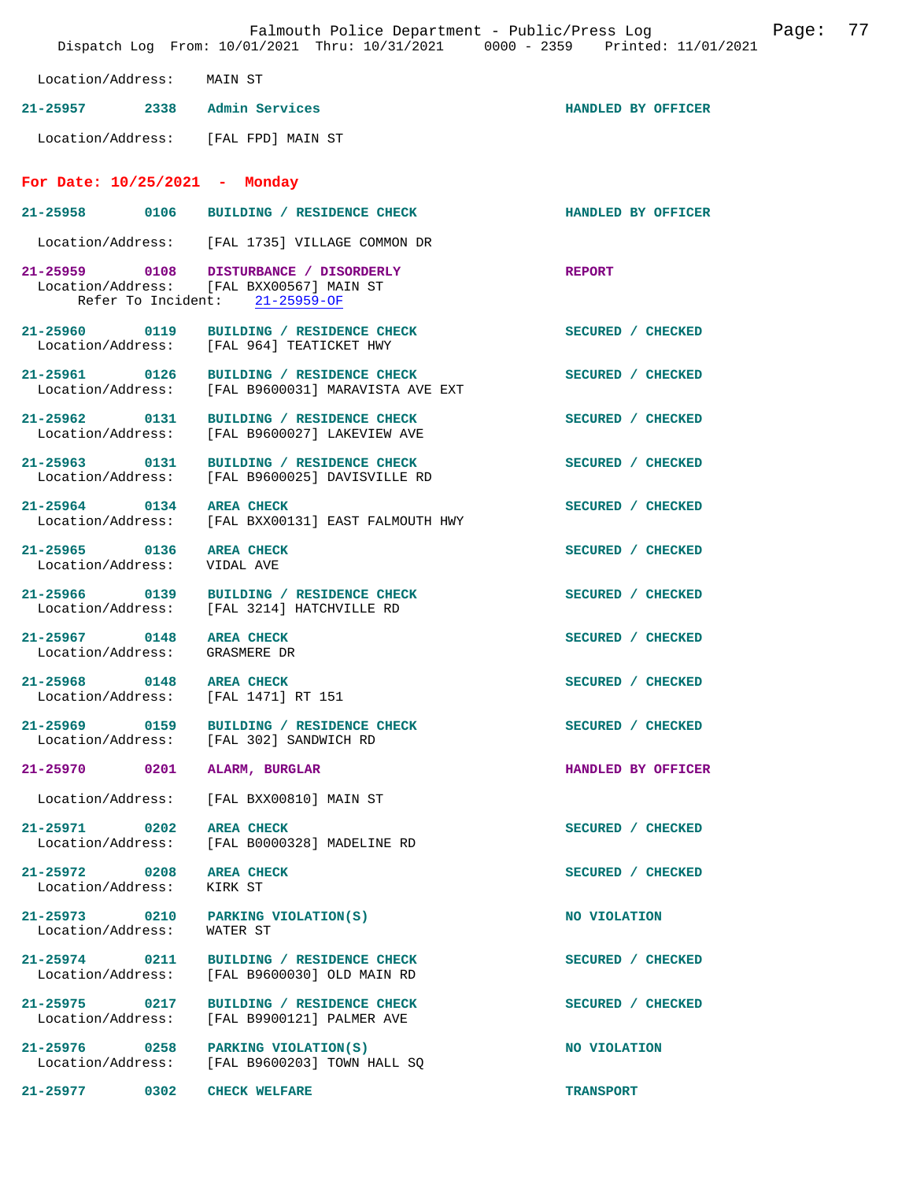Location/Address: MAIN ST

**21-25957** **2338** **Admin Services** **HANDLED BY OFFICER**

Location/Address: [FAL FPD] MAIN ST

## For Date: 10/25/2021 - Monday

**21-25958** **0106** **BUILDING / RESIDENCE CHECK** **HANDLED BY OFFICER**

Location/Address: [FAL 1735] VILLAGE COMMON DR

**21-25959** **0108** **DISTURBANCE / DISORDERLY** **REPORT**
Location/Address: [FAL BXX00567] MAIN ST
Refer To Incident: 21-25959-OF

**21-25960** **0119** **BUILDING / RESIDENCE CHECK** **SECURED / CHECKED**
Location/Address: [FAL 964] TEATICKET HWY

**21-25961** **0126** **BUILDING / RESIDENCE CHECK** **SECURED / CHECKED**
Location/Address: [FAL B9600031] MARAVISTA AVE EXT

**21-25962** **0131** **BUILDING / RESIDENCE CHECK** **SECURED / CHECKED**
Location/Address: [FAL B9600027] LAKEVIEW AVE

**21-25963** **0131** **BUILDING / RESIDENCE CHECK** **SECURED / CHECKED**
Location/Address: [FAL B9600025] DAVISVILLE RD

**21-25964** **0134** **AREA CHECK** **SECURED / CHECKED**
Location/Address: [FAL BXX00131] EAST FALMOUTH HWY

**21-25965** **0136** **AREA CHECK** **SECURED / CHECKED**
Location/Address: VIDAL AVE

**21-25966** **0139** **BUILDING / RESIDENCE CHECK** **SECURED / CHECKED**
Location/Address: [FAL 3214] HATCHVILLE RD

**21-25967** **0148** **AREA CHECK** **SECURED / CHECKED**
Location/Address: GRASMERE DR

**21-25968** **0148** **AREA CHECK** **SECURED / CHECKED**
Location/Address: [FAL 1471] RT 151

**21-25969** **0159** **BUILDING / RESIDENCE CHECK** **SECURED / CHECKED**
Location/Address: [FAL 302] SANDWICH RD

**21-25970** **0201** **ALARM, BURGLAR** **HANDLED BY OFFICER**

Location/Address: [FAL BXX00810] MAIN ST

**21-25971** **0202** **AREA CHECK** **SECURED / CHECKED**
Location/Address: [FAL B0000328] MADELINE RD

**21-25972** **0208** **AREA CHECK** **SECURED / CHECKED**
Location/Address: KIRK ST

**21-25973** **0210** **PARKING VIOLATION(S)** **NO VIOLATION**
Location/Address: WATER ST

**21-25974** **0211** **BUILDING / RESIDENCE CHECK** **SECURED / CHECKED**
Location/Address: [FAL B9600030] OLD MAIN RD

**21-25975** **0217** **BUILDING / RESIDENCE CHECK** **SECURED / CHECKED**
Location/Address: [FAL B9900121] PALMER AVE

**21-25976** **0258** **PARKING VIOLATION(S)** **NO VIOLATION**
Location/Address: [FAL B9600203] TOWN HALL SQ

**21-25977** **0302** **CHECK WELFARE** **TRANSPORT**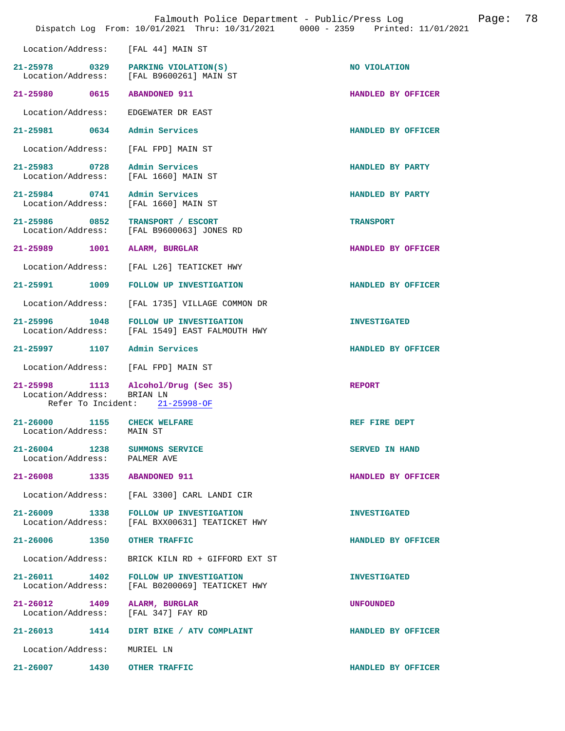Location/Address: [FAL 44] MAIN ST

| Call No. | Time | Call Reason | Action |
|---|---|---|---|
| 21-25978 | 0329 | PARKING VIOLATION(S) | NO VIOLATION |

Location/Address: [FAL B9600261] MAIN ST

| Call No. | Time | Call Reason | Action |
|---|---|---|---|
| 21-25980 | 0615 | ABANDONED 911 | HANDLED BY OFFICER |

Location/Address: EDGEWATER DR EAST

| Call No. | Time | Call Reason | Action |
|---|---|---|---|
| 21-25981 | 0634 | Admin Services | HANDLED BY OFFICER |

Location/Address: [FAL FPD] MAIN ST

| Call No. | Time | Call Reason | Action |
|---|---|---|---|
| 21-25983 | 0728 | Admin Services | HANDLED BY PARTY |

Location/Address: [FAL 1660] MAIN ST

| Call No. | Time | Call Reason | Action |
|---|---|---|---|
| 21-25984 | 0741 | Admin Services | HANDLED BY PARTY |

Location/Address: [FAL 1660] MAIN ST

| Call No. | Time | Call Reason | Action |
|---|---|---|---|
| 21-25986 | 0852 | TRANSPORT / ESCORT | TRANSPORT |

Location/Address: [FAL B9600063] JONES RD

| Call No. | Time | Call Reason | Action |
|---|---|---|---|
| 21-25989 | 1001 | ALARM, BURGLAR | HANDLED BY OFFICER |

Location/Address: [FAL L26] TEATICKET HWY

| Call No. | Time | Call Reason | Action |
|---|---|---|---|
| 21-25991 | 1009 | FOLLOW UP INVESTIGATION | HANDLED BY OFFICER |

Location/Address: [FAL 1735] VILLAGE COMMON DR

| Call No. | Time | Call Reason | Action |
|---|---|---|---|
| 21-25996 | 1048 | FOLLOW UP INVESTIGATION | INVESTIGATED |

Location/Address: [FAL 1549] EAST FALMOUTH HWY

| Call No. | Time | Call Reason | Action |
|---|---|---|---|
| 21-25997 | 1107 | Admin Services | HANDLED BY OFFICER |

Location/Address: [FAL FPD] MAIN ST

| Call No. | Time | Call Reason | Action |
|---|---|---|---|
| 21-25998 | 1113 | Alcohol/Drug (Sec 35) | REPORT |

Location/Address: BRIAN LN
Refer To Incident: 21-25998-OF

| Call No. | Time | Call Reason | Action |
|---|---|---|---|
| 21-26000 | 1155 | CHECK WELFARE | REF FIRE DEPT |

Location/Address: MAIN ST

| Call No. | Time | Call Reason | Action |
|---|---|---|---|
| 21-26004 | 1238 | SUMMONS SERVICE | SERVED IN HAND |

Location/Address: PALMER AVE

| Call No. | Time | Call Reason | Action |
|---|---|---|---|
| 21-26008 | 1335 | ABANDONED 911 | HANDLED BY OFFICER |

Location/Address: [FAL 3300] CARL LANDI CIR

| Call No. | Time | Call Reason | Action |
|---|---|---|---|
| 21-26009 | 1338 | FOLLOW UP INVESTIGATION | INVESTIGATED |

Location/Address: [FAL BXX00631] TEATICKET HWY

| Call No. | Time | Call Reason | Action |
|---|---|---|---|
| 21-26006 | 1350 | OTHER TRAFFIC | HANDLED BY OFFICER |

Location/Address: BRICK KILN RD + GIFFORD EXT ST

| Call No. | Time | Call Reason | Action |
|---|---|---|---|
| 21-26011 | 1402 | FOLLOW UP INVESTIGATION | INVESTIGATED |

Location/Address: [FAL B0200069] TEATICKET HWY

| Call No. | Time | Call Reason | Action |
|---|---|---|---|
| 21-26012 | 1409 | ALARM, BURGLAR | UNFOUNDED |

Location/Address: [FAL 347] FAY RD

| Call No. | Time | Call Reason | Action |
|---|---|---|---|
| 21-26013 | 1414 | DIRT BIKE / ATV COMPLAINT | HANDLED BY OFFICER |

Location/Address: MURIEL LN

| Call No. | Time | Call Reason | Action |
|---|---|---|---|
| 21-26007 | 1430 | OTHER TRAFFIC | HANDLED BY OFFICER |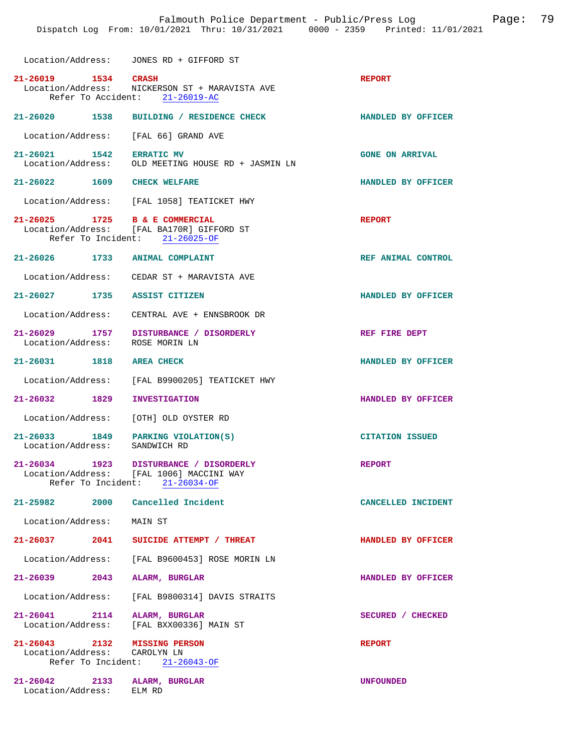Location/Address: JONES RD + GIFFORD ST

**21-26019 1534 CRASH** — **REPORT**
Location/Address: NICKERSON ST + MARAVISTA AVE
Refer To Accident: 21-26019-AC

**21-26020 1538 BUILDING / RESIDENCE CHECK** — **HANDLED BY OFFICER**
Location/Address: [FAL 66] GRAND AVE

**21-26021 1542 ERRATIC MV** — **GONE ON ARRIVAL**
Location/Address: OLD MEETING HOUSE RD + JASMIN LN

**21-26022 1609 CHECK WELFARE** — **HANDLED BY OFFICER**
Location/Address: [FAL 1058] TEATICKET HWY

**21-26025 1725 B & E COMMERCIAL** — **REPORT**
Location/Address: [FAL BA170R] GIFFORD ST
Refer To Incident: 21-26025-OF

**21-26026 1733 ANIMAL COMPLAINT** — **REF ANIMAL CONTROL**
Location/Address: CEDAR ST + MARAVISTA AVE

**21-26027 1735 ASSIST CITIZEN** — **HANDLED BY OFFICER**
Location/Address: CENTRAL AVE + ENNSBROOK DR

**21-26029 1757 DISTURBANCE / DISORDERLY** — **REF FIRE DEPT**
Location/Address: ROSE MORIN LN

**21-26031 1818 AREA CHECK** — **HANDLED BY OFFICER**
Location/Address: [FAL B9900205] TEATICKET HWY

**21-26032 1829 INVESTIGATION** — **HANDLED BY OFFICER**
Location/Address: [OTH] OLD OYSTER RD

**21-26033 1849 PARKING VIOLATION(S)** — **CITATION ISSUED**
Location/Address: SANDWICH RD

**21-26034 1923 DISTURBANCE / DISORDERLY** — **REPORT**
Location/Address: [FAL 1006] MACCINI WAY
Refer To Incident: 21-26034-OF

**21-25982 2000 Cancelled Incident** — **CANCELLED INCIDENT**
Location/Address: MAIN ST

**21-26037 2041 SUICIDE ATTEMPT / THREAT** — **HANDLED BY OFFICER**
Location/Address: [FAL B9600453] ROSE MORIN LN

**21-26039 2043 ALARM, BURGLAR** — **HANDLED BY OFFICER**
Location/Address: [FAL B9800314] DAVIS STRAITS

**21-26041 2114 ALARM, BURGLAR** — **SECURED / CHECKED**
Location/Address: [FAL BXX00336] MAIN ST

**21-26043 2132 MISSING PERSON** — **REPORT**
Location/Address: CAROLYN LN
Refer To Incident: 21-26043-OF

**21-26042 2133 ALARM, BURGLAR** — **UNFOUNDED**
Location/Address: ELM RD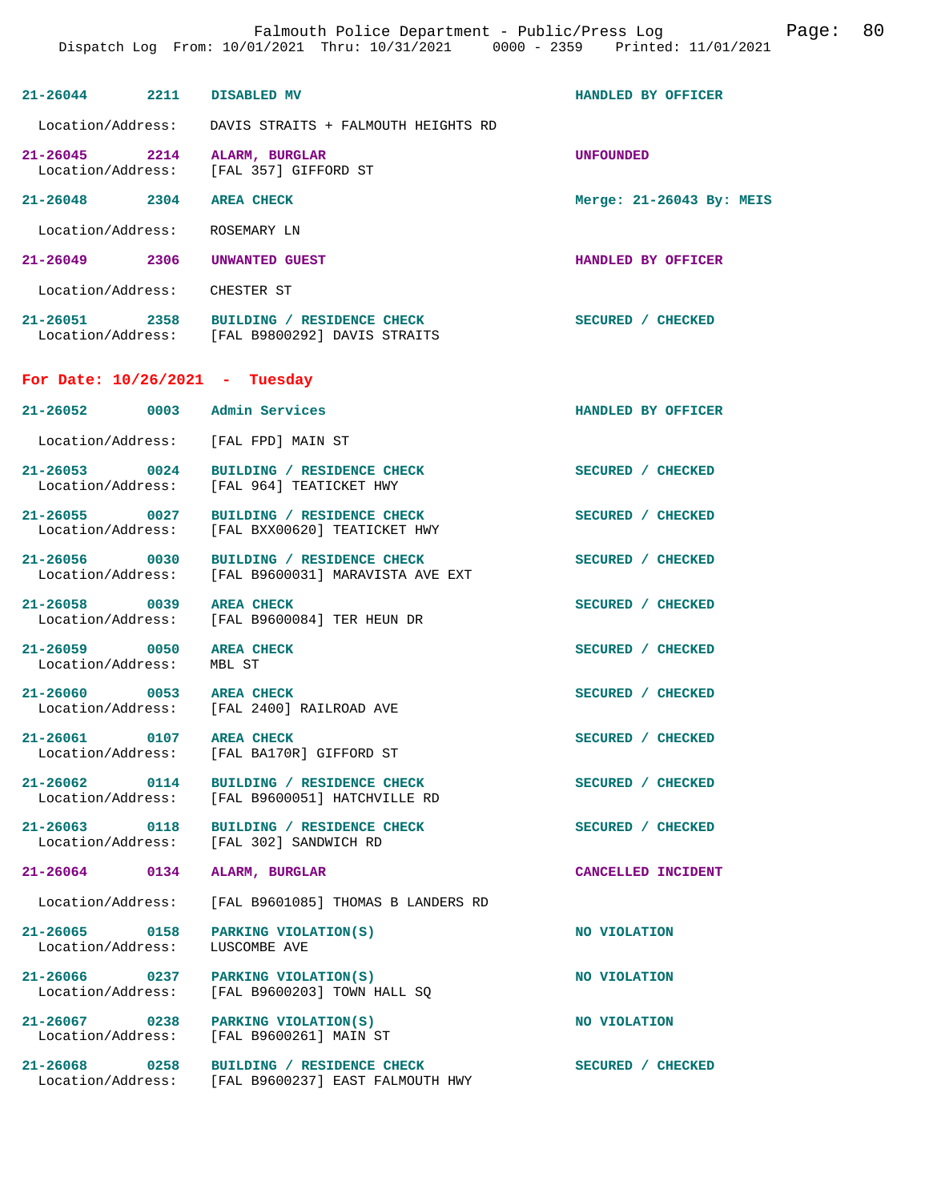| Incident # | Time | Type | Disposition |
|---|---|---|---|
| 21-26044 | 2211 | DISABLED MV | HANDLED BY OFFICER |
| Location/Address: | | DAVIS STRAITS + FALMOUTH HEIGHTS RD | |
| 21-26045 | 2214 | ALARM, BURGLAR | UNFOUNDED |
| Location/Address: | | [FAL 357] GIFFORD ST | |
| 21-26048 | 2304 | AREA CHECK | Merge: 21-26043 By: MEIS |
| Location/Address: | | ROSEMARY LN | |
| 21-26049 | 2306 | UNWANTED GUEST | HANDLED BY OFFICER |
| Location/Address: | | CHESTER ST | |
| 21-26051 | 2358 | BUILDING / RESIDENCE CHECK | SECURED / CHECKED |
| Location/Address: | | [FAL B9800292] DAVIS STRAITS | |

## For Date: 10/26/2021 - Tuesday

| Incident # | Time | Type | Disposition |
|---|---|---|---|
| 21-26052 | 0003 | Admin Services | HANDLED BY OFFICER |
| Location/Address: | | [FAL FPD] MAIN ST | |
| 21-26053 | 0024 | BUILDING / RESIDENCE CHECK | SECURED / CHECKED |
| Location/Address: | | [FAL 964] TEATICKET HWY | |
| 21-26055 | 0027 | BUILDING / RESIDENCE CHECK | SECURED / CHECKED |
| Location/Address: | | [FAL BXX00620] TEATICKET HWY | |
| 21-26056 | 0030 | BUILDING / RESIDENCE CHECK | SECURED / CHECKED |
| Location/Address: | | [FAL B9600031] MARAVISTA AVE EXT | |
| 21-26058 | 0039 | AREA CHECK | SECURED / CHECKED |
| Location/Address: | | [FAL B9600084] TER HEUN DR | |
| 21-26059 | 0050 | AREA CHECK | SECURED / CHECKED |
| Location/Address: | | MBL ST | |
| 21-26060 | 0053 | AREA CHECK | SECURED / CHECKED |
| Location/Address: | | [FAL 2400] RAILROAD AVE | |
| 21-26061 | 0107 | AREA CHECK | SECURED / CHECKED |
| Location/Address: | | [FAL BA170R] GIFFORD ST | |
| 21-26062 | 0114 | BUILDING / RESIDENCE CHECK | SECURED / CHECKED |
| Location/Address: | | [FAL B9600051] HATCHVILLE RD | |
| 21-26063 | 0118 | BUILDING / RESIDENCE CHECK | SECURED / CHECKED |
| Location/Address: | | [FAL 302] SANDWICH RD | |
| 21-26064 | 0134 | ALARM, BURGLAR | CANCELLED INCIDENT |
| Location/Address: | | [FAL B9601085] THOMAS B LANDERS RD | |
| 21-26065 | 0158 | PARKING VIOLATION(S) | NO VIOLATION |
| Location/Address: | | LUSCOMBE AVE | |
| 21-26066 | 0237 | PARKING VIOLATION(S) | NO VIOLATION |
| Location/Address: | | [FAL B9600203] TOWN HALL SQ | |
| 21-26067 | 0238 | PARKING VIOLATION(S) | NO VIOLATION |
| Location/Address: | | [FAL B9600261] MAIN ST | |
| 21-26068 | 0258 | BUILDING / RESIDENCE CHECK | SECURED / CHECKED |
| Location/Address: | | [FAL B9600237] EAST FALMOUTH HWY | |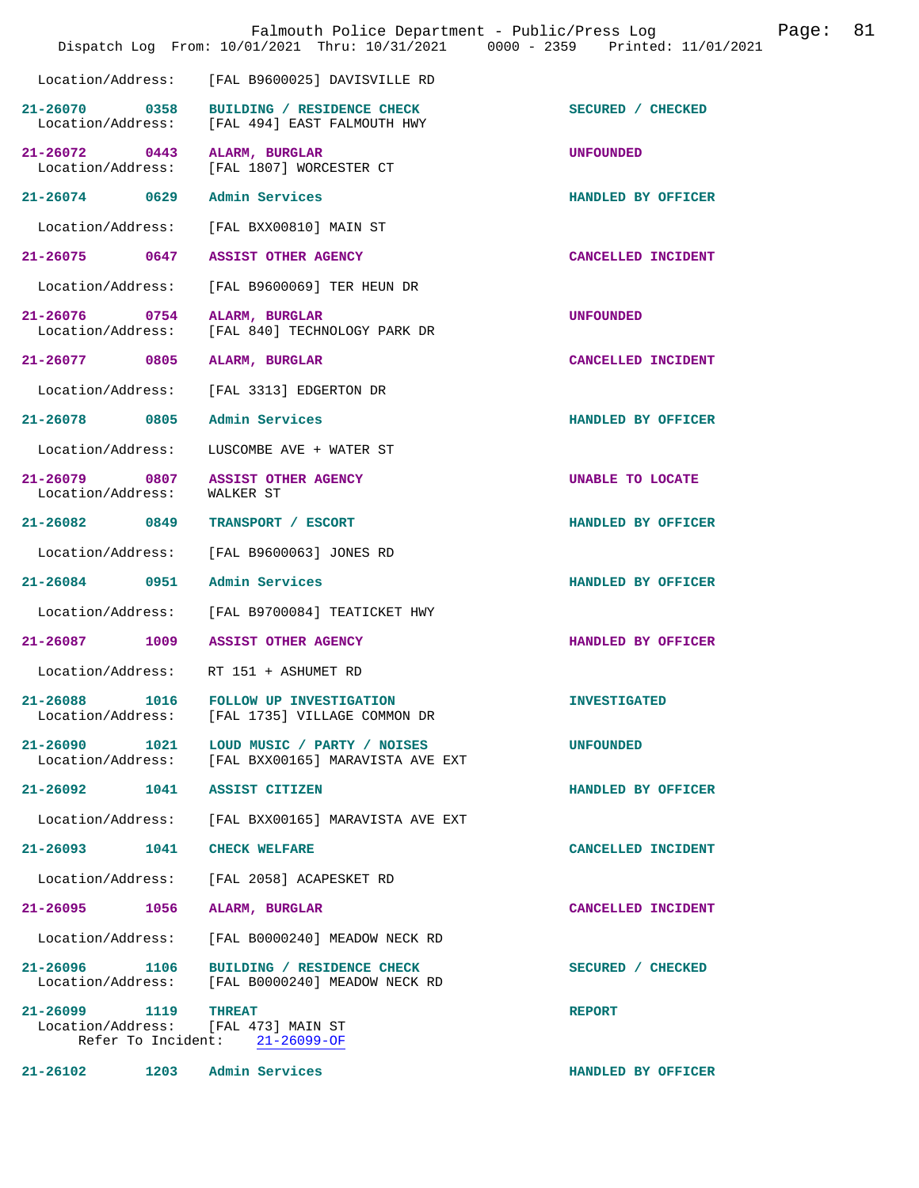Location/Address: [FAL B9600025] DAVISVILLE RD

**21-26070 0358 BUILDING / RESIDENCE CHECK** — SECURED / CHECKED
Location/Address: [FAL 494] EAST FALMOUTH HWY

**21-26072 0443 ALARM, BURGLAR** — UNFOUNDED
Location/Address: [FAL 1807] WORCESTER CT

**21-26074 0629 Admin Services** — HANDLED BY OFFICER
Location/Address: [FAL BXX00810] MAIN ST

**21-26075 0647 ASSIST OTHER AGENCY** — CANCELLED INCIDENT
Location/Address: [FAL B9600069] TER HEUN DR

**21-26076 0754 ALARM, BURGLAR** — UNFOUNDED
Location/Address: [FAL 840] TECHNOLOGY PARK DR

**21-26077 0805 ALARM, BURGLAR** — CANCELLED INCIDENT
Location/Address: [FAL 3313] EDGERTON DR

**21-26078 0805 Admin Services** — HANDLED BY OFFICER
Location/Address: LUSCOMBE AVE + WATER ST

**21-26079 0807 ASSIST OTHER AGENCY** — UNABLE TO LOCATE
Location/Address: WALKER ST

**21-26082 0849 TRANSPORT / ESCORT** — HANDLED BY OFFICER
Location/Address: [FAL B9600063] JONES RD

**21-26084 0951 Admin Services** — HANDLED BY OFFICER
Location/Address: [FAL B9700084] TEATICKET HWY

**21-26087 1009 ASSIST OTHER AGENCY** — HANDLED BY OFFICER
Location/Address: RT 151 + ASHUMET RD

**21-26088 1016 FOLLOW UP INVESTIGATION** — INVESTIGATED
Location/Address: [FAL 1735] VILLAGE COMMON DR

**21-26090 1021 LOUD MUSIC / PARTY / NOISES** — UNFOUNDED
Location/Address: [FAL BXX00165] MARAVISTA AVE EXT

**21-26092 1041 ASSIST CITIZEN** — HANDLED BY OFFICER
Location/Address: [FAL BXX00165] MARAVISTA AVE EXT

**21-26093 1041 CHECK WELFARE** — CANCELLED INCIDENT
Location/Address: [FAL 2058] ACAPESKET RD

**21-26095 1056 ALARM, BURGLAR** — CANCELLED INCIDENT
Location/Address: [FAL B0000240] MEADOW NECK RD

**21-26096 1106 BUILDING / RESIDENCE CHECK** — SECURED / CHECKED
Location/Address: [FAL B0000240] MEADOW NECK RD

**21-26099 1119 THREAT** — REPORT
Location/Address: [FAL 473] MAIN ST
Refer To Incident: 21-26099-OF

**21-26102 1203 Admin Services** — HANDLED BY OFFICER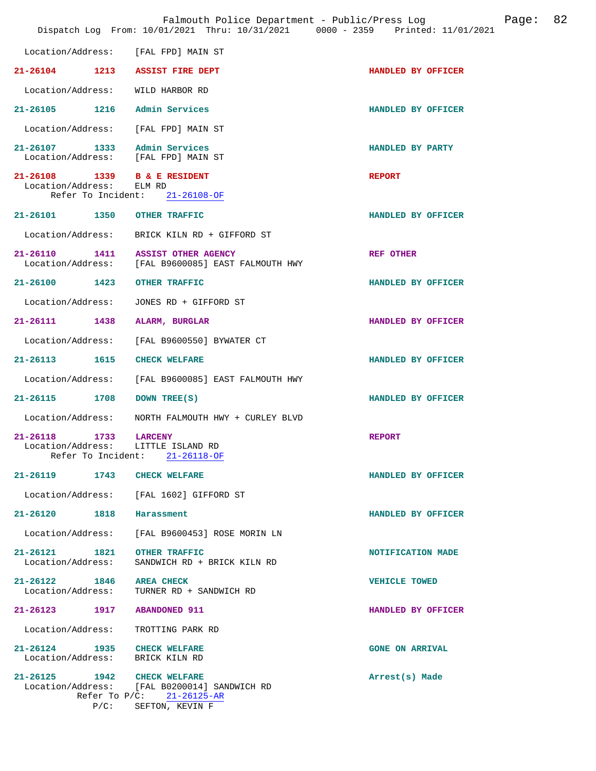Location/Address: [FAL FPD] MAIN ST

**21-26104** 1213 **ASSIST FIRE DEPT** **HANDLED BY OFFICER**

Location/Address: WILD HARBOR RD

**21-26105** 1216 **Admin Services** **HANDLED BY OFFICER**

Location/Address: [FAL FPD] MAIN ST

**21-26107** 1333 **Admin Services** **HANDLED BY PARTY**
Location/Address: [FAL FPD] MAIN ST

**21-26108** 1339 **B & E RESIDENT** **REPORT**
Location/Address: ELM RD
Refer To Incident: 21-26108-OF

**21-26101** 1350 **OTHER TRAFFIC** **HANDLED BY OFFICER**

Location/Address: BRICK KILN RD + GIFFORD ST

**21-26110** 1411 **ASSIST OTHER AGENCY** **REF OTHER**
Location/Address: [FAL B9600085] EAST FALMOUTH HWY

**21-26100** 1423 **OTHER TRAFFIC** **HANDLED BY OFFICER**

Location/Address: JONES RD + GIFFORD ST

**21-26111** 1438 **ALARM, BURGLAR** **HANDLED BY OFFICER**

Location/Address: [FAL B9600550] BYWATER CT

**21-26113** 1615 **CHECK WELFARE** **HANDLED BY OFFICER**

Location/Address: [FAL B9600085] EAST FALMOUTH HWY

**21-26115** 1708 **DOWN TREE(S)** **HANDLED BY OFFICER**

Location/Address: NORTH FALMOUTH HWY + CURLEY BLVD

**21-26118** 1733 **LARCENY** **REPORT**
Location/Address: LITTLE ISLAND RD
Refer To Incident: 21-26118-OF

**21-26119** 1743 **CHECK WELFARE** **HANDLED BY OFFICER**

Location/Address: [FAL 1602] GIFFORD ST

**21-26120** 1818 **Harassment** **HANDLED BY OFFICER**

Location/Address: [FAL B9600453] ROSE MORIN LN

**21-26121** 1821 **OTHER TRAFFIC** **NOTIFICATION MADE**
Location/Address: SANDWICH RD + BRICK KILN RD

**21-26122** 1846 **AREA CHECK** **VEHICLE TOWED**
Location/Address: TURNER RD + SANDWICH RD

**21-26123** 1917 **ABANDONED 911** **HANDLED BY OFFICER**

Location/Address: TROTTING PARK RD

**21-26124** 1935 **CHECK WELFARE** **GONE ON ARRIVAL**
Location/Address: BRICK KILN RD

**21-26125** 1942 **CHECK WELFARE** **Arrest(s) Made**
Location/Address: [FAL B0200014] SANDWICH RD
Refer To P/C: 21-26125-AR
P/C: SEFTON, KEVIN F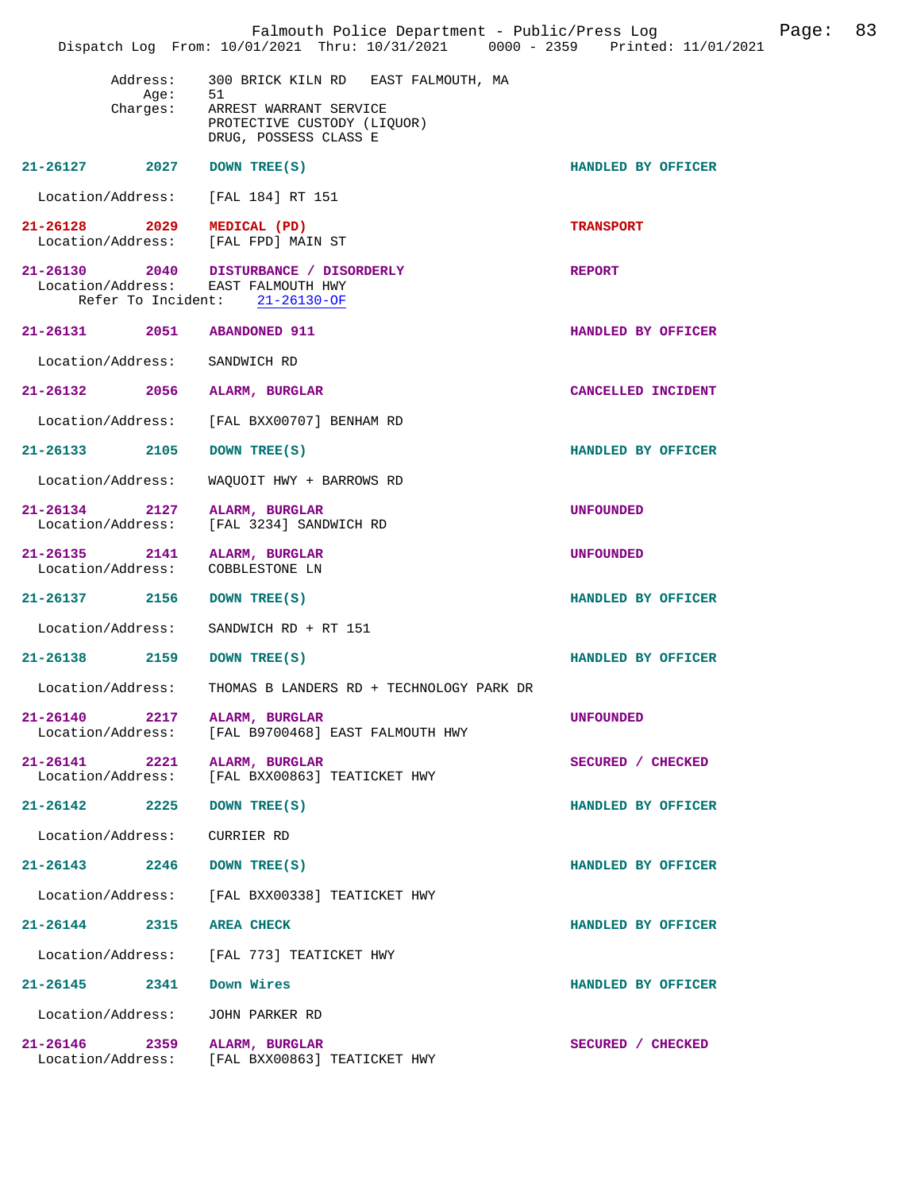Address: 300 BRICK KILN RD EAST FALMOUTH, MA
Age: 51
Charges: ARREST WARRANT SERVICE
PROTECTIVE CUSTODY (LIQUOR)
DRUG, POSSESS CLASS E

**21-26127 2027 DOWN TREE(S)** — HANDLED BY OFFICER
Location/Address: [FAL 184] RT 151

**21-26128 2029 MEDICAL (PD)** — TRANSPORT
Location/Address: [FAL FPD] MAIN ST

**21-26130 2040 DISTURBANCE / DISORDERLY** — REPORT
Location/Address: EAST FALMOUTH HWY
Refer To Incident: 21-26130-OF

**21-26131 2051 ABANDONED 911** — HANDLED BY OFFICER
Location/Address: SANDWICH RD

**21-26132 2056 ALARM, BURGLAR** — CANCELLED INCIDENT
Location/Address: [FAL BXX00707] BENHAM RD

**21-26133 2105 DOWN TREE(S)** — HANDLED BY OFFICER
Location/Address: WAQUOIT HWY + BARROWS RD

**21-26134 2127 ALARM, BURGLAR** — UNFOUNDED
Location/Address: [FAL 3234] SANDWICH RD

**21-26135 2141 ALARM, BURGLAR** — UNFOUNDED
Location/Address: COBBLESTONE LN

**21-26137 2156 DOWN TREE(S)** — HANDLED BY OFFICER
Location/Address: SANDWICH RD + RT 151

**21-26138 2159 DOWN TREE(S)** — HANDLED BY OFFICER
Location/Address: THOMAS B LANDERS RD + TECHNOLOGY PARK DR

**21-26140 2217 ALARM, BURGLAR** — UNFOUNDED
Location/Address: [FAL B9700468] EAST FALMOUTH HWY

**21-26141 2221 ALARM, BURGLAR** — SECURED / CHECKED
Location/Address: [FAL BXX00863] TEATICKET HWY

**21-26142 2225 DOWN TREE(S)** — HANDLED BY OFFICER
Location/Address: CURRIER RD

**21-26143 2246 DOWN TREE(S)** — HANDLED BY OFFICER
Location/Address: [FAL BXX00338] TEATICKET HWY

**21-26144 2315 AREA CHECK** — HANDLED BY OFFICER
Location/Address: [FAL 773] TEATICKET HWY

**21-26145 2341 Down Wires** — HANDLED BY OFFICER
Location/Address: JOHN PARKER RD

**21-26146 2359 ALARM, BURGLAR** — SECURED / CHECKED
Location/Address: [FAL BXX00863] TEATICKET HWY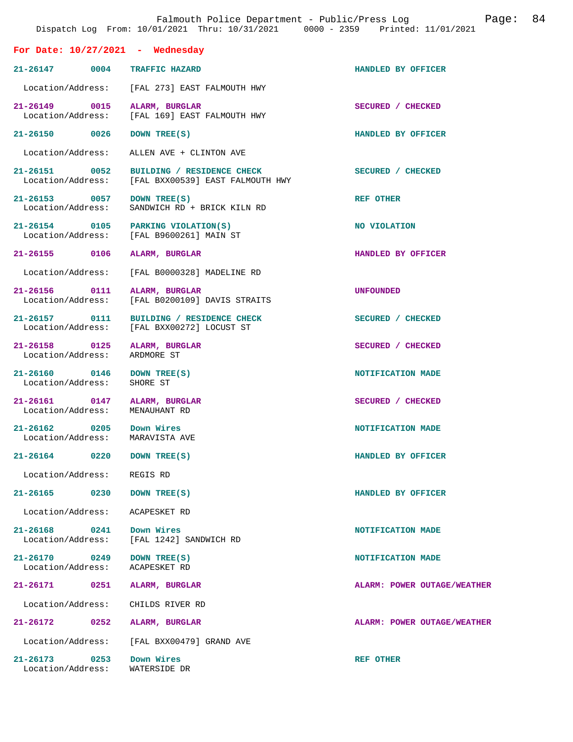Falmouth Police Department - Public/Press Log

Dispatch Log From: 10/01/2021 Thru: 10/31/2021 0000 - 2359 Printed: 11/01/2021

## For Date: 10/27/2021 - Wednesday

| Call # | Time | Type | Disposition |
|---|---|---|---|
| 21-26147 | 0004 | TRAFFIC HAZARD | HANDLED BY OFFICER |
| | | Location/Address: [FAL 273] EAST FALMOUTH HWY | |
| 21-26149 | 0015 | ALARM, BURGLAR | SECURED / CHECKED |
| | | Location/Address: [FAL 169] EAST FALMOUTH HWY | |
| 21-26150 | 0026 | DOWN TREE(S) | HANDLED BY OFFICER |
| | | Location/Address: ALLEN AVE + CLINTON AVE | |
| 21-26151 | 0052 | BUILDING / RESIDENCE CHECK | SECURED / CHECKED |
| | | Location/Address: [FAL BXX00539] EAST FALMOUTH HWY | |
| 21-26153 | 0057 | DOWN TREE(S) | REF OTHER |
| | | Location/Address: SANDWICH RD + BRICK KILN RD | |
| 21-26154 | 0105 | PARKING VIOLATION(S) | NO VIOLATION |
| | | Location/Address: [FAL B9600261] MAIN ST | |
| 21-26155 | 0106 | ALARM, BURGLAR | HANDLED BY OFFICER |
| | | Location/Address: [FAL B0000328] MADELINE RD | |
| 21-26156 | 0111 | ALARM, BURGLAR | UNFOUNDED |
| | | Location/Address: [FAL B0200109] DAVIS STRAITS | |
| 21-26157 | 0111 | BUILDING / RESIDENCE CHECK | SECURED / CHECKED |
| | | Location/Address: [FAL BXX00272] LOCUST ST | |
| 21-26158 | 0125 | ALARM, BURGLAR | SECURED / CHECKED |
| | | Location/Address: ARDMORE ST | |
| 21-26160 | 0146 | DOWN TREE(S) | NOTIFICATION MADE |
| | | Location/Address: SHORE ST | |
| 21-26161 | 0147 | ALARM, BURGLAR | SECURED / CHECKED |
| | | Location/Address: MENAUHANT RD | |
| 21-26162 | 0205 | Down Wires | NOTIFICATION MADE |
| | | Location/Address: MARAVISTA AVE | |
| 21-26164 | 0220 | DOWN TREE(S) | HANDLED BY OFFICER |
| | | Location/Address: REGIS RD | |
| 21-26165 | 0230 | DOWN TREE(S) | HANDLED BY OFFICER |
| | | Location/Address: ACAPESKET RD | |
| 21-26168 | 0241 | Down Wires | NOTIFICATION MADE |
| | | Location/Address: [FAL 1242] SANDWICH RD | |
| 21-26170 | 0249 | DOWN TREE(S) | NOTIFICATION MADE |
| | | Location/Address: ACAPESKET RD | |
| 21-26171 | 0251 | ALARM, BURGLAR | ALARM: POWER OUTAGE/WEATHER |
| | | Location/Address: CHILDS RIVER RD | |
| 21-26172 | 0252 | ALARM, BURGLAR | ALARM: POWER OUTAGE/WEATHER |
| | | Location/Address: [FAL BXX00479] GRAND AVE | |
| 21-26173 | 0253 | Down Wires | REF OTHER |
| | | Location/Address: WATERSIDE DR | |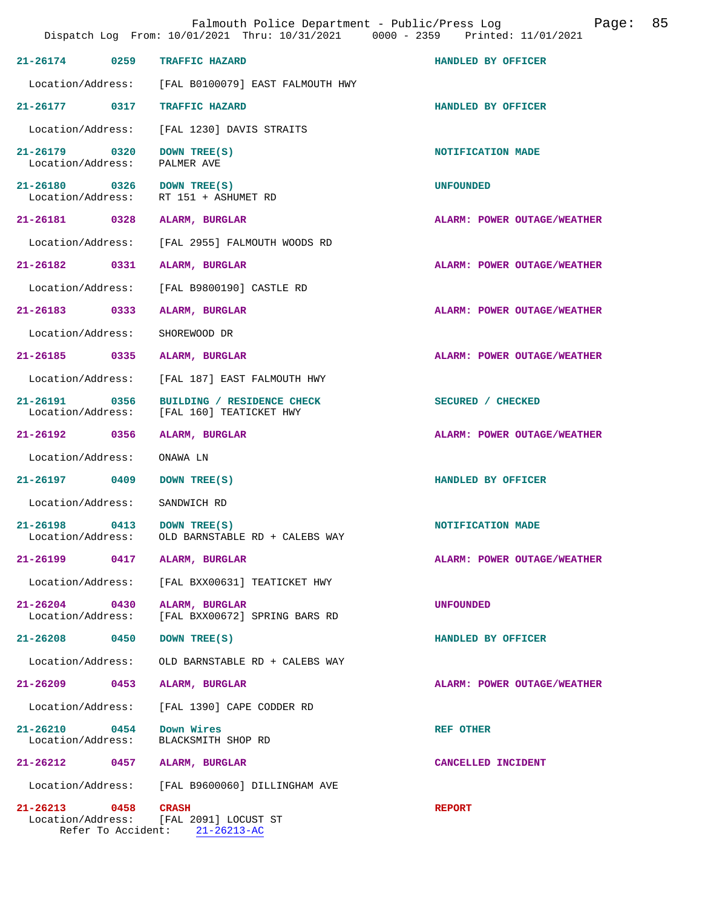| Incident # | Time | Call Type | Disposition |
|---|---|---|---|
| 21-26174 | 0259 | TRAFFIC HAZARD | HANDLED BY OFFICER |
| Location/Address: | | [FAL B0100079] EAST FALMOUTH HWY | |
| 21-26177 | 0317 | TRAFFIC HAZARD | HANDLED BY OFFICER |
| Location/Address: | | [FAL 1230] DAVIS STRAITS | |
| 21-26179 | 0320 | DOWN TREE(S) | NOTIFICATION MADE |
| Location/Address: | | PALMER AVE | |
| 21-26180 | 0326 | DOWN TREE(S) | UNFOUNDED |
| Location/Address: | | RT 151 + ASHUMET RD | |
| 21-26181 | 0328 | ALARM, BURGLAR | ALARM: POWER OUTAGE/WEATHER |
| Location/Address: | | [FAL 2955] FALMOUTH WOODS RD | |
| 21-26182 | 0331 | ALARM, BURGLAR | ALARM: POWER OUTAGE/WEATHER |
| Location/Address: | | [FAL B9800190] CASTLE RD | |
| 21-26183 | 0333 | ALARM, BURGLAR | ALARM: POWER OUTAGE/WEATHER |
| Location/Address: | | SHOREWOOD DR | |
| 21-26185 | 0335 | ALARM, BURGLAR | ALARM: POWER OUTAGE/WEATHER |
| Location/Address: | | [FAL 187] EAST FALMOUTH HWY | |
| 21-26191 | 0356 | BUILDING / RESIDENCE CHECK | SECURED / CHECKED |
| Location/Address: | | [FAL 160] TEATICKET HWY | |
| 21-26192 | 0356 | ALARM, BURGLAR | ALARM: POWER OUTAGE/WEATHER |
| Location/Address: | | ONAWA LN | |
| 21-26197 | 0409 | DOWN TREE(S) | HANDLED BY OFFICER |
| Location/Address: | | SANDWICH RD | |
| 21-26198 | 0413 | DOWN TREE(S) | NOTIFICATION MADE |
| Location/Address: | | OLD BARNSTABLE RD + CALEBS WAY | |
| 21-26199 | 0417 | ALARM, BURGLAR | ALARM: POWER OUTAGE/WEATHER |
| Location/Address: | | [FAL BXX00631] TEATICKET HWY | |
| 21-26204 | 0430 | ALARM, BURGLAR | UNFOUNDED |
| Location/Address: | | [FAL BXX00672] SPRING BARS RD | |
| 21-26208 | 0450 | DOWN TREE(S) | HANDLED BY OFFICER |
| Location/Address: | | OLD BARNSTABLE RD + CALEBS WAY | |
| 21-26209 | 0453 | ALARM, BURGLAR | ALARM: POWER OUTAGE/WEATHER |
| Location/Address: | | [FAL 1390] CAPE CODDER RD | |
| 21-26210 | 0454 | Down Wires | REF OTHER |
| Location/Address: | | BLACKSMITH SHOP RD | |
| 21-26212 | 0457 | ALARM, BURGLAR | CANCELLED INCIDENT |
| Location/Address: | | [FAL B9600060] DILLINGHAM AVE | |
| 21-26213 | 0458 | CRASH | REPORT |
| Location/Address: | | [FAL 2091] LOCUST ST | |
| Refer To Accident: | | 21-26213-AC | |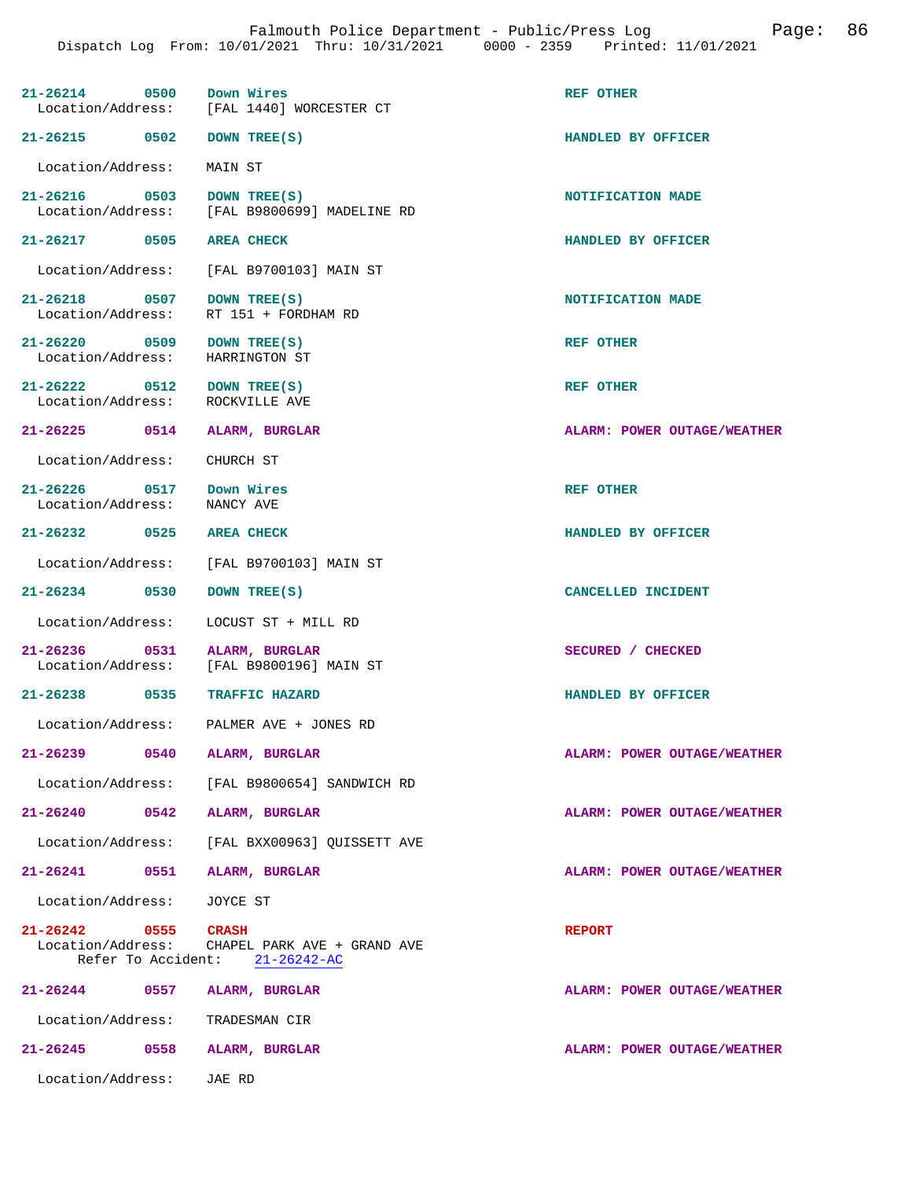| Incident | Time | Type | Disposition |
|---|---|---|---|
| 21-26214 | 0500 | Down Wires | REF OTHER |
| Location/Address: | | [FAL 1440] WORCESTER CT | |
| 21-26215 | 0502 | DOWN TREE(S) | HANDLED BY OFFICER |
| Location/Address: | | MAIN ST | |
| 21-26216 | 0503 | DOWN TREE(S) | NOTIFICATION MADE |
| Location/Address: | | [FAL B9800699] MADELINE RD | |
| 21-26217 | 0505 | AREA CHECK | HANDLED BY OFFICER |
| Location/Address: | | [FAL B9700103] MAIN ST | |
| 21-26218 | 0507 | DOWN TREE(S) | NOTIFICATION MADE |
| Location/Address: | | RT 151 + FORDHAM RD | |
| 21-26220 | 0509 | DOWN TREE(S) | REF OTHER |
| Location/Address: | | HARRINGTON ST | |
| 21-26222 | 0512 | DOWN TREE(S) | REF OTHER |
| Location/Address: | | ROCKVILLE AVE | |
| 21-26225 | 0514 | ALARM, BURGLAR | ALARM: POWER OUTAGE/WEATHER |
| Location/Address: | | CHURCH ST | |
| 21-26226 | 0517 | Down Wires | REF OTHER |
| Location/Address: | | NANCY AVE | |
| 21-26232 | 0525 | AREA CHECK | HANDLED BY OFFICER |
| Location/Address: | | [FAL B9700103] MAIN ST | |
| 21-26234 | 0530 | DOWN TREE(S) | CANCELLED INCIDENT |
| Location/Address: | | LOCUST ST + MILL RD | |
| 21-26236 | 0531 | ALARM, BURGLAR | SECURED / CHECKED |
| Location/Address: | | [FAL B9800196] MAIN ST | |
| 21-26238 | 0535 | TRAFFIC HAZARD | HANDLED BY OFFICER |
| Location/Address: | | PALMER AVE + JONES RD | |
| 21-26239 | 0540 | ALARM, BURGLAR | ALARM: POWER OUTAGE/WEATHER |
| Location/Address: | | [FAL B9800654] SANDWICH RD | |
| 21-26240 | 0542 | ALARM, BURGLAR | ALARM: POWER OUTAGE/WEATHER |
| Location/Address: | | [FAL BXX00963] QUISSETT AVE | |
| 21-26241 | 0551 | ALARM, BURGLAR | ALARM: POWER OUTAGE/WEATHER |
| Location/Address: | | JOYCE ST | |
| 21-26242 | 0555 | CRASH | REPORT |
| Location/Address: | | CHAPEL PARK AVE + GRAND AVE | |
| Refer To Accident: | | 21-26242-AC | |
| 21-26244 | 0557 | ALARM, BURGLAR | ALARM: POWER OUTAGE/WEATHER |
| Location/Address: | | TRADESMAN CIR | |
| 21-26245 | 0558 | ALARM, BURGLAR | ALARM: POWER OUTAGE/WEATHER |
| Location/Address: | | JAE RD | |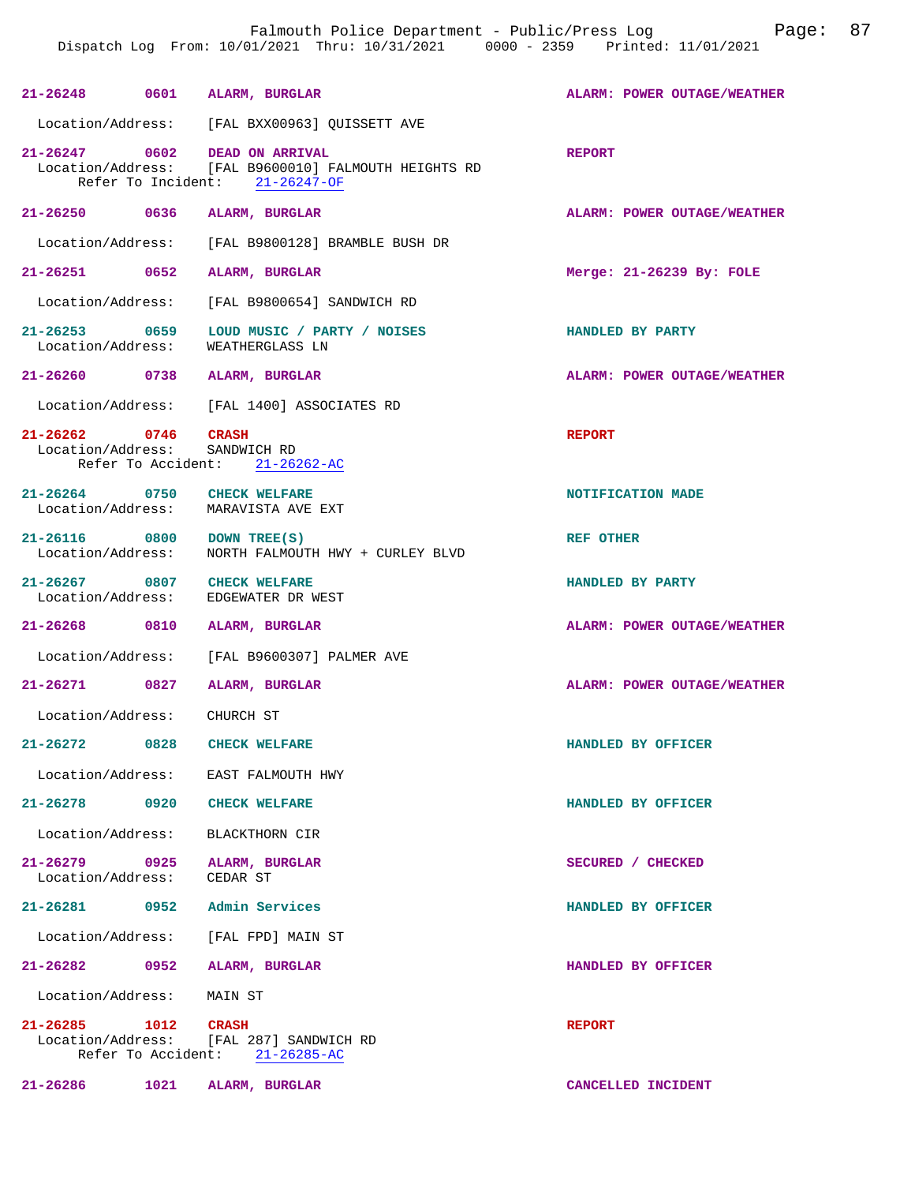| Call # | Time | Call Reason | Action |
|---|---|---|---|
| 21-26248 | 0601 | ALARM, BURGLAR | ALARM: POWER OUTAGE/WEATHER |

Location/Address: [FAL BXX00963] QUISSETT AVE

| | | | |
|---|---|---|---|
| 21-26247 | 0602 | DEAD ON ARRIVAL | REPORT |

Location/Address: [FAL B9600010] FALMOUTH HEIGHTS RD
Refer To Incident: 21-26247-OF

| | | | |
|---|---|---|---|
| 21-26250 | 0636 | ALARM, BURGLAR | ALARM: POWER OUTAGE/WEATHER |

Location/Address: [FAL B9800128] BRAMBLE BUSH DR

| | | | |
|---|---|---|---|
| 21-26251 | 0652 | ALARM, BURGLAR | Merge: 21-26239 By: FOLE |

Location/Address: [FAL B9800654] SANDWICH RD

| | | | |
|---|---|---|---|
| 21-26253 | 0659 | LOUD MUSIC / PARTY / NOISES | HANDLED BY PARTY |

Location/Address: WEATHERGLASS LN

| | | | |
|---|---|---|---|
| 21-26260 | 0738 | ALARM, BURGLAR | ALARM: POWER OUTAGE/WEATHER |

Location/Address: [FAL 1400] ASSOCIATES RD

| | | | |
|---|---|---|---|
| 21-26262 | 0746 | CRASH | REPORT |

Location/Address: SANDWICH RD
Refer To Accident: 21-26262-AC

| | | | |
|---|---|---|---|
| 21-26264 | 0750 | CHECK WELFARE | NOTIFICATION MADE |

Location/Address: MARAVISTA AVE EXT

| | | | |
|---|---|---|---|
| 21-26116 | 0800 | DOWN TREE(S) | REF OTHER |

Location/Address: NORTH FALMOUTH HWY + CURLEY BLVD

| | | | |
|---|---|---|---|
| 21-26267 | 0807 | CHECK WELFARE | HANDLED BY PARTY |

Location/Address: EDGEWATER DR WEST

| | | | |
|---|---|---|---|
| 21-26268 | 0810 | ALARM, BURGLAR | ALARM: POWER OUTAGE/WEATHER |

Location/Address: [FAL B9600307] PALMER AVE

| | | | |
|---|---|---|---|
| 21-26271 | 0827 | ALARM, BURGLAR | ALARM: POWER OUTAGE/WEATHER |

Location/Address: CHURCH ST

| | | | |
|---|---|---|---|
| 21-26272 | 0828 | CHECK WELFARE | HANDLED BY OFFICER |

Location/Address: EAST FALMOUTH HWY

| | | | |
|---|---|---|---|
| 21-26278 | 0920 | CHECK WELFARE | HANDLED BY OFFICER |

Location/Address: BLACKTHORN CIR

| | | | |
|---|---|---|---|
| 21-26279 | 0925 | ALARM, BURGLAR | SECURED / CHECKED |

Location/Address: CEDAR ST

| | | | |
|---|---|---|---|
| 21-26281 | 0952 | Admin Services | HANDLED BY OFFICER |

Location/Address: [FAL FPD] MAIN ST

| | | | |
|---|---|---|---|
| 21-26282 | 0952 | ALARM, BURGLAR | HANDLED BY OFFICER |

Location/Address: MAIN ST

| | | | |
|---|---|---|---|
| 21-26285 | 1012 | CRASH | REPORT |

Location/Address: [FAL 287] SANDWICH RD
Refer To Accident: 21-26285-AC

| | | | |
|---|---|---|---|
| 21-26286 | 1021 | ALARM, BURGLAR | CANCELLED INCIDENT |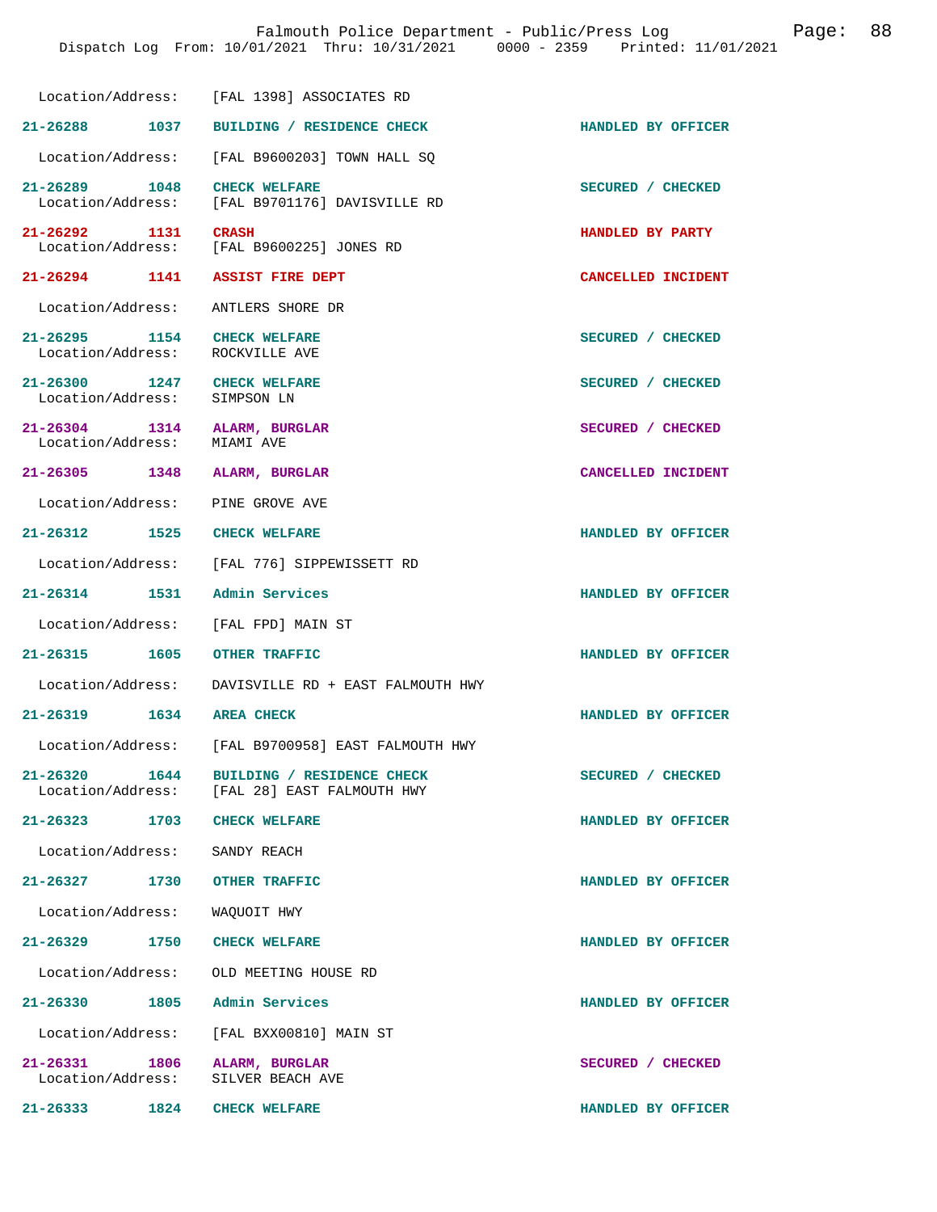Location/Address: [FAL 1398] ASSOCIATES RD

21-26288 1037 BUILDING / RESIDENCE CHECK HANDLED BY OFFICER

Location/Address: [FAL B9600203] TOWN HALL SQ

21-26289 1048 CHECK WELFARE SECURED / CHECKED
Location/Address: [FAL B9701176] DAVISVILLE RD

21-26292 1131 CRASH HANDLED BY PARTY
Location/Address: [FAL B9600225] JONES RD

21-26294 1141 ASSIST FIRE DEPT CANCELLED INCIDENT

Location/Address: ANTLERS SHORE DR

21-26295 1154 CHECK WELFARE SECURED / CHECKED
Location/Address: ROCKVILLE AVE

21-26300 1247 CHECK WELFARE SECURED / CHECKED
Location/Address: SIMPSON LN

21-26304 1314 ALARM, BURGLAR SECURED / CHECKED
Location/Address: MIAMI AVE

21-26305 1348 ALARM, BURGLAR CANCELLED INCIDENT

Location/Address: PINE GROVE AVE

21-26312 1525 CHECK WELFARE HANDLED BY OFFICER

Location/Address: [FAL 776] SIPPEWISSETT RD

21-26314 1531 Admin Services HANDLED BY OFFICER

Location/Address: [FAL FPD] MAIN ST

21-26315 1605 OTHER TRAFFIC HANDLED BY OFFICER

Location/Address: DAVISVILLE RD + EAST FALMOUTH HWY

21-26319 1634 AREA CHECK HANDLED BY OFFICER

Location/Address: [FAL B9700958] EAST FALMOUTH HWY

21-26320 1644 BUILDING / RESIDENCE CHECK SECURED / CHECKED
Location/Address: [FAL 28] EAST FALMOUTH HWY

21-26323 1703 CHECK WELFARE HANDLED BY OFFICER

Location/Address: SANDY REACH

21-26327 1730 OTHER TRAFFIC HANDLED BY OFFICER

Location/Address: WAQUOIT HWY

21-26329 1750 CHECK WELFARE HANDLED BY OFFICER

Location/Address: OLD MEETING HOUSE RD

21-26330 1805 Admin Services HANDLED BY OFFICER

Location/Address: [FAL BXX00810] MAIN ST

21-26331 1806 ALARM, BURGLAR SECURED / CHECKED
Location/Address: SILVER BEACH AVE

21-26333 1824 CHECK WELFARE HANDLED BY OFFICER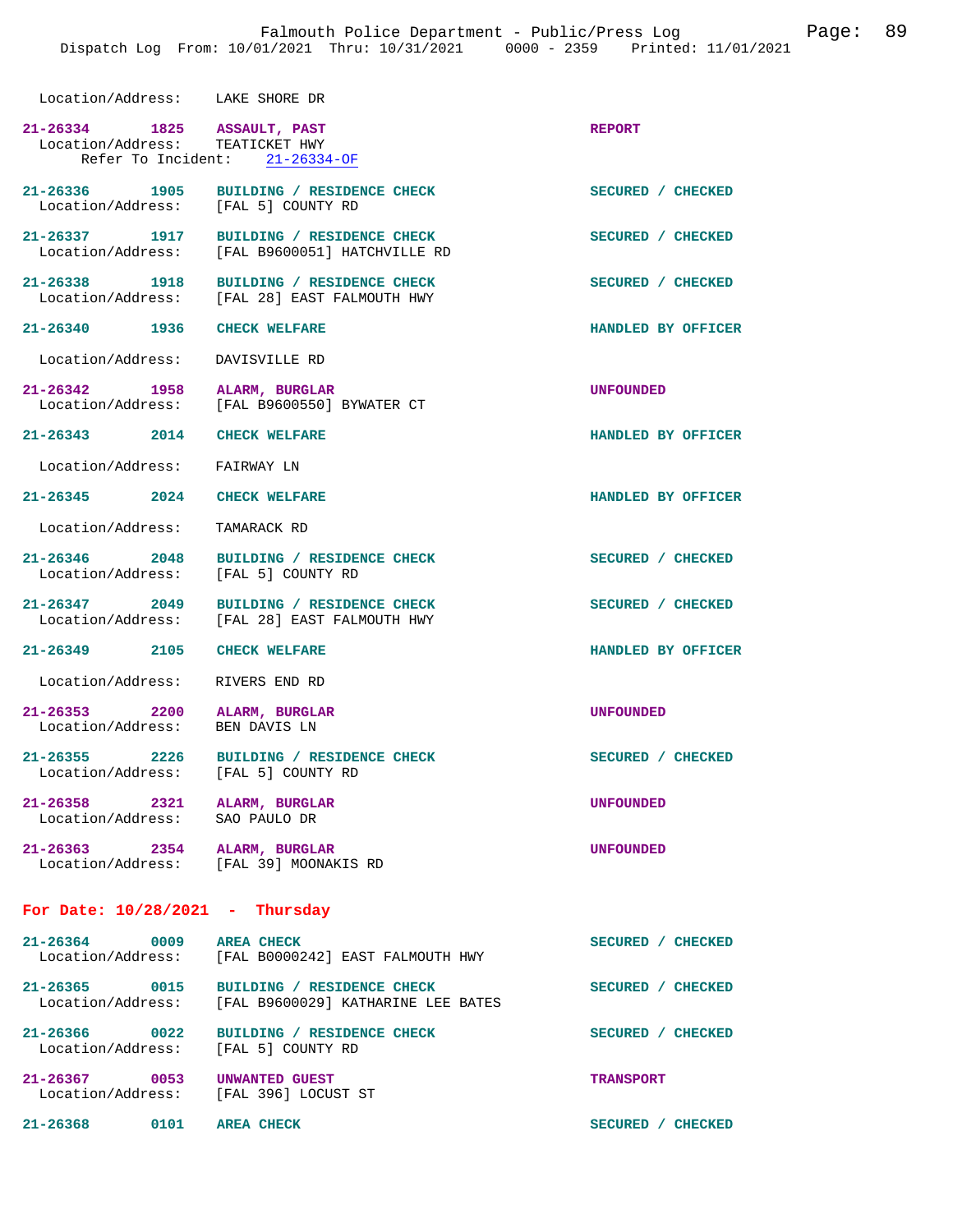Location/Address: LAKE SHORE DR

**21-26334** 1825 **ASSAULT, PAST** **REPORT**
Location/Address: TEATICKET HWY
Refer To Incident: 21-26334-OF

**21-26336** 1905 **BUILDING / RESIDENCE CHECK** **SECURED / CHECKED**
Location/Address: [FAL 5] COUNTY RD

**21-26337** 1917 **BUILDING / RESIDENCE CHECK** **SECURED / CHECKED**
Location/Address: [FAL B9600051] HATCHVILLE RD

**21-26338** 1918 **BUILDING / RESIDENCE CHECK** **SECURED / CHECKED**
Location/Address: [FAL 28] EAST FALMOUTH HWY

**21-26340** 1936 **CHECK WELFARE** **HANDLED BY OFFICER**
Location/Address: DAVISVILLE RD

**21-26342** 1958 **ALARM, BURGLAR** **UNFOUNDED**
Location/Address: [FAL B9600550] BYWATER CT

**21-26343** 2014 **CHECK WELFARE** **HANDLED BY OFFICER**
Location/Address: FAIRWAY LN

**21-26345** 2024 **CHECK WELFARE** **HANDLED BY OFFICER**
Location/Address: TAMARACK RD

**21-26346** 2048 **BUILDING / RESIDENCE CHECK** **SECURED / CHECKED**
Location/Address: [FAL 5] COUNTY RD

**21-26347** 2049 **BUILDING / RESIDENCE CHECK** **SECURED / CHECKED**
Location/Address: [FAL 28] EAST FALMOUTH HWY

**21-26349** 2105 **CHECK WELFARE** **HANDLED BY OFFICER**
Location/Address: RIVERS END RD

**21-26353** 2200 **ALARM, BURGLAR** **UNFOUNDED**
Location/Address: BEN DAVIS LN

**21-26355** 2226 **BUILDING / RESIDENCE CHECK** **SECURED / CHECKED**
Location/Address: [FAL 5] COUNTY RD

**21-26358** 2321 **ALARM, BURGLAR** **UNFOUNDED**
Location/Address: SAO PAULO DR

**21-26363** 2354 **ALARM, BURGLAR** **UNFOUNDED**
Location/Address: [FAL 39] MOONAKIS RD

## For Date: 10/28/2021 - Thursday

**21-26364** 0009 **AREA CHECK** **SECURED / CHECKED**
Location/Address: [FAL B0000242] EAST FALMOUTH HWY

**21-26365** 0015 **BUILDING / RESIDENCE CHECK** **SECURED / CHECKED**
Location/Address: [FAL B9600029] KATHARINE LEE BATES

**21-26366** 0022 **BUILDING / RESIDENCE CHECK** **SECURED / CHECKED**
Location/Address: [FAL 5] COUNTY RD

**21-26367** 0053 **UNWANTED GUEST** **TRANSPORT**
Location/Address: [FAL 396] LOCUST ST

**21-26368** 0101 **AREA CHECK** **SECURED / CHECKED**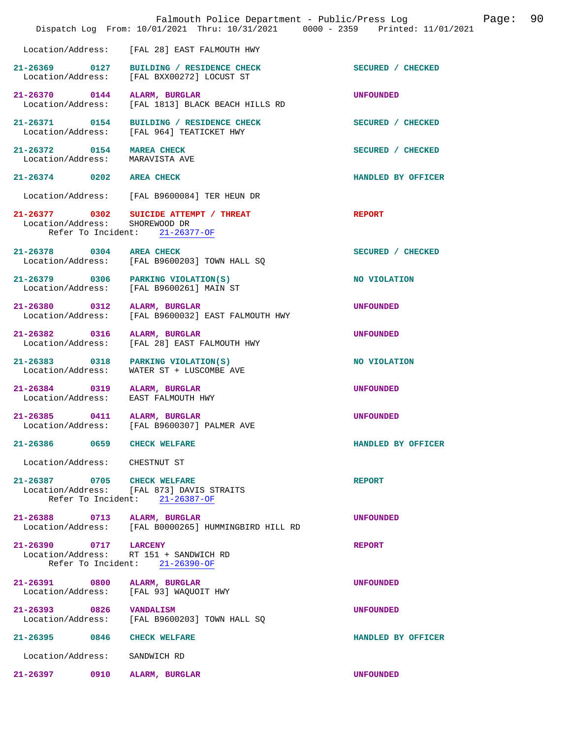Location/Address: [FAL 28] EAST FALMOUTH HWY

**21-26369 0127 BUILDING / RESIDENCE CHECK** SECURED / CHECKED
Location/Address: [FAL BXX00272] LOCUST ST

**21-26370 0144 ALARM, BURGLAR** UNFOUNDED
Location/Address: [FAL 1813] BLACK BEACH HILLS RD

**21-26371 0154 BUILDING / RESIDENCE CHECK** SECURED / CHECKED
Location/Address: [FAL 964] TEATICKET HWY

**21-26372 0154 MAREA CHECK** SECURED / CHECKED
Location/Address: MARAVISTA AVE

**21-26374 0202 AREA CHECK** HANDLED BY OFFICER
Location/Address: [FAL B9600084] TER HEUN DR

**21-26377 0302 SUICIDE ATTEMPT / THREAT** REPORT
Location/Address: SHOREWOOD DR
Refer To Incident: 21-26377-OF

**21-26378 0304 AREA CHECK** SECURED / CHECKED
Location/Address: [FAL B9600203] TOWN HALL SQ

**21-26379 0306 PARKING VIOLATION(S)** NO VIOLATION
Location/Address: [FAL B9600261] MAIN ST

**21-26380 0312 ALARM, BURGLAR** UNFOUNDED
Location/Address: [FAL B9600032] EAST FALMOUTH HWY

**21-26382 0316 ALARM, BURGLAR** UNFOUNDED
Location/Address: [FAL 28] EAST FALMOUTH HWY

**21-26383 0318 PARKING VIOLATION(S)** NO VIOLATION
Location/Address: WATER ST + LUSCOMBE AVE

**21-26384 0319 ALARM, BURGLAR** UNFOUNDED
Location/Address: EAST FALMOUTH HWY

**21-26385 0411 ALARM, BURGLAR** UNFOUNDED
Location/Address: [FAL B9600307] PALMER AVE

**21-26386 0659 CHECK WELFARE** HANDLED BY OFFICER
Location/Address: CHESTNUT ST

**21-26387 0705 CHECK WELFARE** REPORT
Location/Address: [FAL 873] DAVIS STRAITS
Refer To Incident: 21-26387-OF

**21-26388 0713 ALARM, BURGLAR** UNFOUNDED
Location/Address: [FAL B0000265] HUMMINGBIRD HILL RD

**21-26390 0717 LARCENY** REPORT
Location/Address: RT 151 + SANDWICH RD
Refer To Incident: 21-26390-OF

**21-26391 0800 ALARM, BURGLAR** UNFOUNDED
Location/Address: [FAL 93] WAQUOIT HWY

**21-26393 0826 VANDALISM** UNFOUNDED
Location/Address: [FAL B9600203] TOWN HALL SQ

**21-26395 0846 CHECK WELFARE** HANDLED BY OFFICER
Location/Address: SANDWICH RD

**21-26397 0910 ALARM, BURGLAR** UNFOUNDED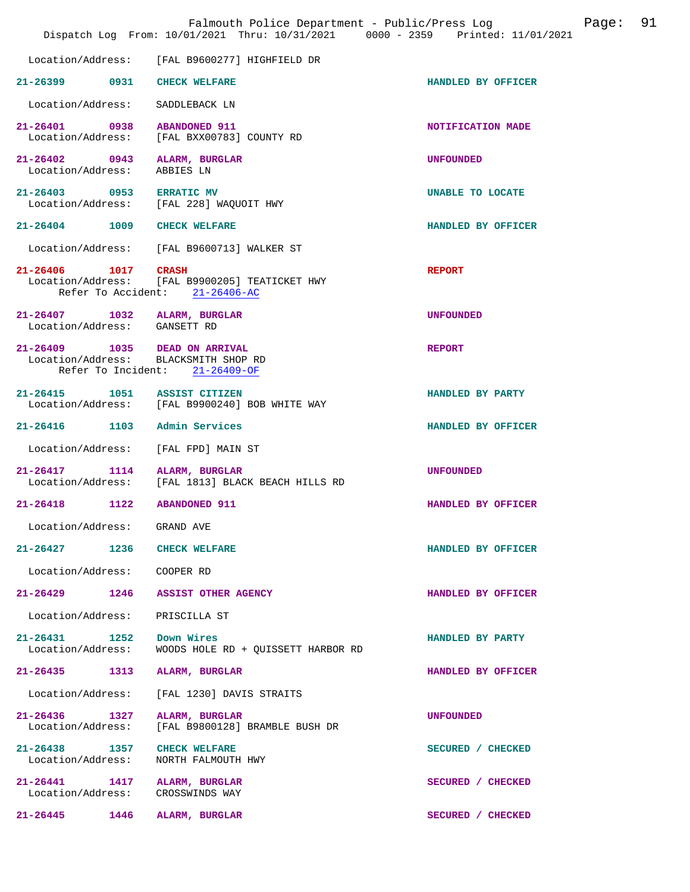Location/Address: [FAL B9600277] HIGHFIELD DR

**21-26399 0931 CHECK WELFARE** — HANDLED BY OFFICER
Location/Address: SADDLEBACK LN

**21-26401 0938 ABANDONED 911** — NOTIFICATION MADE
Location/Address: [FAL BXX00783] COUNTY RD

**21-26402 0943 ALARM, BURGLAR** — UNFOUNDED
Location/Address: ABBIES LN

**21-26403 0953 ERRATIC MV** — UNABLE TO LOCATE
Location/Address: [FAL 228] WAQUOIT HWY

**21-26404 1009 CHECK WELFARE** — HANDLED BY OFFICER
Location/Address: [FAL B9600713] WALKER ST

**21-26406 1017 CRASH** — REPORT
Location/Address: [FAL B9900205] TEATICKET HWY
Refer To Accident: 21-26406-AC

**21-26407 1032 ALARM, BURGLAR** — UNFOUNDED
Location/Address: GANSETT RD

**21-26409 1035 DEAD ON ARRIVAL** — REPORT
Location/Address: BLACKSMITH SHOP RD
Refer To Incident: 21-26409-OF

**21-26415 1051 ASSIST CITIZEN** — HANDLED BY PARTY
Location/Address: [FAL B9900240] BOB WHITE WAY

**21-26416 1103 Admin Services** — HANDLED BY OFFICER
Location/Address: [FAL FPD] MAIN ST

**21-26417 1114 ALARM, BURGLAR** — UNFOUNDED
Location/Address: [FAL 1813] BLACK BEACH HILLS RD

**21-26418 1122 ABANDONED 911** — HANDLED BY OFFICER
Location/Address: GRAND AVE

**21-26427 1236 CHECK WELFARE** — HANDLED BY OFFICER
Location/Address: COOPER RD

**21-26429 1246 ASSIST OTHER AGENCY** — HANDLED BY OFFICER
Location/Address: PRISCILLA ST

**21-26431 1252 Down Wires** — HANDLED BY PARTY
Location/Address: WOODS HOLE RD + QUISSETT HARBOR RD

**21-26435 1313 ALARM, BURGLAR** — HANDLED BY OFFICER
Location/Address: [FAL 1230] DAVIS STRAITS

**21-26436 1327 ALARM, BURGLAR** — UNFOUNDED
Location/Address: [FAL B9800128] BRAMBLE BUSH DR

**21-26438 1357 CHECK WELFARE** — SECURED / CHECKED
Location/Address: NORTH FALMOUTH HWY

**21-26441 1417 ALARM, BURGLAR** — SECURED / CHECKED
Location/Address: CROSSWINDS WAY

**21-26445 1446 ALARM, BURGLAR** — SECURED / CHECKED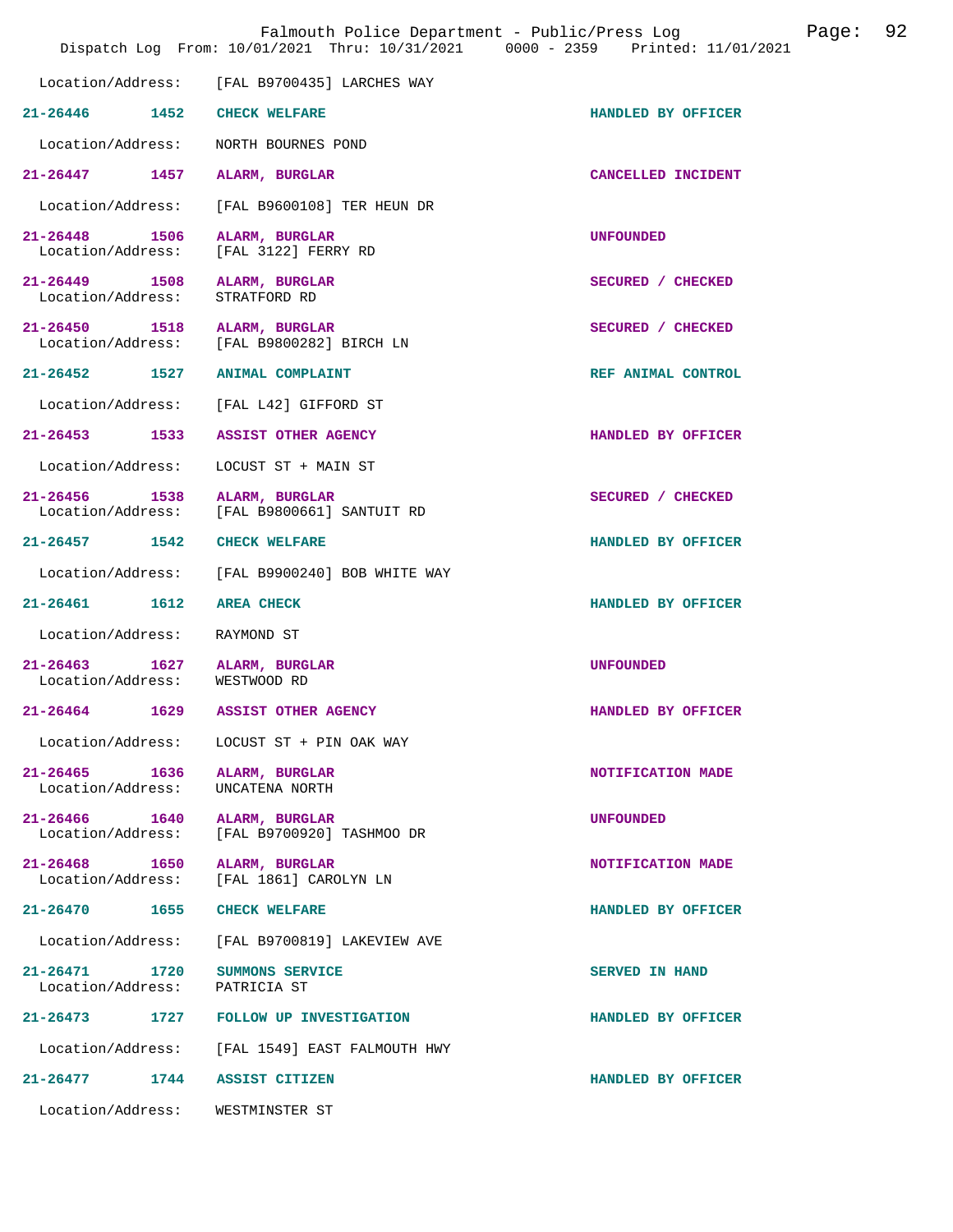Location/Address: [FAL B9700435] LARCHES WAY

**21-26446 1452 CHECK WELFARE** HANDLED BY OFFICER

Location/Address: NORTH BOURNES POND

**21-26447 1457 ALARM, BURGLAR** CANCELLED INCIDENT

Location/Address: [FAL B9600108] TER HEUN DR

**21-26448 1506 ALARM, BURGLAR** UNFOUNDED
Location/Address: [FAL 3122] FERRY RD

**21-26449 1508 ALARM, BURGLAR** SECURED / CHECKED
Location/Address: STRATFORD RD

**21-26450 1518 ALARM, BURGLAR** SECURED / CHECKED
Location/Address: [FAL B9800282] BIRCH LN

**21-26452 1527 ANIMAL COMPLAINT** REF ANIMAL CONTROL

Location/Address: [FAL L42] GIFFORD ST

**21-26453 1533 ASSIST OTHER AGENCY** HANDLED BY OFFICER

Location/Address: LOCUST ST + MAIN ST

**21-26456 1538 ALARM, BURGLAR** SECURED / CHECKED
Location/Address: [FAL B9800661] SANTUIT RD

**21-26457 1542 CHECK WELFARE** HANDLED BY OFFICER

Location/Address: [FAL B9900240] BOB WHITE WAY

**21-26461 1612 AREA CHECK** HANDLED BY OFFICER

Location/Address: RAYMOND ST

**21-26463 1627 ALARM, BURGLAR** UNFOUNDED
Location/Address: WESTWOOD RD

**21-26464 1629 ASSIST OTHER AGENCY** HANDLED BY OFFICER

Location/Address: LOCUST ST + PIN OAK WAY

**21-26465 1636 ALARM, BURGLAR** NOTIFICATION MADE
Location/Address: UNCATENA NORTH

**21-26466 1640 ALARM, BURGLAR** UNFOUNDED
Location/Address: [FAL B9700920] TASHMOO DR

**21-26468 1650 ALARM, BURGLAR** NOTIFICATION MADE
Location/Address: [FAL 1861] CAROLYN LN

**21-26470 1655 CHECK WELFARE** HANDLED BY OFFICER

Location/Address: [FAL B9700819] LAKEVIEW AVE

**21-26471 1720 SUMMONS SERVICE** SERVED IN HAND
Location/Address: PATRICIA ST

**21-26473 1727 FOLLOW UP INVESTIGATION** HANDLED BY OFFICER

Location/Address: [FAL 1549] EAST FALMOUTH HWY

**21-26477 1744 ASSIST CITIZEN** HANDLED BY OFFICER

Location/Address: WESTMINSTER ST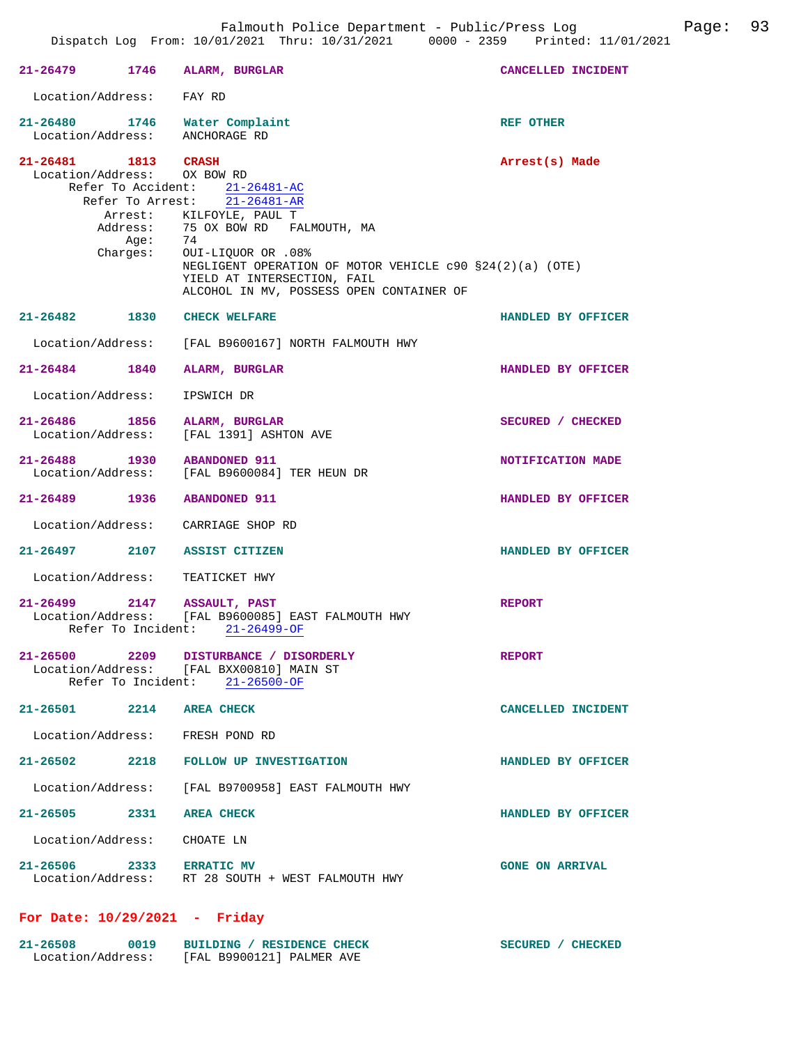**21-26479** 1746 **ALARM, BURGLAR** CANCELLED INCIDENT
Location/Address: FAY RD

**21-26480** 1746 **Water Complaint** REF OTHER
Location/Address: ANCHORAGE RD

**21-26481** 1813 **CRASH** Arrest(s) Made
Location/Address: OX BOW RD
Refer To Accident: 21-26481-AC
Refer To Arrest: 21-26481-AR
Arrest: KILFOYLE, PAUL T
Address: 75 OX BOW RD FALMOUTH, MA
Age: 74
Charges: OUI-LIQUOR OR .08%
NEGLIGENT OPERATION OF MOTOR VEHICLE c90 §24(2)(a) (OTE)
YIELD AT INTERSECTION, FAIL
ALCOHOL IN MV, POSSESS OPEN CONTAINER OF

**21-26482** 1830 **CHECK WELFARE** HANDLED BY OFFICER
Location/Address: [FAL B9600167] NORTH FALMOUTH HWY

**21-26484** 1840 **ALARM, BURGLAR** HANDLED BY OFFICER
Location/Address: IPSWICH DR

**21-26486** 1856 **ALARM, BURGLAR** SECURED / CHECKED
Location/Address: [FAL 1391] ASHTON AVE

**21-26488** 1930 **ABANDONED 911** NOTIFICATION MADE
Location/Address: [FAL B9600084] TER HEUN DR

**21-26489** 1936 **ABANDONED 911** HANDLED BY OFFICER
Location/Address: CARRIAGE SHOP RD

**21-26497** 2107 **ASSIST CITIZEN** HANDLED BY OFFICER
Location/Address: TEATICKET HWY

**21-26499** 2147 **ASSAULT, PAST** REPORT
Location/Address: [FAL B9600085] EAST FALMOUTH HWY
Refer To Incident: 21-26499-OF

**21-26500** 2209 **DISTURBANCE / DISORDERLY** REPORT
Location/Address: [FAL BXX00810] MAIN ST
Refer To Incident: 21-26500-OF

**21-26501** 2214 **AREA CHECK** CANCELLED INCIDENT
Location/Address: FRESH POND RD

**21-26502** 2218 **FOLLOW UP INVESTIGATION** HANDLED BY OFFICER
Location/Address: [FAL B9700958] EAST FALMOUTH HWY

**21-26505** 2331 **AREA CHECK** HANDLED BY OFFICER
Location/Address: CHOATE LN

**21-26506** 2333 **ERRATIC MV** GONE ON ARRIVAL
Location/Address: RT 28 SOUTH + WEST FALMOUTH HWY

## For Date: 10/29/2021 - Friday

**21-26508** 0019 **BUILDING / RESIDENCE CHECK** SECURED / CHECKED
Location/Address: [FAL B9900121] PALMER AVE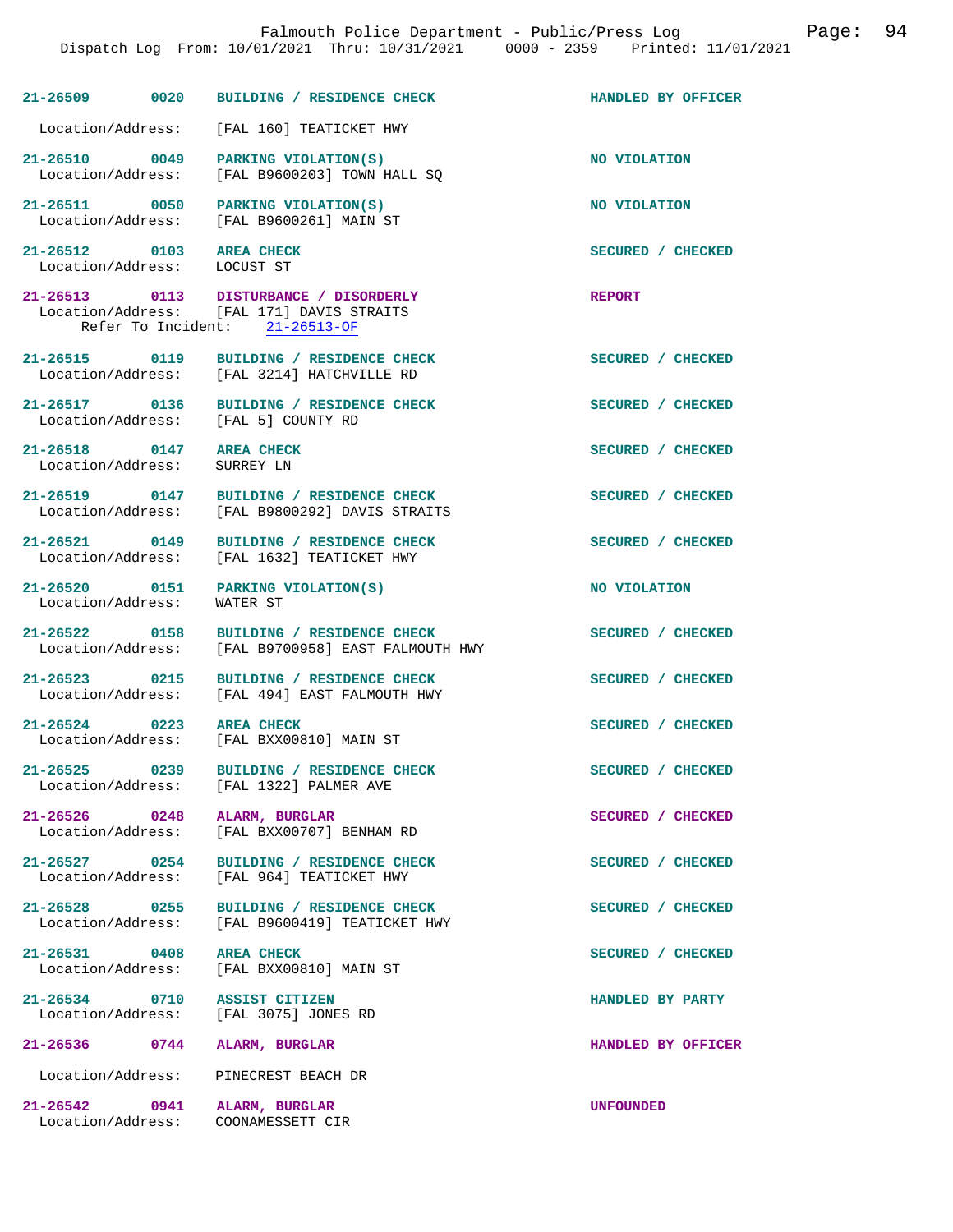| Call Number | Time | Call Reason | Action |
|---|---|---|---|
| 21-26509 | 0020 | BUILDING / RESIDENCE CHECK | HANDLED BY OFFICER |
| Location/Address: | | [FAL 160] TEATICKET HWY | |
| 21-26510 | 0049 | PARKING VIOLATION(S) | NO VIOLATION |
| Location/Address: | | [FAL B9600203] TOWN HALL SQ | |
| 21-26511 | 0050 | PARKING VIOLATION(S) | NO VIOLATION |
| Location/Address: | | [FAL B9600261] MAIN ST | |
| 21-26512 | 0103 | AREA CHECK | SECURED / CHECKED |
| Location/Address: | | LOCUST ST | |
| 21-26513 | 0113 | DISTURBANCE / DISORDERLY | REPORT |
| Location/Address: | | [FAL 171] DAVIS STRAITS | |
| Refer To Incident: | | 21-26513-OF | |
| 21-26515 | 0119 | BUILDING / RESIDENCE CHECK | SECURED / CHECKED |
| Location/Address: | | [FAL 3214] HATCHVILLE RD | |
| 21-26517 | 0136 | BUILDING / RESIDENCE CHECK | SECURED / CHECKED |
| Location/Address: | | [FAL 5] COUNTY RD | |
| 21-26518 | 0147 | AREA CHECK | SECURED / CHECKED |
| Location/Address: | | SURREY LN | |
| 21-26519 | 0147 | BUILDING / RESIDENCE CHECK | SECURED / CHECKED |
| Location/Address: | | [FAL B9800292] DAVIS STRAITS | |
| 21-26521 | 0149 | BUILDING / RESIDENCE CHECK | SECURED / CHECKED |
| Location/Address: | | [FAL 1632] TEATICKET HWY | |
| 21-26520 | 0151 | PARKING VIOLATION(S) | NO VIOLATION |
| Location/Address: | | WATER ST | |
| 21-26522 | 0158 | BUILDING / RESIDENCE CHECK | SECURED / CHECKED |
| Location/Address: | | [FAL B9700958] EAST FALMOUTH HWY | |
| 21-26523 | 0215 | BUILDING / RESIDENCE CHECK | SECURED / CHECKED |
| Location/Address: | | [FAL 494] EAST FALMOUTH HWY | |
| 21-26524 | 0223 | AREA CHECK | SECURED / CHECKED |
| Location/Address: | | [FAL BXX00810] MAIN ST | |
| 21-26525 | 0239 | BUILDING / RESIDENCE CHECK | SECURED / CHECKED |
| Location/Address: | | [FAL 1322] PALMER AVE | |
| 21-26526 | 0248 | ALARM, BURGLAR | SECURED / CHECKED |
| Location/Address: | | [FAL BXX00707] BENHAM RD | |
| 21-26527 | 0254 | BUILDING / RESIDENCE CHECK | SECURED / CHECKED |
| Location/Address: | | [FAL 964] TEATICKET HWY | |
| 21-26528 | 0255 | BUILDING / RESIDENCE CHECK | SECURED / CHECKED |
| Location/Address: | | [FAL B9600419] TEATICKET HWY | |
| 21-26531 | 0408 | AREA CHECK | SECURED / CHECKED |
| Location/Address: | | [FAL BXX00810] MAIN ST | |
| 21-26534 | 0710 | ASSIST CITIZEN | HANDLED BY PARTY |
| Location/Address: | | [FAL 3075] JONES RD | |
| 21-26536 | 0744 | ALARM, BURGLAR | HANDLED BY OFFICER |
| Location/Address: | | PINECREST BEACH DR | |
| 21-26542 | 0941 | ALARM, BURGLAR | UNFOUNDED |
| Location/Address: | | COONAMESSETT CIR | |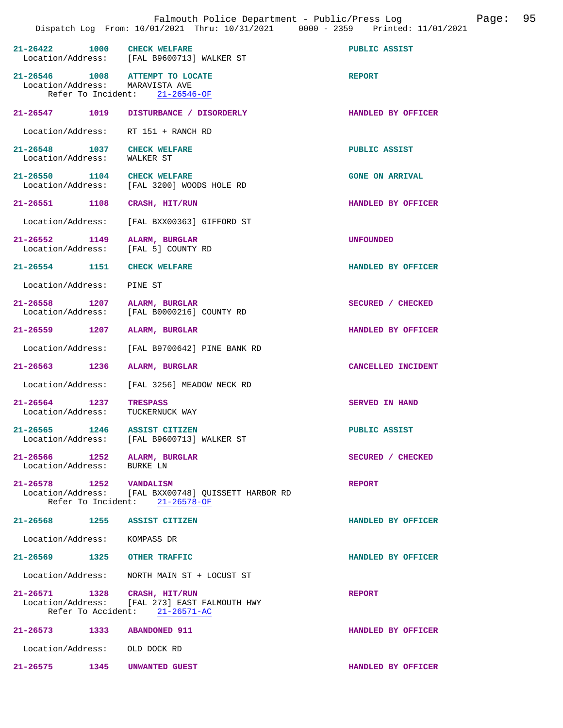21-26422 1000 **CHECK WELFARE** PUBLIC ASSIST
Location/Address: [FAL B9600713] WALKER ST

21-26546 1008 **ATTEMPT TO LOCATE** REPORT
Location/Address: MARAVISTA AVE
Refer To Incident: 21-26546-OF

21-26547 1019 **DISTURBANCE / DISORDERLY** HANDLED BY OFFICER
Location/Address: RT 151 + RANCH RD

21-26548 1037 **CHECK WELFARE** PUBLIC ASSIST
Location/Address: WALKER ST

21-26550 1104 **CHECK WELFARE** GONE ON ARRIVAL
Location/Address: [FAL 3200] WOODS HOLE RD

21-26551 1108 **CRASH, HIT/RUN** HANDLED BY OFFICER
Location/Address: [FAL BXX00363] GIFFORD ST

21-26552 1149 **ALARM, BURGLAR** UNFOUNDED
Location/Address: [FAL 5] COUNTY RD

21-26554 1151 **CHECK WELFARE** HANDLED BY OFFICER
Location/Address: PINE ST

21-26558 1207 **ALARM, BURGLAR** SECURED / CHECKED
Location/Address: [FAL B0000216] COUNTY RD

21-26559 1207 **ALARM, BURGLAR** HANDLED BY OFFICER
Location/Address: [FAL B9700642] PINE BANK RD

21-26563 1236 **ALARM, BURGLAR** CANCELLED INCIDENT
Location/Address: [FAL 3256] MEADOW NECK RD

21-26564 1237 **TRESPASS** SERVED IN HAND
Location/Address: TUCKERNUCK WAY

21-26565 1246 **ASSIST CITIZEN** PUBLIC ASSIST
Location/Address: [FAL B9600713] WALKER ST

21-26566 1252 **ALARM, BURGLAR** SECURED / CHECKED
Location/Address: BURKE LN

21-26578 1252 **VANDALISM** REPORT
Location/Address: [FAL BXX00748] QUISSETT HARBOR RD
Refer To Incident: 21-26578-OF

21-26568 1255 **ASSIST CITIZEN** HANDLED BY OFFICER
Location/Address: KOMPASS DR

21-26569 1325 **OTHER TRAFFIC** HANDLED BY OFFICER
Location/Address: NORTH MAIN ST + LOCUST ST

21-26571 1328 **CRASH, HIT/RUN** REPORT
Location/Address: [FAL 273] EAST FALMOUTH HWY
Refer To Accident: 21-26571-AC

21-26573 1333 **ABANDONED 911** HANDLED BY OFFICER
Location/Address: OLD DOCK RD

21-26575 1345 **UNWANTED GUEST** HANDLED BY OFFICER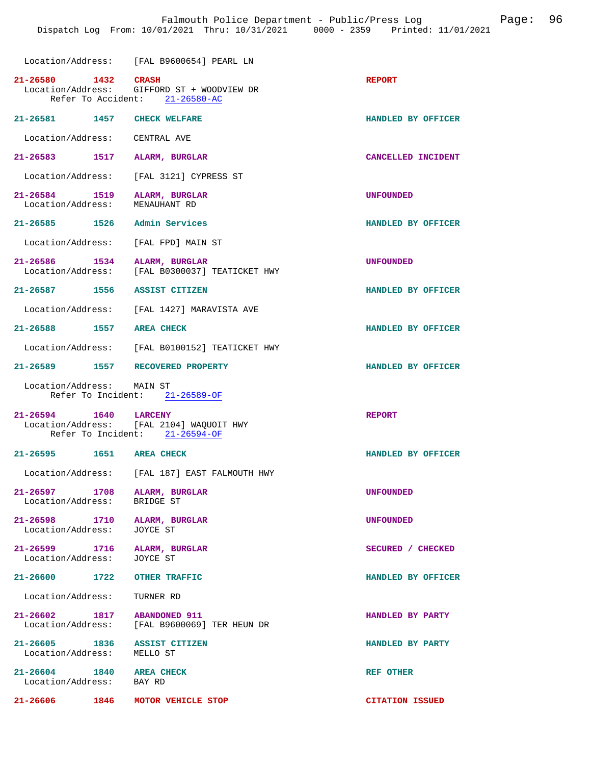Location/Address: [FAL B9600654] PEARL LN

**21-26580 1432 CRASH** — REPORT
Location/Address: GIFFORD ST + WOODVIEW DR
Refer To Accident: 21-26580-AC

**21-26581 1457 CHECK WELFARE** — HANDLED BY OFFICER
Location/Address: CENTRAL AVE

**21-26583 1517 ALARM, BURGLAR** — CANCELLED INCIDENT
Location/Address: [FAL 3121] CYPRESS ST

**21-26584 1519 ALARM, BURGLAR** — UNFOUNDED
Location/Address: MENAUHANT RD

**21-26585 1526 Admin Services** — HANDLED BY OFFICER
Location/Address: [FAL FPD] MAIN ST

**21-26586 1534 ALARM, BURGLAR** — UNFOUNDED
Location/Address: [FAL B0300037] TEATICKET HWY

**21-26587 1556 ASSIST CITIZEN** — HANDLED BY OFFICER
Location/Address: [FAL 1427] MARAVISTA AVE

**21-26588 1557 AREA CHECK** — HANDLED BY OFFICER
Location/Address: [FAL B0100152] TEATICKET HWY

**21-26589 1557 RECOVERED PROPERTY** — HANDLED BY OFFICER
Location/Address: MAIN ST
Refer To Incident: 21-26589-OF

**21-26594 1640 LARCENY** — REPORT
Location/Address: [FAL 2104] WAQUOIT HWY
Refer To Incident: 21-26594-OF

**21-26595 1651 AREA CHECK** — HANDLED BY OFFICER
Location/Address: [FAL 187] EAST FALMOUTH HWY

**21-26597 1708 ALARM, BURGLAR** — UNFOUNDED
Location/Address: BRIDGE ST

**21-26598 1710 ALARM, BURGLAR** — UNFOUNDED
Location/Address: JOYCE ST

**21-26599 1716 ALARM, BURGLAR** — SECURED / CHECKED
Location/Address: JOYCE ST

**21-26600 1722 OTHER TRAFFIC** — HANDLED BY OFFICER
Location/Address: TURNER RD

**21-26602 1817 ABANDONED 911** — HANDLED BY PARTY
Location/Address: [FAL B9600069] TER HEUN DR

**21-26605 1836 ASSIST CITIZEN** — HANDLED BY PARTY
Location/Address: MELLO ST

**21-26604 1840 AREA CHECK** — REF OTHER
Location/Address: BAY RD

**21-26606 1846 MOTOR VEHICLE STOP** — CITATION ISSUED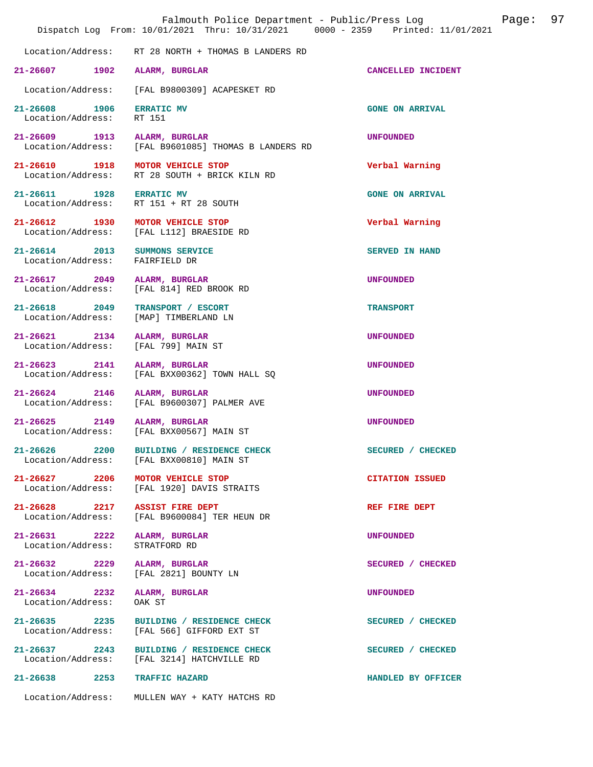Location/Address: RT 28 NORTH + THOMAS B LANDERS RD

| Incident | Time | Type | Disposition |
|---|---|---|---|
| 21-26607 | 1902 | ALARM, BURGLAR | CANCELLED INCIDENT |

Location/Address: [FAL B9800309] ACAPESKET RD

| Incident | Time | Type | Disposition |
|---|---|---|---|
| 21-26608 | 1906 | ERRATIC MV | GONE ON ARRIVAL |

Location/Address: RT 151

| Incident | Time | Type | Disposition |
|---|---|---|---|
| 21-26609 | 1913 | ALARM, BURGLAR | UNFOUNDED |

Location/Address: [FAL B9601085] THOMAS B LANDERS RD

| Incident | Time | Type | Disposition |
|---|---|---|---|
| 21-26610 | 1918 | MOTOR VEHICLE STOP | Verbal Warning |

Location/Address: RT 28 SOUTH + BRICK KILN RD

| Incident | Time | Type | Disposition |
|---|---|---|---|
| 21-26611 | 1928 | ERRATIC MV | GONE ON ARRIVAL |

Location/Address: RT 151 + RT 28 SOUTH

| Incident | Time | Type | Disposition |
|---|---|---|---|
| 21-26612 | 1930 | MOTOR VEHICLE STOP | Verbal Warning |

Location/Address: [FAL L112] BRAESIDE RD

| Incident | Time | Type | Disposition |
|---|---|---|---|
| 21-26614 | 2013 | SUMMONS SERVICE | SERVED IN HAND |

Location/Address: FAIRFIELD DR

| Incident | Time | Type | Disposition |
|---|---|---|---|
| 21-26617 | 2049 | ALARM, BURGLAR | UNFOUNDED |

Location/Address: [FAL 814] RED BROOK RD

| Incident | Time | Type | Disposition |
|---|---|---|---|
| 21-26618 | 2049 | TRANSPORT / ESCORT | TRANSPORT |

Location/Address: [MAP] TIMBERLAND LN

| Incident | Time | Type | Disposition |
|---|---|---|---|
| 21-26621 | 2134 | ALARM, BURGLAR | UNFOUNDED |

Location/Address: [FAL 799] MAIN ST

| Incident | Time | Type | Disposition |
|---|---|---|---|
| 21-26623 | 2141 | ALARM, BURGLAR | UNFOUNDED |

Location/Address: [FAL BXX00362] TOWN HALL SQ

| Incident | Time | Type | Disposition |
|---|---|---|---|
| 21-26624 | 2146 | ALARM, BURGLAR | UNFOUNDED |

Location/Address: [FAL B9600307] PALMER AVE

| Incident | Time | Type | Disposition |
|---|---|---|---|
| 21-26625 | 2149 | ALARM, BURGLAR | UNFOUNDED |

Location/Address: [FAL BXX00567] MAIN ST

| Incident | Time | Type | Disposition |
|---|---|---|---|
| 21-26626 | 2200 | BUILDING / RESIDENCE CHECK | SECURED / CHECKED |

Location/Address: [FAL BXX00810] MAIN ST

| Incident | Time | Type | Disposition |
|---|---|---|---|
| 21-26627 | 2206 | MOTOR VEHICLE STOP | CITATION ISSUED |

Location/Address: [FAL 1920] DAVIS STRAITS

| Incident | Time | Type | Disposition |
|---|---|---|---|
| 21-26628 | 2217 | ASSIST FIRE DEPT | REF FIRE DEPT |

Location/Address: [FAL B9600084] TER HEUN DR

| Incident | Time | Type | Disposition |
|---|---|---|---|
| 21-26631 | 2222 | ALARM, BURGLAR | UNFOUNDED |

Location/Address: STRATFORD RD

| Incident | Time | Type | Disposition |
|---|---|---|---|
| 21-26632 | 2229 | ALARM, BURGLAR | SECURED / CHECKED |

Location/Address: [FAL 2821] BOUNTY LN

| Incident | Time | Type | Disposition |
|---|---|---|---|
| 21-26634 | 2232 | ALARM, BURGLAR | UNFOUNDED |

Location/Address: OAK ST

| Incident | Time | Type | Disposition |
|---|---|---|---|
| 21-26635 | 2235 | BUILDING / RESIDENCE CHECK | SECURED / CHECKED |

Location/Address: [FAL 566] GIFFORD EXT ST

| Incident | Time | Type | Disposition |
|---|---|---|---|
| 21-26637 | 2243 | BUILDING / RESIDENCE CHECK | SECURED / CHECKED |

Location/Address: [FAL 3214] HATCHVILLE RD

| Incident | Time | Type | Disposition |
|---|---|---|---|
| 21-26638 | 2253 | TRAFFIC HAZARD | HANDLED BY OFFICER |

Location/Address: MULLEN WAY + KATY HATCHS RD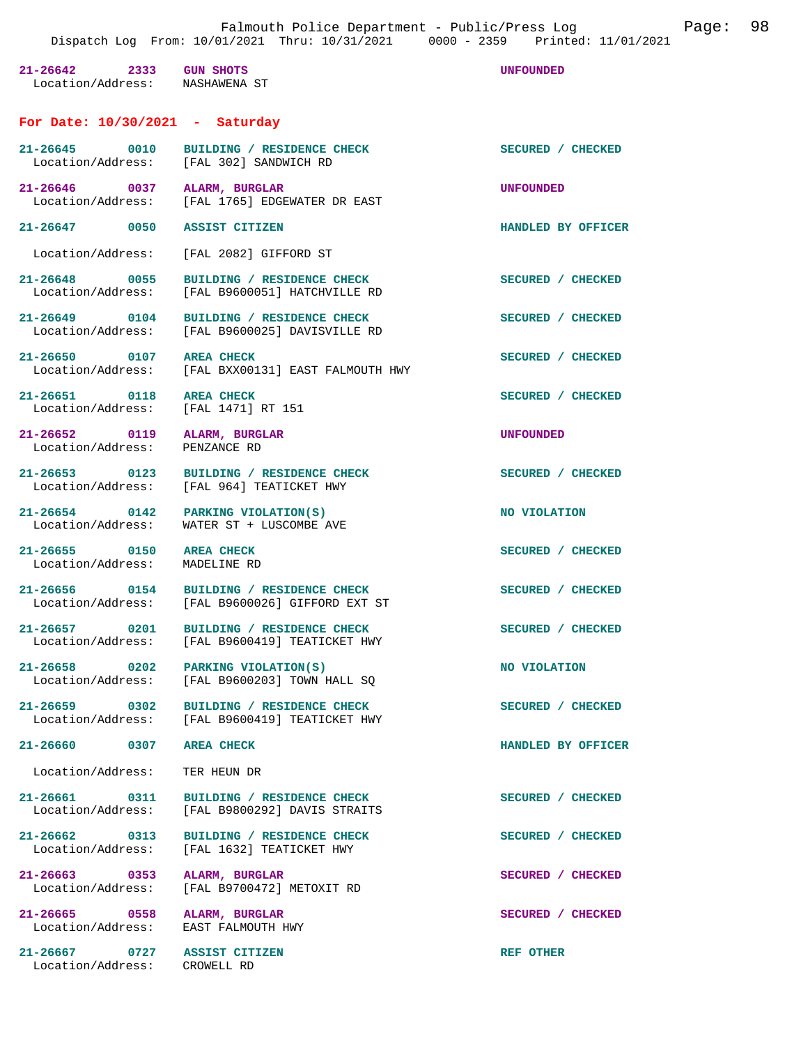21-26642 2333 GUN SHOTS UNFOUNDED
Location/Address: NASHAWENA ST

## For Date: 10/30/2021 - Saturday

21-26645 0010 BUILDING / RESIDENCE CHECK SECURED / CHECKED
Location/Address: [FAL 302] SANDWICH RD

21-26646 0037 ALARM, BURGLAR UNFOUNDED
Location/Address: [FAL 1765] EDGEWATER DR EAST

21-26647 0050 ASSIST CITIZEN HANDLED BY OFFICER
Location/Address: [FAL 2082] GIFFORD ST

21-26648 0055 BUILDING / RESIDENCE CHECK SECURED / CHECKED
Location/Address: [FAL B9600051] HATCHVILLE RD

21-26649 0104 BUILDING / RESIDENCE CHECK SECURED / CHECKED
Location/Address: [FAL B9600025] DAVISVILLE RD

21-26650 0107 AREA CHECK SECURED / CHECKED
Location/Address: [FAL BXX00131] EAST FALMOUTH HWY

21-26651 0118 AREA CHECK SECURED / CHECKED
Location/Address: [FAL 1471] RT 151

21-26652 0119 ALARM, BURGLAR UNFOUNDED
Location/Address: PENZANCE RD

21-26653 0123 BUILDING / RESIDENCE CHECK SECURED / CHECKED
Location/Address: [FAL 964] TEATICKET HWY

21-26654 0142 PARKING VIOLATION(S) NO VIOLATION
Location/Address: WATER ST + LUSCOMBE AVE

21-26655 0150 AREA CHECK SECURED / CHECKED
Location/Address: MADELINE RD

21-26656 0154 BUILDING / RESIDENCE CHECK SECURED / CHECKED
Location/Address: [FAL B9600026] GIFFORD EXT ST

21-26657 0201 BUILDING / RESIDENCE CHECK SECURED / CHECKED
Location/Address: [FAL B9600419] TEATICKET HWY

21-26658 0202 PARKING VIOLATION(S) NO VIOLATION
Location/Address: [FAL B9600203] TOWN HALL SQ

21-26659 0302 BUILDING / RESIDENCE CHECK SECURED / CHECKED
Location/Address: [FAL B9600419] TEATICKET HWY

21-26660 0307 AREA CHECK HANDLED BY OFFICER
Location/Address: TER HEUN DR

21-26661 0311 BUILDING / RESIDENCE CHECK SECURED / CHECKED
Location/Address: [FAL B9800292] DAVIS STRAITS

21-26662 0313 BUILDING / RESIDENCE CHECK SECURED / CHECKED
Location/Address: [FAL 1632] TEATICKET HWY

21-26663 0353 ALARM, BURGLAR SECURED / CHECKED
Location/Address: [FAL B9700472] METOXIT RD

21-26665 0558 ALARM, BURGLAR SECURED / CHECKED
Location/Address: EAST FALMOUTH HWY

21-26667 0727 ASSIST CITIZEN REF OTHER
Location/Address: CROWELL RD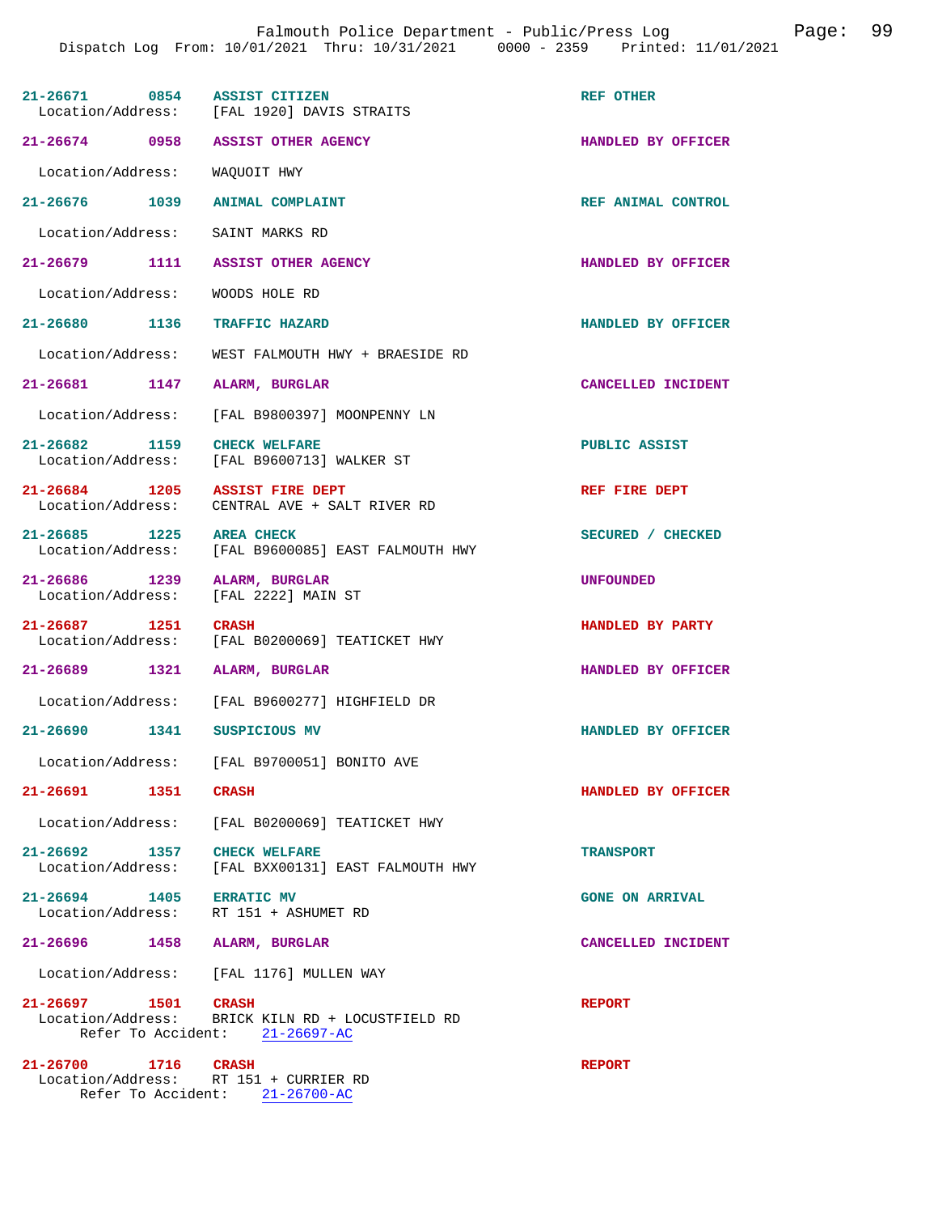| Incident # | Time | Call Type | Disposition |
| --- | --- | --- | --- |
| 21-26671 | 0854 | ASSIST CITIZEN | REF OTHER |
| Location/Address: | | [FAL 1920] DAVIS STRAITS | |
| 21-26674 | 0958 | ASSIST OTHER AGENCY | HANDLED BY OFFICER |
| Location/Address: | | WAQUOIT HWY | |
| 21-26676 | 1039 | ANIMAL COMPLAINT | REF ANIMAL CONTROL |
| Location/Address: | | SAINT MARKS RD | |
| 21-26679 | 1111 | ASSIST OTHER AGENCY | HANDLED BY OFFICER |
| Location/Address: | | WOODS HOLE RD | |
| 21-26680 | 1136 | TRAFFIC HAZARD | HANDLED BY OFFICER |
| Location/Address: | | WEST FALMOUTH HWY + BRAESIDE RD | |
| 21-26681 | 1147 | ALARM, BURGLAR | CANCELLED INCIDENT |
| Location/Address: | | [FAL B9800397] MOONPENNY LN | |
| 21-26682 | 1159 | CHECK WELFARE | PUBLIC ASSIST |
| Location/Address: | | [FAL B9600713] WALKER ST | |
| 21-26684 | 1205 | ASSIST FIRE DEPT | REF FIRE DEPT |
| Location/Address: | | CENTRAL AVE + SALT RIVER RD | |
| 21-26685 | 1225 | AREA CHECK | SECURED / CHECKED |
| Location/Address: | | [FAL B9600085] EAST FALMOUTH HWY | |
| 21-26686 | 1239 | ALARM, BURGLAR | UNFOUNDED |
| Location/Address: | | [FAL 2222] MAIN ST | |
| 21-26687 | 1251 | CRASH | HANDLED BY PARTY |
| Location/Address: | | [FAL B0200069] TEATICKET HWY | |
| 21-26689 | 1321 | ALARM, BURGLAR | HANDLED BY OFFICER |
| Location/Address: | | [FAL B9600277] HIGHFIELD DR | |
| 21-26690 | 1341 | SUSPICIOUS MV | HANDLED BY OFFICER |
| Location/Address: | | [FAL B9700051] BONITO AVE | |
| 21-26691 | 1351 | CRASH | HANDLED BY OFFICER |
| Location/Address: | | [FAL B0200069] TEATICKET HWY | |
| 21-26692 | 1357 | CHECK WELFARE | TRANSPORT |
| Location/Address: | | [FAL BXX00131] EAST FALMOUTH HWY | |
| 21-26694 | 1405 | ERRATIC MV | GONE ON ARRIVAL |
| Location/Address: | | RT 151 + ASHUMET RD | |
| 21-26696 | 1458 | ALARM, BURGLAR | CANCELLED INCIDENT |
| Location/Address: | | [FAL 1176] MULLEN WAY | |
| 21-26697 | 1501 | CRASH | REPORT |
| Location/Address: | | BRICK KILN RD + LOCUSTFIELD RD | |
| Refer To Accident: | | 21-26697-AC | |
| 21-26700 | 1716 | CRASH | REPORT |
| Location/Address: | | RT 151 + CURRIER RD | |
| Refer To Accident: | | 21-26700-AC | |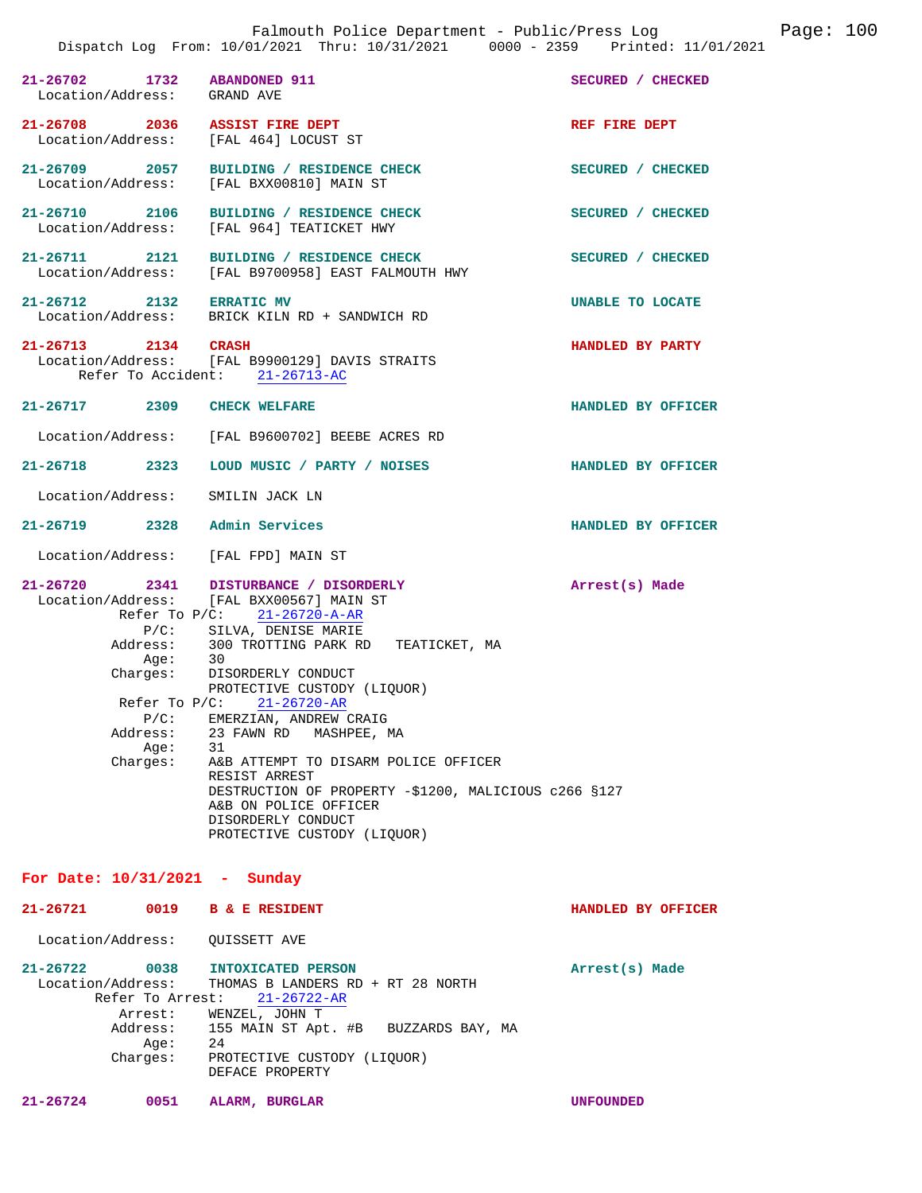21-26702 1732 **ABANDONED 911** SECURED / CHECKED
Location/Address: GRAND AVE

21-26708 2036 **ASSIST FIRE DEPT** REF FIRE DEPT
Location/Address: [FAL 464] LOCUST ST

21-26709 2057 **BUILDING / RESIDENCE CHECK** SECURED / CHECKED
Location/Address: [FAL BXX00810] MAIN ST

21-26710 2106 **BUILDING / RESIDENCE CHECK** SECURED / CHECKED
Location/Address: [FAL 964] TEATICKET HWY

21-26711 2121 **BUILDING / RESIDENCE CHECK** SECURED / CHECKED
Location/Address: [FAL B9700958] EAST FALMOUTH HWY

21-26712 2132 **ERRATIC MV** UNABLE TO LOCATE
Location/Address: BRICK KILN RD + SANDWICH RD

21-26713 2134 **CRASH** HANDLED BY PARTY
Location/Address: [FAL B9900129] DAVIS STRAITS
Refer To Accident: 21-26713-AC

21-26717 2309 **CHECK WELFARE** HANDLED BY OFFICER
Location/Address: [FAL B9600702] BEEBE ACRES RD

21-26718 2323 **LOUD MUSIC / PARTY / NOISES** HANDLED BY OFFICER
Location/Address: SMILIN JACK LN

21-26719 2328 **Admin Services** HANDLED BY OFFICER
Location/Address: [FAL FPD] MAIN ST

21-26720 2341 **DISTURBANCE / DISORDERLY** Arrest(s) Made
Location/Address: [FAL BXX00567] MAIN ST
Refer To P/C: 21-26720-A-AR
P/C: SILVA, DENISE MARIE
Address: 300 TROTTING PARK RD TEATICKET, MA
Age: 30
Charges: DISORDERLY CONDUCT
PROTECTIVE CUSTODY (LIQUOR)
Refer To P/C: 21-26720-AR
P/C: EMERZIAN, ANDREW CRAIG
Address: 23 FAWN RD MASHPEE, MA
Age: 31
Charges: A&B ATTEMPT TO DISARM POLICE OFFICER
RESIST ARREST
DESTRUCTION OF PROPERTY -$1200, MALICIOUS c266 §127
A&B ON POLICE OFFICER
DISORDERLY CONDUCT
PROTECTIVE CUSTODY (LIQUOR)

## For Date: 10/31/2021 - Sunday

21-26721 0019 **B & E RESIDENT** HANDLED BY OFFICER
Location/Address: QUISSETT AVE

21-26722 0038 **INTOXICATED PERSON** Arrest(s) Made
Location/Address: THOMAS B LANDERS RD + RT 28 NORTH
Refer To Arrest: 21-26722-AR
Arrest: WENZEL, JOHN T
Address: 155 MAIN ST Apt. #B BUZZARDS BAY, MA
Age: 24
Charges: PROTECTIVE CUSTODY (LIQUOR)
DEFACE PROPERTY

21-26724 0051 **ALARM, BURGLAR** UNFOUNDED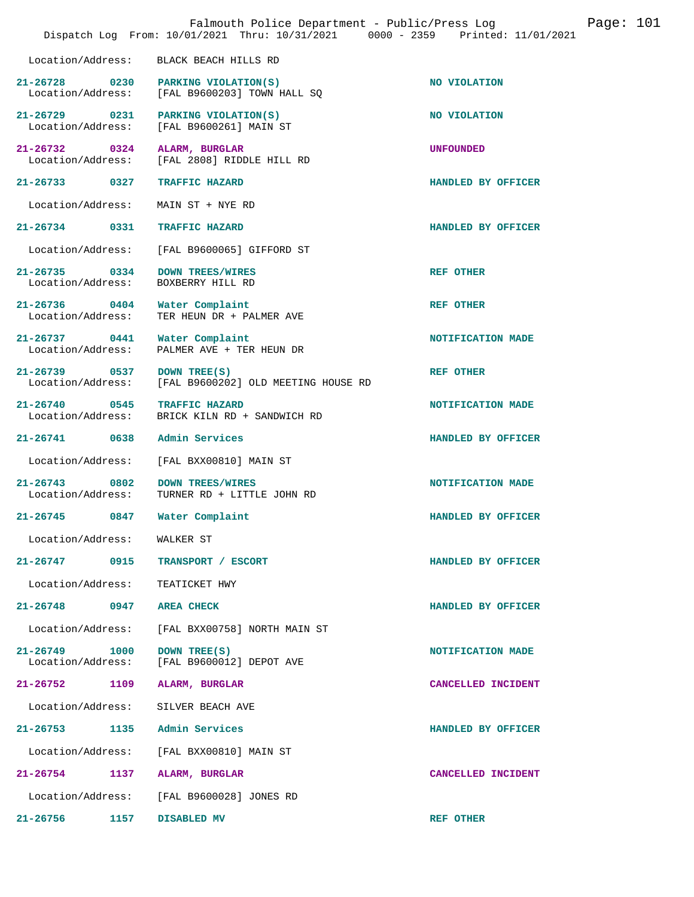Location/Address: BLACK BEACH HILLS RD

| Incident | Time | Type | Disposition |
|---|---|---|---|
| 21-26728 | 0230 | PARKING VIOLATION(S) | NO VIOLATION |
| Location/Address: | | [FAL B9600203] TOWN HALL SQ | |
| 21-26729 | 0231 | PARKING VIOLATION(S) | NO VIOLATION |
| Location/Address: | | [FAL B9600261] MAIN ST | |
| 21-26732 | 0324 | ALARM, BURGLAR | UNFOUNDED |
| Location/Address: | | [FAL 2808] RIDDLE HILL RD | |
| 21-26733 | 0327 | TRAFFIC HAZARD | HANDLED BY OFFICER |
| Location/Address: | | MAIN ST + NYE RD | |
| 21-26734 | 0331 | TRAFFIC HAZARD | HANDLED BY OFFICER |
| Location/Address: | | [FAL B9600065] GIFFORD ST | |
| 21-26735 | 0334 | DOWN TREES/WIRES | REF OTHER |
| Location/Address: | | BOXBERRY HILL RD | |
| 21-26736 | 0404 | Water Complaint | REF OTHER |
| Location/Address: | | TER HEUN DR + PALMER AVE | |
| 21-26737 | 0441 | Water Complaint | NOTIFICATION MADE |
| Location/Address: | | PALMER AVE + TER HEUN DR | |
| 21-26739 | 0537 | DOWN TREE(S) | REF OTHER |
| Location/Address: | | [FAL B9600202] OLD MEETING HOUSE RD | |
| 21-26740 | 0545 | TRAFFIC HAZARD | NOTIFICATION MADE |
| Location/Address: | | BRICK KILN RD + SANDWICH RD | |
| 21-26741 | 0638 | Admin Services | HANDLED BY OFFICER |
| Location/Address: | | [FAL BXX00810] MAIN ST | |
| 21-26743 | 0802 | DOWN TREES/WIRES | NOTIFICATION MADE |
| Location/Address: | | TURNER RD + LITTLE JOHN RD | |
| 21-26745 | 0847 | Water Complaint | HANDLED BY OFFICER |
| Location/Address: | | WALKER ST | |
| 21-26747 | 0915 | TRANSPORT / ESCORT | HANDLED BY OFFICER |
| Location/Address: | | TEATICKET HWY | |
| 21-26748 | 0947 | AREA CHECK | HANDLED BY OFFICER |
| Location/Address: | | [FAL BXX00758] NORTH MAIN ST | |
| 21-26749 | 1000 | DOWN TREE(S) | NOTIFICATION MADE |
| Location/Address: | | [FAL B9600012] DEPOT AVE | |
| 21-26752 | 1109 | ALARM, BURGLAR | CANCELLED INCIDENT |
| Location/Address: | | SILVER BEACH AVE | |
| 21-26753 | 1135 | Admin Services | HANDLED BY OFFICER |
| Location/Address: | | [FAL BXX00810] MAIN ST | |
| 21-26754 | 1137 | ALARM, BURGLAR | CANCELLED INCIDENT |
| Location/Address: | | [FAL B9600028] JONES RD | |
| 21-26756 | 1157 | DISABLED MV | REF OTHER |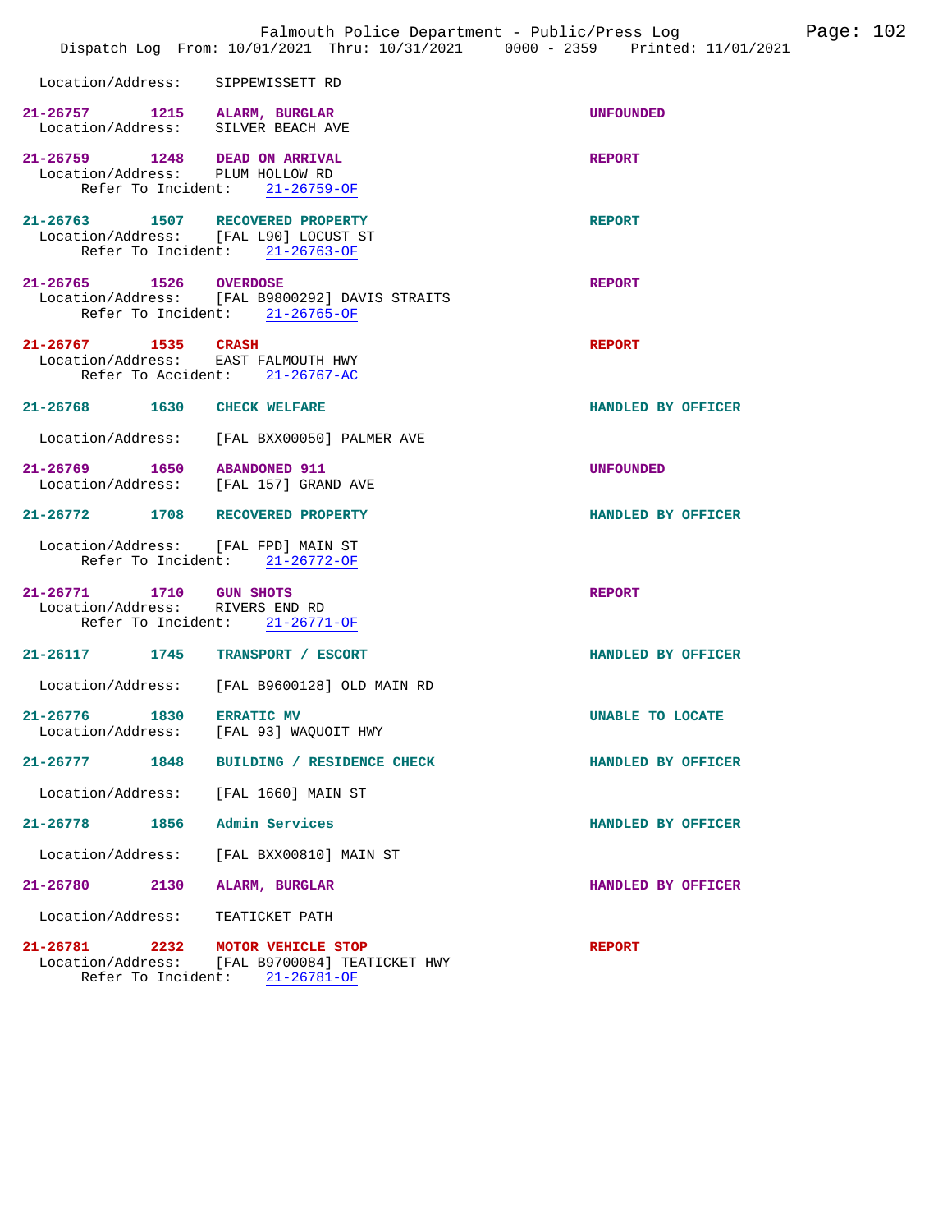Location/Address: SIPPEWISSETT RD

**21-26757** 1215 **ALARM, BURGLAR** — UNFOUNDED
Location/Address: SILVER BEACH AVE

**21-26759** 1248 **DEAD ON ARRIVAL** — REPORT
Location/Address: PLUM HOLLOW RD
Refer To Incident: 21-26759-OF

**21-26763** 1507 **RECOVERED PROPERTY** — REPORT
Location/Address: [FAL L90] LOCUST ST
Refer To Incident: 21-26763-OF

**21-26765** 1526 **OVERDOSE** — REPORT
Location/Address: [FAL B9800292] DAVIS STRAITS
Refer To Incident: 21-26765-OF

**21-26767** 1535 **CRASH** — REPORT
Location/Address: EAST FALMOUTH HWY
Refer To Accident: 21-26767-AC

**21-26768** 1630 **CHECK WELFARE** — HANDLED BY OFFICER
Location/Address: [FAL BXX00050] PALMER AVE

**21-26769** 1650 **ABANDONED 911** — UNFOUNDED
Location/Address: [FAL 157] GRAND AVE

**21-26772** 1708 **RECOVERED PROPERTY** — HANDLED BY OFFICER
Location/Address: [FAL FPD] MAIN ST
Refer To Incident: 21-26772-OF

**21-26771** 1710 **GUN SHOTS** — REPORT
Location/Address: RIVERS END RD
Refer To Incident: 21-26771-OF

**21-26117** 1745 **TRANSPORT / ESCORT** — HANDLED BY OFFICER
Location/Address: [FAL B9600128] OLD MAIN RD

**21-26776** 1830 **ERRATIC MV** — UNABLE TO LOCATE
Location/Address: [FAL 93] WAQUOIT HWY

**21-26777** 1848 **BUILDING / RESIDENCE CHECK** — HANDLED BY OFFICER
Location/Address: [FAL 1660] MAIN ST

**21-26778** 1856 **Admin Services** — HANDLED BY OFFICER
Location/Address: [FAL BXX00810] MAIN ST

**21-26780** 2130 **ALARM, BURGLAR** — HANDLED BY OFFICER
Location/Address: TEATICKET PATH

**21-26781** 2232 **MOTOR VEHICLE STOP** — REPORT
Location/Address: [FAL B9700084] TEATICKET HWY
Refer To Incident: 21-26781-OF